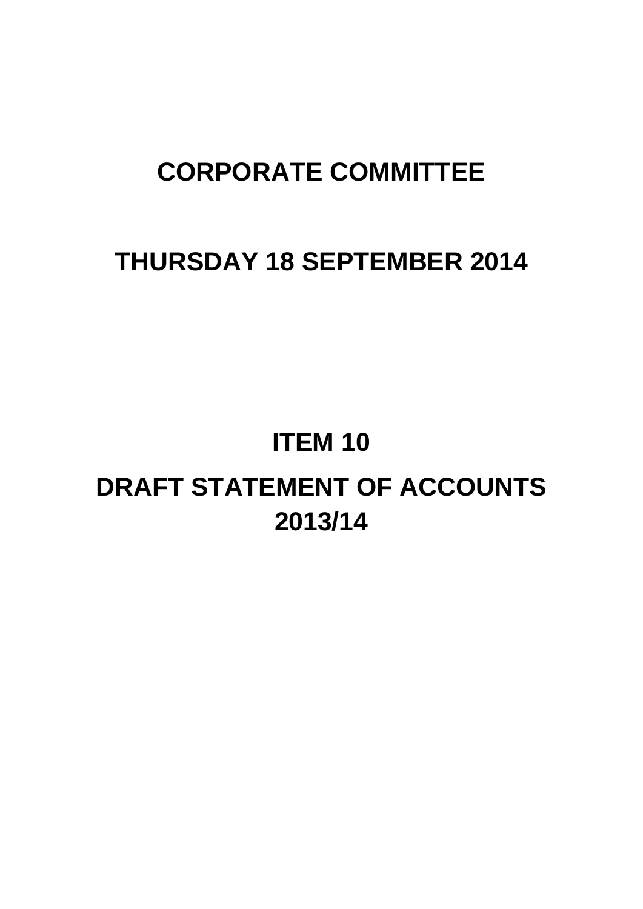# CORPORATE COMMITTEE

# THURSDAY 18 SEPTEMBER 2014

# ITEM 10

# DRAFT STATEMENT OF ACCOUNTS 2013/14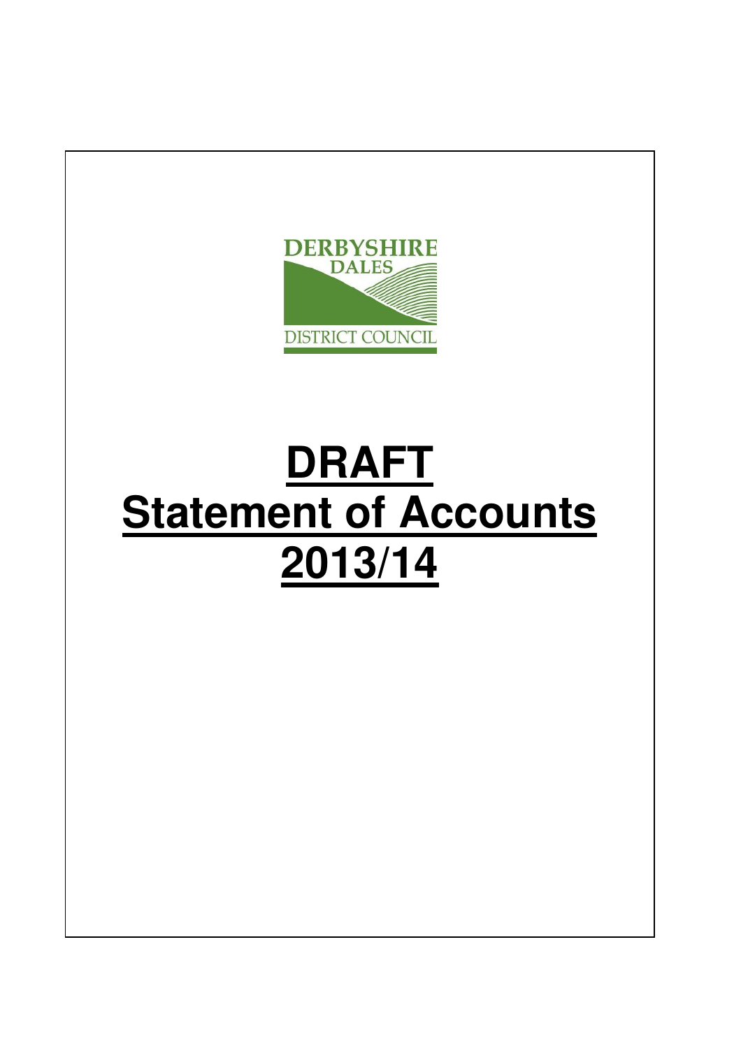DERBYSHIRE DALES DISTRICT COUNCIL

# DRAFT
# Statement of Accounts
# 2013/14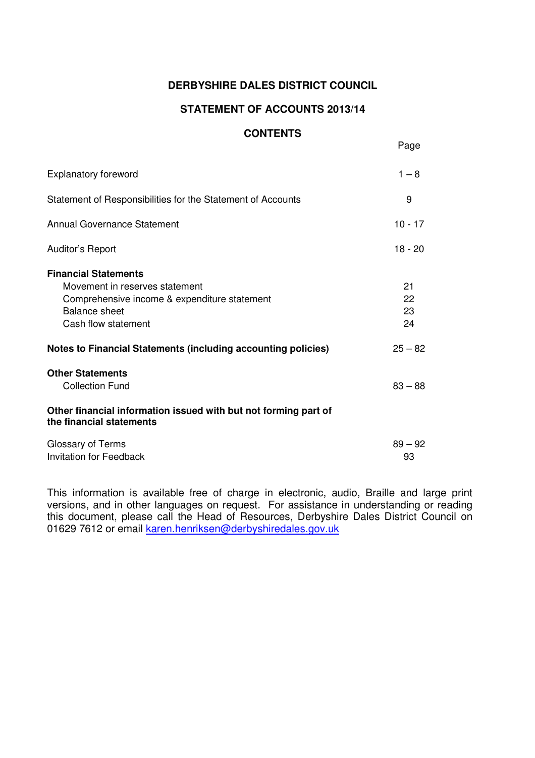# DERBYSHIRE DALES DISTRICT COUNCIL

## STATEMENT OF ACCOUNTS 2013/14

## CONTENTS

| | Page |
|---|---|
| Explanatory foreword | 1 – 8 |
| Statement of Responsibilities for the Statement of Accounts | 9 |
| Annual Governance Statement | 10 - 17 |
| Auditor's Report | 18 - 20 |
| **Financial Statements** | |
| Movement in reserves statement | 21 |
| Comprehensive income & expenditure statement | 22 |
| Balance sheet | 23 |
| Cash flow statement | 24 |
| **Notes to Financial Statements (including accounting policies)** | 25 – 82 |
| **Other Statements** | |
| Collection Fund | 83 – 88 |
| **Other financial information issued with but not forming part of the financial statements** | |
| Glossary of Terms | 89 – 92 |
| Invitation for Feedback | 93 |

This information is available free of charge in electronic, audio, Braille and large print versions, and in other languages on request. For assistance in understanding or reading this document, please call the Head of Resources, Derbyshire Dales District Council on 01629 7612 or email karen.henriksen@derbyshiredales.gov.uk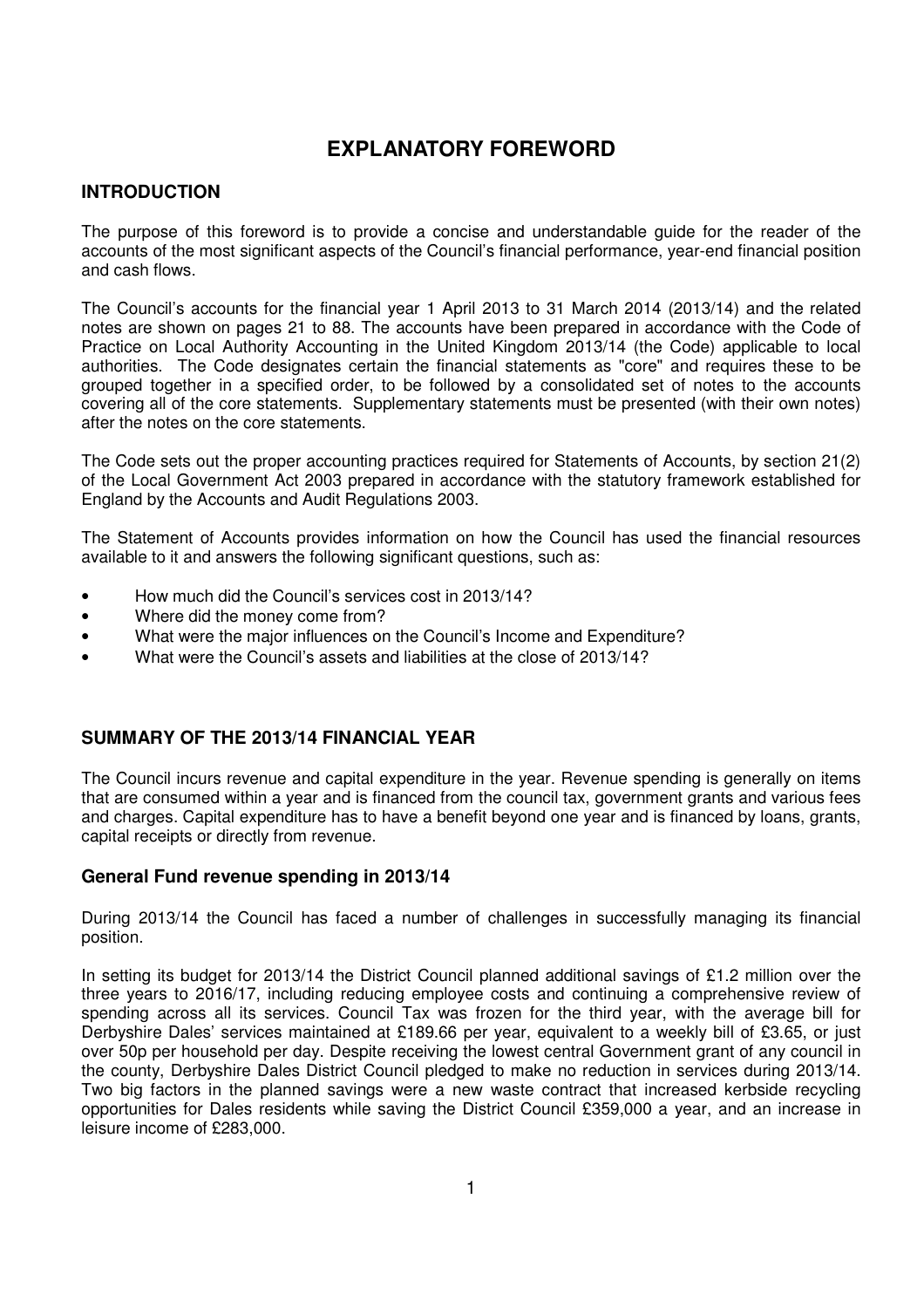# EXPLANATORY FOREWORD

## INTRODUCTION

The purpose of this foreword is to provide a concise and understandable guide for the reader of the accounts of the most significant aspects of the Council's financial performance, year-end financial position and cash flows.

The Council's accounts for the financial year 1 April 2013 to 31 March 2014 (2013/14) and the related notes are shown on pages 21 to 88. The accounts have been prepared in accordance with the Code of Practice on Local Authority Accounting in the United Kingdom 2013/14 (the Code) applicable to local authorities. The Code designates certain the financial statements as "core" and requires these to be grouped together in a specified order, to be followed by a consolidated set of notes to the accounts covering all of the core statements. Supplementary statements must be presented (with their own notes) after the notes on the core statements.

The Code sets out the proper accounting practices required for Statements of Accounts, by section 21(2) of the Local Government Act 2003 prepared in accordance with the statutory framework established for England by the Accounts and Audit Regulations 2003.

The Statement of Accounts provides information on how the Council has used the financial resources available to it and answers the following significant questions, such as:

- How much did the Council's services cost in 2013/14?
- Where did the money come from?
- What were the major influences on the Council's Income and Expenditure?
- What were the Council's assets and liabilities at the close of 2013/14?

## SUMMARY OF THE 2013/14 FINANCIAL YEAR

The Council incurs revenue and capital expenditure in the year. Revenue spending is generally on items that are consumed within a year and is financed from the council tax, government grants and various fees and charges. Capital expenditure has to have a benefit beyond one year and is financed by loans, grants, capital receipts or directly from revenue.

### General Fund revenue spending in 2013/14

During 2013/14 the Council has faced a number of challenges in successfully managing its financial position.

In setting its budget for 2013/14 the District Council planned additional savings of £1.2 million over the three years to 2016/17, including reducing employee costs and continuing a comprehensive review of spending across all its services. Council Tax was frozen for the third year, with the average bill for Derbyshire Dales' services maintained at £189.66 per year, equivalent to a weekly bill of £3.65, or just over 50p per household per day. Despite receiving the lowest central Government grant of any council in the county, Derbyshire Dales District Council pledged to make no reduction in services during 2013/14. Two big factors in the planned savings were a new waste contract that increased kerbside recycling opportunities for Dales residents while saving the District Council £359,000 a year, and an increase in leisure income of £283,000.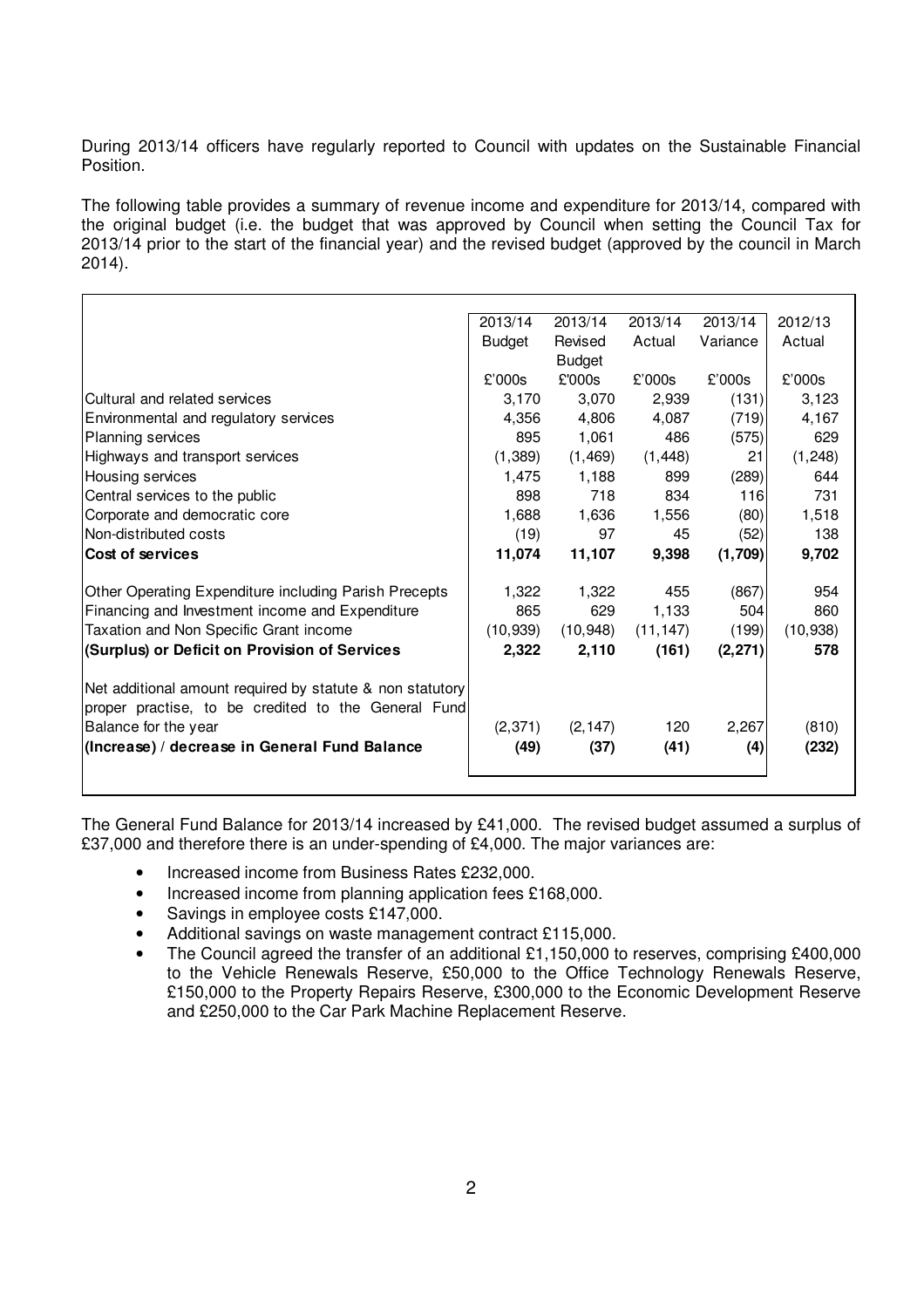During 2013/14 officers have regularly reported to Council with updates on the Sustainable Financial Position.

The following table provides a summary of revenue income and expenditure for 2013/14, compared with the original budget (i.e. the budget that was approved by Council when setting the Council Tax for 2013/14 prior to the start of the financial year) and the revised budget (approved by the council in March 2014).

| | 2013/14 Budget | 2013/14 Revised Budget | 2013/14 Actual | 2013/14 Variance | 2012/13 Actual |
|---|---|---|---|---|---|
| | £'000s | £'000s | £'000s | £'000s | £'000s |
| Cultural and related services | 3,170 | 3,070 | 2,939 | (131) | 3,123 |
| Environmental and regulatory services | 4,356 | 4,806 | 4,087 | (719) | 4,167 |
| Planning services | 895 | 1,061 | 486 | (575) | 629 |
| Highways and transport services | (1,389) | (1,469) | (1,448) | 21 | (1,248) |
| Housing services | 1,475 | 1,188 | 899 | (289) | 644 |
| Central services to the public | 898 | 718 | 834 | 116 | 731 |
| Corporate and democratic core | 1,688 | 1,636 | 1,556 | (80) | 1,518 |
| Non-distributed costs | (19) | 97 | 45 | (52) | 138 |
| **Cost of services** | **11,074** | **11,107** | **9,398** | **(1,709)** | **9,702** |
| Other Operating Expenditure including Parish Precepts | 1,322 | 1,322 | 455 | (867) | 954 |
| Financing and Investment income and Expenditure | 865 | 629 | 1,133 | 504 | 860 |
| Taxation and Non Specific Grant income | (10,939) | (10,948) | (11,147) | (199) | (10,938) |
| **(Surplus) or Deficit on Provision of Services** | **2,322** | **2,110** | **(161)** | **(2,271)** | **578** |
| Net additional amount required by statute & non statutory proper practise, to be credited to the General Fund Balance for the year | (2,371) | (2,147) | 120 | 2,267 | (810) |
| **(Increase) / decrease in General Fund Balance** | **(49)** | **(37)** | **(41)** | **(4)** | **(232)** |

The General Fund Balance for 2013/14 increased by £41,000. The revised budget assumed a surplus of £37,000 and therefore there is an under-spending of £4,000. The major variances are:

- Increased income from Business Rates £232,000.
- Increased income from planning application fees £168,000.
- Savings in employee costs £147,000.
- Additional savings on waste management contract £115,000.
- The Council agreed the transfer of an additional £1,150,000 to reserves, comprising £400,000 to the Vehicle Renewals Reserve, £50,000 to the Office Technology Renewals Reserve, £150,000 to the Property Repairs Reserve, £300,000 to the Economic Development Reserve and £250,000 to the Car Park Machine Replacement Reserve.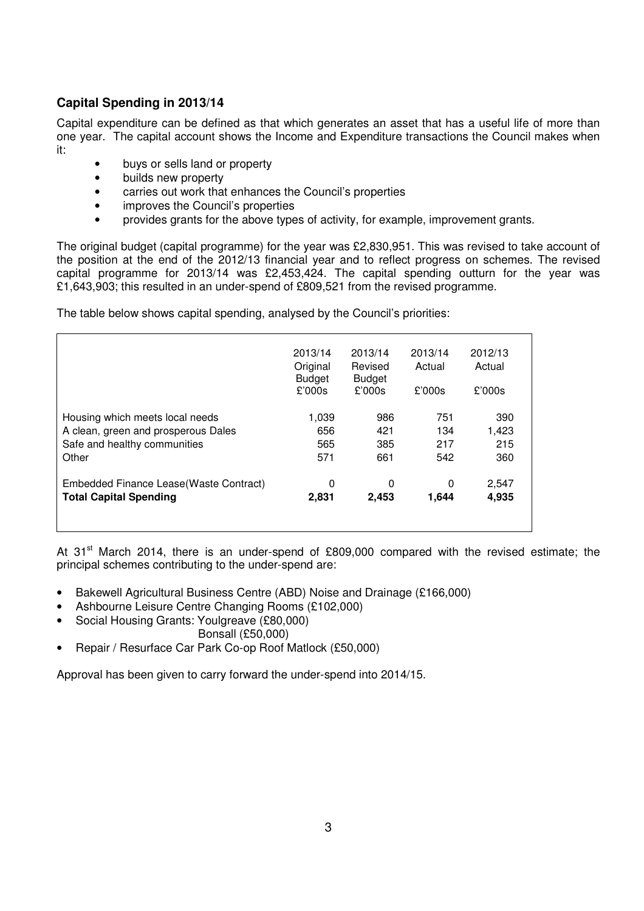## Capital Spending in 2013/14

Capital expenditure can be defined as that which generates an asset that has a useful life of more than one year. The capital account shows the Income and Expenditure transactions the Council makes when it:

- buys or sells land or property
- builds new property
- carries out work that enhances the Council's properties
- improves the Council's properties
- provides grants for the above types of activity, for example, improvement grants.

The original budget (capital programme) for the year was £2,830,951. This was revised to take account of the position at the end of the 2012/13 financial year and to reflect progress on schemes. The revised capital programme for 2013/14 was £2,453,424. The capital spending outturn for the year was £1,643,903; this resulted in an under-spend of £809,521 from the revised programme.

The table below shows capital spending, analysed by the Council's priorities:

| | 2013/14 Original Budget £'000s | 2013/14 Revised Budget £'000s | 2013/14 Actual £'000s | 2012/13 Actual £'000s |
|---|---|---|---|---|
| Housing which meets local needs | 1,039 | 986 | 751 | 390 |
| A clean, green and prosperous Dales | 656 | 421 | 134 | 1,423 |
| Safe and healthy communities | 565 | 385 | 217 | 215 |
| Other | 571 | 661 | 542 | 360 |
| Embedded Finance Lease(Waste Contract) | 0 | 0 | 0 | 2,547 |
| **Total Capital Spending** | **2,831** | **2,453** | **1,644** | **4,935** |

At 31st March 2014, there is an under-spend of £809,000 compared with the revised estimate; the principal schemes contributing to the under-spend are:

- Bakewell Agricultural Business Centre (ABD) Noise and Drainage (£166,000)
- Ashbourne Leisure Centre Changing Rooms (£102,000)
- Social Housing Grants: Youlgreave (£80,000)
  Bonsall (£50,000)
- Repair / Resurface Car Park Co-op Roof Matlock (£50,000)

Approval has been given to carry forward the under-spend into 2014/15.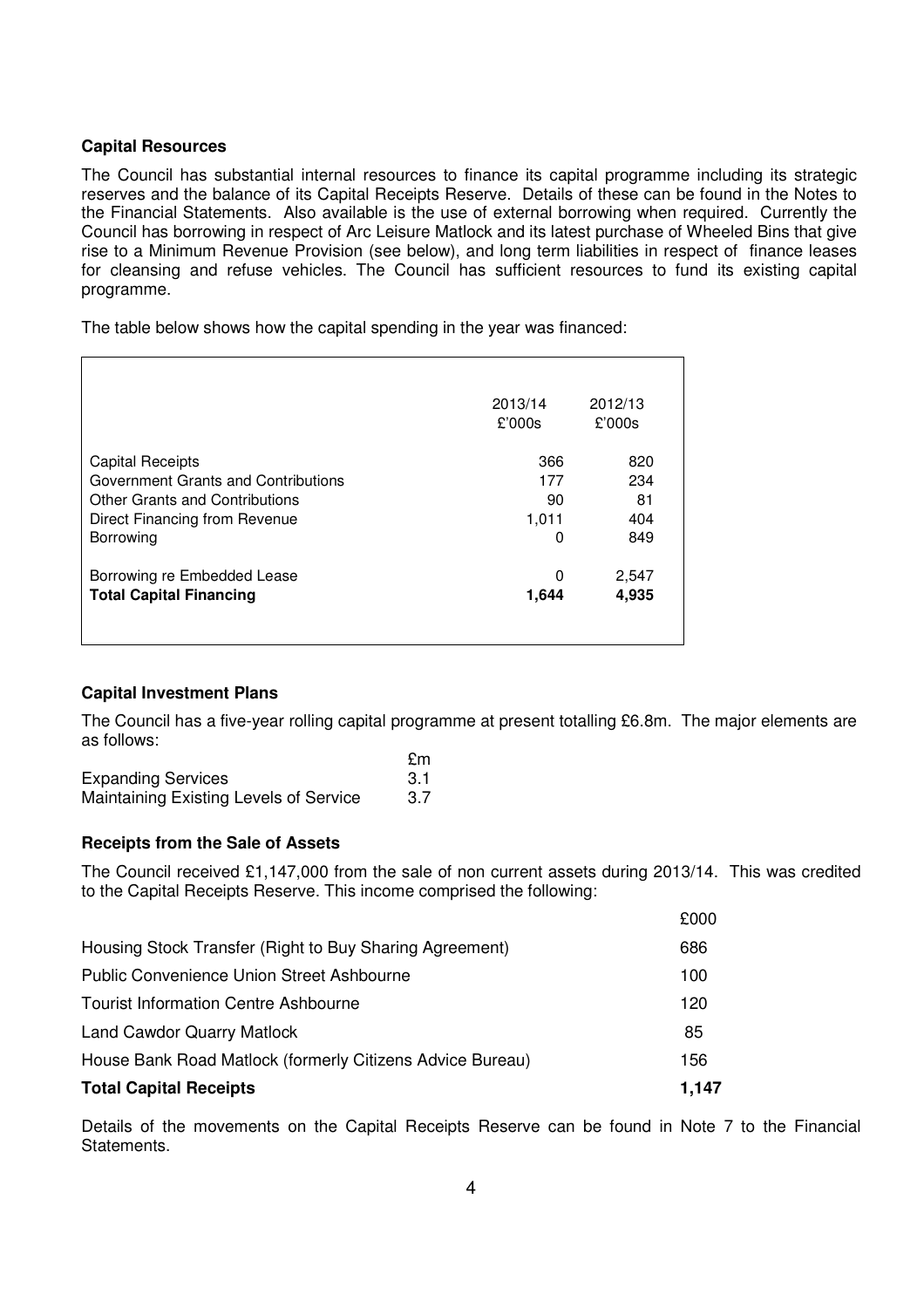**Capital Resources**

The Council has substantial internal resources to finance its capital programme including its strategic reserves and the balance of its Capital Receipts Reserve. Details of these can be found in the Notes to the Financial Statements. Also available is the use of external borrowing when required. Currently the Council has borrowing in respect of Arc Leisure Matlock and its latest purchase of Wheeled Bins that give rise to a Minimum Revenue Provision (see below), and long term liabilities in respect of finance leases for cleansing and refuse vehicles. The Council has sufficient resources to fund its existing capital programme.

The table below shows how the capital spending in the year was financed:

| | 2013/14 £'000s | 2012/13 £'000s |
|---|---|---|
| Capital Receipts | 366 | 820 |
| Government Grants and Contributions | 177 | 234 |
| Other Grants and Contributions | 90 | 81 |
| Direct Financing from Revenue | 1,011 | 404 |
| Borrowing | 0 | 849 |
| Borrowing re Embedded Lease | 0 | 2,547 |
| **Total Capital Financing** | **1,644** | **4,935** |

**Capital Investment Plans**

The Council has a five-year rolling capital programme at present totalling £6.8m. The major elements are as follows:

| | £m |
|---|---|
| Expanding Services | 3.1 |
| Maintaining Existing Levels of Service | 3.7 |

**Receipts from the Sale of Assets**

The Council received £1,147,000 from the sale of non current assets during 2013/14. This was credited to the Capital Receipts Reserve. This income comprised the following:

| | £000 |
|---|---|
| Housing Stock Transfer (Right to Buy Sharing Agreement) | 686 |
| Public Convenience Union Street Ashbourne | 100 |
| Tourist Information Centre Ashbourne | 120 |
| Land Cawdor Quarry Matlock | 85 |
| House Bank Road Matlock (formerly Citizens Advice Bureau) | 156 |
| **Total Capital Receipts** | **1,147** |

Details of the movements on the Capital Receipts Reserve can be found in Note 7 to the Financial Statements.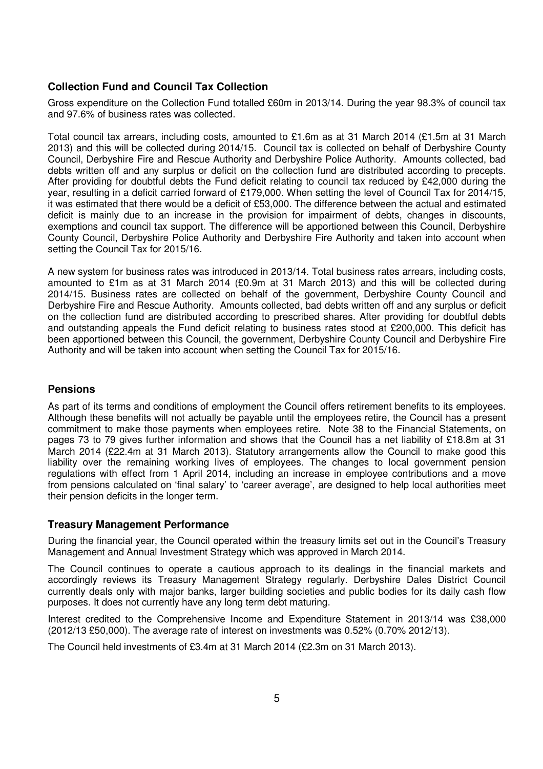## Collection Fund and Council Tax Collection

Gross expenditure on the Collection Fund totalled £60m in 2013/14. During the year 98.3% of council tax and 97.6% of business rates was collected.

Total council tax arrears, including costs, amounted to £1.6m as at 31 March 2014 (£1.5m at 31 March 2013) and this will be collected during 2014/15. Council tax is collected on behalf of Derbyshire County Council, Derbyshire Fire and Rescue Authority and Derbyshire Police Authority. Amounts collected, bad debts written off and any surplus or deficit on the collection fund are distributed according to precepts. After providing for doubtful debts the Fund deficit relating to council tax reduced by £42,000 during the year, resulting in a deficit carried forward of £179,000. When setting the level of Council Tax for 2014/15, it was estimated that there would be a deficit of £53,000. The difference between the actual and estimated deficit is mainly due to an increase in the provision for impairment of debts, changes in discounts, exemptions and council tax support. The difference will be apportioned between this Council, Derbyshire County Council, Derbyshire Police Authority and Derbyshire Fire Authority and taken into account when setting the Council Tax for 2015/16.

A new system for business rates was introduced in 2013/14. Total business rates arrears, including costs, amounted to £1m as at 31 March 2014 (£0.9m at 31 March 2013) and this will be collected during 2014/15. Business rates are collected on behalf of the government, Derbyshire County Council and Derbyshire Fire and Rescue Authority. Amounts collected, bad debts written off and any surplus or deficit on the collection fund are distributed according to prescribed shares. After providing for doubtful debts and outstanding appeals the Fund deficit relating to business rates stood at £200,000. This deficit has been apportioned between this Council, the government, Derbyshire County Council and Derbyshire Fire Authority and will be taken into account when setting the Council Tax for 2015/16.

## Pensions

As part of its terms and conditions of employment the Council offers retirement benefits to its employees. Although these benefits will not actually be payable until the employees retire, the Council has a present commitment to make those payments when employees retire. Note 38 to the Financial Statements, on pages 73 to 79 gives further information and shows that the Council has a net liability of £18.8m at 31 March 2014 (£22.4m at 31 March 2013). Statutory arrangements allow the Council to make good this liability over the remaining working lives of employees. The changes to local government pension regulations with effect from 1 April 2014, including an increase in employee contributions and a move from pensions calculated on 'final salary' to 'career average', are designed to help local authorities meet their pension deficits in the longer term.

## Treasury Management Performance

During the financial year, the Council operated within the treasury limits set out in the Council's Treasury Management and Annual Investment Strategy which was approved in March 2014.

The Council continues to operate a cautious approach to its dealings in the financial markets and accordingly reviews its Treasury Management Strategy regularly. Derbyshire Dales District Council currently deals only with major banks, larger building societies and public bodies for its daily cash flow purposes. It does not currently have any long term debt maturing.

Interest credited to the Comprehensive Income and Expenditure Statement in 2013/14 was £38,000 (2012/13 £50,000). The average rate of interest on investments was 0.52% (0.70% 2012/13).

The Council held investments of £3.4m at 31 March 2014 (£2.3m on 31 March 2013).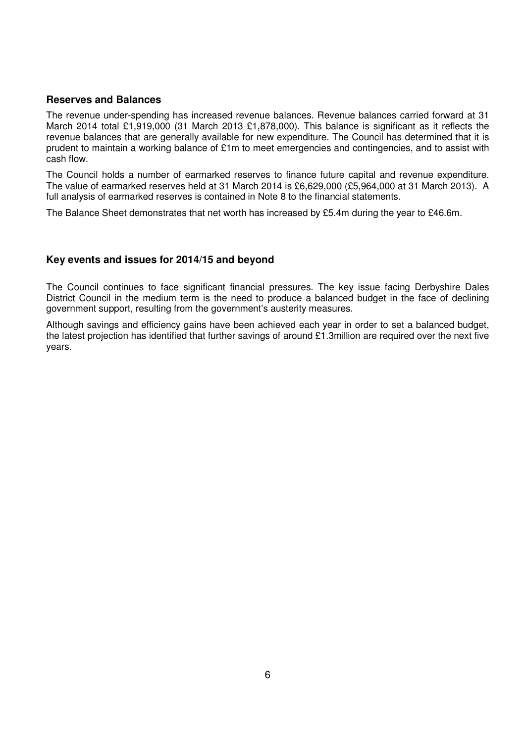## Reserves and Balances

The revenue under-spending has increased revenue balances. Revenue balances carried forward at 31 March 2014 total £1,919,000 (31 March 2013 £1,878,000). This balance is significant as it reflects the revenue balances that are generally available for new expenditure. The Council has determined that it is prudent to maintain a working balance of £1m to meet emergencies and contingencies, and to assist with cash flow.

The Council holds a number of earmarked reserves to finance future capital and revenue expenditure. The value of earmarked reserves held at 31 March 2014 is £6,629,000 (£5,964,000 at 31 March 2013). A full analysis of earmarked reserves is contained in Note 8 to the financial statements.

The Balance Sheet demonstrates that net worth has increased by £5.4m during the year to £46.6m.

## Key events and issues for 2014/15 and beyond

The Council continues to face significant financial pressures. The key issue facing Derbyshire Dales District Council in the medium term is the need to produce a balanced budget in the face of declining government support, resulting from the government's austerity measures.

Although savings and efficiency gains have been achieved each year in order to set a balanced budget, the latest projection has identified that further savings of around £1.3million are required over the next five years.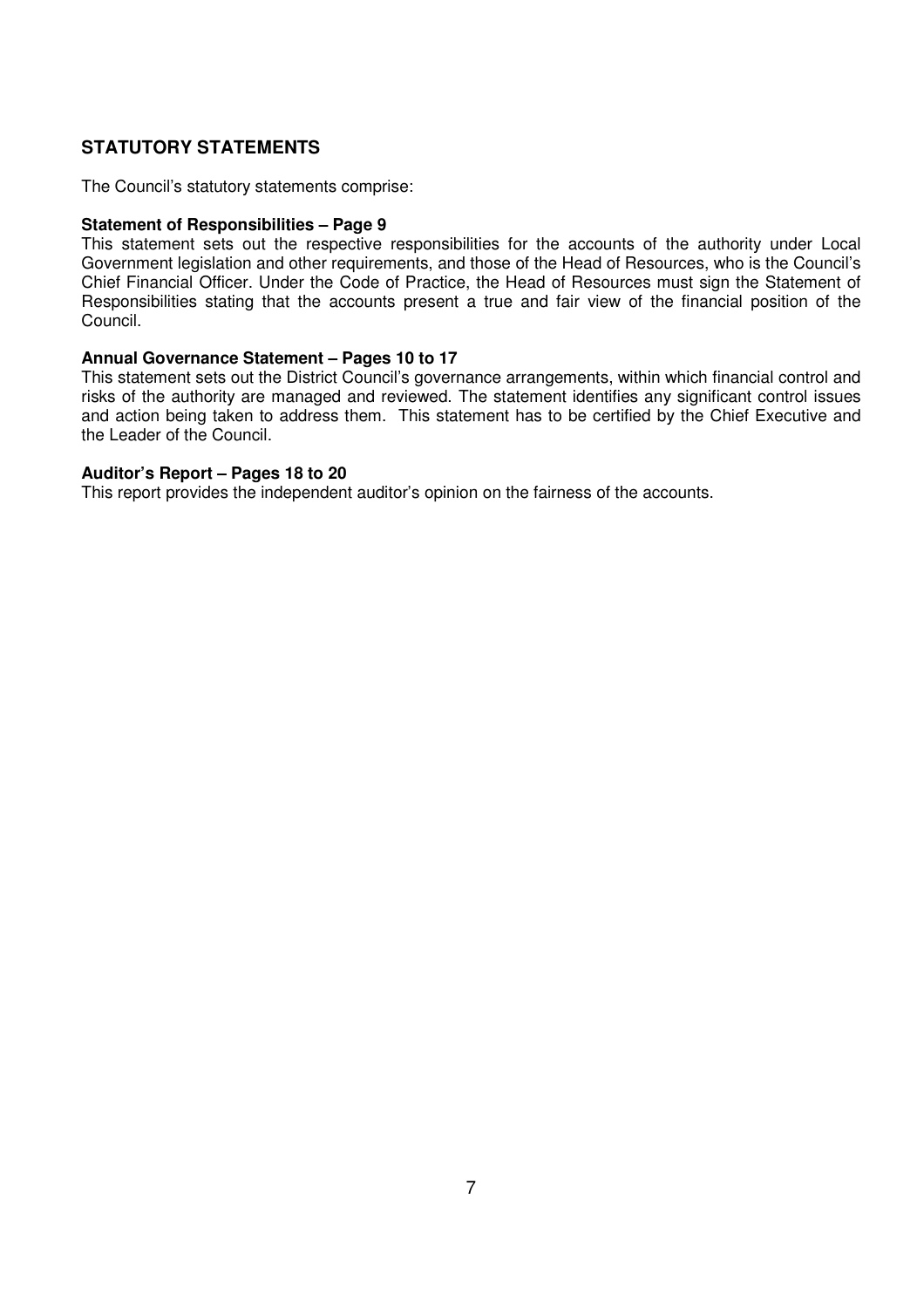## STATUTORY STATEMENTS

The Council's statutory statements comprise:

**Statement of Responsibilities – Page 9**

This statement sets out the respective responsibilities for the accounts of the authority under Local Government legislation and other requirements, and those of the Head of Resources, who is the Council's Chief Financial Officer. Under the Code of Practice, the Head of Resources must sign the Statement of Responsibilities stating that the accounts present a true and fair view of the financial position of the Council.

**Annual Governance Statement – Pages 10 to 17**

This statement sets out the District Council's governance arrangements, within which financial control and risks of the authority are managed and reviewed. The statement identifies any significant control issues and action being taken to address them. This statement has to be certified by the Chief Executive and the Leader of the Council.

**Auditor's Report – Pages 18 to 20**

This report provides the independent auditor's opinion on the fairness of the accounts.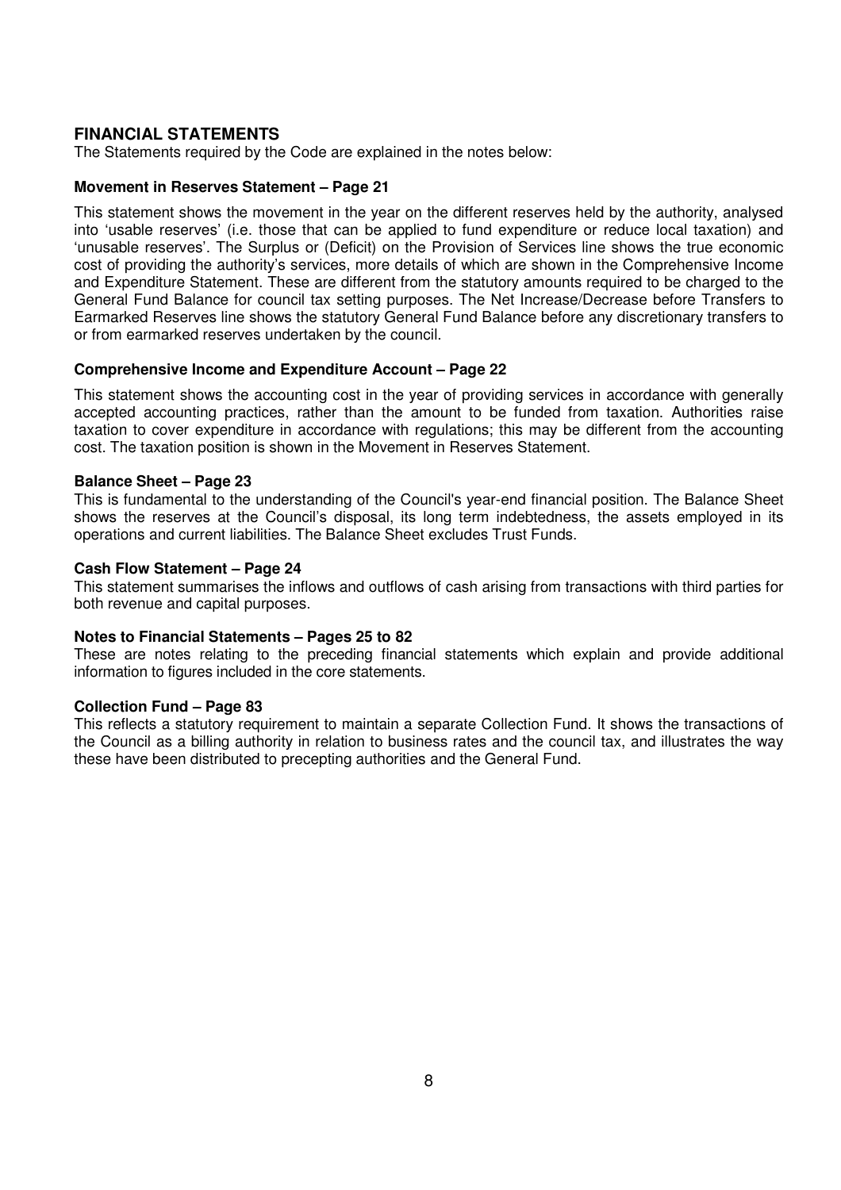## FINANCIAL STATEMENTS

The Statements required by the Code are explained in the notes below:

### Movement in Reserves Statement – Page 21

This statement shows the movement in the year on the different reserves held by the authority, analysed into 'usable reserves' (i.e. those that can be applied to fund expenditure or reduce local taxation) and 'unusable reserves'. The Surplus or (Deficit) on the Provision of Services line shows the true economic cost of providing the authority's services, more details of which are shown in the Comprehensive Income and Expenditure Statement. These are different from the statutory amounts required to be charged to the General Fund Balance for council tax setting purposes. The Net Increase/Decrease before Transfers to Earmarked Reserves line shows the statutory General Fund Balance before any discretionary transfers to or from earmarked reserves undertaken by the council.

### Comprehensive Income and Expenditure Account – Page 22

This statement shows the accounting cost in the year of providing services in accordance with generally accepted accounting practices, rather than the amount to be funded from taxation. Authorities raise taxation to cover expenditure in accordance with regulations; this may be different from the accounting cost. The taxation position is shown in the Movement in Reserves Statement.

### Balance Sheet – Page 23

This is fundamental to the understanding of the Council's year-end financial position. The Balance Sheet shows the reserves at the Council's disposal, its long term indebtedness, the assets employed in its operations and current liabilities. The Balance Sheet excludes Trust Funds.

### Cash Flow Statement – Page 24

This statement summarises the inflows and outflows of cash arising from transactions with third parties for both revenue and capital purposes.

### Notes to Financial Statements – Pages 25 to 82

These are notes relating to the preceding financial statements which explain and provide additional information to figures included in the core statements.

### Collection Fund – Page 83

This reflects a statutory requirement to maintain a separate Collection Fund. It shows the transactions of the Council as a billing authority in relation to business rates and the council tax, and illustrates the way these have been distributed to precepting authorities and the General Fund.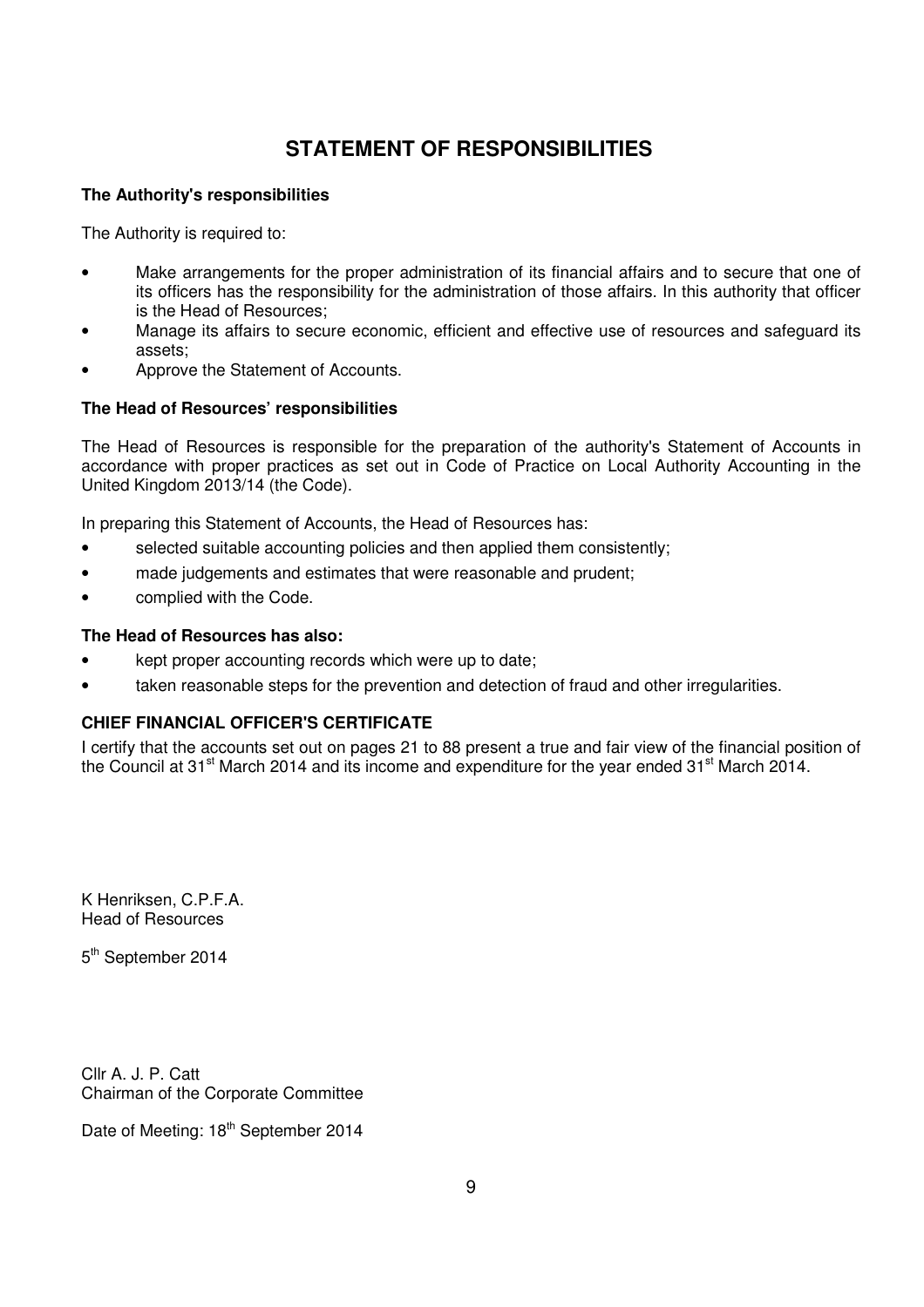# STATEMENT OF RESPONSIBILITIES

### The Authority's responsibilities

The Authority is required to:

- Make arrangements for the proper administration of its financial affairs and to secure that one of its officers has the responsibility for the administration of those affairs. In this authority that officer is the Head of Resources;
- Manage its affairs to secure economic, efficient and effective use of resources and safeguard its assets;
- Approve the Statement of Accounts.

### The Head of Resources' responsibilities

The Head of Resources is responsible for the preparation of the authority's Statement of Accounts in accordance with proper practices as set out in Code of Practice on Local Authority Accounting in the United Kingdom 2013/14 (the Code).

In preparing this Statement of Accounts, the Head of Resources has:

- selected suitable accounting policies and then applied them consistently;
- made judgements and estimates that were reasonable and prudent;
- complied with the Code.

### The Head of Resources has also:

- kept proper accounting records which were up to date;
- taken reasonable steps for the prevention and detection of fraud and other irregularities.

### CHIEF FINANCIAL OFFICER'S CERTIFICATE

I certify that the accounts set out on pages 21 to 88 present a true and fair view of the financial position of the Council at 31st March 2014 and its income and expenditure for the year ended 31st March 2014.

K Henriksen, C.P.F.A.  
Head of Resources

5th September 2014

Cllr A. J. P. Catt  
Chairman of the Corporate Committee

Date of Meeting: 18th September 2014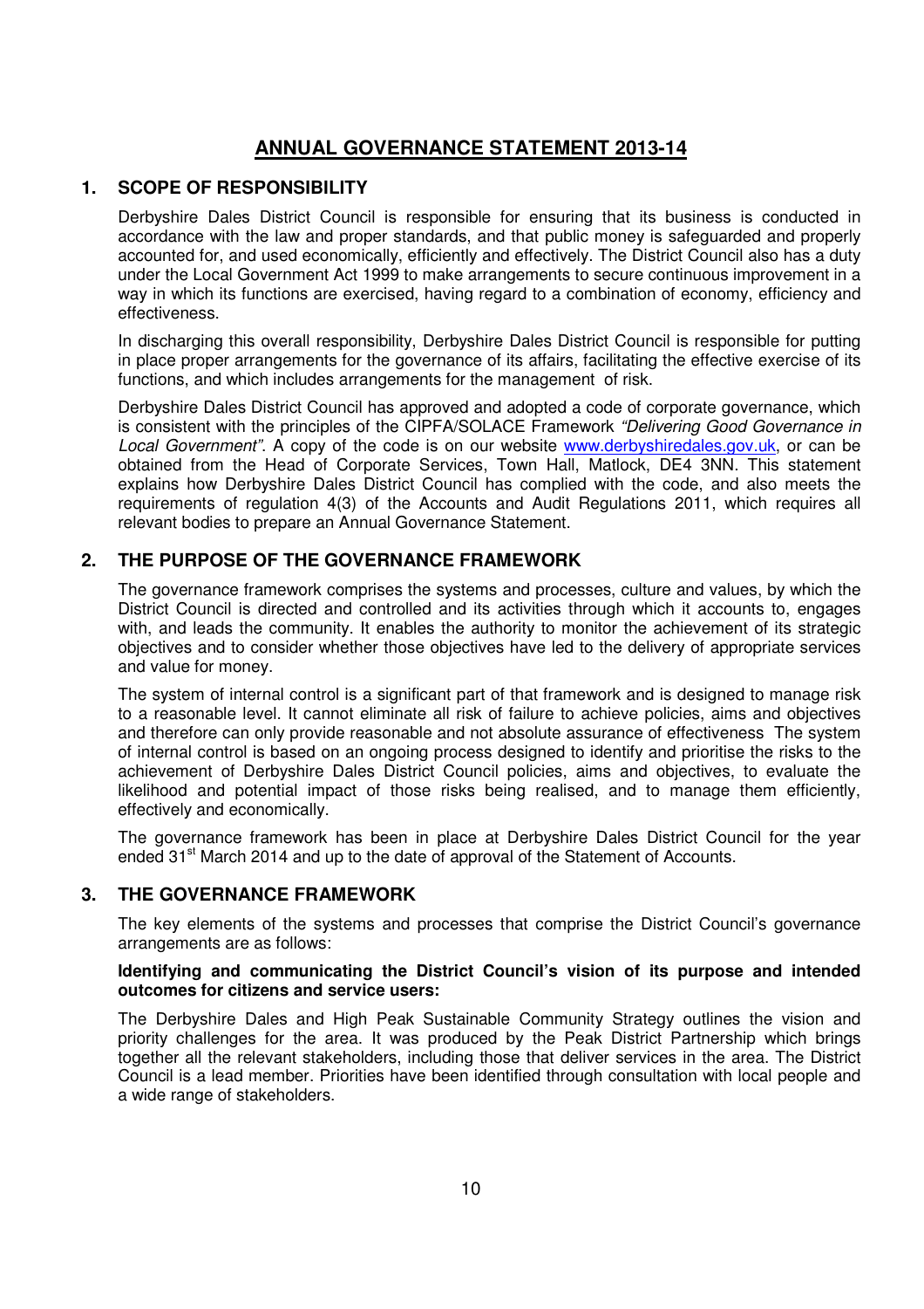# ANNUAL GOVERNANCE STATEMENT 2013-14

## 1. SCOPE OF RESPONSIBILITY

Derbyshire Dales District Council is responsible for ensuring that its business is conducted in accordance with the law and proper standards, and that public money is safeguarded and properly accounted for, and used economically, efficiently and effectively. The District Council also has a duty under the Local Government Act 1999 to make arrangements to secure continuous improvement in a way in which its functions are exercised, having regard to a combination of economy, efficiency and effectiveness.

In discharging this overall responsibility, Derbyshire Dales District Council is responsible for putting in place proper arrangements for the governance of its affairs, facilitating the effective exercise of its functions, and which includes arrangements for the management of risk.

Derbyshire Dales District Council has approved and adopted a code of corporate governance, which is consistent with the principles of the CIPFA/SOLACE Framework *"Delivering Good Governance in Local Government"*. A copy of the code is on our website www.derbyshiredales.gov.uk, or can be obtained from the Head of Corporate Services, Town Hall, Matlock, DE4 3NN. This statement explains how Derbyshire Dales District Council has complied with the code, and also meets the requirements of regulation 4(3) of the Accounts and Audit Regulations 2011, which requires all relevant bodies to prepare an Annual Governance Statement.

## 2. THE PURPOSE OF THE GOVERNANCE FRAMEWORK

The governance framework comprises the systems and processes, culture and values, by which the District Council is directed and controlled and its activities through which it accounts to, engages with, and leads the community. It enables the authority to monitor the achievement of its strategic objectives and to consider whether those objectives have led to the delivery of appropriate services and value for money.

The system of internal control is a significant part of that framework and is designed to manage risk to a reasonable level. It cannot eliminate all risk of failure to achieve policies, aims and objectives and therefore can only provide reasonable and not absolute assurance of effectiveness The system of internal control is based on an ongoing process designed to identify and prioritise the risks to the achievement of Derbyshire Dales District Council policies, aims and objectives, to evaluate the likelihood and potential impact of those risks being realised, and to manage them efficiently, effectively and economically.

The governance framework has been in place at Derbyshire Dales District Council for the year ended 31st March 2014 and up to the date of approval of the Statement of Accounts.

## 3. THE GOVERNANCE FRAMEWORK

The key elements of the systems and processes that comprise the District Council's governance arrangements are as follows:

**Identifying and communicating the District Council's vision of its purpose and intended outcomes for citizens and service users:**

The Derbyshire Dales and High Peak Sustainable Community Strategy outlines the vision and priority challenges for the area. It was produced by the Peak District Partnership which brings together all the relevant stakeholders, including those that deliver services in the area. The District Council is a lead member. Priorities have been identified through consultation with local people and a wide range of stakeholders.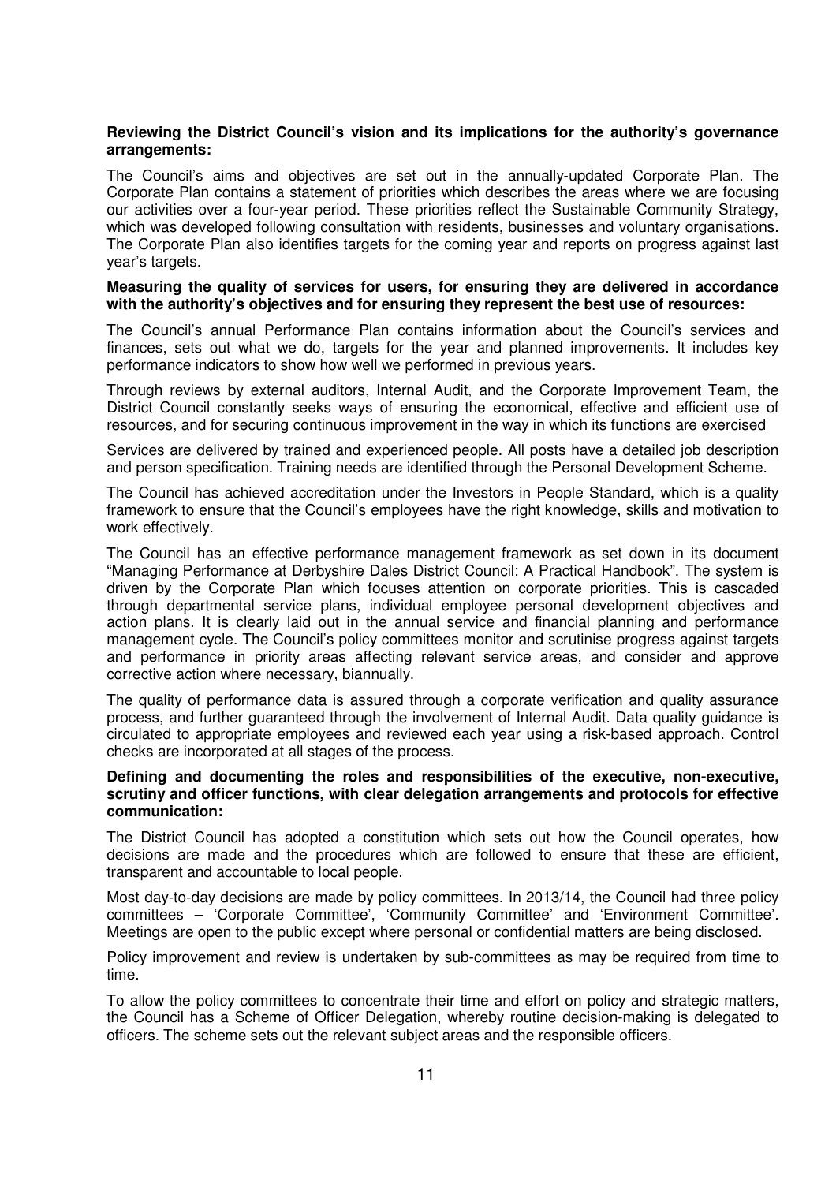**Reviewing the District Council's vision and its implications for the authority's governance arrangements:**

The Council's aims and objectives are set out in the annually-updated Corporate Plan. The Corporate Plan contains a statement of priorities which describes the areas where we are focusing our activities over a four-year period. These priorities reflect the Sustainable Community Strategy, which was developed following consultation with residents, businesses and voluntary organisations. The Corporate Plan also identifies targets for the coming year and reports on progress against last year's targets.

**Measuring the quality of services for users, for ensuring they are delivered in accordance with the authority's objectives and for ensuring they represent the best use of resources:**

The Council's annual Performance Plan contains information about the Council's services and finances, sets out what we do, targets for the year and planned improvements. It includes key performance indicators to show how well we performed in previous years.

Through reviews by external auditors, Internal Audit, and the Corporate Improvement Team, the District Council constantly seeks ways of ensuring the economical, effective and efficient use of resources, and for securing continuous improvement in the way in which its functions are exercised

Services are delivered by trained and experienced people. All posts have a detailed job description and person specification. Training needs are identified through the Personal Development Scheme.

The Council has achieved accreditation under the Investors in People Standard, which is a quality framework to ensure that the Council's employees have the right knowledge, skills and motivation to work effectively.

The Council has an effective performance management framework as set down in its document "Managing Performance at Derbyshire Dales District Council: A Practical Handbook". The system is driven by the Corporate Plan which focuses attention on corporate priorities. This is cascaded through departmental service plans, individual employee personal development objectives and action plans. It is clearly laid out in the annual service and financial planning and performance management cycle. The Council's policy committees monitor and scrutinise progress against targets and performance in priority areas affecting relevant service areas, and consider and approve corrective action where necessary, biannually.

The quality of performance data is assured through a corporate verification and quality assurance process, and further guaranteed through the involvement of Internal Audit. Data quality guidance is circulated to appropriate employees and reviewed each year using a risk-based approach. Control checks are incorporated at all stages of the process.

**Defining and documenting the roles and responsibilities of the executive, non-executive, scrutiny and officer functions, with clear delegation arrangements and protocols for effective communication:**

The District Council has adopted a constitution which sets out how the Council operates, how decisions are made and the procedures which are followed to ensure that these are efficient, transparent and accountable to local people.

Most day-to-day decisions are made by policy committees. In 2013/14, the Council had three policy committees – 'Corporate Committee', 'Community Committee' and 'Environment Committee'. Meetings are open to the public except where personal or confidential matters are being disclosed.

Policy improvement and review is undertaken by sub-committees as may be required from time to time.

To allow the policy committees to concentrate their time and effort on policy and strategic matters, the Council has a Scheme of Officer Delegation, whereby routine decision-making is delegated to officers. The scheme sets out the relevant subject areas and the responsible officers.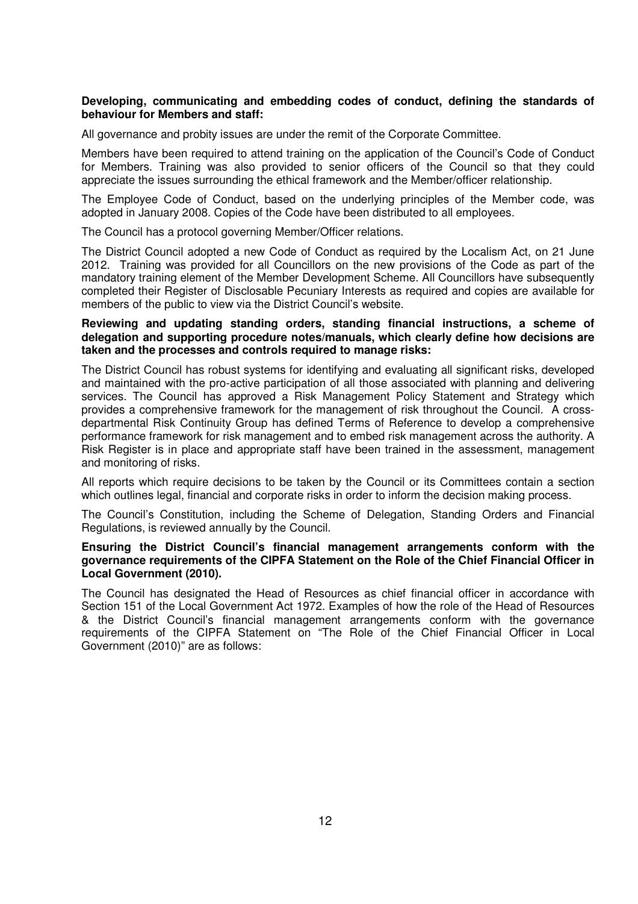**Developing, communicating and embedding codes of conduct, defining the standards of behaviour for Members and staff:**

All governance and probity issues are under the remit of the Corporate Committee.

Members have been required to attend training on the application of the Council's Code of Conduct for Members. Training was also provided to senior officers of the Council so that they could appreciate the issues surrounding the ethical framework and the Member/officer relationship.

The Employee Code of Conduct, based on the underlying principles of the Member code, was adopted in January 2008. Copies of the Code have been distributed to all employees.

The Council has a protocol governing Member/Officer relations.

The District Council adopted a new Code of Conduct as required by the Localism Act, on 21 June 2012. Training was provided for all Councillors on the new provisions of the Code as part of the mandatory training element of the Member Development Scheme. All Councillors have subsequently completed their Register of Disclosable Pecuniary Interests as required and copies are available for members of the public to view via the District Council's website.

**Reviewing and updating standing orders, standing financial instructions, a scheme of delegation and supporting procedure notes/manuals, which clearly define how decisions are taken and the processes and controls required to manage risks:**

The District Council has robust systems for identifying and evaluating all significant risks, developed and maintained with the pro-active participation of all those associated with planning and delivering services. The Council has approved a Risk Management Policy Statement and Strategy which provides a comprehensive framework for the management of risk throughout the Council. A cross-departmental Risk Continuity Group has defined Terms of Reference to develop a comprehensive performance framework for risk management and to embed risk management across the authority. A Risk Register is in place and appropriate staff have been trained in the assessment, management and monitoring of risks.

All reports which require decisions to be taken by the Council or its Committees contain a section which outlines legal, financial and corporate risks in order to inform the decision making process.

The Council's Constitution, including the Scheme of Delegation, Standing Orders and Financial Regulations, is reviewed annually by the Council.

**Ensuring the District Council's financial management arrangements conform with the governance requirements of the CIPFA Statement on the Role of the Chief Financial Officer in Local Government (2010).**

The Council has designated the Head of Resources as chief financial officer in accordance with Section 151 of the Local Government Act 1972. Examples of how the role of the Head of Resources & the District Council's financial management arrangements conform with the governance requirements of the CIPFA Statement on "The Role of the Chief Financial Officer in Local Government (2010)" are as follows: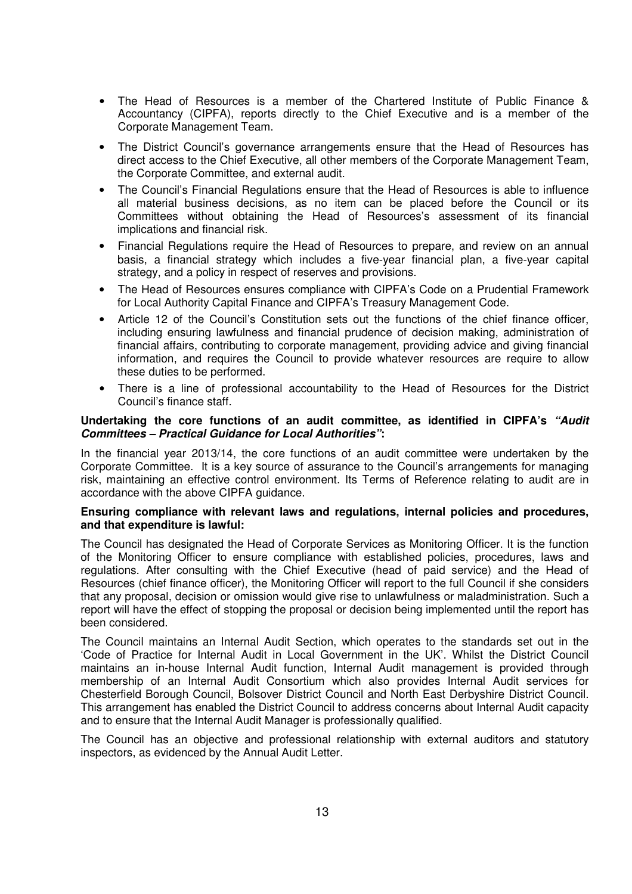- The Head of Resources is a member of the Chartered Institute of Public Finance & Accountancy (CIPFA), reports directly to the Chief Executive and is a member of the Corporate Management Team.
- The District Council's governance arrangements ensure that the Head of Resources has direct access to the Chief Executive, all other members of the Corporate Management Team, the Corporate Committee, and external audit.
- The Council's Financial Regulations ensure that the Head of Resources is able to influence all material business decisions, as no item can be placed before the Council or its Committees without obtaining the Head of Resources's assessment of its financial implications and financial risk.
- Financial Regulations require the Head of Resources to prepare, and review on an annual basis, a financial strategy which includes a five-year financial plan, a five-year capital strategy, and a policy in respect of reserves and provisions.
- The Head of Resources ensures compliance with CIPFA's Code on a Prudential Framework for Local Authority Capital Finance and CIPFA's Treasury Management Code.
- Article 12 of the Council's Constitution sets out the functions of the chief finance officer, including ensuring lawfulness and financial prudence of decision making, administration of financial affairs, contributing to corporate management, providing advice and giving financial information, and requires the Council to provide whatever resources are require to allow these duties to be performed.
- There is a line of professional accountability to the Head of Resources for the District Council's finance staff.

**Undertaking the core functions of an audit committee, as identified in CIPFA's *"Audit Committees – Practical Guidance for Local Authorities"*:**

In the financial year 2013/14, the core functions of an audit committee were undertaken by the Corporate Committee. It is a key source of assurance to the Council's arrangements for managing risk, maintaining an effective control environment. Its Terms of Reference relating to audit are in accordance with the above CIPFA guidance.

**Ensuring compliance with relevant laws and regulations, internal policies and procedures, and that expenditure is lawful:**

The Council has designated the Head of Corporate Services as Monitoring Officer. It is the function of the Monitoring Officer to ensure compliance with established policies, procedures, laws and regulations. After consulting with the Chief Executive (head of paid service) and the Head of Resources (chief finance officer), the Monitoring Officer will report to the full Council if she considers that any proposal, decision or omission would give rise to unlawfulness or maladministration. Such a report will have the effect of stopping the proposal or decision being implemented until the report has been considered.

The Council maintains an Internal Audit Section, which operates to the standards set out in the 'Code of Practice for Internal Audit in Local Government in the UK'. Whilst the District Council maintains an in-house Internal Audit function, Internal Audit management is provided through membership of an Internal Audit Consortium which also provides Internal Audit services for Chesterfield Borough Council, Bolsover District Council and North East Derbyshire District Council. This arrangement has enabled the District Council to address concerns about Internal Audit capacity and to ensure that the Internal Audit Manager is professionally qualified.

The Council has an objective and professional relationship with external auditors and statutory inspectors, as evidenced by the Annual Audit Letter.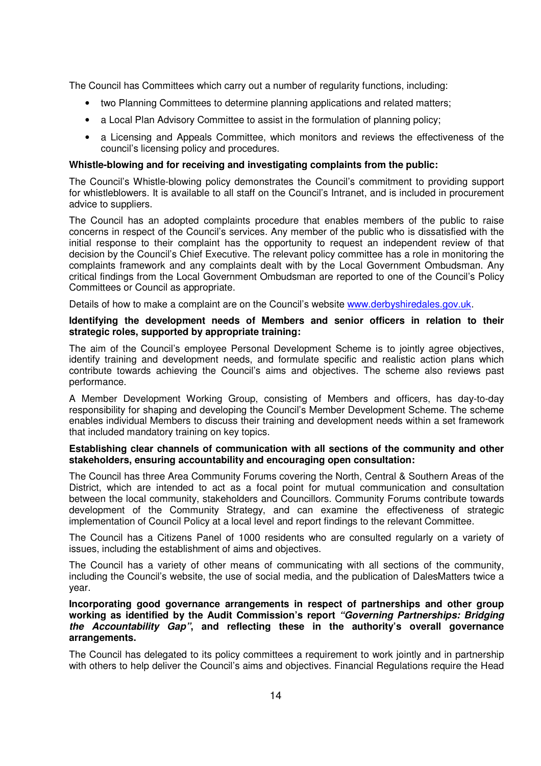The Council has Committees which carry out a number of regularity functions, including:

- two Planning Committees to determine planning applications and related matters;
- a Local Plan Advisory Committee to assist in the formulation of planning policy;
- a Licensing and Appeals Committee, which monitors and reviews the effectiveness of the council's licensing policy and procedures.

**Whistle-blowing and for receiving and investigating complaints from the public:**

The Council's Whistle-blowing policy demonstrates the Council's commitment to providing support for whistleblowers. It is available to all staff on the Council's Intranet, and is included in procurement advice to suppliers.

The Council has an adopted complaints procedure that enables members of the public to raise concerns in respect of the Council's services. Any member of the public who is dissatisfied with the initial response to their complaint has the opportunity to request an independent review of that decision by the Council's Chief Executive. The relevant policy committee has a role in monitoring the complaints framework and any complaints dealt with by the Local Government Ombudsman. Any critical findings from the Local Government Ombudsman are reported to one of the Council's Policy Committees or Council as appropriate.

Details of how to make a complaint are on the Council's website www.derbyshiredales.gov.uk.

**Identifying the development needs of Members and senior officers in relation to their strategic roles, supported by appropriate training:**

The aim of the Council's employee Personal Development Scheme is to jointly agree objectives, identify training and development needs, and formulate specific and realistic action plans which contribute towards achieving the Council's aims and objectives. The scheme also reviews past performance.

A Member Development Working Group, consisting of Members and officers, has day-to-day responsibility for shaping and developing the Council's Member Development Scheme. The scheme enables individual Members to discuss their training and development needs within a set framework that included mandatory training on key topics.

**Establishing clear channels of communication with all sections of the community and other stakeholders, ensuring accountability and encouraging open consultation:**

The Council has three Area Community Forums covering the North, Central & Southern Areas of the District, which are intended to act as a focal point for mutual communication and consultation between the local community, stakeholders and Councillors. Community Forums contribute towards development of the Community Strategy, and can examine the effectiveness of strategic implementation of Council Policy at a local level and report findings to the relevant Committee.

The Council has a Citizens Panel of 1000 residents who are consulted regularly on a variety of issues, including the establishment of aims and objectives.

The Council has a variety of other means of communicating with all sections of the community, including the Council's website, the use of social media, and the publication of DalesMatters twice a year.

**Incorporating good governance arrangements in respect of partnerships and other group working as identified by the Audit Commission's report *"Governing Partnerships: Bridging the Accountability Gap"*, and reflecting these in the authority's overall governance arrangements.**

The Council has delegated to its policy committees a requirement to work jointly and in partnership with others to help deliver the Council's aims and objectives. Financial Regulations require the Head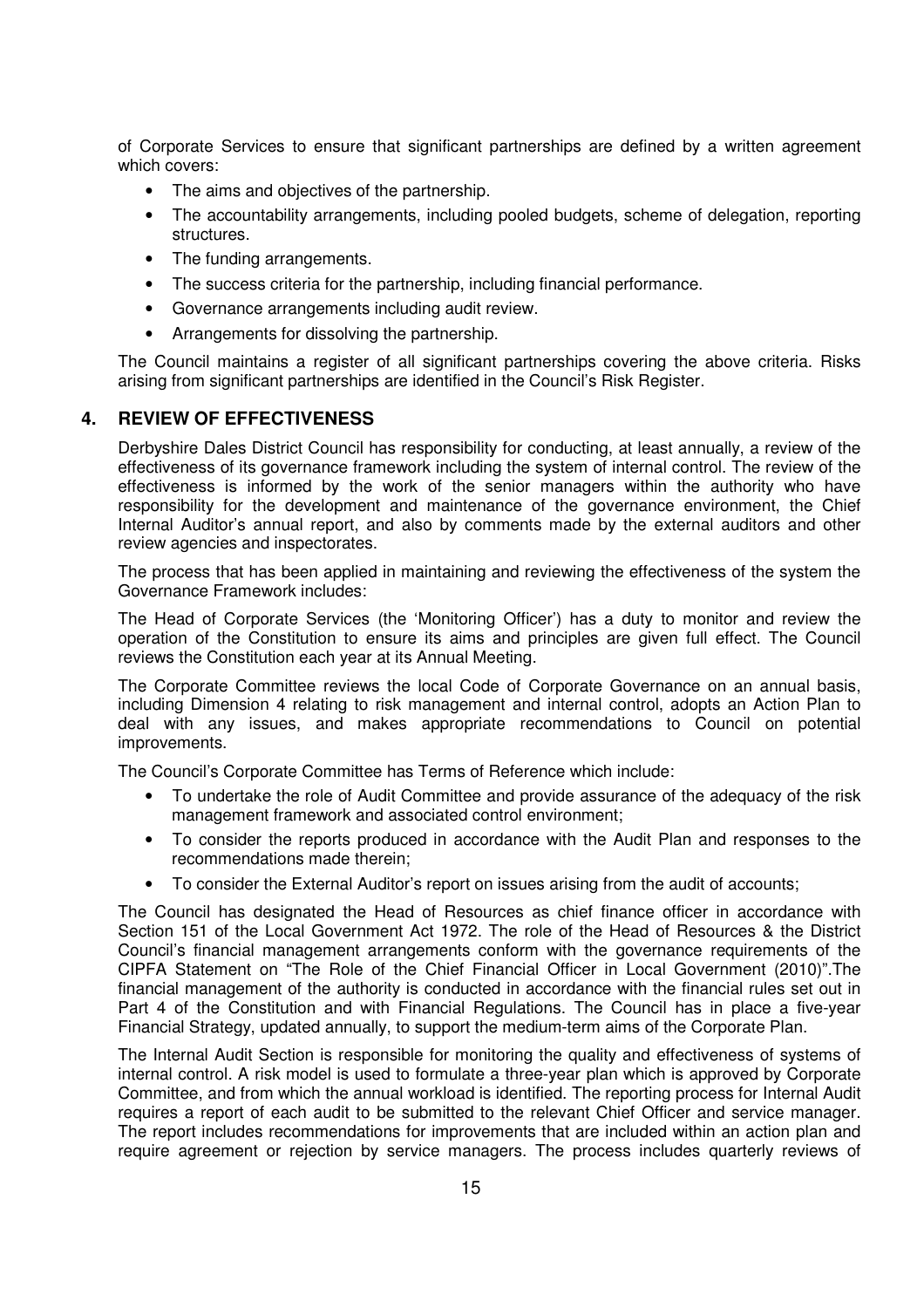of Corporate Services to ensure that significant partnerships are defined by a written agreement which covers:

- The aims and objectives of the partnership.
- The accountability arrangements, including pooled budgets, scheme of delegation, reporting structures.
- The funding arrangements.
- The success criteria for the partnership, including financial performance.
- Governance arrangements including audit review.
- Arrangements for dissolving the partnership.

The Council maintains a register of all significant partnerships covering the above criteria. Risks arising from significant partnerships are identified in the Council's Risk Register.

## 4. REVIEW OF EFFECTIVENESS

Derbyshire Dales District Council has responsibility for conducting, at least annually, a review of the effectiveness of its governance framework including the system of internal control. The review of the effectiveness is informed by the work of the senior managers within the authority who have responsibility for the development and maintenance of the governance environment, the Chief Internal Auditor's annual report, and also by comments made by the external auditors and other review agencies and inspectorates.

The process that has been applied in maintaining and reviewing the effectiveness of the system the Governance Framework includes:

The Head of Corporate Services (the 'Monitoring Officer') has a duty to monitor and review the operation of the Constitution to ensure its aims and principles are given full effect. The Council reviews the Constitution each year at its Annual Meeting.

The Corporate Committee reviews the local Code of Corporate Governance on an annual basis, including Dimension 4 relating to risk management and internal control, adopts an Action Plan to deal with any issues, and makes appropriate recommendations to Council on potential improvements.

The Council's Corporate Committee has Terms of Reference which include:

- To undertake the role of Audit Committee and provide assurance of the adequacy of the risk management framework and associated control environment;
- To consider the reports produced in accordance with the Audit Plan and responses to the recommendations made therein;
- To consider the External Auditor's report on issues arising from the audit of accounts;

The Council has designated the Head of Resources as chief finance officer in accordance with Section 151 of the Local Government Act 1972. The role of the Head of Resources & the District Council's financial management arrangements conform with the governance requirements of the CIPFA Statement on "The Role of the Chief Financial Officer in Local Government (2010)".The financial management of the authority is conducted in accordance with the financial rules set out in Part 4 of the Constitution and with Financial Regulations. The Council has in place a five-year Financial Strategy, updated annually, to support the medium-term aims of the Corporate Plan.

The Internal Audit Section is responsible for monitoring the quality and effectiveness of systems of internal control. A risk model is used to formulate a three-year plan which is approved by Corporate Committee, and from which the annual workload is identified. The reporting process for Internal Audit requires a report of each audit to be submitted to the relevant Chief Officer and service manager. The report includes recommendations for improvements that are included within an action plan and require agreement or rejection by service managers. The process includes quarterly reviews of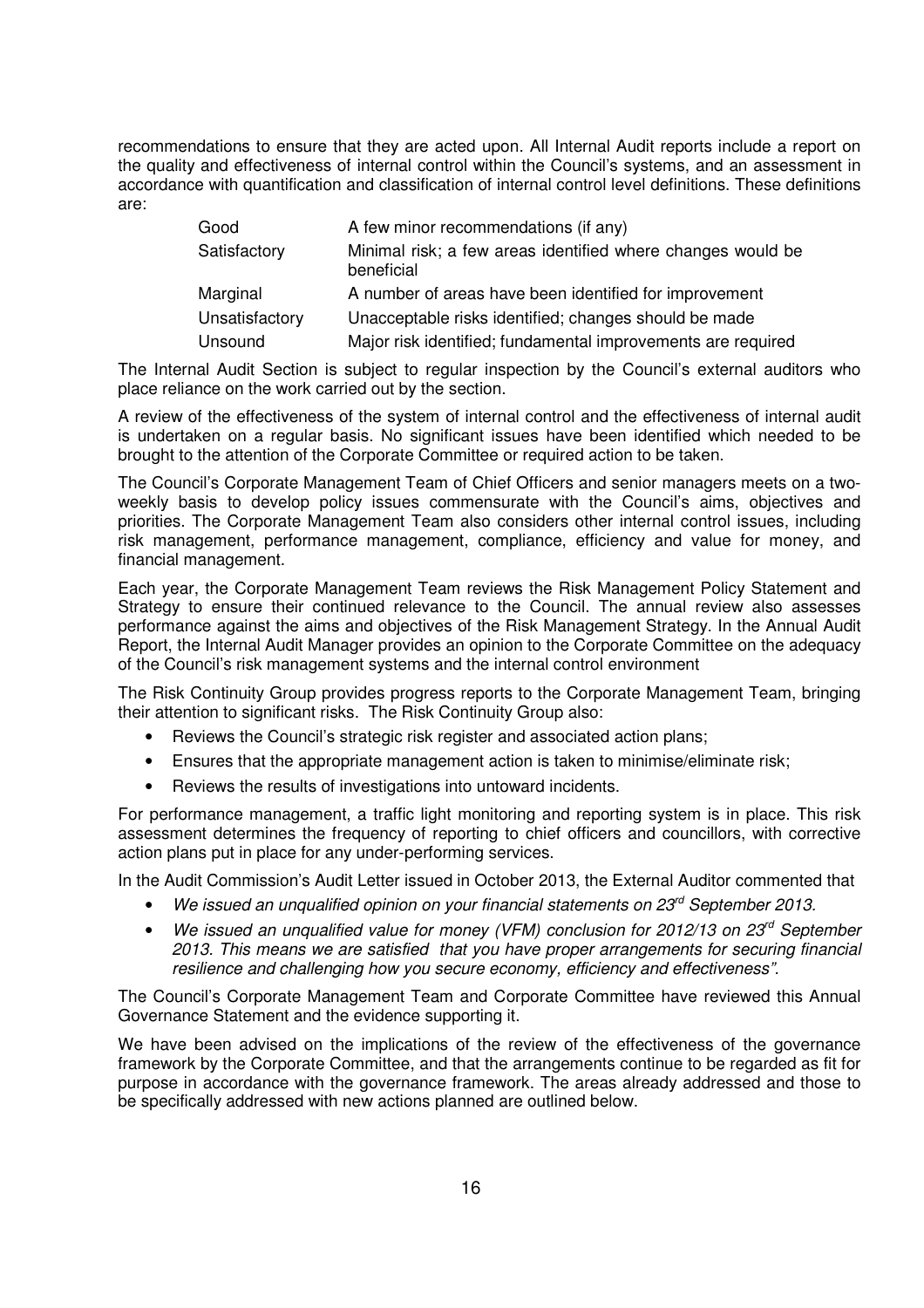recommendations to ensure that they are acted upon. All Internal Audit reports include a report on the quality and effectiveness of internal control within the Council's systems, and an assessment in accordance with quantification and classification of internal control level definitions. These definitions are:

| | |
|---|---|
| Good | A few minor recommendations (if any) |
| Satisfactory | Minimal risk; a few areas identified where changes would be beneficial |
| Marginal | A number of areas have been identified for improvement |
| Unsatisfactory | Unacceptable risks identified; changes should be made |
| Unsound | Major risk identified; fundamental improvements are required |

The Internal Audit Section is subject to regular inspection by the Council's external auditors who place reliance on the work carried out by the section.

A review of the effectiveness of the system of internal control and the effectiveness of internal audit is undertaken on a regular basis. No significant issues have been identified which needed to be brought to the attention of the Corporate Committee or required action to be taken.

The Council's Corporate Management Team of Chief Officers and senior managers meets on a two-weekly basis to develop policy issues commensurate with the Council's aims, objectives and priorities. The Corporate Management Team also considers other internal control issues, including risk management, performance management, compliance, efficiency and value for money, and financial management.

Each year, the Corporate Management Team reviews the Risk Management Policy Statement and Strategy to ensure their continued relevance to the Council. The annual review also assesses performance against the aims and objectives of the Risk Management Strategy. In the Annual Audit Report, the Internal Audit Manager provides an opinion to the Corporate Committee on the adequacy of the Council's risk management systems and the internal control environment

The Risk Continuity Group provides progress reports to the Corporate Management Team, bringing their attention to significant risks. The Risk Continuity Group also:

- Reviews the Council's strategic risk register and associated action plans;
- Ensures that the appropriate management action is taken to minimise/eliminate risk;
- Reviews the results of investigations into untoward incidents.

For performance management, a traffic light monitoring and reporting system is in place. This risk assessment determines the frequency of reporting to chief officers and councillors, with corrective action plans put in place for any under-performing services.

In the Audit Commission's Audit Letter issued in October 2013, the External Auditor commented that

- *We issued an unqualified opinion on your financial statements on 23rd September 2013.*
- *We issued an unqualified value for money (VFM) conclusion for 2012/13 on 23rd September 2013. This means we are satisfied that you have proper arrangements for securing financial resilience and challenging how you secure economy, efficiency and effectiveness".*

The Council's Corporate Management Team and Corporate Committee have reviewed this Annual Governance Statement and the evidence supporting it.

We have been advised on the implications of the review of the effectiveness of the governance framework by the Corporate Committee, and that the arrangements continue to be regarded as fit for purpose in accordance with the governance framework. The areas already addressed and those to be specifically addressed with new actions planned are outlined below.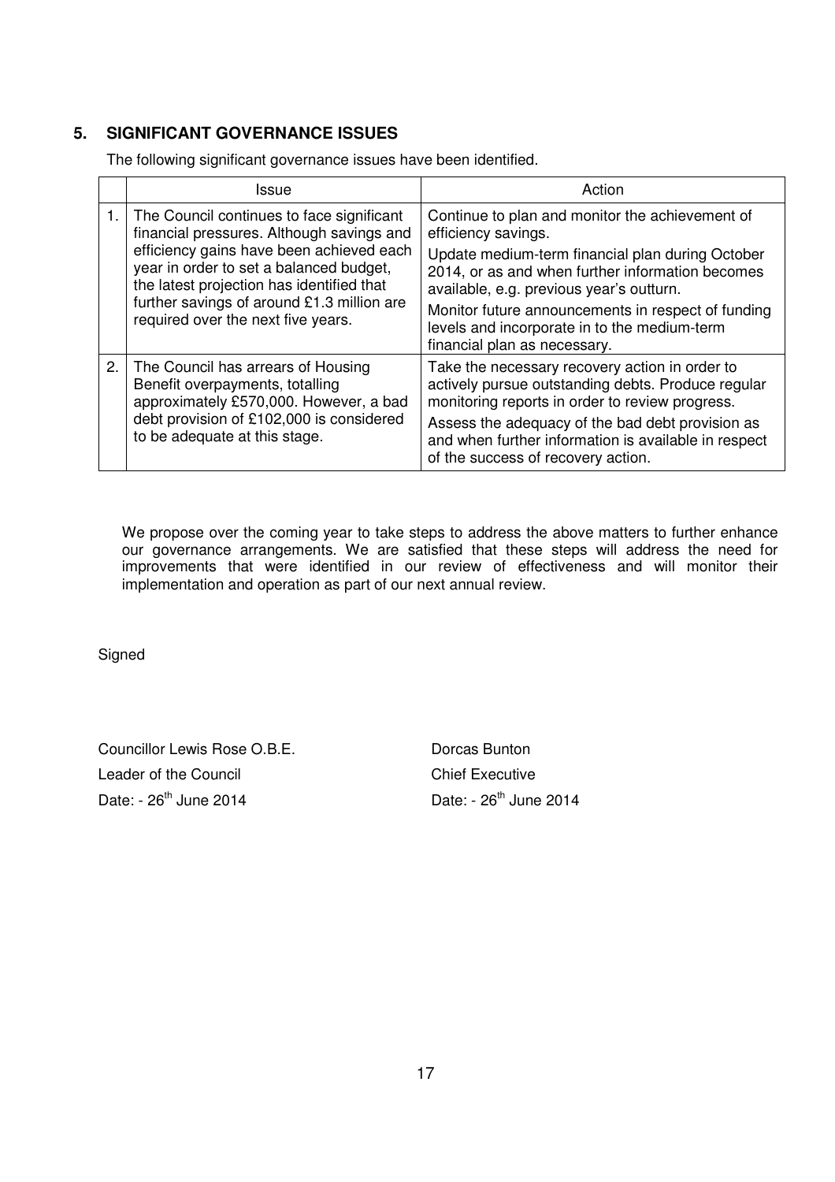## 5. SIGNIFICANT GOVERNANCE ISSUES

The following significant governance issues have been identified.

| | Issue | Action |
|---|---|---|
| 1. | The Council continues to face significant financial pressures. Although savings and efficiency gains have been achieved each year in order to set a balanced budget, the latest projection has identified that further savings of around £1.3 million are required over the next five years. | Continue to plan and monitor the achievement of efficiency savings.<br>Update medium-term financial plan during October 2014, or as and when further information becomes available, e.g. previous year's outturn.<br>Monitor future announcements in respect of funding levels and incorporate in to the medium-term financial plan as necessary. |
| 2. | The Council has arrears of Housing Benefit overpayments, totalling approximately £570,000. However, a bad debt provision of £102,000 is considered to be adequate at this stage. | Take the necessary recovery action in order to actively pursue outstanding debts. Produce regular monitoring reports in order to review progress.<br>Assess the adequacy of the bad debt provision as and when further information is available in respect of the success of recovery action. |

We propose over the coming year to take steps to address the above matters to further enhance our governance arrangements. We are satisfied that these steps will address the need for improvements that were identified in our review of effectiveness and will monitor their implementation and operation as part of our next annual review.

Signed

Councillor Lewis Rose O.B.E.
Leader of the Council
Date: - 26th June 2014

Dorcas Bunton
Chief Executive
Date: - 26th June 2014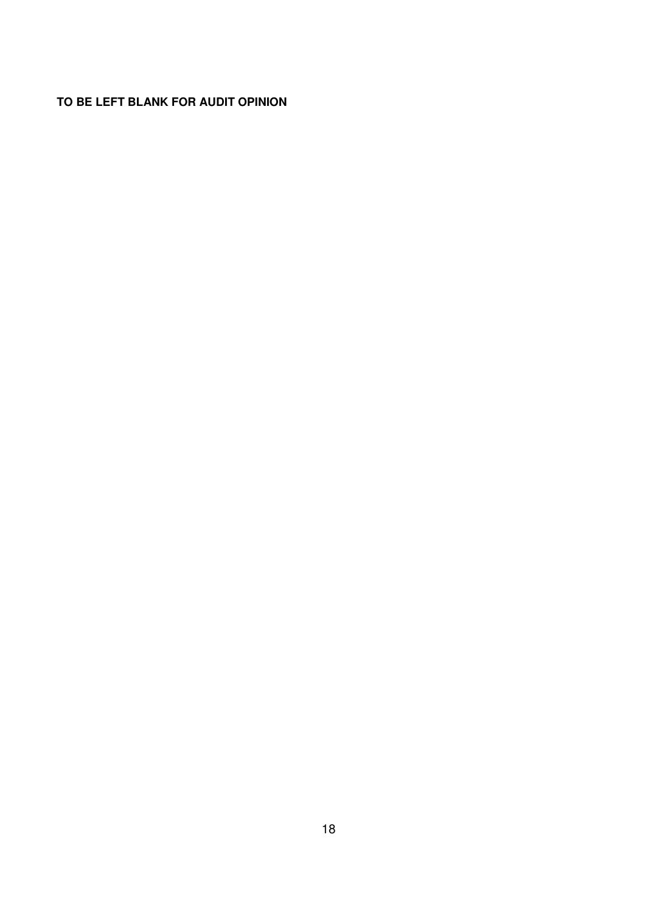**TO BE LEFT BLANK FOR AUDIT OPINION**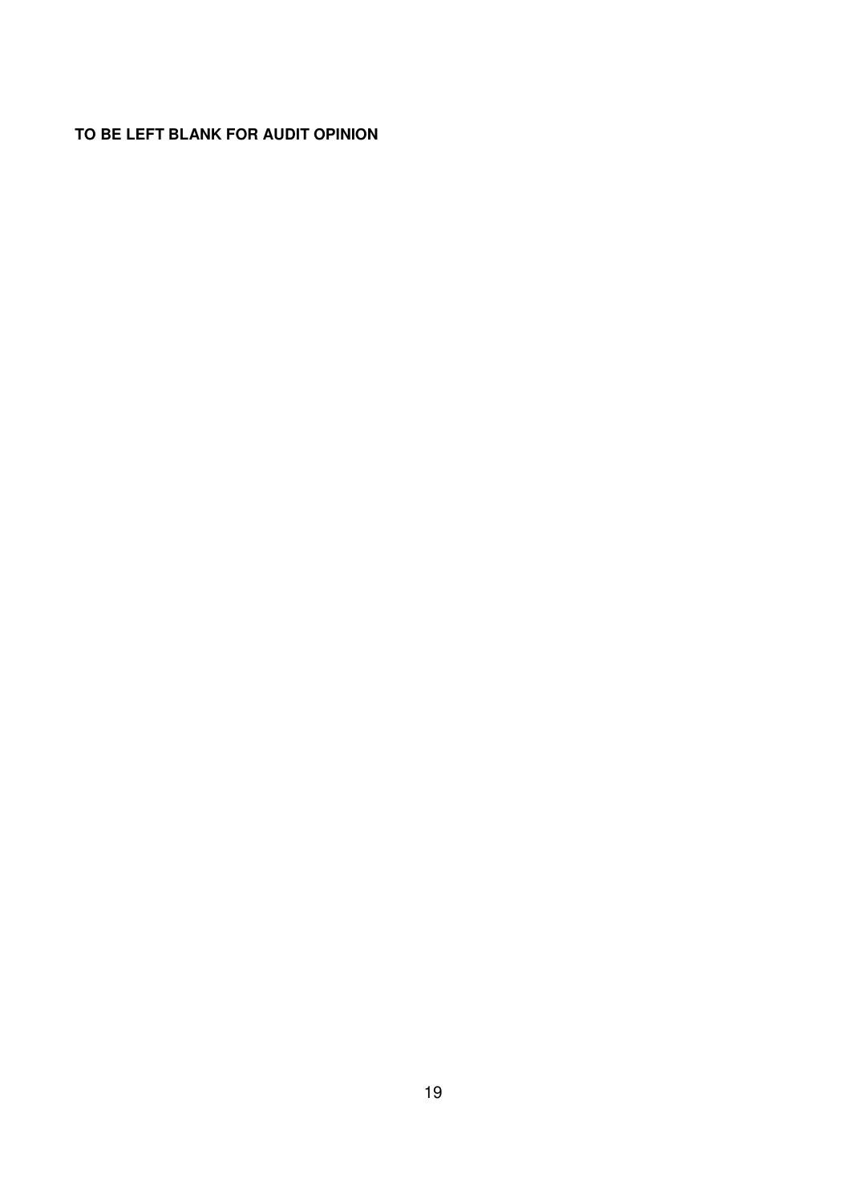**TO BE LEFT BLANK FOR AUDIT OPINION**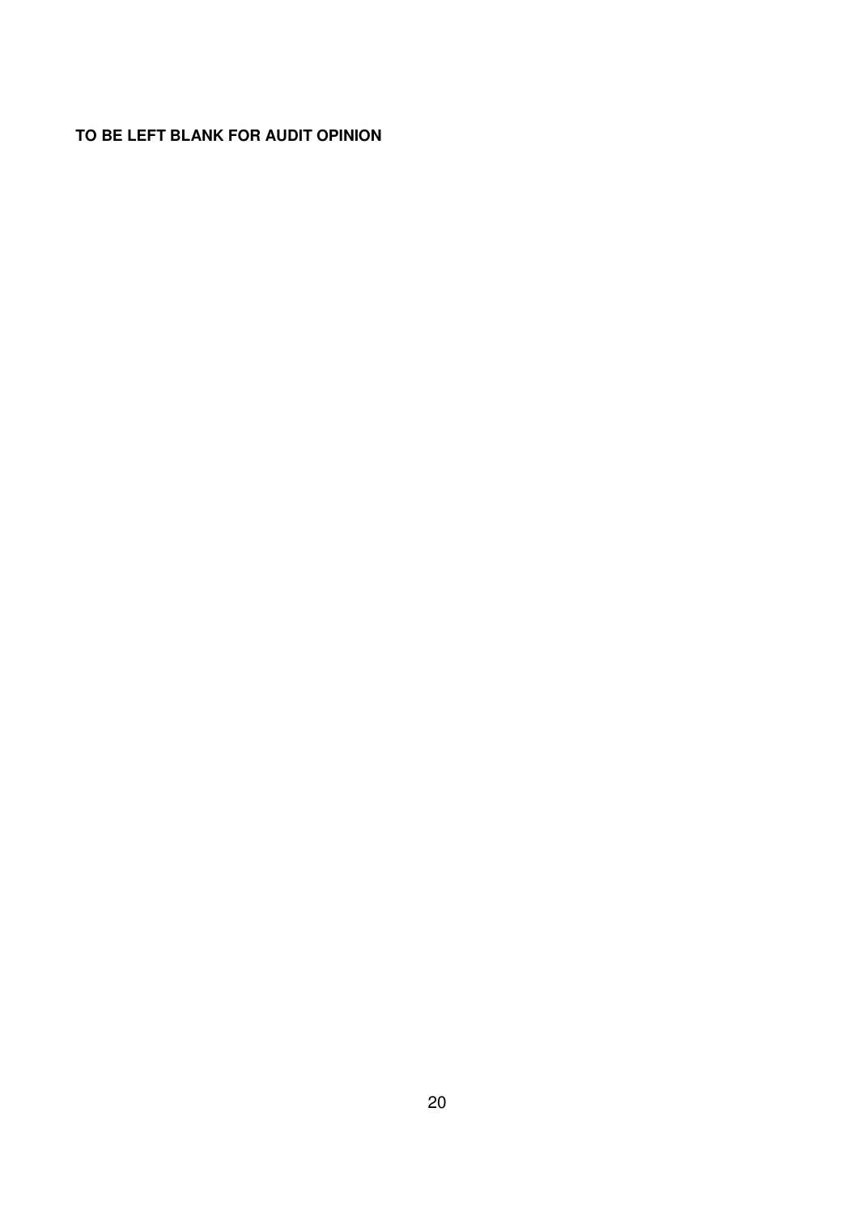**TO BE LEFT BLANK FOR AUDIT OPINION**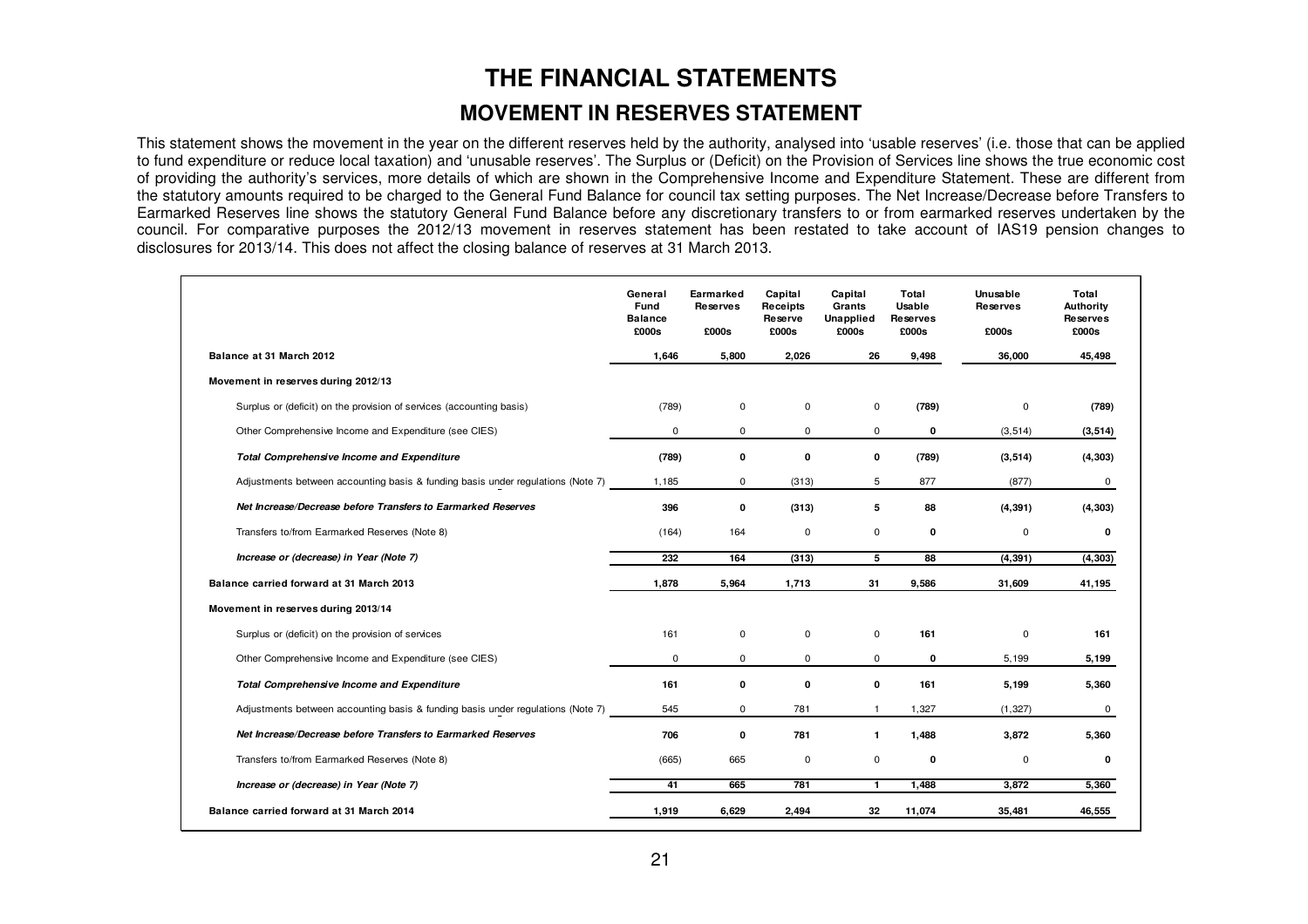# THE FINANCIAL STATEMENTS

## MOVEMENT IN RESERVES STATEMENT

This statement shows the movement in the year on the different reserves held by the authority, analysed into 'usable reserves' (i.e. those that can be applied to fund expenditure or reduce local taxation) and 'unusable reserves'. The Surplus or (Deficit) on the Provision of Services line shows the true economic cost of providing the authority's services, more details of which are shown in the Comprehensive Income and Expenditure Statement. These are different from the statutory amounts required to be charged to the General Fund Balance for council tax setting purposes. The Net Increase/Decrease before Transfers to Earmarked Reserves line shows the statutory General Fund Balance before any discretionary transfers to or from earmarked reserves undertaken by the council. For comparative purposes the 2012/13 movement in reserves statement has been restated to take account of IAS19 pension changes to disclosures for 2013/14. This does not affect the closing balance of reserves at 31 March 2013.

| | General Fund Balance £000s | Earmarked Reserves £000s | Capital Receipts Reserve £000s | Capital Grants Unapplied £000s | Total Usable Reserves £000s | Unusable Reserves £000s | Total Authority Reserves £000s |
|---|---|---|---|---|---|---|---|
| **Balance at 31 March 2012** | **1,646** | **5,800** | **2,026** | **26** | **9,498** | **36,000** | **45,498** |
| **Movement in reserves during 2012/13** | | | | | | | |
| Surplus or (deficit) on the provision of services (accounting basis) | (789) | 0 | 0 | 0 | **(789)** | 0 | **(789)** |
| Other Comprehensive Income and Expenditure (see CIES) | 0 | 0 | 0 | 0 | **0** | (3,514) | **(3,514)** |
| ***Total Comprehensive Income and Expenditure*** | **(789)** | **0** | **0** | **0** | **(789)** | **(3,514)** | **(4,303)** |
| Adjustments between accounting basis & funding basis under regulations (Note 7) | 1,185 | 0 | (313) | 5 | 877 | (877) | 0 |
| ***Net Increase/Decrease before Transfers to Earmarked Reserves*** | **396** | **0** | **(313)** | **5** | **88** | **(4,391)** | **(4,303)** |
| Transfers to/from Earmarked Reserves (Note 8) | (164) | 164 | 0 | 0 | **0** | 0 | **0** |
| ***Increase or (decrease) in Year (Note 7)*** | **232** | **164** | **(313)** | **5** | **88** | **(4,391)** | **(4,303)** |
| **Balance carried forward at 31 March 2013** | **1,878** | **5,964** | **1,713** | **31** | **9,586** | **31,609** | **41,195** |
| **Movement in reserves during 2013/14** | | | | | | | |
| Surplus or (deficit) on the provision of services | 161 | 0 | 0 | 0 | **161** | 0 | **161** |
| Other Comprehensive Income and Expenditure (see CIES) | 0 | 0 | 0 | 0 | **0** | 5,199 | **5,199** |
| ***Total Comprehensive Income and Expenditure*** | **161** | **0** | **0** | **0** | **161** | **5,199** | **5,360** |
| Adjustments between accounting basis & funding basis under regulations (Note 7) | 545 | 0 | 781 | 1 | 1,327 | (1,327) | 0 |
| ***Net Increase/Decrease before Transfers to Earmarked Reserves*** | **706** | **0** | **781** | **1** | **1,488** | **3,872** | **5,360** |
| Transfers to/from Earmarked Reserves (Note 8) | (665) | 665 | 0 | 0 | **0** | 0 | **0** |
| ***Increase or (decrease) in Year (Note 7)*** | **41** | **665** | **781** | **1** | **1,488** | **3,872** | **5,360** |
| **Balance carried forward at 31 March 2014** | **1,919** | **6,629** | **2,494** | **32** | **11,074** | **35,481** | **46,555** |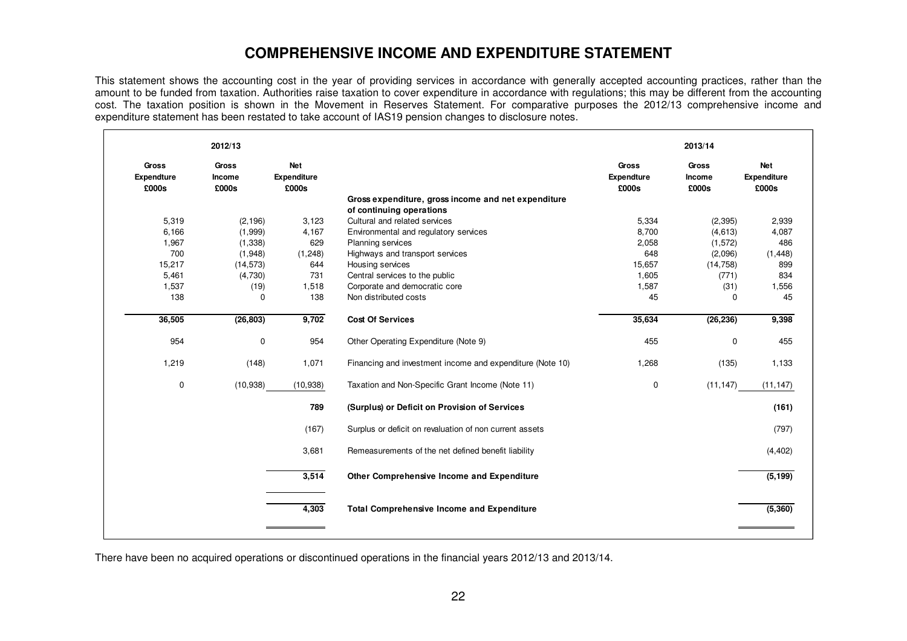# COMPREHENSIVE INCOME AND EXPENDITURE STATEMENT

This statement shows the accounting cost in the year of providing services in accordance with generally accepted accounting practices, rather than the amount to be funded from taxation. Authorities raise taxation to cover expenditure in accordance with regulations; this may be different from the accounting cost. The taxation position is shown in the Movement in Reserves Statement. For comparative purposes the 2012/13 comprehensive income and expenditure statement has been restated to take account of IAS19 pension changes to disclosure notes.

| 2012/13 | | | | 2013/14 | | |
|---|---|---|---|---|---|---|
| Gross Expendture £000s | Gross Income £000s | Net Expenditure £000s | | Gross Expendture £000s | Gross Income £000s | Net Expenditure £000s |
| | | | **Gross expenditure, gross income and net expenditure of continuing operations** | | | |
| 5,319 | (2,196) | 3,123 | Cultural and related services | 5,334 | (2,395) | 2,939 |
| 6,166 | (1,999) | 4,167 | Environmental and regulatory services | 8,700 | (4,613) | 4,087 |
| 1,967 | (1,338) | 629 | Planning services | 2,058 | (1,572) | 486 |
| 700 | (1,948) | (1,248) | Highways and transport services | 648 | (2,096) | (1,448) |
| 15,217 | (14,573) | 644 | Housing services | 15,657 | (14,758) | 899 |
| 5,461 | (4,730) | 731 | Central services to the public | 1,605 | (771) | 834 |
| 1,537 | (19) | 1,518 | Corporate and democratic core | 1,587 | (31) | 1,556 |
| 138 | 0 | 138 | Non distributed costs | 45 | 0 | 45 |
| **36,505** | **(26,803)** | **9,702** | **Cost Of Services** | **35,634** | **(26,236)** | **9,398** |
| 954 | 0 | 954 | Other Operating Expenditure (Note 9) | 455 | 0 | 455 |
| 1,219 | (148) | 1,071 | Financing and investment income and expenditure (Note 10) | 1,268 | (135) | 1,133 |
| 0 | (10,938) | (10,938) | Taxation and Non-Specific Grant Income (Note 11) | 0 | (11,147) | (11,147) |
| | | **789** | **(Surplus) or Deficit on Provision of Services** | | | **(161)** |
| | | (167) | Surplus or deficit on revaluation of non current assets | | | (797) |
| | | 3,681 | Remeasurements of the net defined benefit liability | | | (4,402) |
| | | **3,514** | **Other Comprehensive Income and Expenditure** | | | **(5,199)** |
| | | **4,303** | **Total Comprehensive Income and Expenditure** | | | **(5,360)** |

There have been no acquired operations or discontinued operations in the financial years 2012/13 and 2013/14.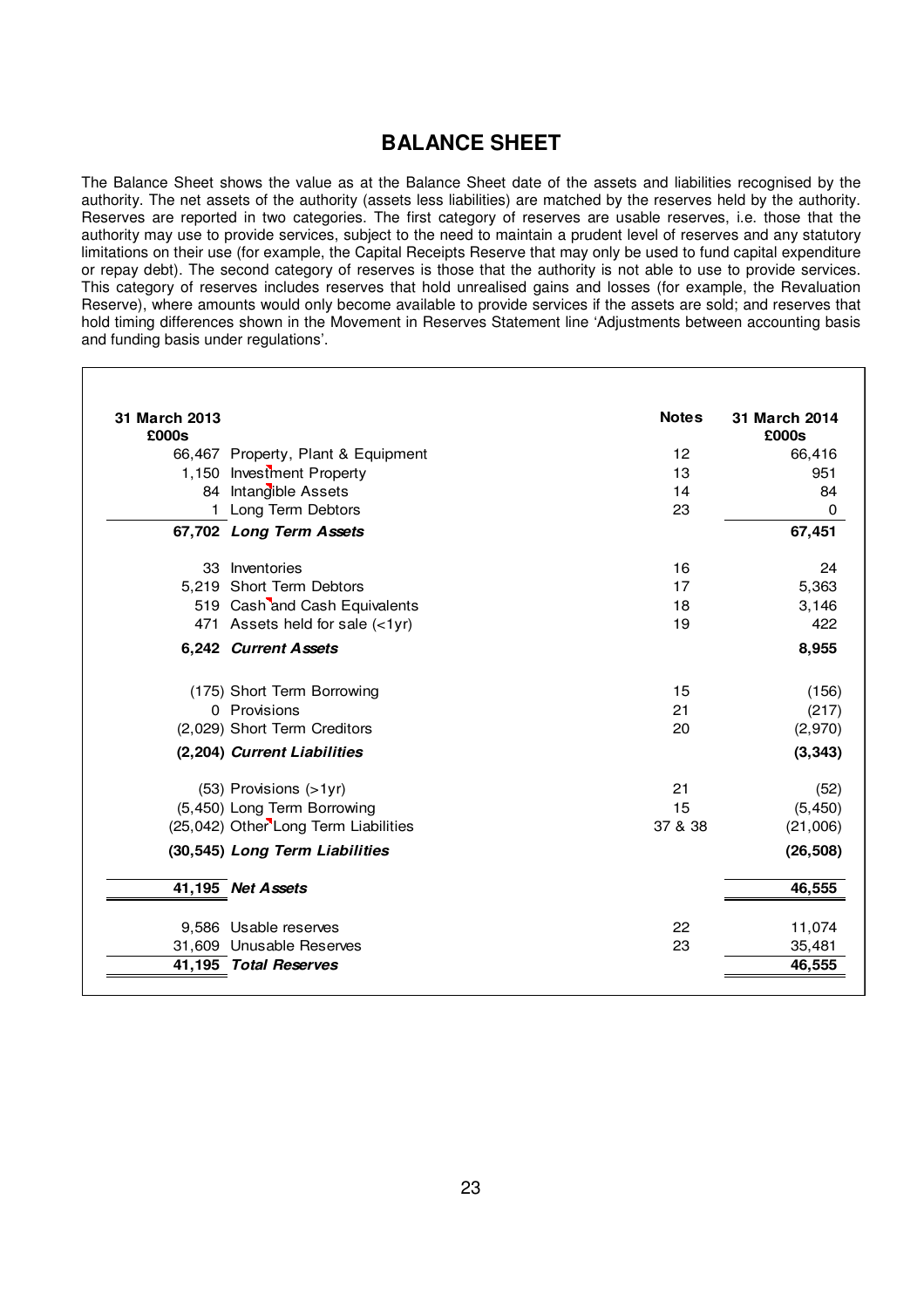# BALANCE SHEET

The Balance Sheet shows the value as at the Balance Sheet date of the assets and liabilities recognised by the authority. The net assets of the authority (assets less liabilities) are matched by the reserves held by the authority. Reserves are reported in two categories. The first category of reserves are usable reserves, i.e. those that the authority may use to provide services, subject to the need to maintain a prudent level of reserves and any statutory limitations on their use (for example, the Capital Receipts Reserve that may only be used to fund capital expenditure or repay debt). The second category of reserves is those that the authority is not able to use to provide services. This category of reserves includes reserves that hold unrealised gains and losses (for example, the Revaluation Reserve), where amounts would only become available to provide services if the assets are sold; and reserves that hold timing differences shown in the Movement in Reserves Statement line 'Adjustments between accounting basis and funding basis under regulations'.

| 31 March 2013 £000s | | Notes | 31 March 2014 £000s |
|---|---|---|---|
| 66,467 | Property, Plant & Equipment | 12 | 66,416 |
| 1,150 | Investment Property | 13 | 951 |
| 84 | Intangible Assets | 14 | 84 |
| 1 | Long Term Debtors | 23 | 0 |
| ***67,702*** | ***Long Term Assets*** | | **67,451** |
| 33 | Inventories | 16 | 24 |
| 5,219 | Short Term Debtors | 17 | 5,363 |
| 519 | Cash and Cash Equivalents | 18 | 3,146 |
| 471 | Assets held for sale (<1yr) | 19 | 422 |
| ***6,242*** | ***Current Assets*** | | **8,955** |
| (175) | Short Term Borrowing | 15 | (156) |
| 0 | Provisions | 21 | (217) |
| (2,029) | Short Term Creditors | 20 | (2,970) |
| ***(2,204)*** | ***Current Liabilities*** | | **(3,343)** |
| (53) | Provisions (>1yr) | 21 | (52) |
| (5,450) | Long Term Borrowing | 15 | (5,450) |
| (25,042) | Other Long Term Liabilities | 37 & 38 | (21,006) |
| ***(30,545)*** | ***Long Term Liabilities*** | | **(26,508)** |
| ***41,195*** | ***Net Assets*** | | **46,555** |
| 9,586 | Usable reserves | 22 | 11,074 |
| 31,609 | Unusable Reserves | 23 | 35,481 |
| ***41,195*** | ***Total Reserves*** | | **46,555** |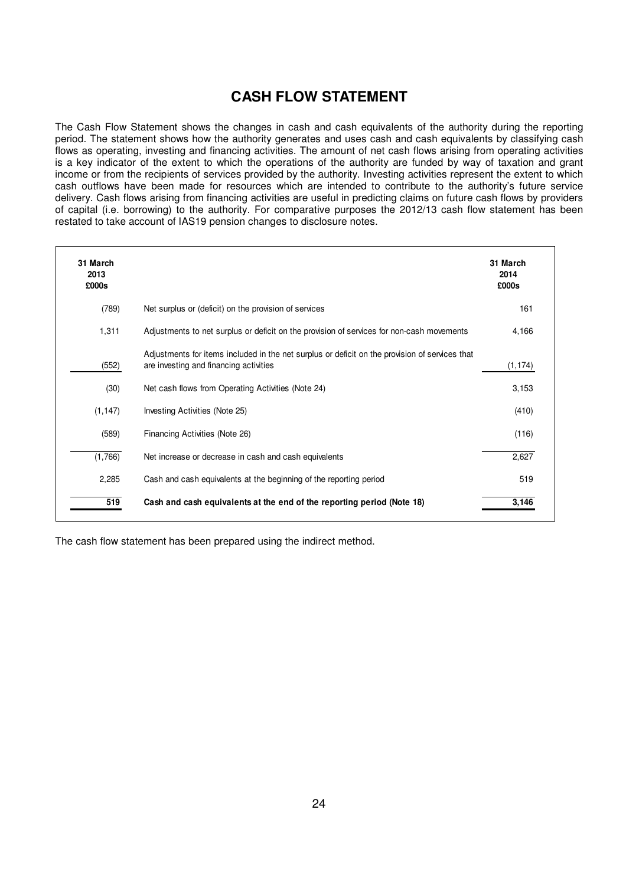# CASH FLOW STATEMENT

The Cash Flow Statement shows the changes in cash and cash equivalents of the authority during the reporting period. The statement shows how the authority generates and uses cash and cash equivalents by classifying cash flows as operating, investing and financing activities. The amount of net cash flows arising from operating activities is a key indicator of the extent to which the operations of the authority are funded by way of taxation and grant income or from the recipients of services provided by the authority. Investing activities represent the extent to which cash outflows have been made for resources which are intended to contribute to the authority's future service delivery. Cash flows arising from financing activities are useful in predicting claims on future cash flows by providers of capital (i.e. borrowing) to the authority. For comparative purposes the 2012/13 cash flow statement has been restated to take account of IAS19 pension changes to disclosure notes.

| 31 March 2013 £000s | | 31 March 2014 £000s |
|---|---|---|
| (789) | Net surplus or (deficit) on the provision of services | 161 |
| 1,311 | Adjustments to net surplus or deficit on the provision of services for non-cash movements | 4,166 |
| (552) | Adjustments for items included in the net surplus or deficit on the provision of services that are investing and financing activities | (1,174) |
| (30) | Net cash flows from Operating Activities (Note 24) | 3,153 |
| (1,147) | Investing Activities (Note 25) | (410) |
| (589) | Financing Activities (Note 26) | (116) |
| (1,766) | Net increase or decrease in cash and cash equivalents | 2,627 |
| 2,285 | Cash and cash equivalents at the beginning of the reporting period | 519 |
| **519** | **Cash and cash equivalents at the end of the reporting period (Note 18)** | **3,146** |

The cash flow statement has been prepared using the indirect method.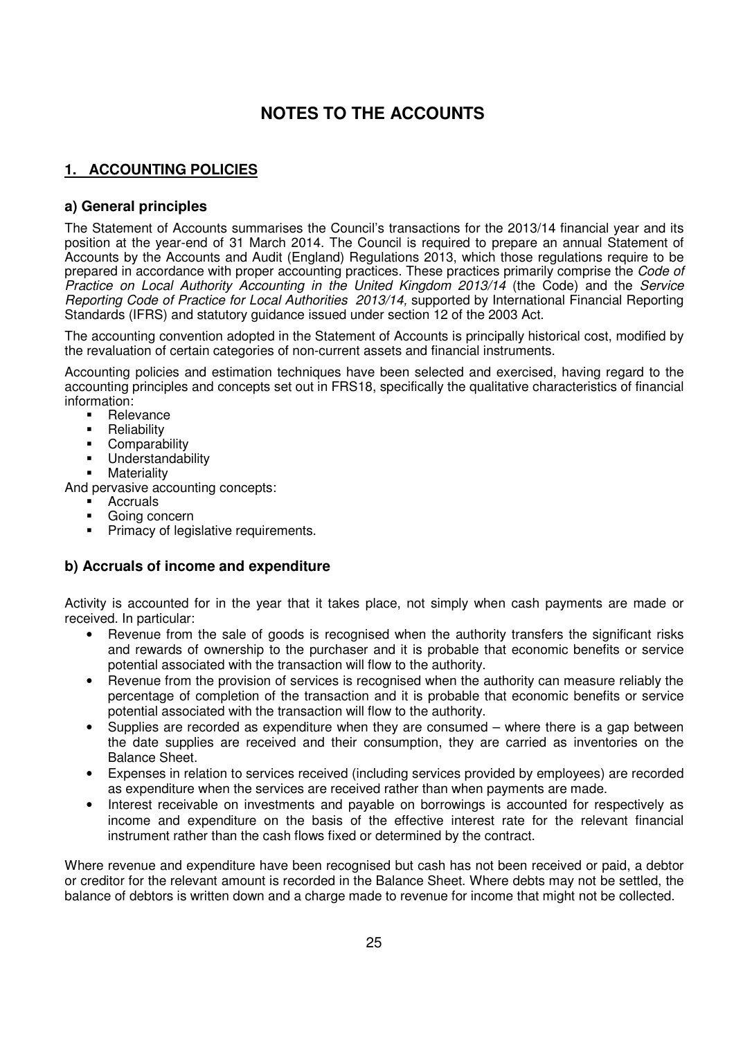# NOTES TO THE ACCOUNTS

## 1. ACCOUNTING POLICIES

### a) General principles

The Statement of Accounts summarises the Council's transactions for the 2013/14 financial year and its position at the year-end of 31 March 2014. The Council is required to prepare an annual Statement of Accounts by the Accounts and Audit (England) Regulations 2013, which those regulations require to be prepared in accordance with proper accounting practices. These practices primarily comprise the *Code of Practice on Local Authority Accounting in the United Kingdom 2013/14* (the Code) and the *Service Reporting Code of Practice for Local Authorities 2013/14,* supported by International Financial Reporting Standards (IFRS) and statutory guidance issued under section 12 of the 2003 Act.

The accounting convention adopted in the Statement of Accounts is principally historical cost, modified by the revaluation of certain categories of non-current assets and financial instruments.

Accounting policies and estimation techniques have been selected and exercised, having regard to the accounting principles and concepts set out in FRS18, specifically the qualitative characteristics of financial information:

- Relevance
- Reliability
- Comparability
- Understandability
- Materiality

And pervasive accounting concepts:

- Accruals
- Going concern
- Primacy of legislative requirements.

### b) Accruals of income and expenditure

Activity is accounted for in the year that it takes place, not simply when cash payments are made or received. In particular:

- Revenue from the sale of goods is recognised when the authority transfers the significant risks and rewards of ownership to the purchaser and it is probable that economic benefits or service potential associated with the transaction will flow to the authority.
- Revenue from the provision of services is recognised when the authority can measure reliably the percentage of completion of the transaction and it is probable that economic benefits or service potential associated with the transaction will flow to the authority.
- Supplies are recorded as expenditure when they are consumed – where there is a gap between the date supplies are received and their consumption, they are carried as inventories on the Balance Sheet.
- Expenses in relation to services received (including services provided by employees) are recorded as expenditure when the services are received rather than when payments are made.
- Interest receivable on investments and payable on borrowings is accounted for respectively as income and expenditure on the basis of the effective interest rate for the relevant financial instrument rather than the cash flows fixed or determined by the contract.

Where revenue and expenditure have been recognised but cash has not been received or paid, a debtor or creditor for the relevant amount is recorded in the Balance Sheet. Where debts may not be settled, the balance of debtors is written down and a charge made to revenue for income that might not be collected.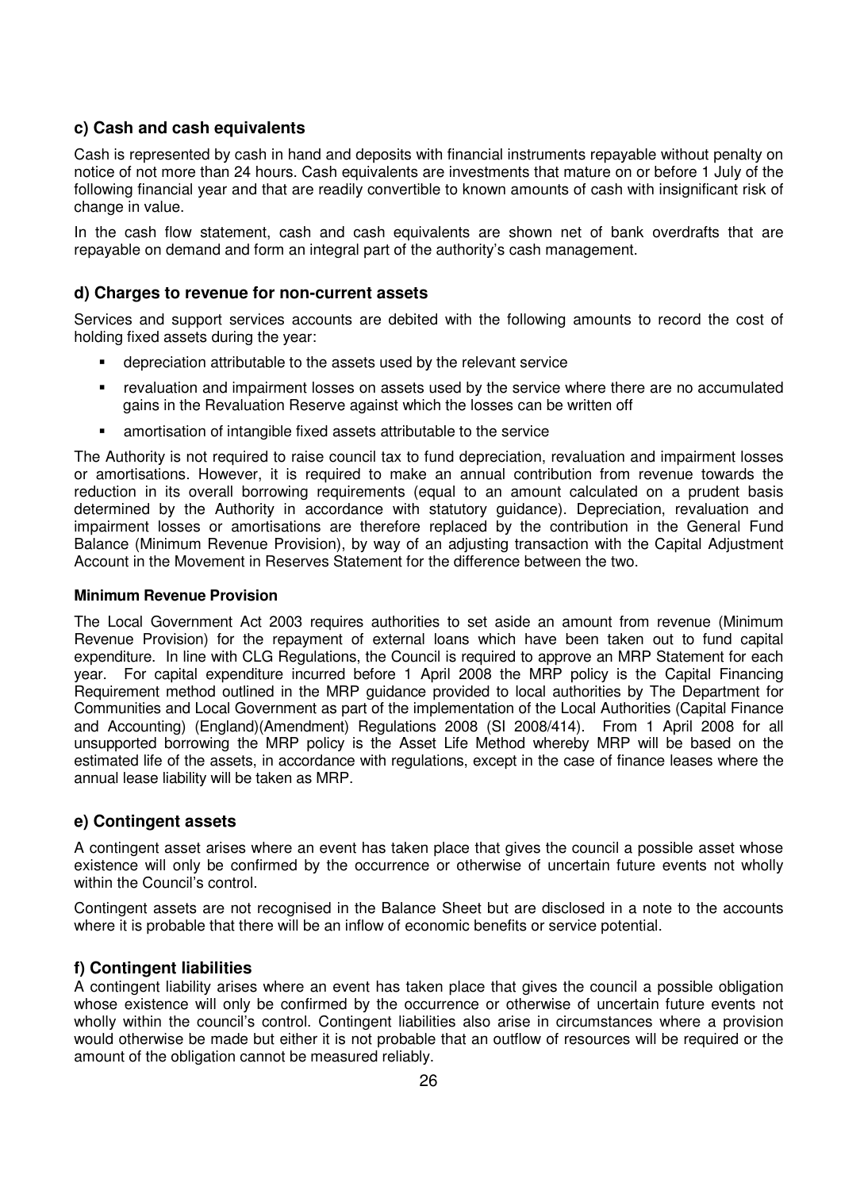### c) Cash and cash equivalents

Cash is represented by cash in hand and deposits with financial instruments repayable without penalty on notice of not more than 24 hours. Cash equivalents are investments that mature on or before 1 July of the following financial year and that are readily convertible to known amounts of cash with insignificant risk of change in value.

In the cash flow statement, cash and cash equivalents are shown net of bank overdrafts that are repayable on demand and form an integral part of the authority's cash management.

### d) Charges to revenue for non-current assets

Services and support services accounts are debited with the following amounts to record the cost of holding fixed assets during the year:

- depreciation attributable to the assets used by the relevant service
- revaluation and impairment losses on assets used by the service where there are no accumulated gains in the Revaluation Reserve against which the losses can be written off
- amortisation of intangible fixed assets attributable to the service

The Authority is not required to raise council tax to fund depreciation, revaluation and impairment losses or amortisations. However, it is required to make an annual contribution from revenue towards the reduction in its overall borrowing requirements (equal to an amount calculated on a prudent basis determined by the Authority in accordance with statutory guidance). Depreciation, revaluation and impairment losses or amortisations are therefore replaced by the contribution in the General Fund Balance (Minimum Revenue Provision), by way of an adjusting transaction with the Capital Adjustment Account in the Movement in Reserves Statement for the difference between the two.

#### Minimum Revenue Provision

The Local Government Act 2003 requires authorities to set aside an amount from revenue (Minimum Revenue Provision) for the repayment of external loans which have been taken out to fund capital expenditure. In line with CLG Regulations, the Council is required to approve an MRP Statement for each year. For capital expenditure incurred before 1 April 2008 the MRP policy is the Capital Financing Requirement method outlined in the MRP guidance provided to local authorities by The Department for Communities and Local Government as part of the implementation of the Local Authorities (Capital Finance and Accounting) (England)(Amendment) Regulations 2008 (SI 2008/414). From 1 April 2008 for all unsupported borrowing the MRP policy is the Asset Life Method whereby MRP will be based on the estimated life of the assets, in accordance with regulations, except in the case of finance leases where the annual lease liability will be taken as MRP.

### e) Contingent assets

A contingent asset arises where an event has taken place that gives the council a possible asset whose existence will only be confirmed by the occurrence or otherwise of uncertain future events not wholly within the Council's control.

Contingent assets are not recognised in the Balance Sheet but are disclosed in a note to the accounts where it is probable that there will be an inflow of economic benefits or service potential.

### f) Contingent liabilities

A contingent liability arises where an event has taken place that gives the council a possible obligation whose existence will only be confirmed by the occurrence or otherwise of uncertain future events not wholly within the council's control. Contingent liabilities also arise in circumstances where a provision would otherwise be made but either it is not probable that an outflow of resources will be required or the amount of the obligation cannot be measured reliably.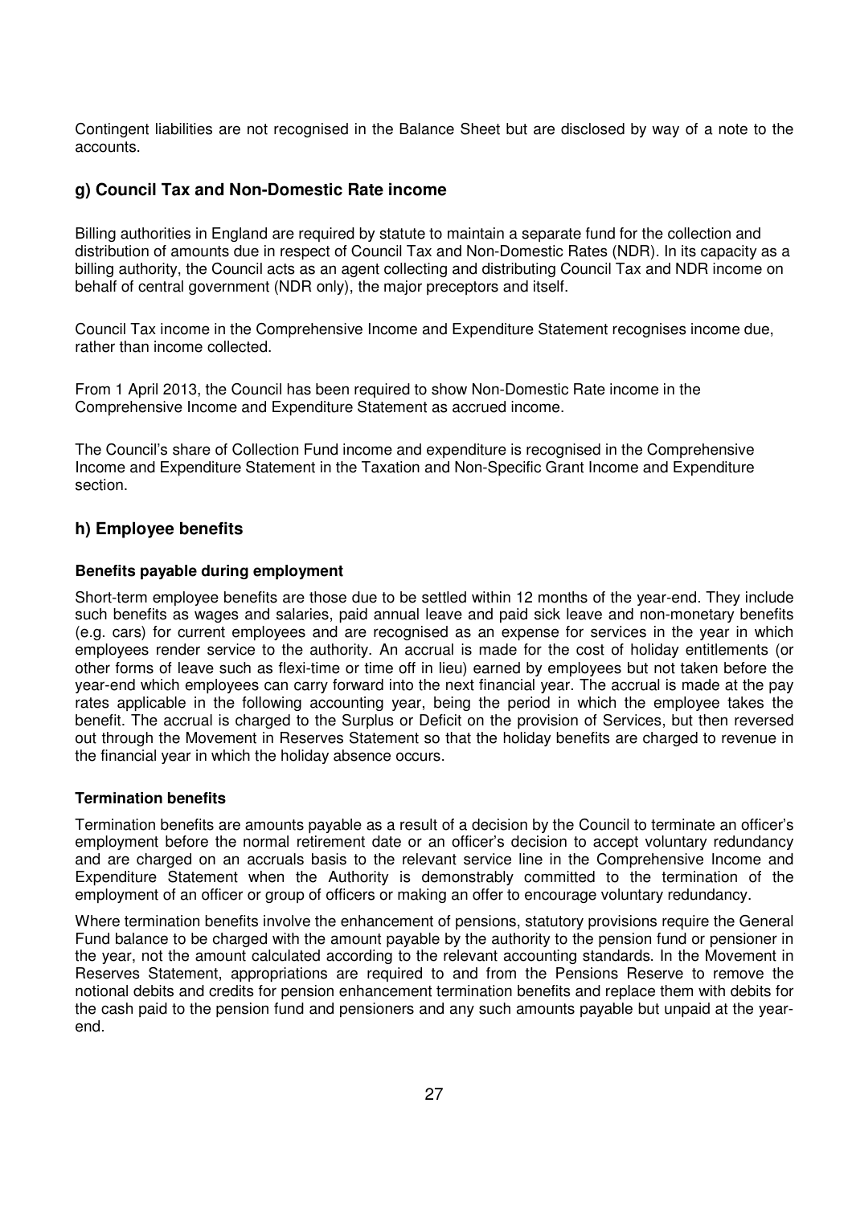Contingent liabilities are not recognised in the Balance Sheet but are disclosed by way of a note to the accounts.

## g) Council Tax and Non-Domestic Rate income

Billing authorities in England are required by statute to maintain a separate fund for the collection and distribution of amounts due in respect of Council Tax and Non-Domestic Rates (NDR). In its capacity as a billing authority, the Council acts as an agent collecting and distributing Council Tax and NDR income on behalf of central government (NDR only), the major preceptors and itself.

Council Tax income in the Comprehensive Income and Expenditure Statement recognises income due, rather than income collected.

From 1 April 2013, the Council has been required to show Non-Domestic Rate income in the Comprehensive Income and Expenditure Statement as accrued income.

The Council's share of Collection Fund income and expenditure is recognised in the Comprehensive Income and Expenditure Statement in the Taxation and Non-Specific Grant Income and Expenditure section.

## h) Employee benefits

### Benefits payable during employment

Short-term employee benefits are those due to be settled within 12 months of the year-end. They include such benefits as wages and salaries, paid annual leave and paid sick leave and non-monetary benefits (e.g. cars) for current employees and are recognised as an expense for services in the year in which employees render service to the authority. An accrual is made for the cost of holiday entitlements (or other forms of leave such as flexi-time or time off in lieu) earned by employees but not taken before the year-end which employees can carry forward into the next financial year. The accrual is made at the pay rates applicable in the following accounting year, being the period in which the employee takes the benefit. The accrual is charged to the Surplus or Deficit on the provision of Services, but then reversed out through the Movement in Reserves Statement so that the holiday benefits are charged to revenue in the financial year in which the holiday absence occurs.

### Termination benefits

Termination benefits are amounts payable as a result of a decision by the Council to terminate an officer's employment before the normal retirement date or an officer's decision to accept voluntary redundancy and are charged on an accruals basis to the relevant service line in the Comprehensive Income and Expenditure Statement when the Authority is demonstrably committed to the termination of the employment of an officer or group of officers or making an offer to encourage voluntary redundancy.

Where termination benefits involve the enhancement of pensions, statutory provisions require the General Fund balance to be charged with the amount payable by the authority to the pension fund or pensioner in the year, not the amount calculated according to the relevant accounting standards. In the Movement in Reserves Statement, appropriations are required to and from the Pensions Reserve to remove the notional debits and credits for pension enhancement termination benefits and replace them with debits for the cash paid to the pension fund and pensioners and any such amounts payable but unpaid at the year-end.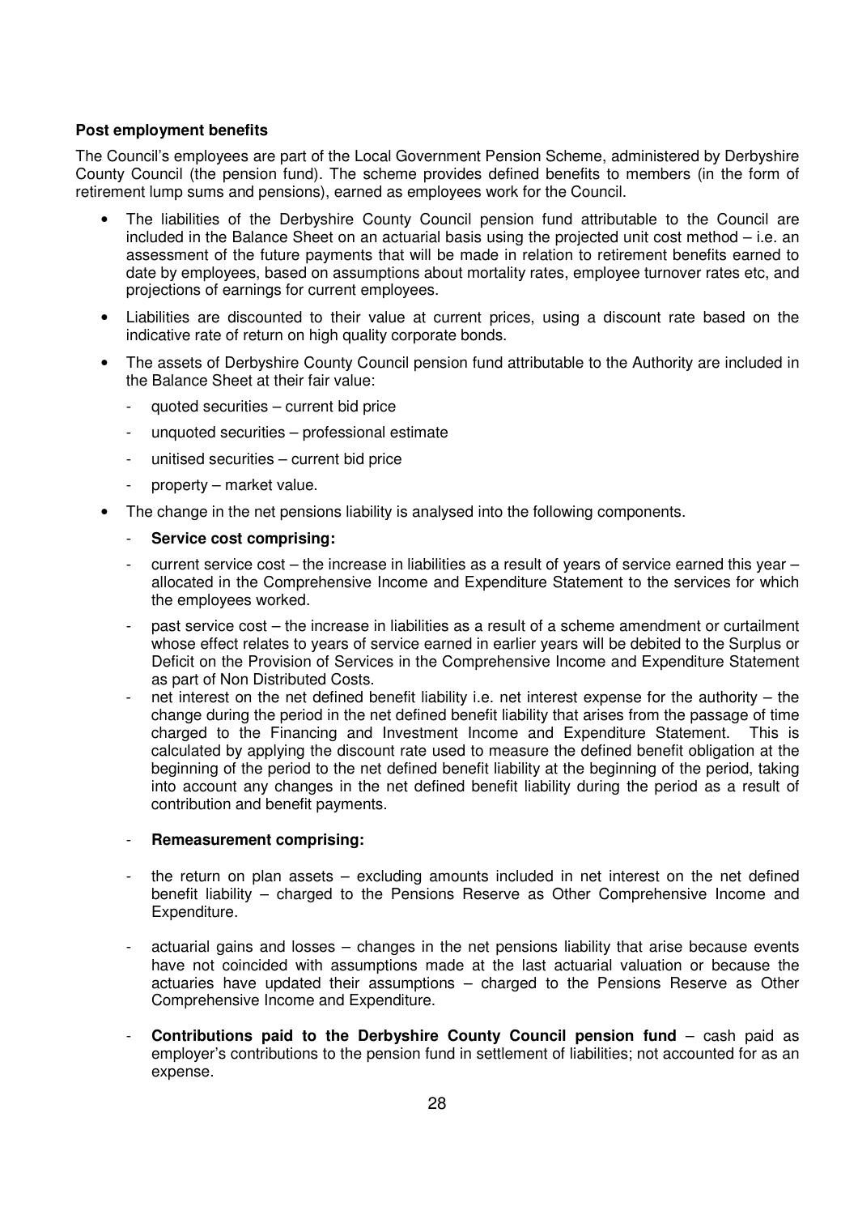**Post employment benefits**

The Council's employees are part of the Local Government Pension Scheme, administered by Derbyshire County Council (the pension fund). The scheme provides defined benefits to members (in the form of retirement lump sums and pensions), earned as employees work for the Council.

- The liabilities of the Derbyshire County Council pension fund attributable to the Council are included in the Balance Sheet on an actuarial basis using the projected unit cost method – i.e. an assessment of the future payments that will be made in relation to retirement benefits earned to date by employees, based on assumptions about mortality rates, employee turnover rates etc, and projections of earnings for current employees.
- Liabilities are discounted to their value at current prices, using a discount rate based on the indicative rate of return on high quality corporate bonds.
- The assets of Derbyshire County Council pension fund attributable to the Authority are included in the Balance Sheet at their fair value:
  - quoted securities – current bid price
  - unquoted securities – professional estimate
  - unitised securities – current bid price
  - property – market value.
- The change in the net pensions liability is analysed into the following components.
  - **Service cost comprising:**
  - current service cost – the increase in liabilities as a result of years of service earned this year – allocated in the Comprehensive Income and Expenditure Statement to the services for which the employees worked.
  - past service cost – the increase in liabilities as a result of a scheme amendment or curtailment whose effect relates to years of service earned in earlier years will be debited to the Surplus or Deficit on the Provision of Services in the Comprehensive Income and Expenditure Statement as part of Non Distributed Costs.
  - net interest on the net defined benefit liability i.e. net interest expense for the authority – the change during the period in the net defined benefit liability that arises from the passage of time charged to the Financing and Investment Income and Expenditure Statement. This is calculated by applying the discount rate used to measure the defined benefit obligation at the beginning of the period to the net defined benefit liability at the beginning of the period, taking into account any changes in the net defined benefit liability during the period as a result of contribution and benefit payments.
  - **Remeasurement comprising:**
  - the return on plan assets – excluding amounts included in net interest on the net defined benefit liability – charged to the Pensions Reserve as Other Comprehensive Income and Expenditure.
  - actuarial gains and losses – changes in the net pensions liability that arise because events have not coincided with assumptions made at the last actuarial valuation or because the actuaries have updated their assumptions – charged to the Pensions Reserve as Other Comprehensive Income and Expenditure.
  - **Contributions paid to the Derbyshire County Council pension fund** – cash paid as employer's contributions to the pension fund in settlement of liabilities; not accounted for as an expense.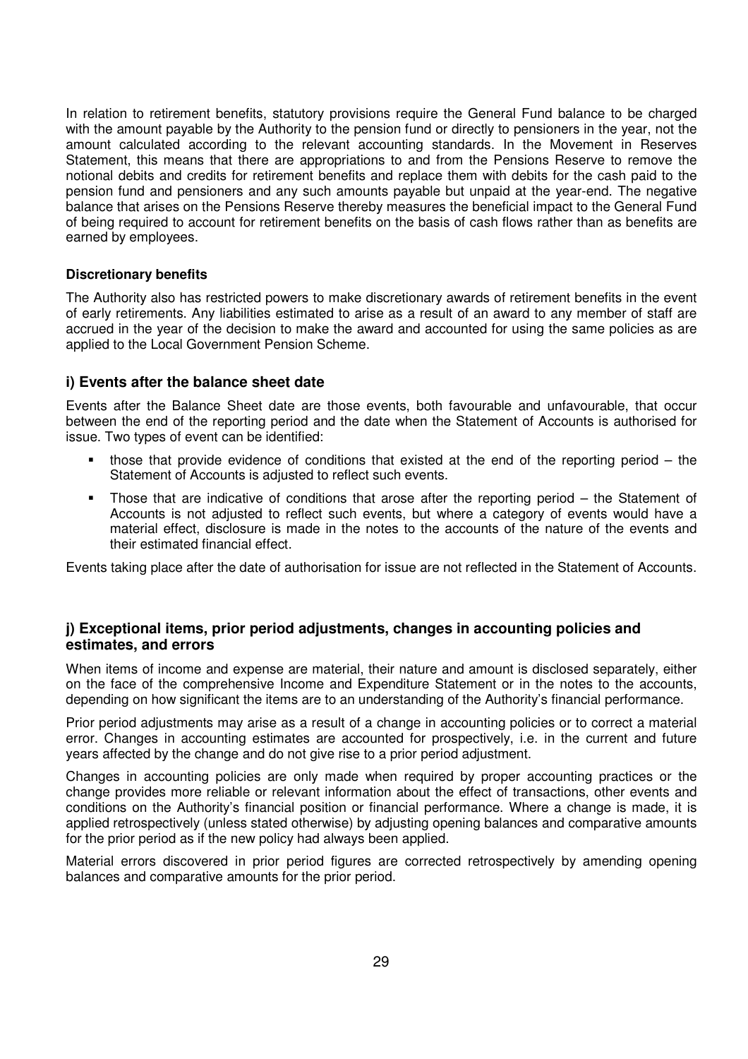In relation to retirement benefits, statutory provisions require the General Fund balance to be charged with the amount payable by the Authority to the pension fund or directly to pensioners in the year, not the amount calculated according to the relevant accounting standards. In the Movement in Reserves Statement, this means that there are appropriations to and from the Pensions Reserve to remove the notional debits and credits for retirement benefits and replace them with debits for the cash paid to the pension fund and pensioners and any such amounts payable but unpaid at the year-end. The negative balance that arises on the Pensions Reserve thereby measures the beneficial impact to the General Fund of being required to account for retirement benefits on the basis of cash flows rather than as benefits are earned by employees.

**Discretionary benefits**

The Authority also has restricted powers to make discretionary awards of retirement benefits in the event of early retirements. Any liabilities estimated to arise as a result of an award to any member of staff are accrued in the year of the decision to make the award and accounted for using the same policies as are applied to the Local Government Pension Scheme.

### i) Events after the balance sheet date

Events after the Balance Sheet date are those events, both favourable and unfavourable, that occur between the end of the reporting period and the date when the Statement of Accounts is authorised for issue. Two types of event can be identified:

- those that provide evidence of conditions that existed at the end of the reporting period – the Statement of Accounts is adjusted to reflect such events.
- Those that are indicative of conditions that arose after the reporting period – the Statement of Accounts is not adjusted to reflect such events, but where a category of events would have a material effect, disclosure is made in the notes to the accounts of the nature of the events and their estimated financial effect.

Events taking place after the date of authorisation for issue are not reflected in the Statement of Accounts.

### j) Exceptional items, prior period adjustments, changes in accounting policies and estimates, and errors

When items of income and expense are material, their nature and amount is disclosed separately, either on the face of the comprehensive Income and Expenditure Statement or in the notes to the accounts, depending on how significant the items are to an understanding of the Authority's financial performance.

Prior period adjustments may arise as a result of a change in accounting policies or to correct a material error. Changes in accounting estimates are accounted for prospectively, i.e. in the current and future years affected by the change and do not give rise to a prior period adjustment.

Changes in accounting policies are only made when required by proper accounting practices or the change provides more reliable or relevant information about the effect of transactions, other events and conditions on the Authority's financial position or financial performance. Where a change is made, it is applied retrospectively (unless stated otherwise) by adjusting opening balances and comparative amounts for the prior period as if the new policy had always been applied.

Material errors discovered in prior period figures are corrected retrospectively by amending opening balances and comparative amounts for the prior period.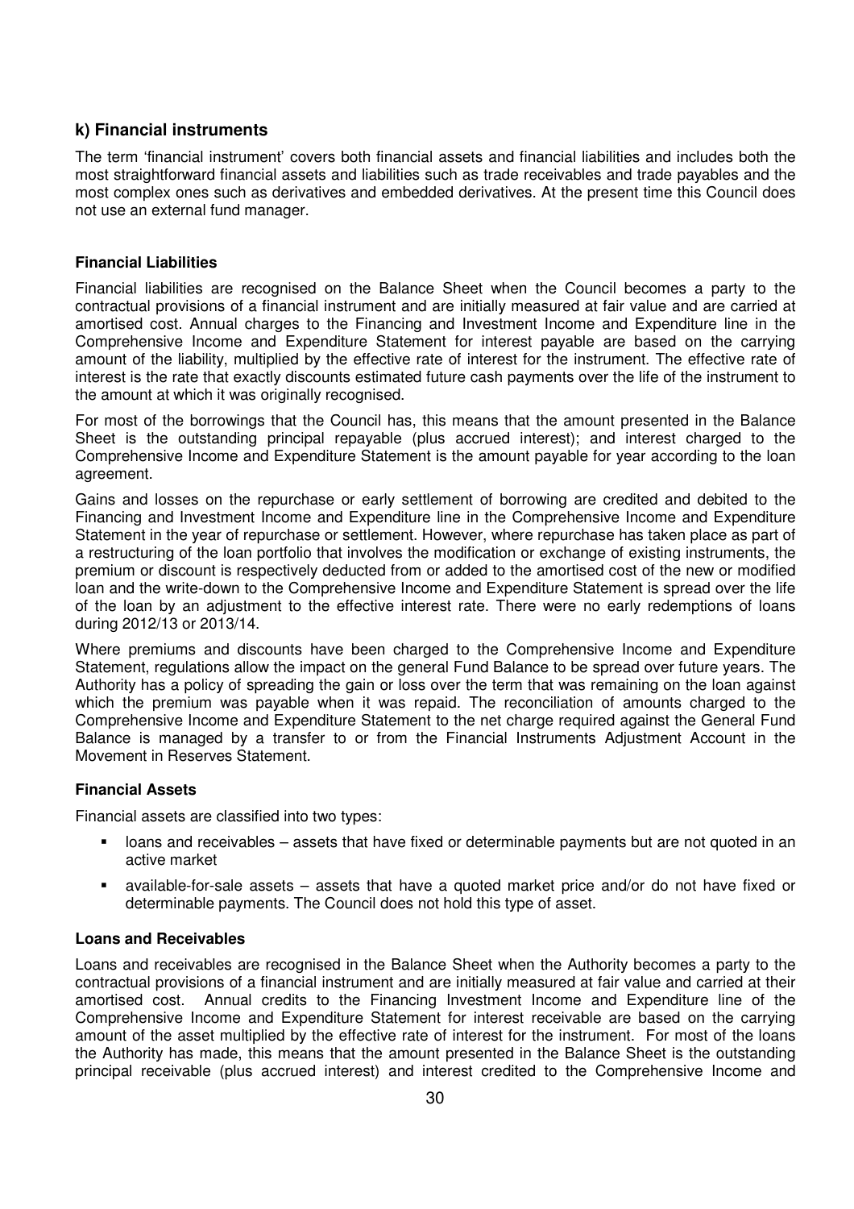## k) Financial instruments

The term 'financial instrument' covers both financial assets and financial liabilities and includes both the most straightforward financial assets and liabilities such as trade receivables and trade payables and the most complex ones such as derivatives and embedded derivatives. At the present time this Council does not use an external fund manager.

### Financial Liabilities

Financial liabilities are recognised on the Balance Sheet when the Council becomes a party to the contractual provisions of a financial instrument and are initially measured at fair value and are carried at amortised cost. Annual charges to the Financing and Investment Income and Expenditure line in the Comprehensive Income and Expenditure Statement for interest payable are based on the carrying amount of the liability, multiplied by the effective rate of interest for the instrument. The effective rate of interest is the rate that exactly discounts estimated future cash payments over the life of the instrument to the amount at which it was originally recognised.

For most of the borrowings that the Council has, this means that the amount presented in the Balance Sheet is the outstanding principal repayable (plus accrued interest); and interest charged to the Comprehensive Income and Expenditure Statement is the amount payable for year according to the loan agreement.

Gains and losses on the repurchase or early settlement of borrowing are credited and debited to the Financing and Investment Income and Expenditure line in the Comprehensive Income and Expenditure Statement in the year of repurchase or settlement. However, where repurchase has taken place as part of a restructuring of the loan portfolio that involves the modification or exchange of existing instruments, the premium or discount is respectively deducted from or added to the amortised cost of the new or modified loan and the write-down to the Comprehensive Income and Expenditure Statement is spread over the life of the loan by an adjustment to the effective interest rate. There were no early redemptions of loans during 2012/13 or 2013/14.

Where premiums and discounts have been charged to the Comprehensive Income and Expenditure Statement, regulations allow the impact on the general Fund Balance to be spread over future years. The Authority has a policy of spreading the gain or loss over the term that was remaining on the loan against which the premium was payable when it was repaid. The reconciliation of amounts charged to the Comprehensive Income and Expenditure Statement to the net charge required against the General Fund Balance is managed by a transfer to or from the Financial Instruments Adjustment Account in the Movement in Reserves Statement.

### Financial Assets

Financial assets are classified into two types:

- loans and receivables – assets that have fixed or determinable payments but are not quoted in an active market
- available-for-sale assets – assets that have a quoted market price and/or do not have fixed or determinable payments. The Council does not hold this type of asset.

### Loans and Receivables

Loans and receivables are recognised in the Balance Sheet when the Authority becomes a party to the contractual provisions of a financial instrument and are initially measured at fair value and carried at their amortised cost. Annual credits to the Financing Investment Income and Expenditure line of the Comprehensive Income and Expenditure Statement for interest receivable are based on the carrying amount of the asset multiplied by the effective rate of interest for the instrument. For most of the loans the Authority has made, this means that the amount presented in the Balance Sheet is the outstanding principal receivable (plus accrued interest) and interest credited to the Comprehensive Income and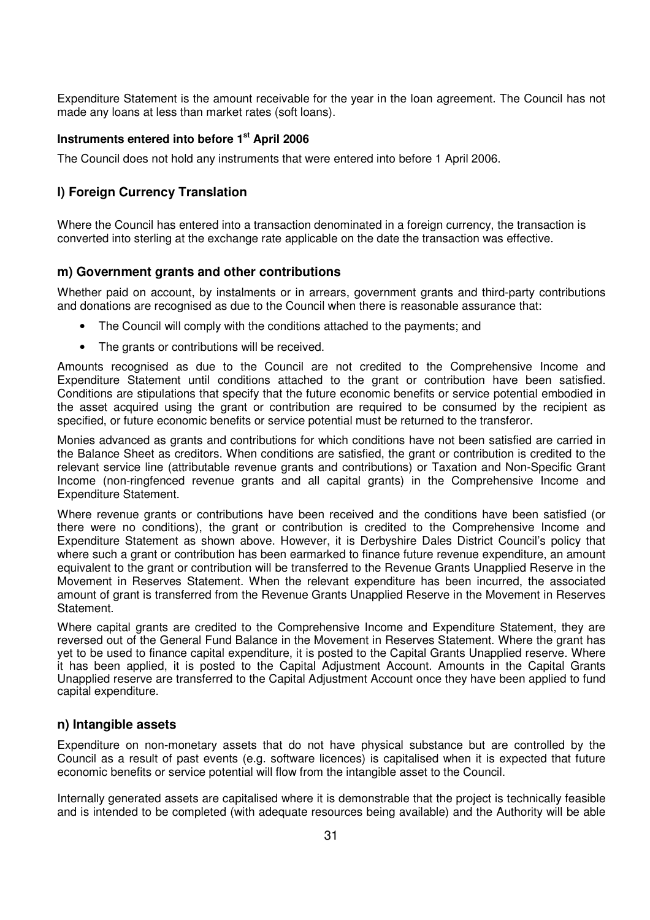Expenditure Statement is the amount receivable for the year in the loan agreement. The Council has not made any loans at less than market rates (soft loans).

**Instruments entered into before 1st April 2006**

The Council does not hold any instruments that were entered into before 1 April 2006.

## l) Foreign Currency Translation

Where the Council has entered into a transaction denominated in a foreign currency, the transaction is converted into sterling at the exchange rate applicable on the date the transaction was effective.

## m) Government grants and other contributions

Whether paid on account, by instalments or in arrears, government grants and third-party contributions and donations are recognised as due to the Council when there is reasonable assurance that:

- The Council will comply with the conditions attached to the payments; and
- The grants or contributions will be received.

Amounts recognised as due to the Council are not credited to the Comprehensive Income and Expenditure Statement until conditions attached to the grant or contribution have been satisfied. Conditions are stipulations that specify that the future economic benefits or service potential embodied in the asset acquired using the grant or contribution are required to be consumed by the recipient as specified, or future economic benefits or service potential must be returned to the transferor.

Monies advanced as grants and contributions for which conditions have not been satisfied are carried in the Balance Sheet as creditors. When conditions are satisfied, the grant or contribution is credited to the relevant service line (attributable revenue grants and contributions) or Taxation and Non-Specific Grant Income (non-ringfenced revenue grants and all capital grants) in the Comprehensive Income and Expenditure Statement.

Where revenue grants or contributions have been received and the conditions have been satisfied (or there were no conditions), the grant or contribution is credited to the Comprehensive Income and Expenditure Statement as shown above. However, it is Derbyshire Dales District Council's policy that where such a grant or contribution has been earmarked to finance future revenue expenditure, an amount equivalent to the grant or contribution will be transferred to the Revenue Grants Unapplied Reserve in the Movement in Reserves Statement. When the relevant expenditure has been incurred, the associated amount of grant is transferred from the Revenue Grants Unapplied Reserve in the Movement in Reserves Statement.

Where capital grants are credited to the Comprehensive Income and Expenditure Statement, they are reversed out of the General Fund Balance in the Movement in Reserves Statement. Where the grant has yet to be used to finance capital expenditure, it is posted to the Capital Grants Unapplied reserve. Where it has been applied, it is posted to the Capital Adjustment Account. Amounts in the Capital Grants Unapplied reserve are transferred to the Capital Adjustment Account once they have been applied to fund capital expenditure.

## n) Intangible assets

Expenditure on non-monetary assets that do not have physical substance but are controlled by the Council as a result of past events (e.g. software licences) is capitalised when it is expected that future economic benefits or service potential will flow from the intangible asset to the Council.

Internally generated assets are capitalised where it is demonstrable that the project is technically feasible and is intended to be completed (with adequate resources being available) and the Authority will be able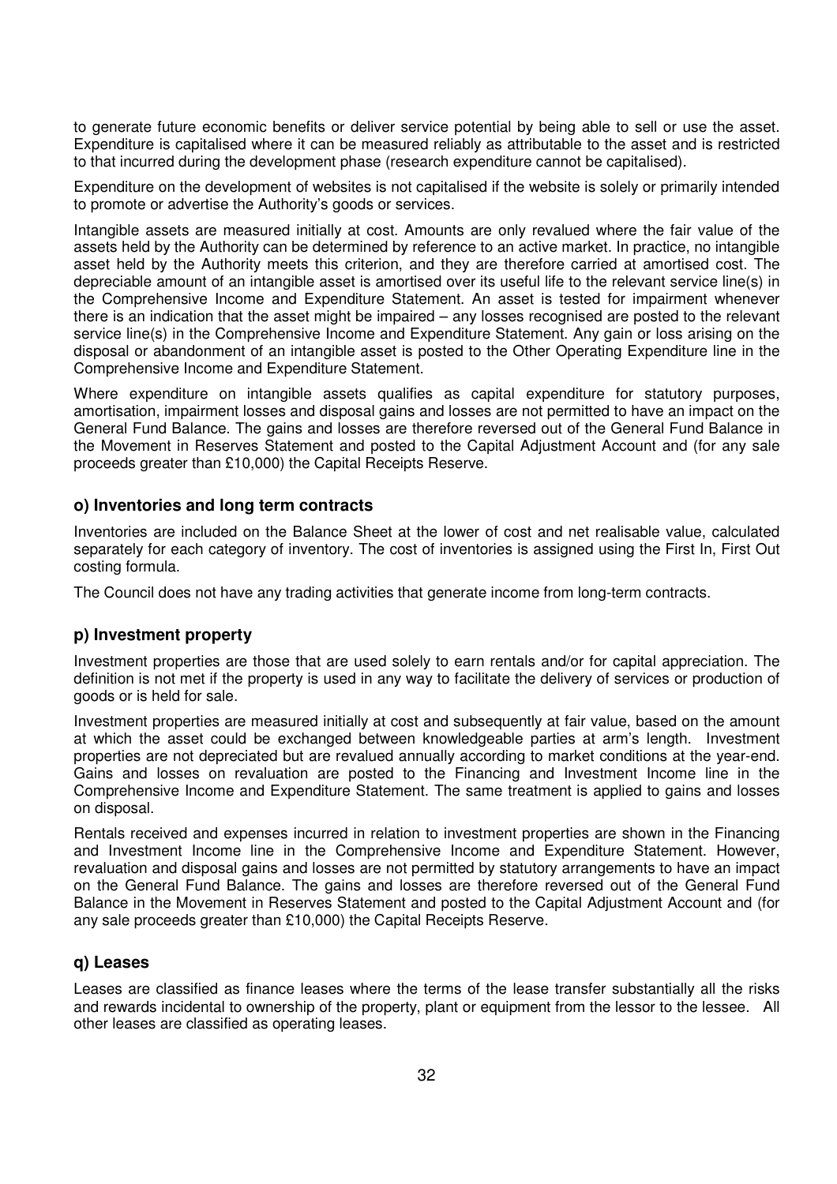to generate future economic benefits or deliver service potential by being able to sell or use the asset. Expenditure is capitalised where it can be measured reliably as attributable to the asset and is restricted to that incurred during the development phase (research expenditure cannot be capitalised).

Expenditure on the development of websites is not capitalised if the website is solely or primarily intended to promote or advertise the Authority's goods or services.

Intangible assets are measured initially at cost. Amounts are only revalued where the fair value of the assets held by the Authority can be determined by reference to an active market. In practice, no intangible asset held by the Authority meets this criterion, and they are therefore carried at amortised cost. The depreciable amount of an intangible asset is amortised over its useful life to the relevant service line(s) in the Comprehensive Income and Expenditure Statement. An asset is tested for impairment whenever there is an indication that the asset might be impaired – any losses recognised are posted to the relevant service line(s) in the Comprehensive Income and Expenditure Statement. Any gain or loss arising on the disposal or abandonment of an intangible asset is posted to the Other Operating Expenditure line in the Comprehensive Income and Expenditure Statement.

Where expenditure on intangible assets qualifies as capital expenditure for statutory purposes, amortisation, impairment losses and disposal gains and losses are not permitted to have an impact on the General Fund Balance. The gains and losses are therefore reversed out of the General Fund Balance in the Movement in Reserves Statement and posted to the Capital Adjustment Account and (for any sale proceeds greater than £10,000) the Capital Receipts Reserve.

### o) Inventories and long term contracts

Inventories are included on the Balance Sheet at the lower of cost and net realisable value, calculated separately for each category of inventory. The cost of inventories is assigned using the First In, First Out costing formula.

The Council does not have any trading activities that generate income from long-term contracts.

### p) Investment property

Investment properties are those that are used solely to earn rentals and/or for capital appreciation. The definition is not met if the property is used in any way to facilitate the delivery of services or production of goods or is held for sale.

Investment properties are measured initially at cost and subsequently at fair value, based on the amount at which the asset could be exchanged between knowledgeable parties at arm's length. Investment properties are not depreciated but are revalued annually according to market conditions at the year-end. Gains and losses on revaluation are posted to the Financing and Investment Income line in the Comprehensive Income and Expenditure Statement. The same treatment is applied to gains and losses on disposal.

Rentals received and expenses incurred in relation to investment properties are shown in the Financing and Investment Income line in the Comprehensive Income and Expenditure Statement. However, revaluation and disposal gains and losses are not permitted by statutory arrangements to have an impact on the General Fund Balance. The gains and losses are therefore reversed out of the General Fund Balance in the Movement in Reserves Statement and posted to the Capital Adjustment Account and (for any sale proceeds greater than £10,000) the Capital Receipts Reserve.

### q) Leases

Leases are classified as finance leases where the terms of the lease transfer substantially all the risks and rewards incidental to ownership of the property, plant or equipment from the lessor to the lessee. All other leases are classified as operating leases.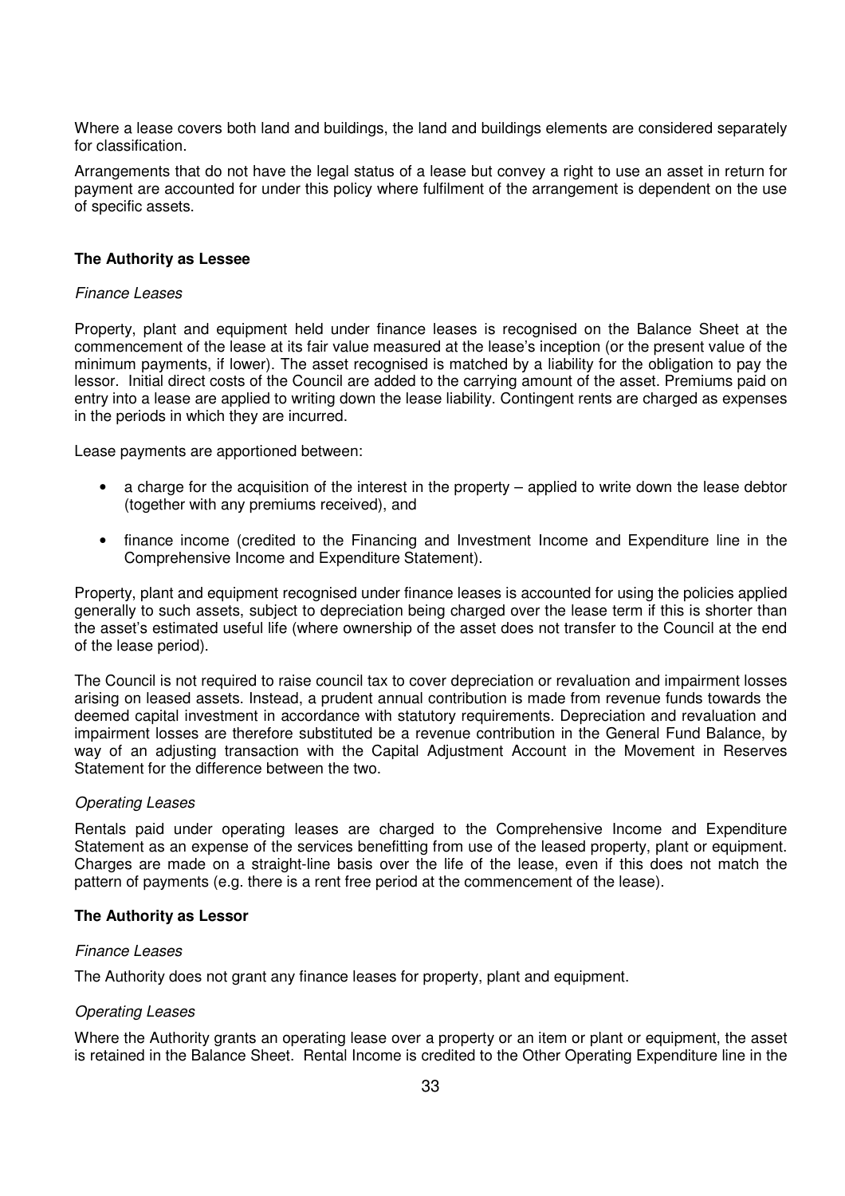Where a lease covers both land and buildings, the land and buildings elements are considered separately for classification.

Arrangements that do not have the legal status of a lease but convey a right to use an asset in return for payment are accounted for under this policy where fulfilment of the arrangement is dependent on the use of specific assets.

**The Authority as Lessee**

*Finance Leases*

Property, plant and equipment held under finance leases is recognised on the Balance Sheet at the commencement of the lease at its fair value measured at the lease's inception (or the present value of the minimum payments, if lower). The asset recognised is matched by a liability for the obligation to pay the lessor. Initial direct costs of the Council are added to the carrying amount of the asset. Premiums paid on entry into a lease are applied to writing down the lease liability. Contingent rents are charged as expenses in the periods in which they are incurred.

Lease payments are apportioned between:

- a charge for the acquisition of the interest in the property – applied to write down the lease debtor (together with any premiums received), and
- finance income (credited to the Financing and Investment Income and Expenditure line in the Comprehensive Income and Expenditure Statement).

Property, plant and equipment recognised under finance leases is accounted for using the policies applied generally to such assets, subject to depreciation being charged over the lease term if this is shorter than the asset's estimated useful life (where ownership of the asset does not transfer to the Council at the end of the lease period).

The Council is not required to raise council tax to cover depreciation or revaluation and impairment losses arising on leased assets. Instead, a prudent annual contribution is made from revenue funds towards the deemed capital investment in accordance with statutory requirements. Depreciation and revaluation and impairment losses are therefore substituted be a revenue contribution in the General Fund Balance, by way of an adjusting transaction with the Capital Adjustment Account in the Movement in Reserves Statement for the difference between the two.

*Operating Leases*

Rentals paid under operating leases are charged to the Comprehensive Income and Expenditure Statement as an expense of the services benefitting from use of the leased property, plant or equipment. Charges are made on a straight-line basis over the life of the lease, even if this does not match the pattern of payments (e.g. there is a rent free period at the commencement of the lease).

**The Authority as Lessor**

*Finance Leases*

The Authority does not grant any finance leases for property, plant and equipment.

*Operating Leases*

Where the Authority grants an operating lease over a property or an item or plant or equipment, the asset is retained in the Balance Sheet. Rental Income is credited to the Other Operating Expenditure line in the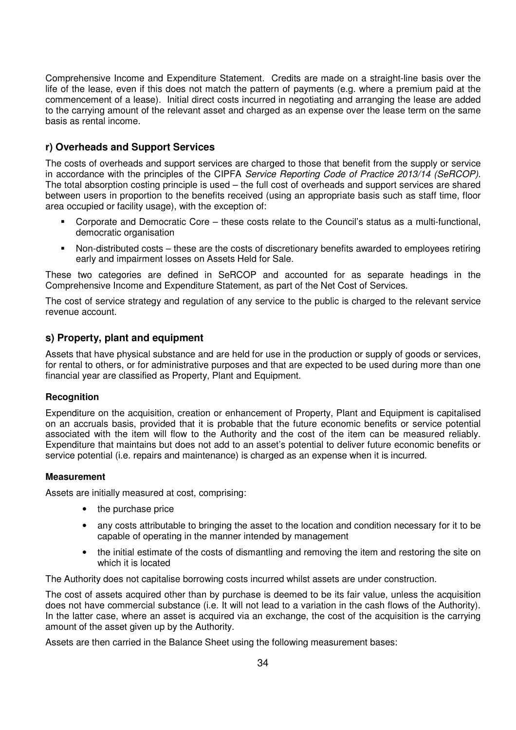Comprehensive Income and Expenditure Statement. Credits are made on a straight-line basis over the life of the lease, even if this does not match the pattern of payments (e.g. where a premium paid at the commencement of a lease). Initial direct costs incurred in negotiating and arranging the lease are added to the carrying amount of the relevant asset and charged as an expense over the lease term on the same basis as rental income.

## r) Overheads and Support Services

The costs of overheads and support services are charged to those that benefit from the supply or service in accordance with the principles of the CIPFA *Service Reporting Code of Practice 2013/14 (SeRCOP).* The total absorption costing principle is used – the full cost of overheads and support services are shared between users in proportion to the benefits received (using an appropriate basis such as staff time, floor area occupied or facility usage), with the exception of:

- Corporate and Democratic Core – these costs relate to the Council's status as a multi-functional, democratic organisation
- Non-distributed costs – these are the costs of discretionary benefits awarded to employees retiring early and impairment losses on Assets Held for Sale.

These two categories are defined in SeRCOP and accounted for as separate headings in the Comprehensive Income and Expenditure Statement, as part of the Net Cost of Services.

The cost of service strategy and regulation of any service to the public is charged to the relevant service revenue account.

## s) Property, plant and equipment

Assets that have physical substance and are held for use in the production or supply of goods or services, for rental to others, or for administrative purposes and that are expected to be used during more than one financial year are classified as Property, Plant and Equipment.

### Recognition

Expenditure on the acquisition, creation or enhancement of Property, Plant and Equipment is capitalised on an accruals basis, provided that it is probable that the future economic benefits or service potential associated with the item will flow to the Authority and the cost of the item can be measured reliably. Expenditure that maintains but does not add to an asset's potential to deliver future economic benefits or service potential (i.e. repairs and maintenance) is charged as an expense when it is incurred.

### Measurement

Assets are initially measured at cost, comprising:

- the purchase price
- any costs attributable to bringing the asset to the location and condition necessary for it to be capable of operating in the manner intended by management
- the initial estimate of the costs of dismantling and removing the item and restoring the site on which it is located

The Authority does not capitalise borrowing costs incurred whilst assets are under construction.

The cost of assets acquired other than by purchase is deemed to be its fair value, unless the acquisition does not have commercial substance (i.e. It will not lead to a variation in the cash flows of the Authority). In the latter case, where an asset is acquired via an exchange, the cost of the acquisition is the carrying amount of the asset given up by the Authority.

Assets are then carried in the Balance Sheet using the following measurement bases: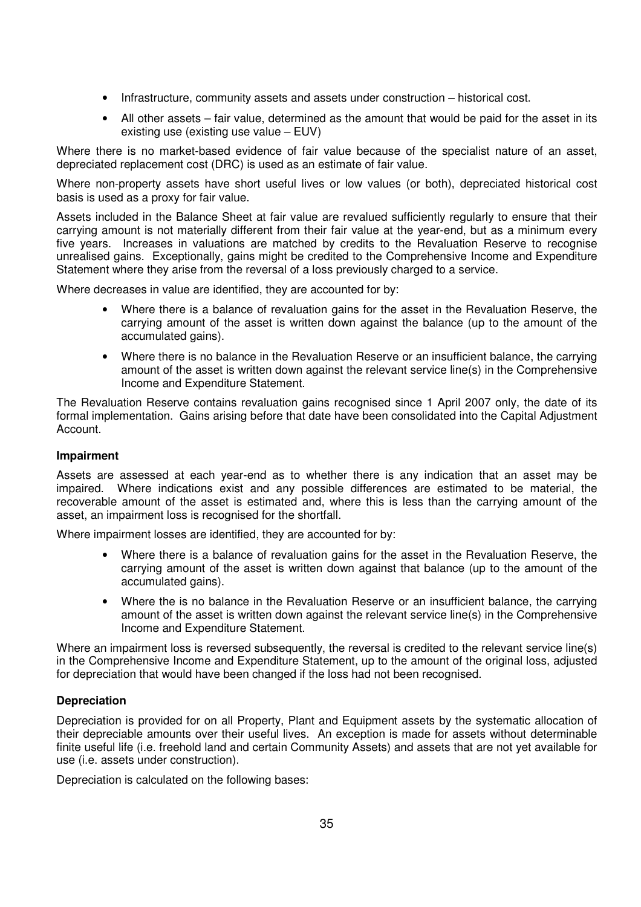- Infrastructure, community assets and assets under construction – historical cost.
- All other assets – fair value, determined as the amount that would be paid for the asset in its existing use (existing use value – EUV)

Where there is no market-based evidence of fair value because of the specialist nature of an asset, depreciated replacement cost (DRC) is used as an estimate of fair value.

Where non-property assets have short useful lives or low values (or both), depreciated historical cost basis is used as a proxy for fair value.

Assets included in the Balance Sheet at fair value are revalued sufficiently regularly to ensure that their carrying amount is not materially different from their fair value at the year-end, but as a minimum every five years. Increases in valuations are matched by credits to the Revaluation Reserve to recognise unrealised gains. Exceptionally, gains might be credited to the Comprehensive Income and Expenditure Statement where they arise from the reversal of a loss previously charged to a service.

Where decreases in value are identified, they are accounted for by:

- Where there is a balance of revaluation gains for the asset in the Revaluation Reserve, the carrying amount of the asset is written down against the balance (up to the amount of the accumulated gains).
- Where there is no balance in the Revaluation Reserve or an insufficient balance, the carrying amount of the asset is written down against the relevant service line(s) in the Comprehensive Income and Expenditure Statement.

The Revaluation Reserve contains revaluation gains recognised since 1 April 2007 only, the date of its formal implementation. Gains arising before that date have been consolidated into the Capital Adjustment Account.

**Impairment**

Assets are assessed at each year-end as to whether there is any indication that an asset may be impaired. Where indications exist and any possible differences are estimated to be material, the recoverable amount of the asset is estimated and, where this is less than the carrying amount of the asset, an impairment loss is recognised for the shortfall.

Where impairment losses are identified, they are accounted for by:

- Where there is a balance of revaluation gains for the asset in the Revaluation Reserve, the carrying amount of the asset is written down against that balance (up to the amount of the accumulated gains).
- Where the is no balance in the Revaluation Reserve or an insufficient balance, the carrying amount of the asset is written down against the relevant service line(s) in the Comprehensive Income and Expenditure Statement.

Where an impairment loss is reversed subsequently, the reversal is credited to the relevant service line(s) in the Comprehensive Income and Expenditure Statement, up to the amount of the original loss, adjusted for depreciation that would have been changed if the loss had not been recognised.

**Depreciation**

Depreciation is provided for on all Property, Plant and Equipment assets by the systematic allocation of their depreciable amounts over their useful lives. An exception is made for assets without determinable finite useful life (i.e. freehold land and certain Community Assets) and assets that are not yet available for use (i.e. assets under construction).

Depreciation is calculated on the following bases: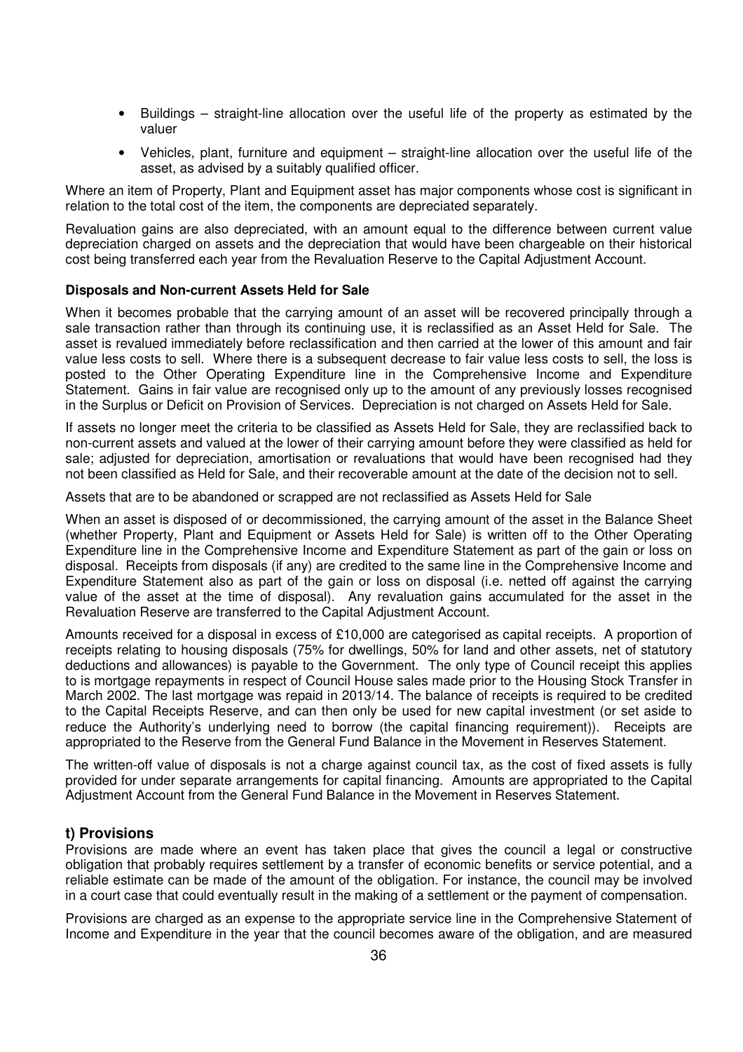- Buildings – straight-line allocation over the useful life of the property as estimated by the valuer
- Vehicles, plant, furniture and equipment – straight-line allocation over the useful life of the asset, as advised by a suitably qualified officer.

Where an item of Property, Plant and Equipment asset has major components whose cost is significant in relation to the total cost of the item, the components are depreciated separately.

Revaluation gains are also depreciated, with an amount equal to the difference between current value depreciation charged on assets and the depreciation that would have been chargeable on their historical cost being transferred each year from the Revaluation Reserve to the Capital Adjustment Account.

**Disposals and Non-current Assets Held for Sale**

When it becomes probable that the carrying amount of an asset will be recovered principally through a sale transaction rather than through its continuing use, it is reclassified as an Asset Held for Sale. The asset is revalued immediately before reclassification and then carried at the lower of this amount and fair value less costs to sell. Where there is a subsequent decrease to fair value less costs to sell, the loss is posted to the Other Operating Expenditure line in the Comprehensive Income and Expenditure Statement. Gains in fair value are recognised only up to the amount of any previously losses recognised in the Surplus or Deficit on Provision of Services. Depreciation is not charged on Assets Held for Sale.

If assets no longer meet the criteria to be classified as Assets Held for Sale, they are reclassified back to non-current assets and valued at the lower of their carrying amount before they were classified as held for sale; adjusted for depreciation, amortisation or revaluations that would have been recognised had they not been classified as Held for Sale, and their recoverable amount at the date of the decision not to sell.

Assets that are to be abandoned or scrapped are not reclassified as Assets Held for Sale

When an asset is disposed of or decommissioned, the carrying amount of the asset in the Balance Sheet (whether Property, Plant and Equipment or Assets Held for Sale) is written off to the Other Operating Expenditure line in the Comprehensive Income and Expenditure Statement as part of the gain or loss on disposal. Receipts from disposals (if any) are credited to the same line in the Comprehensive Income and Expenditure Statement also as part of the gain or loss on disposal (i.e. netted off against the carrying value of the asset at the time of disposal). Any revaluation gains accumulated for the asset in the Revaluation Reserve are transferred to the Capital Adjustment Account.

Amounts received for a disposal in excess of £10,000 are categorised as capital receipts. A proportion of receipts relating to housing disposals (75% for dwellings, 50% for land and other assets, net of statutory deductions and allowances) is payable to the Government. The only type of Council receipt this applies to is mortgage repayments in respect of Council House sales made prior to the Housing Stock Transfer in March 2002. The last mortgage was repaid in 2013/14. The balance of receipts is required to be credited to the Capital Receipts Reserve, and can then only be used for new capital investment (or set aside to reduce the Authority's underlying need to borrow (the capital financing requirement)). Receipts are appropriated to the Reserve from the General Fund Balance in the Movement in Reserves Statement.

The written-off value of disposals is not a charge against council tax, as the cost of fixed assets is fully provided for under separate arrangements for capital financing. Amounts are appropriated to the Capital Adjustment Account from the General Fund Balance in the Movement in Reserves Statement.

## t) Provisions

Provisions are made where an event has taken place that gives the council a legal or constructive obligation that probably requires settlement by a transfer of economic benefits or service potential, and a reliable estimate can be made of the amount of the obligation. For instance, the council may be involved in a court case that could eventually result in the making of a settlement or the payment of compensation.

Provisions are charged as an expense to the appropriate service line in the Comprehensive Statement of Income and Expenditure in the year that the council becomes aware of the obligation, and are measured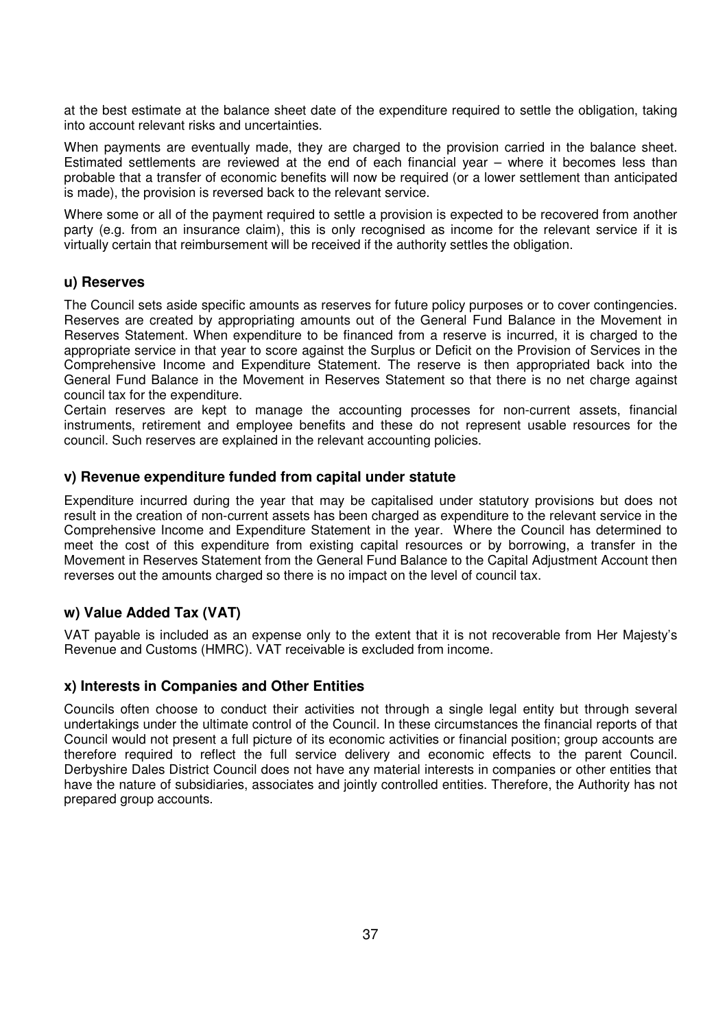at the best estimate at the balance sheet date of the expenditure required to settle the obligation, taking into account relevant risks and uncertainties.

When payments are eventually made, they are charged to the provision carried in the balance sheet. Estimated settlements are reviewed at the end of each financial year – where it becomes less than probable that a transfer of economic benefits will now be required (or a lower settlement than anticipated is made), the provision is reversed back to the relevant service.

Where some or all of the payment required to settle a provision is expected to be recovered from another party (e.g. from an insurance claim), this is only recognised as income for the relevant service if it is virtually certain that reimbursement will be received if the authority settles the obligation.

### u) Reserves

The Council sets aside specific amounts as reserves for future policy purposes or to cover contingencies. Reserves are created by appropriating amounts out of the General Fund Balance in the Movement in Reserves Statement. When expenditure to be financed from a reserve is incurred, it is charged to the appropriate service in that year to score against the Surplus or Deficit on the Provision of Services in the Comprehensive Income and Expenditure Statement. The reserve is then appropriated back into the General Fund Balance in the Movement in Reserves Statement so that there is no net charge against council tax for the expenditure.

Certain reserves are kept to manage the accounting processes for non-current assets, financial instruments, retirement and employee benefits and these do not represent usable resources for the council. Such reserves are explained in the relevant accounting policies.

### v) Revenue expenditure funded from capital under statute

Expenditure incurred during the year that may be capitalised under statutory provisions but does not result in the creation of non-current assets has been charged as expenditure to the relevant service in the Comprehensive Income and Expenditure Statement in the year. Where the Council has determined to meet the cost of this expenditure from existing capital resources or by borrowing, a transfer in the Movement in Reserves Statement from the General Fund Balance to the Capital Adjustment Account then reverses out the amounts charged so there is no impact on the level of council tax.

### w) Value Added Tax (VAT)

VAT payable is included as an expense only to the extent that it is not recoverable from Her Majesty's Revenue and Customs (HMRC). VAT receivable is excluded from income.

### x) Interests in Companies and Other Entities

Councils often choose to conduct their activities not through a single legal entity but through several undertakings under the ultimate control of the Council. In these circumstances the financial reports of that Council would not present a full picture of its economic activities or financial position; group accounts are therefore required to reflect the full service delivery and economic effects to the parent Council. Derbyshire Dales District Council does not have any material interests in companies or other entities that have the nature of subsidiaries, associates and jointly controlled entities. Therefore, the Authority has not prepared group accounts.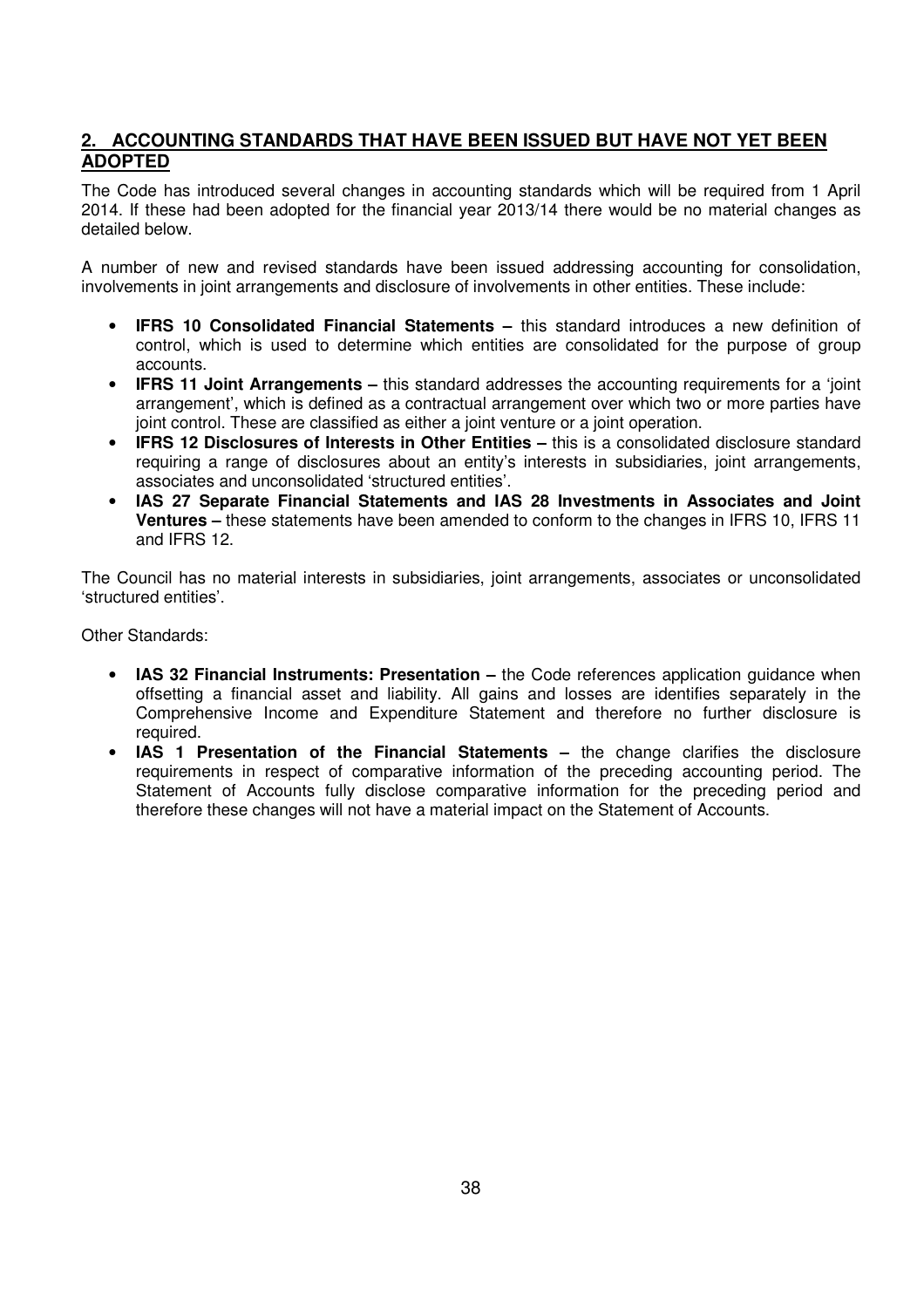## 2. ACCOUNTING STANDARDS THAT HAVE BEEN ISSUED BUT HAVE NOT YET BEEN ADOPTED

The Code has introduced several changes in accounting standards which will be required from 1 April 2014. If these had been adopted for the financial year 2013/14 there would be no material changes as detailed below.

A number of new and revised standards have been issued addressing accounting for consolidation, involvements in joint arrangements and disclosure of involvements in other entities. These include:

- **IFRS 10 Consolidated Financial Statements –** this standard introduces a new definition of control, which is used to determine which entities are consolidated for the purpose of group accounts.
- **IFRS 11 Joint Arrangements –** this standard addresses the accounting requirements for a 'joint arrangement', which is defined as a contractual arrangement over which two or more parties have joint control. These are classified as either a joint venture or a joint operation.
- **IFRS 12 Disclosures of Interests in Other Entities –** this is a consolidated disclosure standard requiring a range of disclosures about an entity's interests in subsidiaries, joint arrangements, associates and unconsolidated 'structured entities'.
- **IAS 27 Separate Financial Statements and IAS 28 Investments in Associates and Joint Ventures –** these statements have been amended to conform to the changes in IFRS 10, IFRS 11 and IFRS 12.

The Council has no material interests in subsidiaries, joint arrangements, associates or unconsolidated 'structured entities'.

Other Standards:

- **IAS 32 Financial Instruments: Presentation –** the Code references application guidance when offsetting a financial asset and liability. All gains and losses are identifies separately in the Comprehensive Income and Expenditure Statement and therefore no further disclosure is required.
- **IAS 1 Presentation of the Financial Statements –** the change clarifies the disclosure requirements in respect of comparative information of the preceding accounting period. The Statement of Accounts fully disclose comparative information for the preceding period and therefore these changes will not have a material impact on the Statement of Accounts.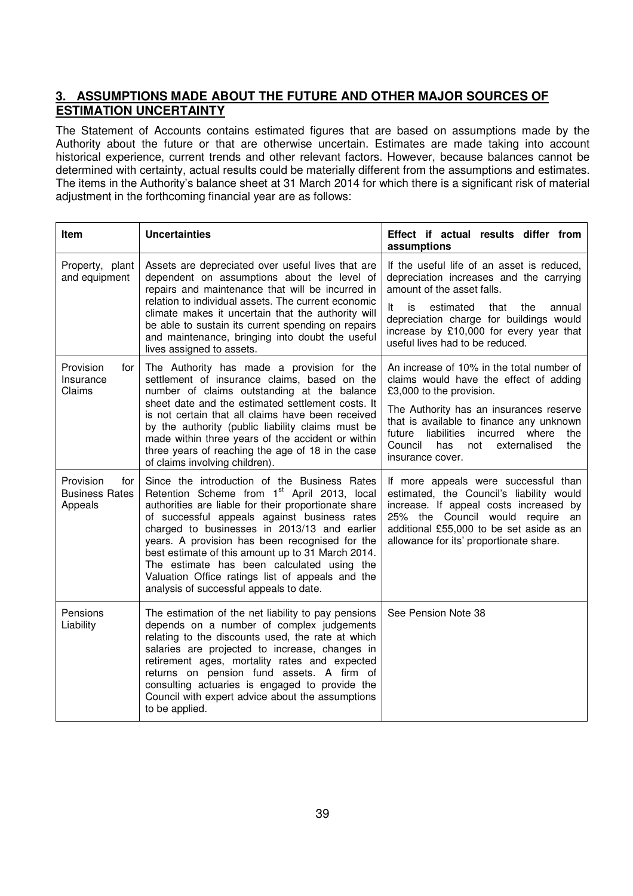## 3. ASSUMPTIONS MADE ABOUT THE FUTURE AND OTHER MAJOR SOURCES OF ESTIMATION UNCERTAINTY

The Statement of Accounts contains estimated figures that are based on assumptions made by the Authority about the future or that are otherwise uncertain. Estimates are made taking into account historical experience, current trends and other relevant factors. However, because balances cannot be determined with certainty, actual results could be materially different from the assumptions and estimates. The items in the Authority's balance sheet at 31 March 2014 for which there is a significant risk of material adjustment in the forthcoming financial year are as follows:

| Item | Uncertainties | Effect if actual results differ from assumptions |
|---|---|---|
| Property, plant and equipment | Assets are depreciated over useful lives that are dependent on assumptions about the level of repairs and maintenance that will be incurred in relation to individual assets. The current economic climate makes it uncertain that the authority will be able to sustain its current spending on repairs and maintenance, bringing into doubt the useful lives assigned to assets. | If the useful life of an asset is reduced, depreciation increases and the carrying amount of the asset falls.<br><br>It is estimated that the annual depreciation charge for buildings would increase by £10,000 for every year that useful lives had to be reduced. |
| Provision for Insurance Claims | The Authority has made a provision for the settlement of insurance claims, based on the number of claims outstanding at the balance sheet date and the estimated settlement costs. It is not certain that all claims have been received by the authority (public liability claims must be made within three years of the accident or within three years of reaching the age of 18 in the case of claims involving children). | An increase of 10% in the total number of claims would have the effect of adding £3,000 to the provision.<br><br>The Authority has an insurances reserve that is available to finance any unknown future liabilities incurred where the Council has not externalised the insurance cover. |
| Provision for Business Rates Appeals | Since the introduction of the Business Rates Retention Scheme from 1st April 2013, local authorities are liable for their proportionate share of successful appeals against business rates charged to businesses in 2013/13 and earlier years. A provision has been recognised for the best estimate of this amount up to 31 March 2014. The estimate has been calculated using the Valuation Office ratings list of appeals and the analysis of successful appeals to date. | If more appeals were successful than estimated, the Council's liability would increase. If appeal costs increased by 25% the Council would require an additional £55,000 to be set aside as an allowance for its' proportionate share. |
| Pensions Liability | The estimation of the net liability to pay pensions depends on a number of complex judgements relating to the discounts used, the rate at which salaries are projected to increase, changes in retirement ages, mortality rates and expected returns on pension fund assets. A firm of consulting actuaries is engaged to provide the Council with expert advice about the assumptions to be applied. | See Pension Note 38 |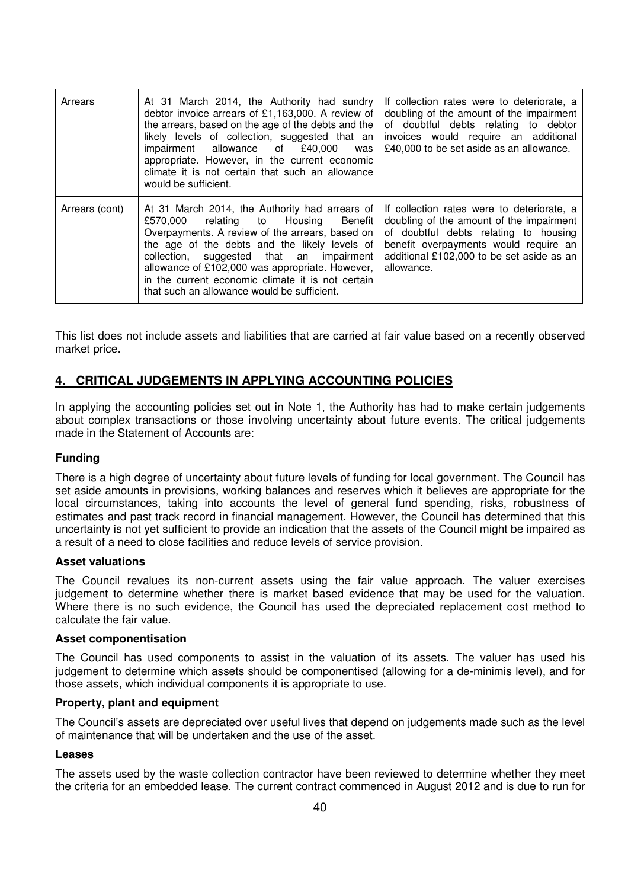| Arrears | At 31 March 2014, the Authority had sundry debtor invoice arrears of £1,163,000. A review of the arrears, based on the age of the debts and the likely levels of collection, suggested that an impairment allowance of £40,000 was appropriate. However, in the current economic climate it is not certain that such an allowance would be sufficient. | If collection rates were to deteriorate, a doubling of the amount of the impairment of doubtful debts relating to debtor invoices would require an additional £40,000 to be set aside as an allowance. |
|---|---|---|
| Arrears (cont) | At 31 March 2014, the Authority had arrears of £570,000 relating to Housing Benefit Overpayments. A review of the arrears, based on the age of the debts and the likely levels of collection, suggested that an impairment allowance of £102,000 was appropriate. However, in the current economic climate it is not certain that such an allowance would be sufficient. | If collection rates were to deteriorate, a doubling of the amount of the impairment of doubtful debts relating to housing benefit overpayments would require an additional £102,000 to be set aside as an allowance. |

This list does not include assets and liabilities that are carried at fair value based on a recently observed market price.

## 4. CRITICAL JUDGEMENTS IN APPLYING ACCOUNTING POLICIES

In applying the accounting policies set out in Note 1, the Authority has had to make certain judgements about complex transactions or those involving uncertainty about future events. The critical judgements made in the Statement of Accounts are:

### Funding

There is a high degree of uncertainty about future levels of funding for local government. The Council has set aside amounts in provisions, working balances and reserves which it believes are appropriate for the local circumstances, taking into accounts the level of general fund spending, risks, robustness of estimates and past track record in financial management. However, the Council has determined that this uncertainty is not yet sufficient to provide an indication that the assets of the Council might be impaired as a result of a need to close facilities and reduce levels of service provision.

### Asset valuations

The Council revalues its non-current assets using the fair value approach. The valuer exercises judgement to determine whether there is market based evidence that may be used for the valuation. Where there is no such evidence, the Council has used the depreciated replacement cost method to calculate the fair value.

### Asset componentisation

The Council has used components to assist in the valuation of its assets. The valuer has used his judgement to determine which assets should be componentised (allowing for a de-minimis level), and for those assets, which individual components it is appropriate to use.

### Property, plant and equipment

The Council's assets are depreciated over useful lives that depend on judgements made such as the level of maintenance that will be undertaken and the use of the asset.

### Leases

The assets used by the waste collection contractor have been reviewed to determine whether they meet the criteria for an embedded lease. The current contract commenced in August 2012 and is due to run for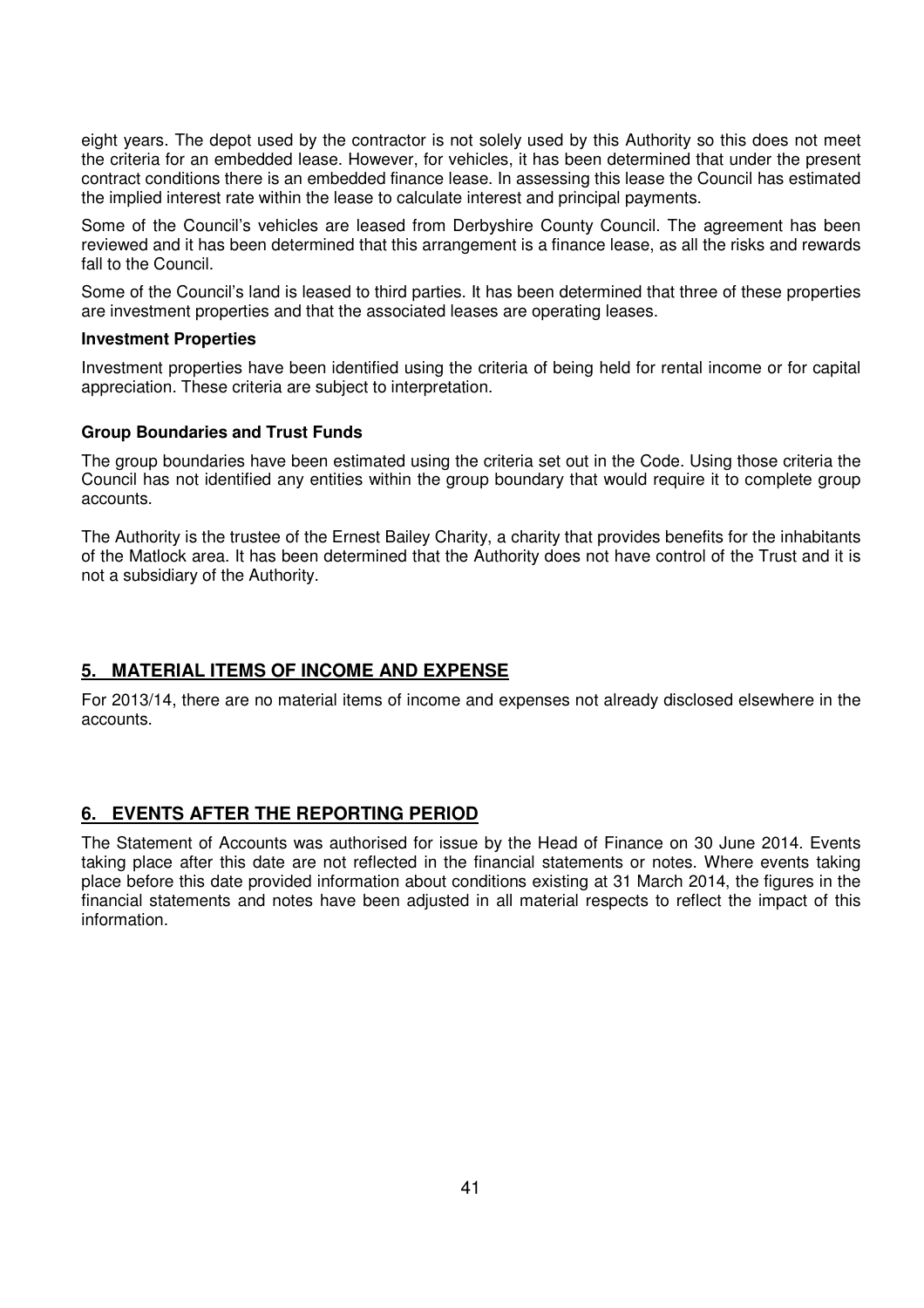eight years. The depot used by the contractor is not solely used by this Authority so this does not meet the criteria for an embedded lease. However, for vehicles, it has been determined that under the present contract conditions there is an embedded finance lease. In assessing this lease the Council has estimated the implied interest rate within the lease to calculate interest and principal payments.

Some of the Council's vehicles are leased from Derbyshire County Council. The agreement has been reviewed and it has been determined that this arrangement is a finance lease, as all the risks and rewards fall to the Council.

Some of the Council's land is leased to third parties. It has been determined that three of these properties are investment properties and that the associated leases are operating leases.

**Investment Properties**

Investment properties have been identified using the criteria of being held for rental income or for capital appreciation. These criteria are subject to interpretation.

**Group Boundaries and Trust Funds**

The group boundaries have been estimated using the criteria set out in the Code. Using those criteria the Council has not identified any entities within the group boundary that would require it to complete group accounts.

The Authority is the trustee of the Ernest Bailey Charity, a charity that provides benefits for the inhabitants of the Matlock area. It has been determined that the Authority does not have control of the Trust and it is not a subsidiary of the Authority.

## 5. MATERIAL ITEMS OF INCOME AND EXPENSE

For 2013/14, there are no material items of income and expenses not already disclosed elsewhere in the accounts.

## 6. EVENTS AFTER THE REPORTING PERIOD

The Statement of Accounts was authorised for issue by the Head of Finance on 30 June 2014. Events taking place after this date are not reflected in the financial statements or notes. Where events taking place before this date provided information about conditions existing at 31 March 2014, the figures in the financial statements and notes have been adjusted in all material respects to reflect the impact of this information.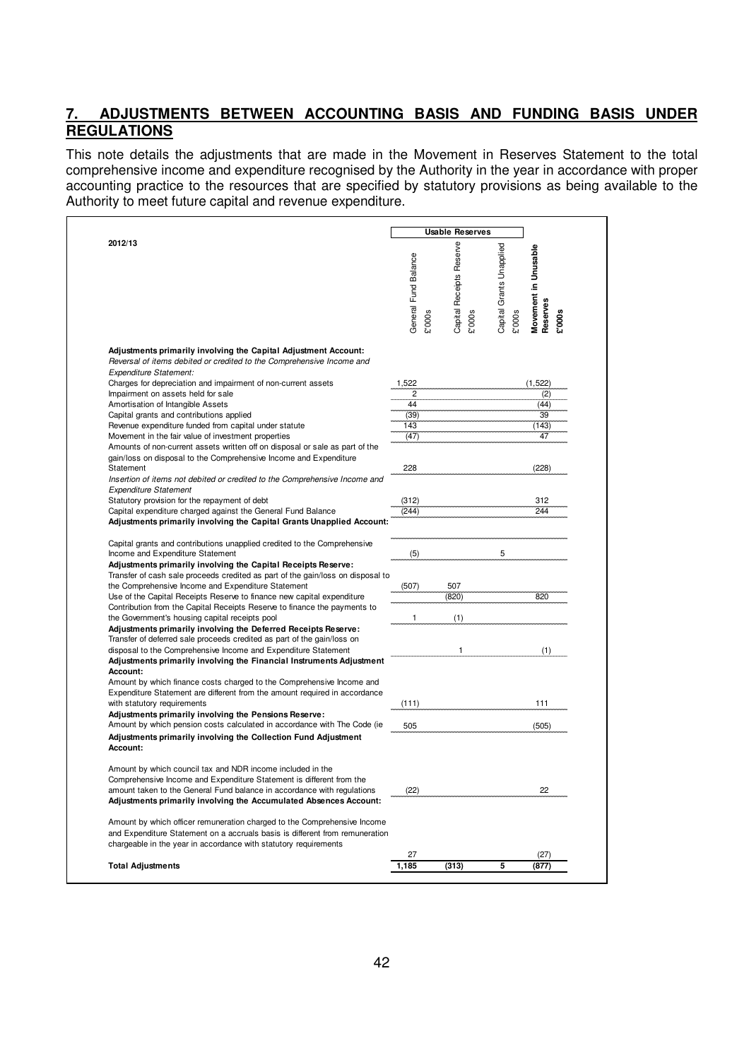## 7. ADJUSTMENTS BETWEEN ACCOUNTING BASIS AND FUNDING BASIS UNDER REGULATIONS

This note details the adjustments that are made in the Movement in Reserves Statement to the total comprehensive income and expenditure recognised by the Authority in the year in accordance with proper accounting practice to the resources that are specified by statutory provisions as being available to the Authority to meet future capital and revenue expenditure.

| 2012/13 | Usable Reserves | | | |
|---|---|---|---|---|
| | General Fund Balance £'000s | Capital Receipts Reserve £'000s | Capital Grants Unapplied £'000s | **Movement in Unusable Reserves £'000s** |
| **Adjustments primarily involving the Capital Adjustment Account:** | | | | |
| *Reversal of items debited or credited to the Comprehensive Income and Expenditure Statement:* | | | | |
| Charges for depreciation and impairment of non-current assets | 1,522 | | | (1,522) |
| Impairment on assets held for sale | 2 | | | (2) |
| Amortisation of Intangible Assets | 44 | | | (44) |
| Capital grants and contributions applied | (39) | | | 39 |
| Revenue expenditure funded from capital under statute | 143 | | | (143) |
| Movement in the fair value of investment properties | (47) | | | 47 |
| Amounts of non-current assets written off on disposal or sale as part of the gain/loss on disposal to the Comprehensive Income and Expenditure Statement | 228 | | | (228) |
| *Insertion of items not debited or credited to the Comprehensive Income and Expenditure Statement* | | | | |
| Statutory provision for the repayment of debt | (312) | | | 312 |
| Capital expenditure charged against the General Fund Balance | (244) | | | 244 |
| **Adjustments primarily involving the Capital Grants Unapplied Account:** | | | | |
| Capital grants and contributions unapplied credited to the Comprehensive Income and Expenditure Statement | (5) | | 5 | |
| **Adjustments primarily involving the Capital Receipts Reserve:** | | | | |
| Transfer of cash sale proceeds credited as part of the gain/loss on disposal to the Comprehensive Income and Expenditure Statement | (507) | 507 | | |
| Use of the Capital Receipts Reserve to finance new capital expenditure | | (820) | | 820 |
| Contribution from the Capital Receipts Reserve to finance the payments to the Government's housing capital receipts pool | 1 | (1) | | |
| **Adjustments primarily involving the Deferred Receipts Reserve:** | | | | |
| Transfer of deferred sale proceeds credited as part of the gain/loss on disposal to the Comprehensive Income and Expenditure Statement | | 1 | | (1) |
| **Adjustments primarily involving the Financial Instruments Adjustment Account:** | | | | |
| Amount by which finance costs charged to the Comprehensive Income and Expenditure Statement are different from the amount required in accordance with statutory requirements | (111) | | | 111 |
| **Adjustments primarily involving the Pensions Reserve:** | | | | |
| Amount by which pension costs calculated in accordance with The Code (ie | 505 | | | (505) |
| **Adjustments primarily involving the Collection Fund Adjustment Account:** | | | | |
| Amount by which council tax and NDR income included in the Comprehensive Income and Expenditure Statement is different from the amount taken to the General Fund balance in accordance with regulations | (22) | | | 22 |
| **Adjustments primarily involving the Accumulated Absences Account:** | | | | |
| Amount by which officer remuneration charged to the Comprehensive Income and Expenditure Statement on a accruals basis is different from remuneration chargeable in the year in accordance with statutory requirements | 27 | | | (27) |
| **Total Adjustments** | **1,185** | **(313)** | **5** | **(877)** |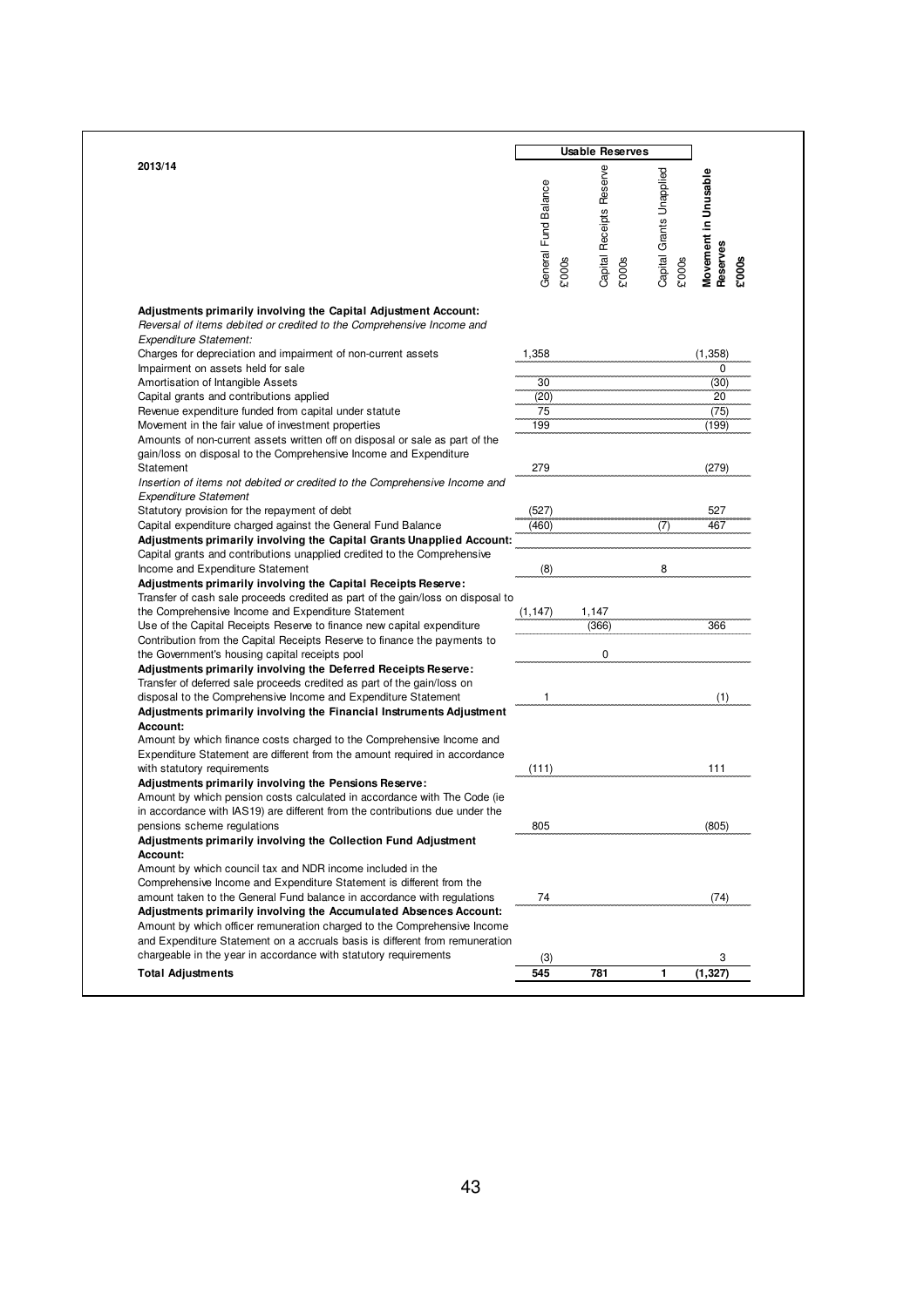| 2013/14 | Usable Reserves | | | |
|---|---|---|---|---|
| | General Fund Balance £'000s | Capital Receipts Reserve £'000s | Capital Grants Unapplied £'000s | **Movement in Unusable Reserves £'000s** |
| **Adjustments primarily involving the Capital Adjustment Account:** | | | | |
| *Reversal of items debited or credited to the Comprehensive Income and Expenditure Statement:* | | | | |
| Charges for depreciation and impairment of non-current assets | 1,358 | | | (1,358) |
| Impairment on assets held for sale | | | | 0 |
| Amortisation of Intangible Assets | 30 | | | (30) |
| Capital grants and contributions applied | (20) | | | 20 |
| Revenue expenditure funded from capital under statute | 75 | | | (75) |
| Movement in the fair value of investment properties | 199 | | | (199) |
| Amounts of non-current assets written off on disposal or sale as part of the gain/loss on disposal to the Comprehensive Income and Expenditure Statement | 279 | | | (279) |
| *Insertion of items not debited or credited to the Comprehensive Income and Expenditure Statement* | | | | |
| Statutory provision for the repayment of debt | (527) | | | 527 |
| Capital expenditure charged against the General Fund Balance | (460) | | (7) | 467 |
| **Adjustments primarily involving the Capital Grants Unapplied Account:** | | | | |
| Capital grants and contributions unapplied credited to the Comprehensive Income and Expenditure Statement | (8) | | 8 | |
| **Adjustments primarily involving the Capital Receipts Reserve:** | | | | |
| Transfer of cash sale proceeds credited as part of the gain/loss on disposal to the Comprehensive Income and Expenditure Statement | (1,147) | 1,147 | | |
| Use of the Capital Receipts Reserve to finance new capital expenditure | | (366) | | 366 |
| Contribution from the Capital Receipts Reserve to finance the payments to the Government's housing capital receipts pool | | 0 | | |
| **Adjustments primarily involving the Deferred Receipts Reserve:** | | | | |
| Transfer of deferred sale proceeds credited as part of the gain/loss on disposal to the Comprehensive Income and Expenditure Statement | 1 | | | (1) |
| **Adjustments primarily involving the Financial Instruments Adjustment Account:** | | | | |
| Amount by which finance costs charged to the Comprehensive Income and Expenditure Statement are different from the amount required in accordance with statutory requirements | (111) | | | 111 |
| **Adjustments primarily involving the Pensions Reserve:** | | | | |
| Amount by which pension costs calculated in accordance with The Code (ie in accordance with IAS19) are different from the contributions due under the pensions scheme regulations | 805 | | | (805) |
| **Adjustments primarily involving the Collection Fund Adjustment Account:** | | | | |
| Amount by which council tax and NDR income included in the Comprehensive Income and Expenditure Statement is different from the amount taken to the General Fund balance in accordance with regulations | 74 | | | (74) |
| **Adjustments primarily involving the Accumulated Absences Account:** | | | | |
| Amount by which officer remuneration charged to the Comprehensive Income and Expenditure Statement on a accruals basis is different from remuneration chargeable in the year in accordance with statutory requirements | (3) | | | 3 |
| **Total Adjustments** | **545** | **781** | **1** | **(1,327)** |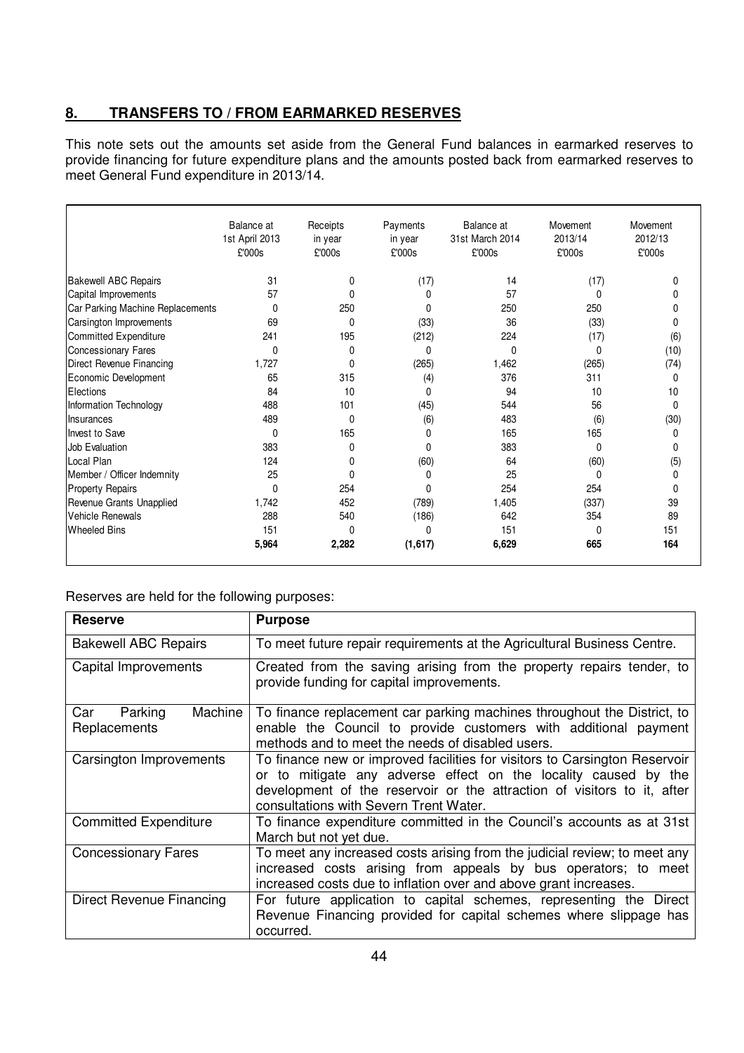## 8. TRANSFERS TO / FROM EARMARKED RESERVES

This note sets out the amounts set aside from the General Fund balances in earmarked reserves to provide financing for future expenditure plans and the amounts posted back from earmarked reserves to meet General Fund expenditure in 2013/14.

| | Balance at 1st April 2013 £'000s | Receipts in year £'000s | Payments in year £'000s | Balance at 31st March 2014 £'000s | Movement 2013/14 £'000s | Movement 2012/13 £'000s |
|---|---|---|---|---|---|---|
| Bakewell ABC Repairs | 31 | 0 | (17) | 14 | (17) | 0 |
| Capital Improvements | 57 | 0 | 0 | 57 | 0 | 0 |
| Car Parking Machine Replacements | 0 | 250 | 0 | 250 | 250 | 0 |
| Carsington Improvements | 69 | 0 | (33) | 36 | (33) | 0 |
| Committed Expenditure | 241 | 195 | (212) | 224 | (17) | (6) |
| Concessionary Fares | 0 | 0 | 0 | 0 | 0 | (10) |
| Direct Revenue Financing | 1,727 | 0 | (265) | 1,462 | (265) | (74) |
| Economic Development | 65 | 315 | (4) | 376 | 311 | 0 |
| Elections | 84 | 10 | 0 | 94 | 10 | 10 |
| Information Technology | 488 | 101 | (45) | 544 | 56 | 0 |
| Insurances | 489 | 0 | (6) | 483 | (6) | (30) |
| Invest to Save | 0 | 165 | 0 | 165 | 165 | 0 |
| Job Evaluation | 383 | 0 | 0 | 383 | 0 | 0 |
| Local Plan | 124 | 0 | (60) | 64 | (60) | (5) |
| Member / Officer Indemnity | 25 | 0 | 0 | 25 | 0 | 0 |
| Property Repairs | 0 | 254 | 0 | 254 | 254 | 0 |
| Revenue Grants Unapplied | 1,742 | 452 | (789) | 1,405 | (337) | 39 |
| Vehicle Renewals | 288 | 540 | (186) | 642 | 354 | 89 |
| Wheeled Bins | 151 | 0 | 0 | 151 | 0 | 151 |
| | **5,964** | **2,282** | **(1,617)** | **6,629** | **665** | **164** |

Reserves are held for the following purposes:

| Reserve | Purpose |
|---|---|
| Bakewell ABC Repairs | To meet future repair requirements at the Agricultural Business Centre. |
| Capital Improvements | Created from the saving arising from the property repairs tender, to provide funding for capital improvements. |
| Car Parking Machine Replacements | To finance replacement car parking machines throughout the District, to enable the Council to provide customers with additional payment methods and to meet the needs of disabled users. |
| Carsington Improvements | To finance new or improved facilities for visitors to Carsington Reservoir or to mitigate any adverse effect on the locality caused by the development of the reservoir or the attraction of visitors to it, after consultations with Severn Trent Water. |
| Committed Expenditure | To finance expenditure committed in the Council's accounts as at 31st March but not yet due. |
| Concessionary Fares | To meet any increased costs arising from the judicial review; to meet any increased costs arising from appeals by bus operators; to meet increased costs due to inflation over and above grant increases. |
| Direct Revenue Financing | For future application to capital schemes, representing the Direct Revenue Financing provided for capital schemes where slippage has occurred. |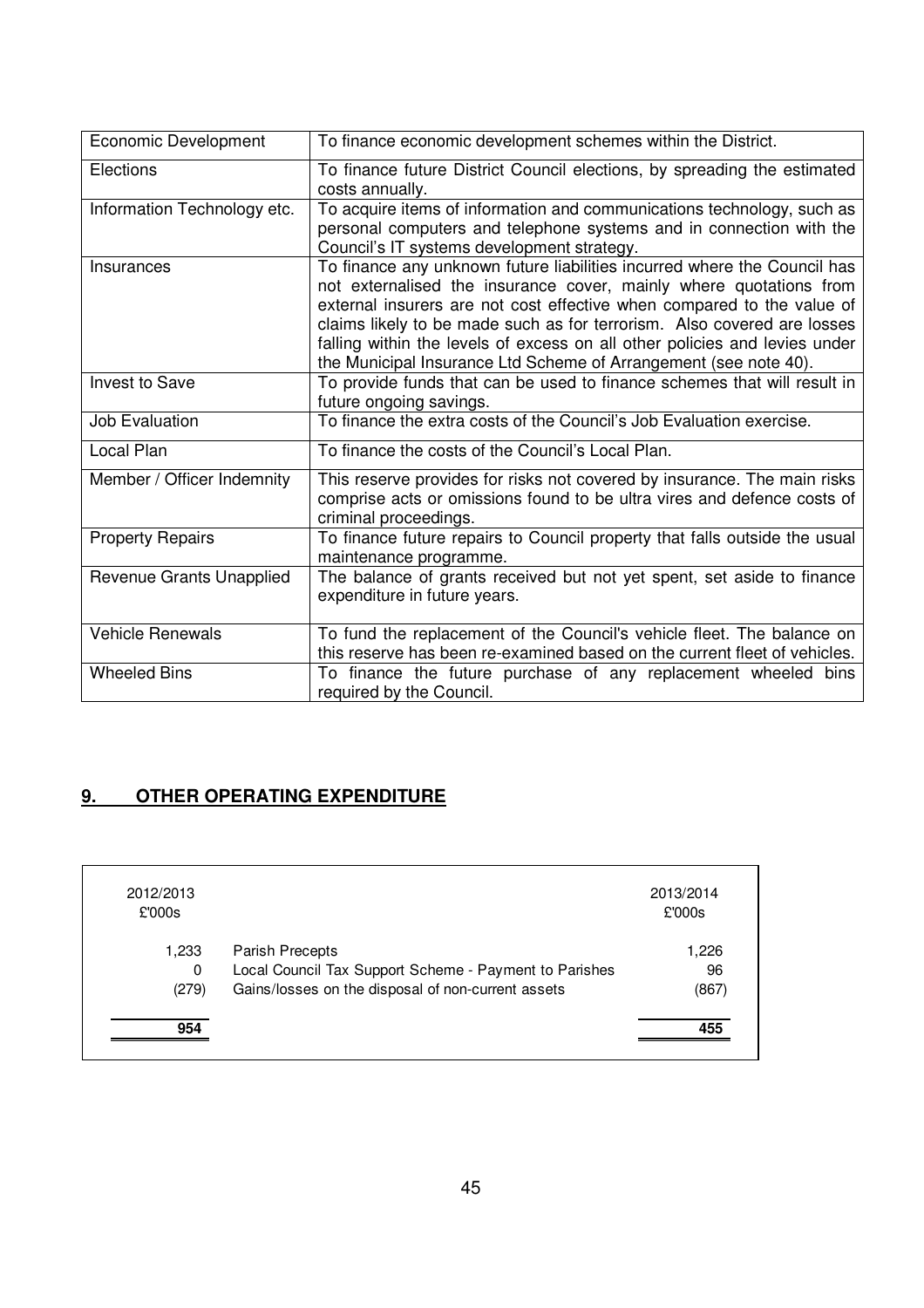| | |
|---|---|
| Economic Development | To finance economic development schemes within the District. |
| Elections | To finance future District Council elections, by spreading the estimated costs annually. |
| Information Technology etc. | To acquire items of information and communications technology, such as personal computers and telephone systems and in connection with the Council's IT systems development strategy. |
| Insurances | To finance any unknown future liabilities incurred where the Council has not externalised the insurance cover, mainly where quotations from external insurers are not cost effective when compared to the value of claims likely to be made such as for terrorism. Also covered are losses falling within the levels of excess on all other policies and levies under the Municipal Insurance Ltd Scheme of Arrangement (see note 40). |
| Invest to Save | To provide funds that can be used to finance schemes that will result in future ongoing savings. |
| Job Evaluation | To finance the extra costs of the Council's Job Evaluation exercise. |
| Local Plan | To finance the costs of the Council's Local Plan. |
| Member / Officer Indemnity | This reserve provides for risks not covered by insurance. The main risks comprise acts or omissions found to be ultra vires and defence costs of criminal proceedings. |
| Property Repairs | To finance future repairs to Council property that falls outside the usual maintenance programme. |
| Revenue Grants Unapplied | The balance of grants received but not yet spent, set aside to finance expenditure in future years. |
| Vehicle Renewals | To fund the replacement of the Council's vehicle fleet. The balance on this reserve has been re-examined based on the current fleet of vehicles. |
| Wheeled Bins | To finance the future purchase of any replacement wheeled bins required by the Council. |

## 9. OTHER OPERATING EXPENDITURE

| 2012/2013 £'000s | | 2013/2014 £'000s |
|---:|---|---:|
| 1,233 | Parish Precepts | 1,226 |
| 0 | Local Council Tax Support Scheme - Payment to Parishes | 96 |
| (279) | Gains/losses on the disposal of non-current assets | (867) |
| **954** | | **455** |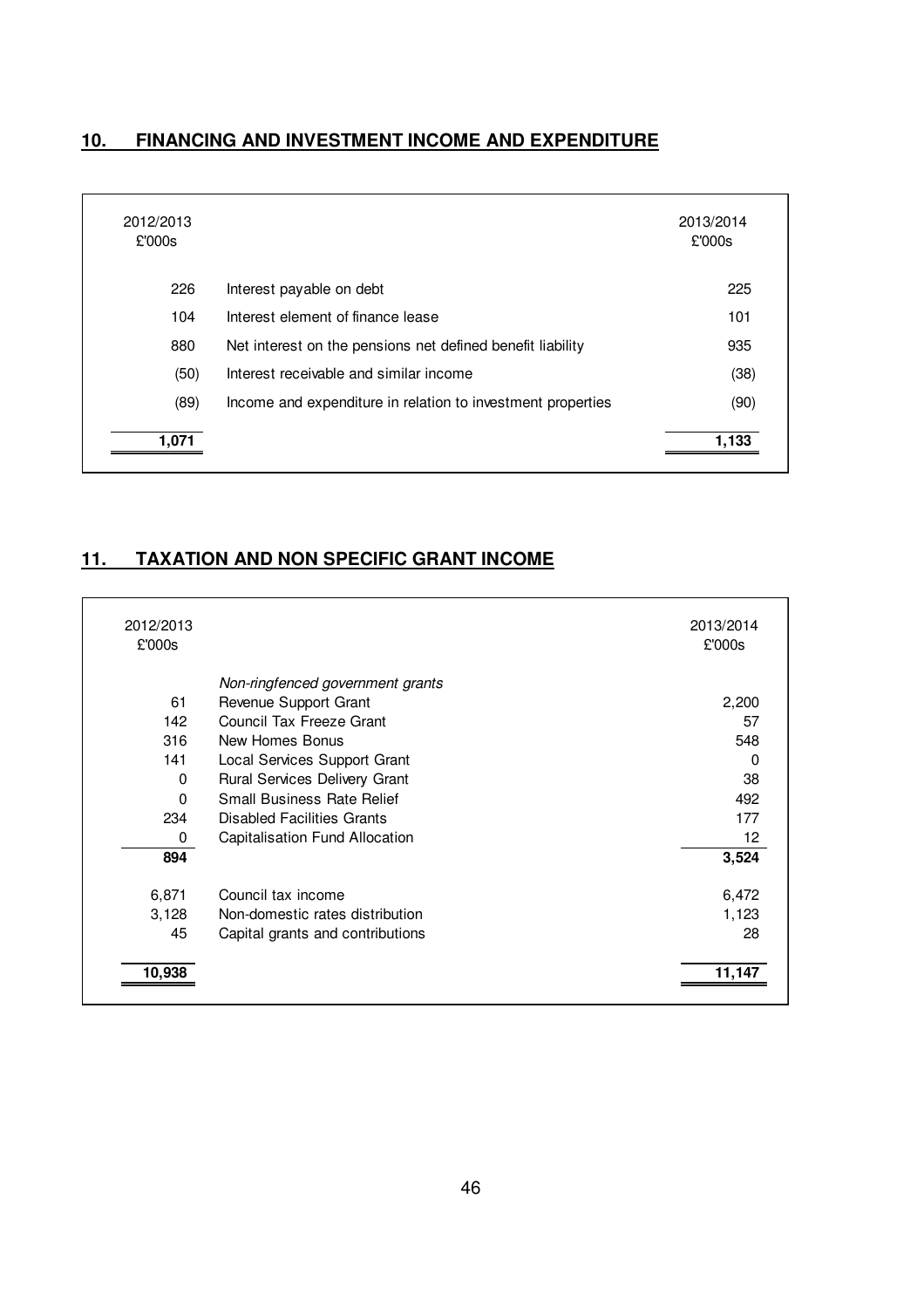## 10. FINANCING AND INVESTMENT INCOME AND EXPENDITURE

| 2012/2013 £'000s | | 2013/2014 £'000s |
|---|---|---|
| 226 | Interest payable on debt | 225 |
| 104 | Interest element of finance lease | 101 |
| 880 | Net interest on the pensions net defined benefit liability | 935 |
| (50) | Interest receivable and similar income | (38) |
| (89) | Income and expenditure in relation to investment properties | (90) |
| **1,071** | | **1,133** |

## 11. TAXATION AND NON SPECIFIC GRANT INCOME

| 2012/2013 £'000s | | 2013/2014 £'000s |
|---|---|---|
| | *Non-ringfenced government grants* | |
| 61 | Revenue Support Grant | 2,200 |
| 142 | Council Tax Freeze Grant | 57 |
| 316 | New Homes Bonus | 548 |
| 141 | Local Services Support Grant | 0 |
| 0 | Rural Services Delivery Grant | 38 |
| 0 | Small Business Rate Relief | 492 |
| 234 | Disabled Facilities Grants | 177 |
| 0 | Capitalisation Fund Allocation | 12 |
| **894** | | **3,524** |
| 6,871 | Council tax income | 6,472 |
| 3,128 | Non-domestic rates distribution | 1,123 |
| 45 | Capital grants and contributions | 28 |
| **10,938** | | **11,147** |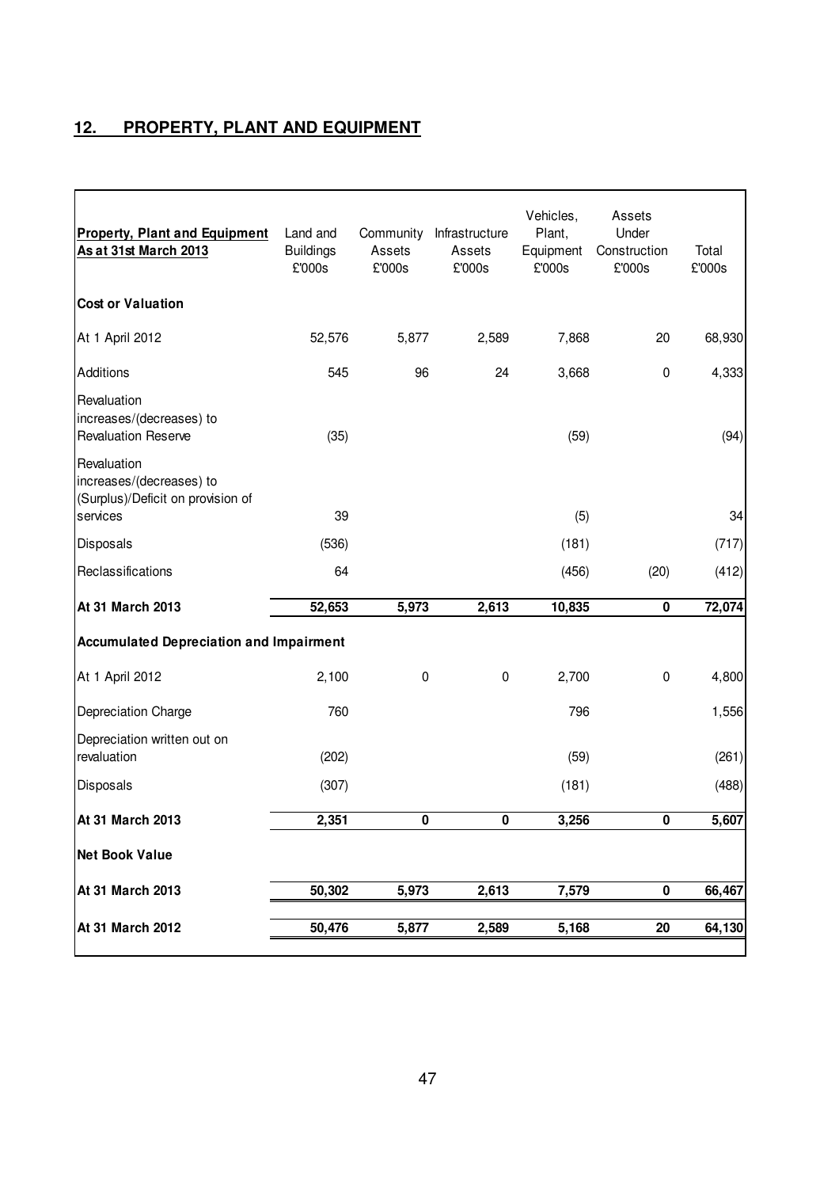## 12. PROPERTY, PLANT AND EQUIPMENT

| Property, Plant and Equipment As at 31st March 2013 | Land and Buildings £'000s | Community Assets £'000s | Infrastructure Assets £'000s | Vehicles, Plant, Equipment £'000s | Assets Under Construction £'000s | Total £'000s |
|---|---|---|---|---|---|---|
| **Cost or Valuation** | | | | | | |
| At 1 April 2012 | 52,576 | 5,877 | 2,589 | 7,868 | 20 | 68,930 |
| Additions | 545 | 96 | 24 | 3,668 | 0 | 4,333 |
| Revaluation increases/(decreases) to Revaluation Reserve | (35) | | | (59) | | (94) |
| Revaluation increases/(decreases) to (Surplus)/Deficit on provision of services | 39 | | | (5) | | 34 |
| Disposals | (536) | | | (181) | | (717) |
| Reclassifications | 64 | | | (456) | (20) | (412) |
| **At 31 March 2013** | **52,653** | **5,973** | **2,613** | **10,835** | **0** | **72,074** |
| **Accumulated Depreciation and Impairment** | | | | | | |
| At 1 April 2012 | 2,100 | 0 | 0 | 2,700 | 0 | 4,800 |
| Depreciation Charge | 760 | | | 796 | | 1,556 |
| Depreciation written out on revaluation | (202) | | | (59) | | (261) |
| Disposals | (307) | | | (181) | | (488) |
| **At 31 March 2013** | **2,351** | **0** | **0** | **3,256** | **0** | **5,607** |
| **Net Book Value** | | | | | | |
| **At 31 March 2013** | **50,302** | **5,973** | **2,613** | **7,579** | **0** | **66,467** |
| **At 31 March 2012** | **50,476** | **5,877** | **2,589** | **5,168** | **20** | **64,130** |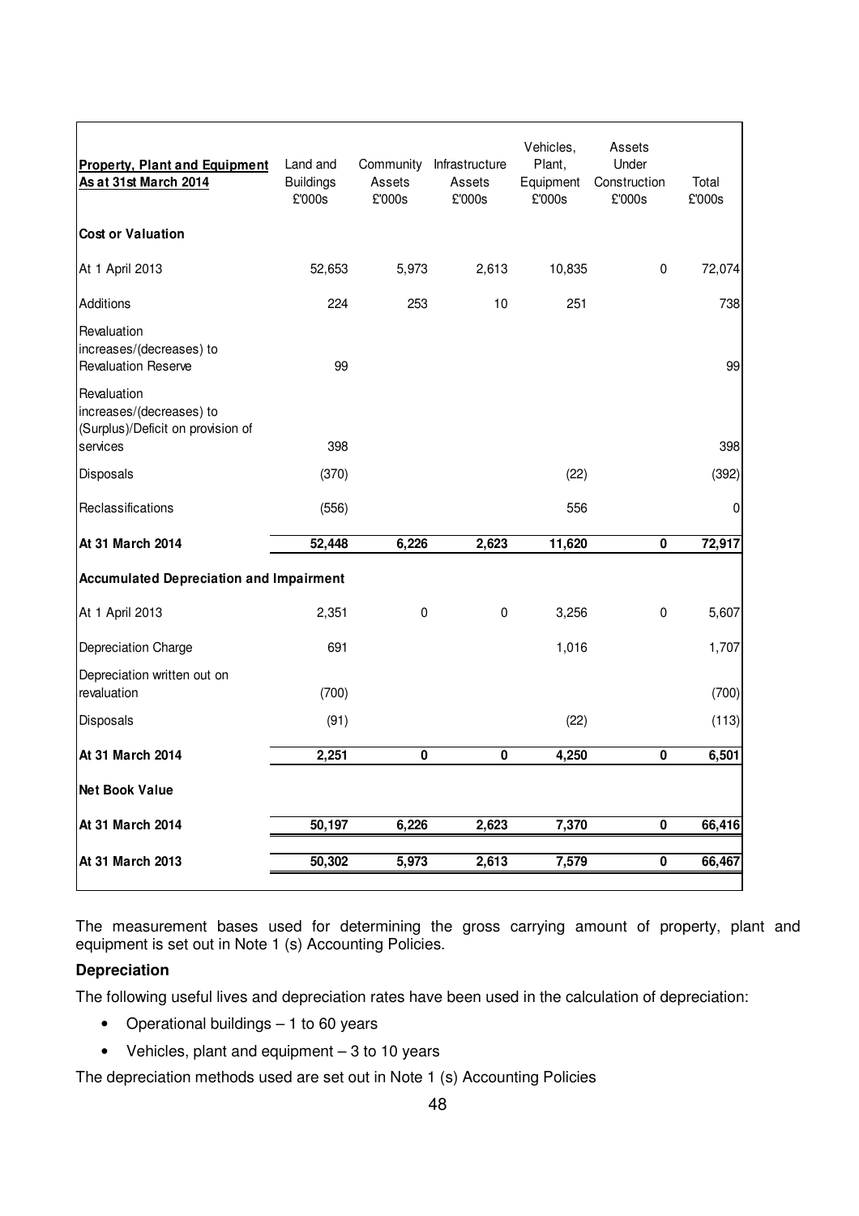| **Property, Plant and Equipment As at 31st March 2014** | Land and Buildings £'000s | Community Assets £'000s | Infrastructure Assets £'000s | Vehicles, Plant, Equipment £'000s | Assets Under Construction £'000s | Total £'000s |
|---|---|---|---|---|---|---|
| **Cost or Valuation** | | | | | | |
| At 1 April 2013 | 52,653 | 5,973 | 2,613 | 10,835 | 0 | 72,074 |
| Additions | 224 | 253 | 10 | 251 | | 738 |
| Revaluation increases/(decreases) to Revaluation Reserve | 99 | | | | | 99 |
| Revaluation increases/(decreases) to (Surplus)/Deficit on provision of services | 398 | | | | | 398 |
| Disposals | (370) | | | (22) | | (392) |
| Reclassifications | (556) | | | 556 | | 0 |
| **At 31 March 2014** | **52,448** | **6,226** | **2,623** | **11,620** | **0** | **72,917** |
| **Accumulated Depreciation and Impairment** | | | | | | |
| At 1 April 2013 | 2,351 | 0 | 0 | 3,256 | 0 | 5,607 |
| Depreciation Charge | 691 | | | 1,016 | | 1,707 |
| Depreciation written out on revaluation | (700) | | | | | (700) |
| Disposals | (91) | | | (22) | | (113) |
| **At 31 March 2014** | **2,251** | **0** | **0** | **4,250** | **0** | **6,501** |
| **Net Book Value** | | | | | | |
| **At 31 March 2014** | **50,197** | **6,226** | **2,623** | **7,370** | **0** | **66,416** |
| **At 31 March 2013** | **50,302** | **5,973** | **2,613** | **7,579** | **0** | **66,467** |

The measurement bases used for determining the gross carrying amount of property, plant and equipment is set out in Note 1 (s) Accounting Policies.

**Depreciation**

The following useful lives and depreciation rates have been used in the calculation of depreciation:

- Operational buildings – 1 to 60 years
- Vehicles, plant and equipment – 3 to 10 years

The depreciation methods used are set out in Note 1 (s) Accounting Policies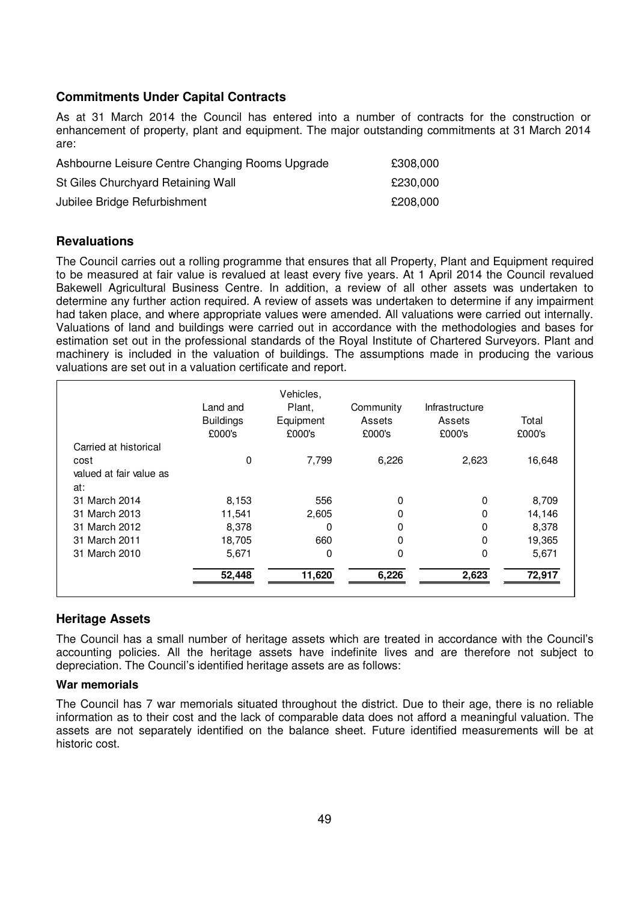## Commitments Under Capital Contracts

As at 31 March 2014 the Council has entered into a number of contracts for the construction or enhancement of property, plant and equipment. The major outstanding commitments at 31 March 2014 are:

| | |
|---|---|
| Ashbourne Leisure Centre Changing Rooms Upgrade | £308,000 |
| St Giles Churchyard Retaining Wall | £230,000 |
| Jubilee Bridge Refurbishment | £208,000 |

## Revaluations

The Council carries out a rolling programme that ensures that all Property, Plant and Equipment required to be measured at fair value is revalued at least every five years. At 1 April 2014 the Council revalued Bakewell Agricultural Business Centre. In addition, a review of all other assets was undertaken to determine any further action required. A review of assets was undertaken to determine if any impairment had taken place, and where appropriate values were amended. All valuations were carried out internally. Valuations of land and buildings were carried out in accordance with the methodologies and bases for estimation set out in the professional standards of the Royal Institute of Chartered Surveyors. Plant and machinery is included in the valuation of buildings. The assumptions made in producing the various valuations are set out in a valuation certificate and report.

| | Land and Buildings £000's | Vehicles, Plant, Equipment £000's | Community Assets £000's | Infrastructure Assets £000's | Total £000's |
|---|---|---|---|---|---|
| Carried at historical cost | 0 | 7,799 | 6,226 | 2,623 | 16,648 |
| valued at fair value as at: | | | | | |
| 31 March 2014 | 8,153 | 556 | 0 | 0 | 8,709 |
| 31 March 2013 | 11,541 | 2,605 | 0 | 0 | 14,146 |
| 31 March 2012 | 8,378 | 0 | 0 | 0 | 8,378 |
| 31 March 2011 | 18,705 | 660 | 0 | 0 | 19,365 |
| 31 March 2010 | 5,671 | 0 | 0 | 0 | 5,671 |
| | **52,448** | **11,620** | **6,226** | **2,623** | **72,917** |

## Heritage Assets

The Council has a small number of heritage assets which are treated in accordance with the Council's accounting policies. All the heritage assets have indefinite lives and are therefore not subject to depreciation. The Council's identified heritage assets are as follows:

**War memorials**

The Council has 7 war memorials situated throughout the district. Due to their age, there is no reliable information as to their cost and the lack of comparable data does not afford a meaningful valuation. The assets are not separately identified on the balance sheet. Future identified measurements will be at historic cost.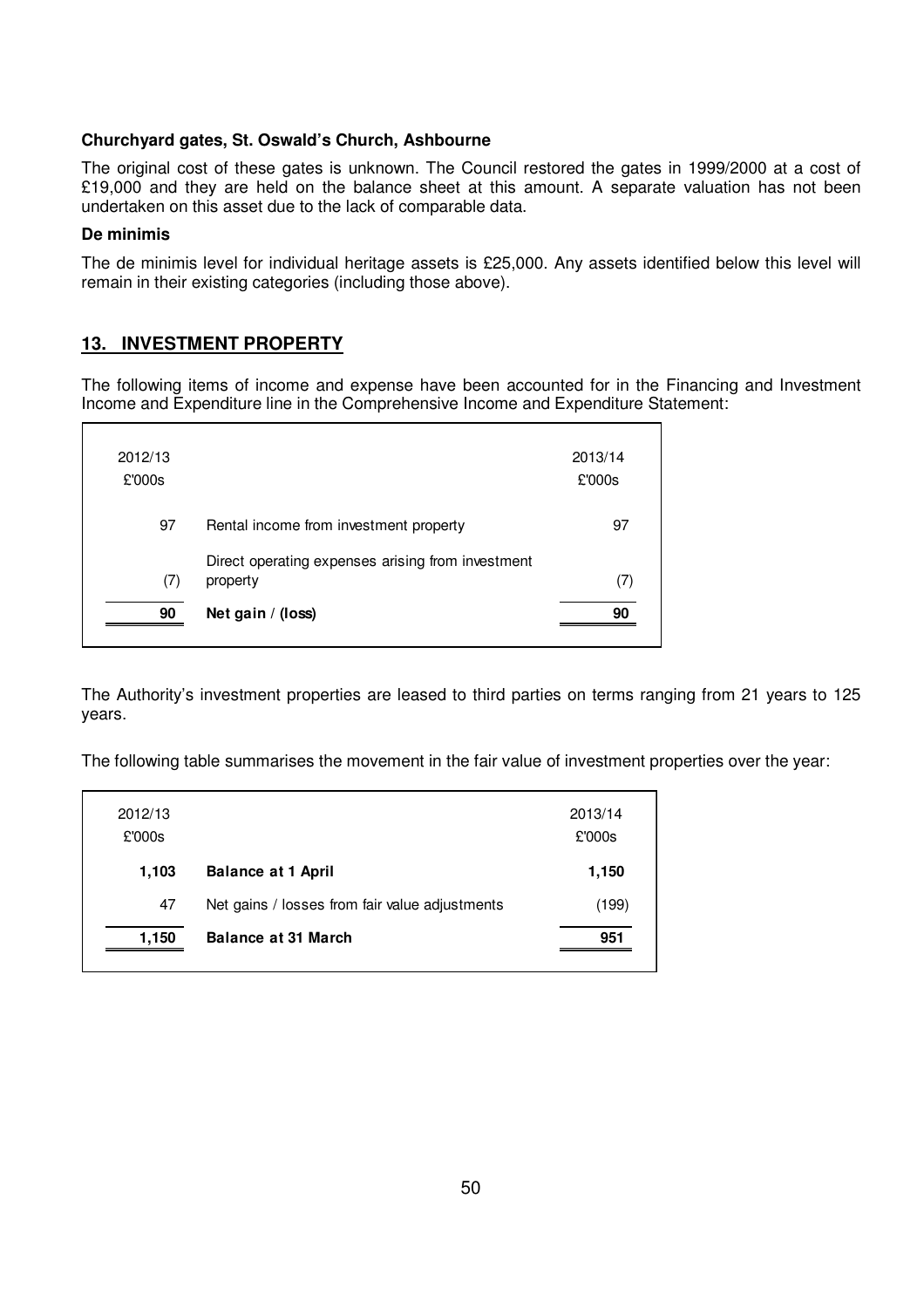**Churchyard gates, St. Oswald's Church, Ashbourne**

The original cost of these gates is unknown. The Council restored the gates in 1999/2000 at a cost of £19,000 and they are held on the balance sheet at this amount. A separate valuation has not been undertaken on this asset due to the lack of comparable data.

**De minimis**

The de minimis level for individual heritage assets is £25,000. Any assets identified below this level will remain in their existing categories (including those above).

## 13. INVESTMENT PROPERTY

The following items of income and expense have been accounted for in the Financing and Investment Income and Expenditure line in the Comprehensive Income and Expenditure Statement:

| 2012/13<br>£'000s | | 2013/14<br>£'000s |
|---|---|---|
| 97 | Rental income from investment property | 97 |
| (7) | Direct operating expenses arising from investment property | (7) |
| **90** | **Net gain / (loss)** | **90** |

The Authority's investment properties are leased to third parties on terms ranging from 21 years to 125 years.

The following table summarises the movement in the fair value of investment properties over the year:

| 2012/13<br>£'000s | | 2013/14<br>£'000s |
|---|---|---|
| **1,103** | **Balance at 1 April** | **1,150** |
| 47 | Net gains / losses from fair value adjustments | (199) |
| **1,150** | **Balance at 31 March** | **951** |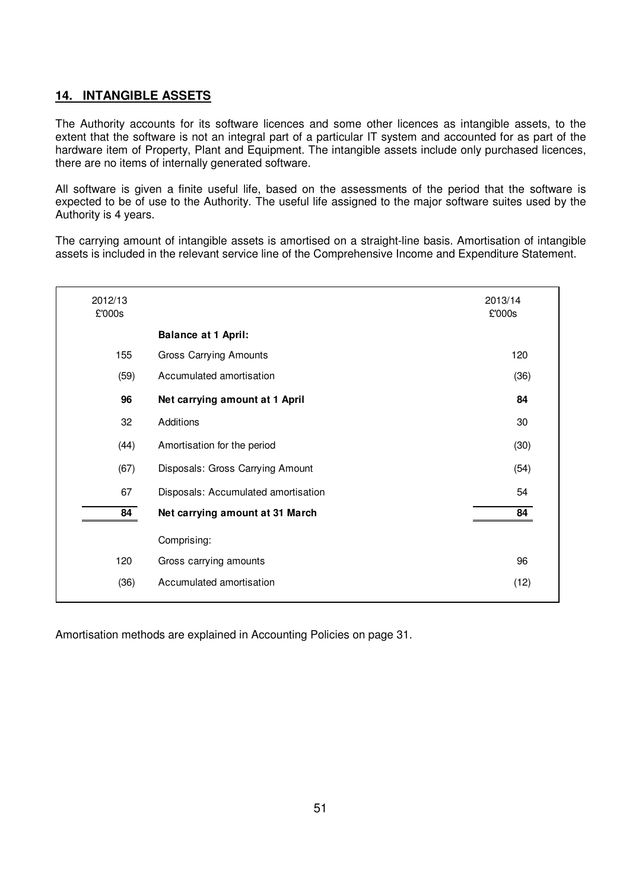## 14. INTANGIBLE ASSETS

The Authority accounts for its software licences and some other licences as intangible assets, to the extent that the software is not an integral part of a particular IT system and accounted for as part of the hardware item of Property, Plant and Equipment. The intangible assets include only purchased licences, there are no items of internally generated software.

All software is given a finite useful life, based on the assessments of the period that the software is expected to be of use to the Authority. The useful life assigned to the major software suites used by the Authority is 4 years.

The carrying amount of intangible assets is amortised on a straight-line basis. Amortisation of intangible assets is included in the relevant service line of the Comprehensive Income and Expenditure Statement.

| 2012/13 £'000s | | 2013/14 £'000s |
|---|---|---|
| | **Balance at 1 April:** | |
| 155 | Gross Carrying Amounts | 120 |
| (59) | Accumulated amortisation | (36) |
| **96** | **Net carrying amount at 1 April** | **84** |
| 32 | Additions | 30 |
| (44) | Amortisation for the period | (30) |
| (67) | Disposals: Gross Carrying Amount | (54) |
| 67 | Disposals: Accumulated amortisation | 54 |
| **84** | **Net carrying amount at 31 March** | **84** |
| | Comprising: | |
| 120 | Gross carrying amounts | 96 |
| (36) | Accumulated amortisation | (12) |

Amortisation methods are explained in Accounting Policies on page 31.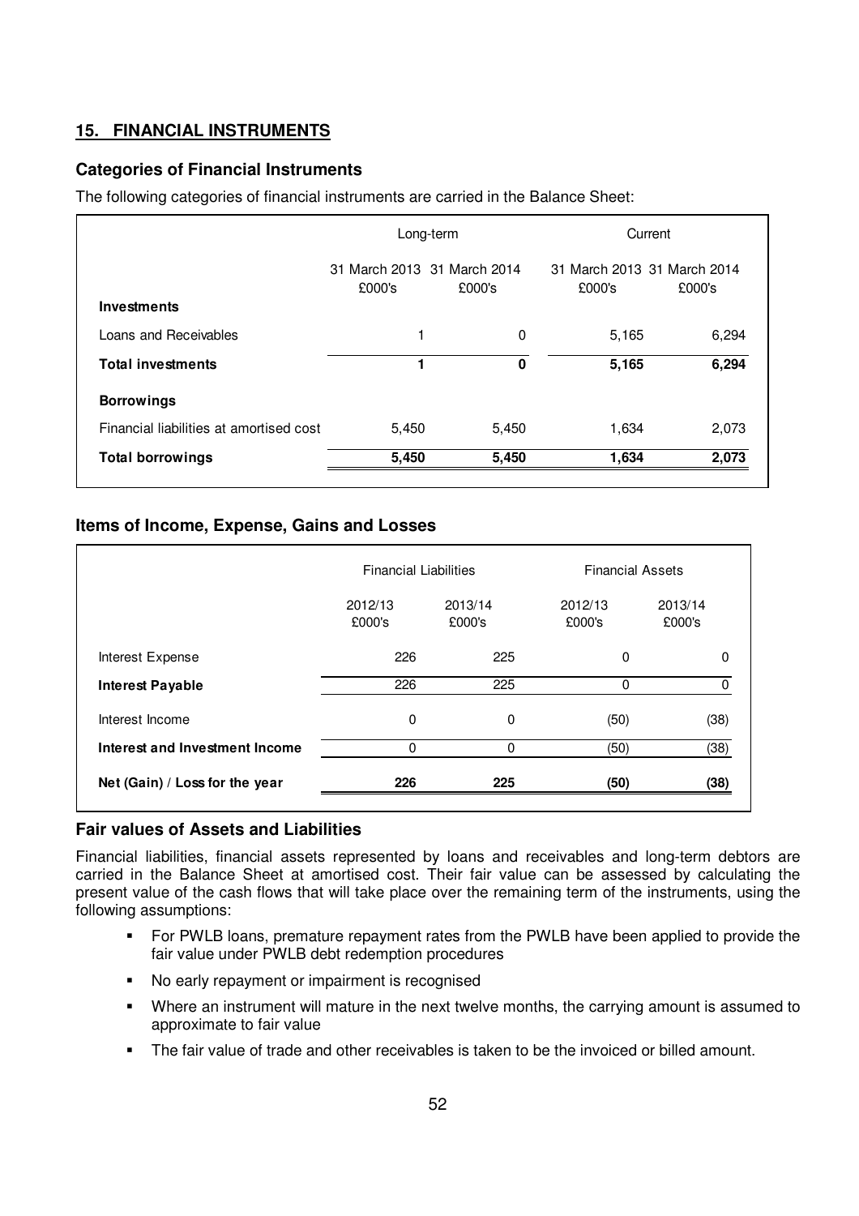## 15. FINANCIAL INSTRUMENTS

### Categories of Financial Instruments

The following categories of financial instruments are carried in the Balance Sheet:

| | Long-term | | Current | |
|---|---|---|---|---|
| | 31 March 2013 £000's | 31 March 2014 £000's | 31 March 2013 £000's | 31 March 2014 £000's |
| **Investments** | | | | |
| Loans and Receivables | 1 | 0 | 5,165 | 6,294 |
| **Total investments** | **1** | **0** | **5,165** | **6,294** |
| **Borrowings** | | | | |
| Financial liabilities at amortised cost | 5,450 | 5,450 | 1,634 | 2,073 |
| **Total borrowings** | **5,450** | **5,450** | **1,634** | **2,073** |

### Items of Income, Expense, Gains and Losses

| | Financial Liabilities | | Financial Assets | |
|---|---|---|---|---|
| | 2012/13 £000's | 2013/14 £000's | 2012/13 £000's | 2013/14 £000's |
| Interest Expense | 226 | 225 | 0 | 0 |
| **Interest Payable** | 226 | 225 | 0 | 0 |
| Interest Income | 0 | 0 | (50) | (38) |
| **Interest and Investment Income** | 0 | 0 | (50) | (38) |
| **Net (Gain) / Loss for the year** | **226** | **225** | **(50)** | **(38)** |

### Fair values of Assets and Liabilities

Financial liabilities, financial assets represented by loans and receivables and long-term debtors are carried in the Balance Sheet at amortised cost. Their fair value can be assessed by calculating the present value of the cash flows that will take place over the remaining term of the instruments, using the following assumptions:

- For PWLB loans, premature repayment rates from the PWLB have been applied to provide the fair value under PWLB debt redemption procedures
- No early repayment or impairment is recognised
- Where an instrument will mature in the next twelve months, the carrying amount is assumed to approximate to fair value
- The fair value of trade and other receivables is taken to be the invoiced or billed amount.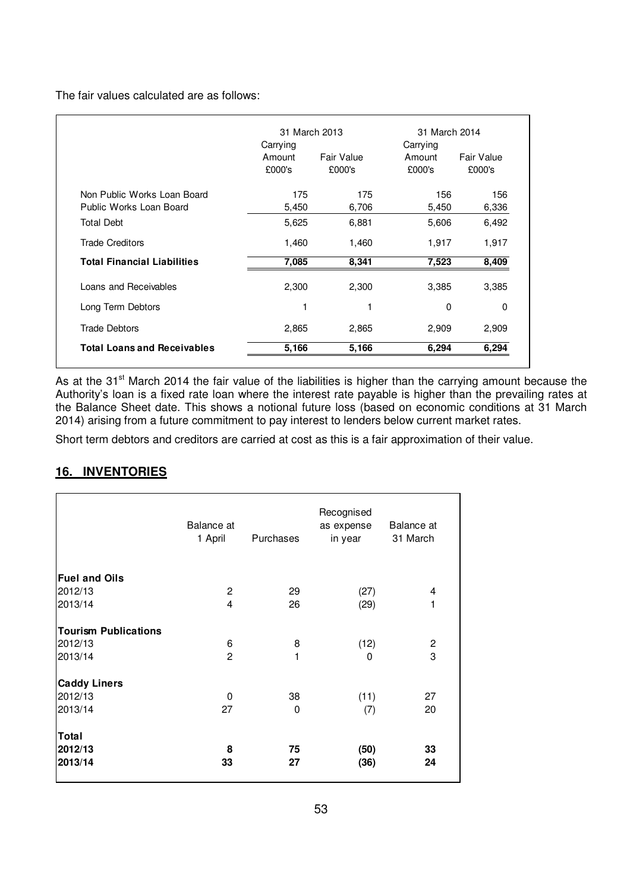The fair values calculated are as follows:

| | 31 March 2013 | | 31 March 2014 | |
|---|---|---|---|---|
| | Carrying Amount £000's | Fair Value £000's | Carrying Amount £000's | Fair Value £000's |
| Non Public Works Loan Board | 175 | 175 | 156 | 156 |
| Public Works Loan Board | 5,450 | 6,706 | 5,450 | 6,336 |
| Total Debt | 5,625 | 6,881 | 5,606 | 6,492 |
| Trade Creditors | 1,460 | 1,460 | 1,917 | 1,917 |
| **Total Financial Liabilities** | **7,085** | **8,341** | **7,523** | **8,409** |
| Loans and Receivables | 2,300 | 2,300 | 3,385 | 3,385 |
| Long Term Debtors | 1 | 1 | 0 | 0 |
| Trade Debtors | 2,865 | 2,865 | 2,909 | 2,909 |
| **Total Loans and Receivables** | **5,166** | **5,166** | **6,294** | **6,294** |

As at the 31st March 2014 the fair value of the liabilities is higher than the carrying amount because the Authority's loan is a fixed rate loan where the interest rate payable is higher than the prevailing rates at the Balance Sheet date. This shows a notional future loss (based on economic conditions at 31 March 2014) arising from a future commitment to pay interest to lenders below current market rates.

Short term debtors and creditors are carried at cost as this is a fair approximation of their value.

## 16. INVENTORIES

| | Balance at 1 April | Purchases | Recognised as expense in year | Balance at 31 March |
|---|---|---|---|---|
| **Fuel and Oils** | | | | |
| 2012/13 | 2 | 29 | (27) | 4 |
| 2013/14 | 4 | 26 | (29) | 1 |
| **Tourism Publications** | | | | |
| 2012/13 | 6 | 8 | (12) | 2 |
| 2013/14 | 2 | 1 | 0 | 3 |
| **Caddy Liners** | | | | |
| 2012/13 | 0 | 38 | (11) | 27 |
| 2013/14 | 27 | 0 | (7) | 20 |
| **Total** | | | | |
| **2012/13** | **8** | **75** | **(50)** | **33** |
| **2013/14** | **33** | **27** | **(36)** | **24** |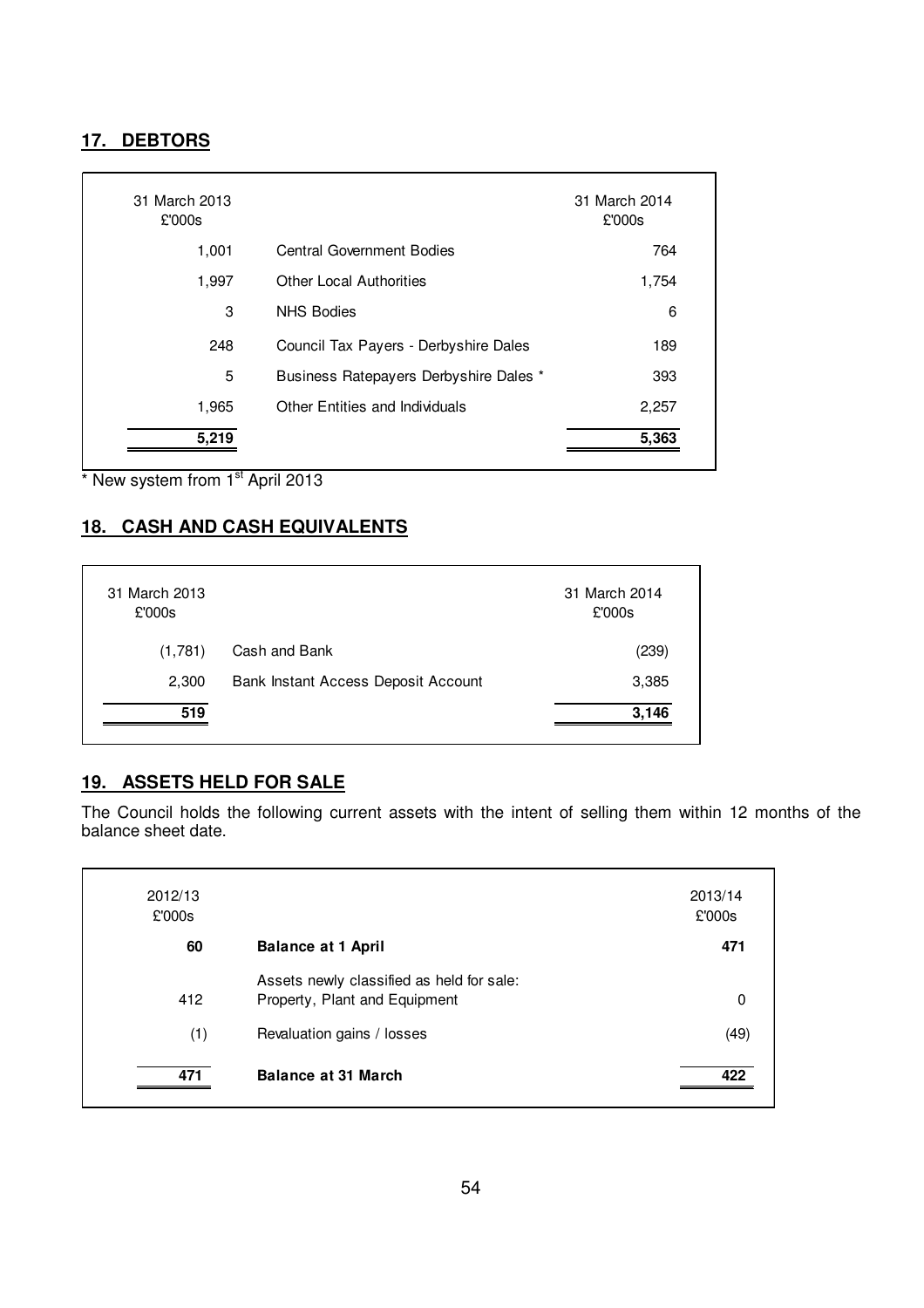## 17. DEBTORS

| 31 March 2013 £'000s | | 31 March 2014 £'000s |
|---|---|---|
| 1,001 | Central Government Bodies | 764 |
| 1,997 | Other Local Authorities | 1,754 |
| 3 | NHS Bodies | 6 |
| 248 | Council Tax Payers - Derbyshire Dales | 189 |
| 5 | Business Ratepayers Derbyshire Dales * | 393 |
| 1,965 | Other Entities and Individuals | 2,257 |
| **5,219** | | **5,363** |

* New system from 1st April 2013

## 18. CASH AND CASH EQUIVALENTS

| 31 March 2013 £'000s | | 31 March 2014 £'000s |
|---|---|---|
| (1,781) | Cash and Bank | (239) |
| 2,300 | Bank Instant Access Deposit Account | 3,385 |
| **519** | | **3,146** |

## 19. ASSETS HELD FOR SALE

The Council holds the following current assets with the intent of selling them within 12 months of the balance sheet date.

| 2012/13 £'000s | | 2013/14 £'000s |
|---|---|---|
| **60** | **Balance at 1 April** | **471** |
| | Assets newly classified as held for sale: | |
| 412 | Property, Plant and Equipment | 0 |
| (1) | Revaluation gains / losses | (49) |
| **471** | **Balance at 31 March** | **422** |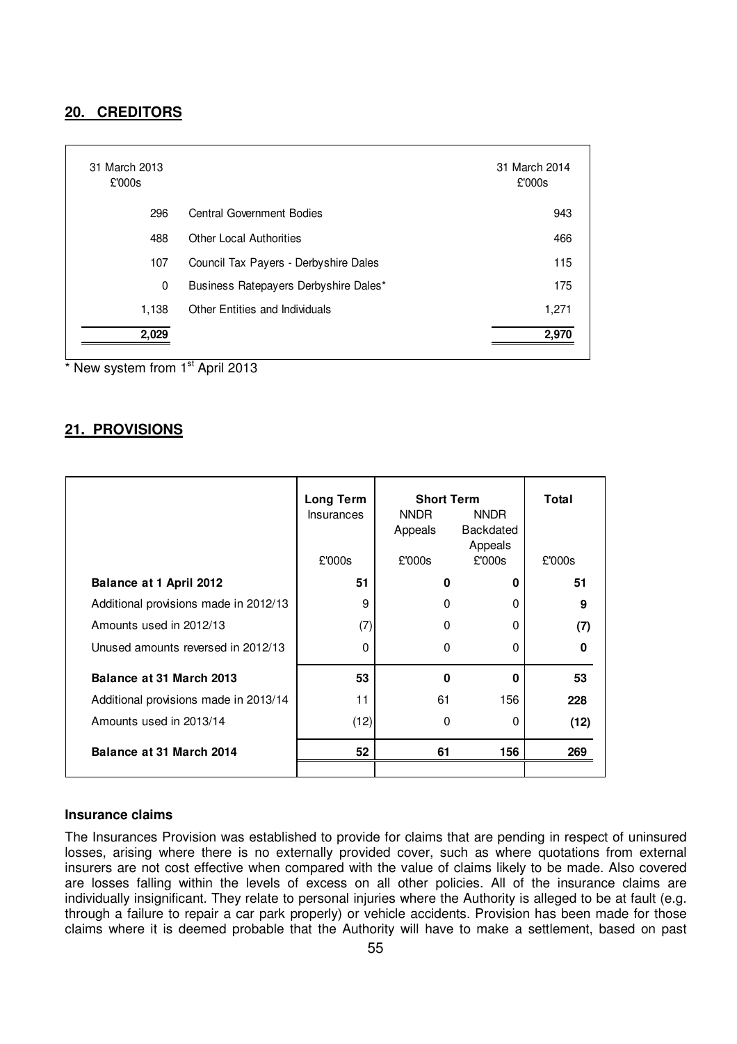## 20. CREDITORS

| 31 March 2013 £'000s | | 31 March 2014 £'000s |
|---|---|---|
| 296 | Central Government Bodies | 943 |
| 488 | Other Local Authorities | 466 |
| 107 | Council Tax Payers - Derbyshire Dales | 115 |
| 0 | Business Ratepayers Derbyshire Dales* | 175 |
| 1,138 | Other Entities and Individuals | 1,271 |
| **2,029** | | **2,970** |

* New system from 1st April 2013

## 21. PROVISIONS

| | **Long Term** | **Short Term** | | **Total** |
|---|---|---|---|---|
| | Insurances | NNDR Appeals | NNDR Backdated Appeals | |
| | £'000s | £'000s | £'000s | £'000s |
| **Balance at 1 April 2012** | **51** | **0** | **0** | **51** |
| Additional provisions made in 2012/13 | 9 | 0 | 0 | **9** |
| Amounts used in 2012/13 | (7) | 0 | 0 | **(7)** |
| Unused amounts reversed in 2012/13 | 0 | 0 | 0 | **0** |
| **Balance at 31 March 2013** | **53** | **0** | **0** | **53** |
| Additional provisions made in 2013/14 | 11 | 61 | 156 | **228** |
| Amounts used in 2013/14 | (12) | 0 | 0 | **(12)** |
| **Balance at 31 March 2014** | **52** | **61** | **156** | **269** |

### Insurance claims

The Insurances Provision was established to provide for claims that are pending in respect of uninsured losses, arising where there is no externally provided cover, such as where quotations from external insurers are not cost effective when compared with the value of claims likely to be made. Also covered are losses falling within the levels of excess on all other policies. All of the insurance claims are individually insignificant. They relate to personal injuries where the Authority is alleged to be at fault (e.g. through a failure to repair a car park properly) or vehicle accidents. Provision has been made for those claims where it is deemed probable that the Authority will have to make a settlement, based on past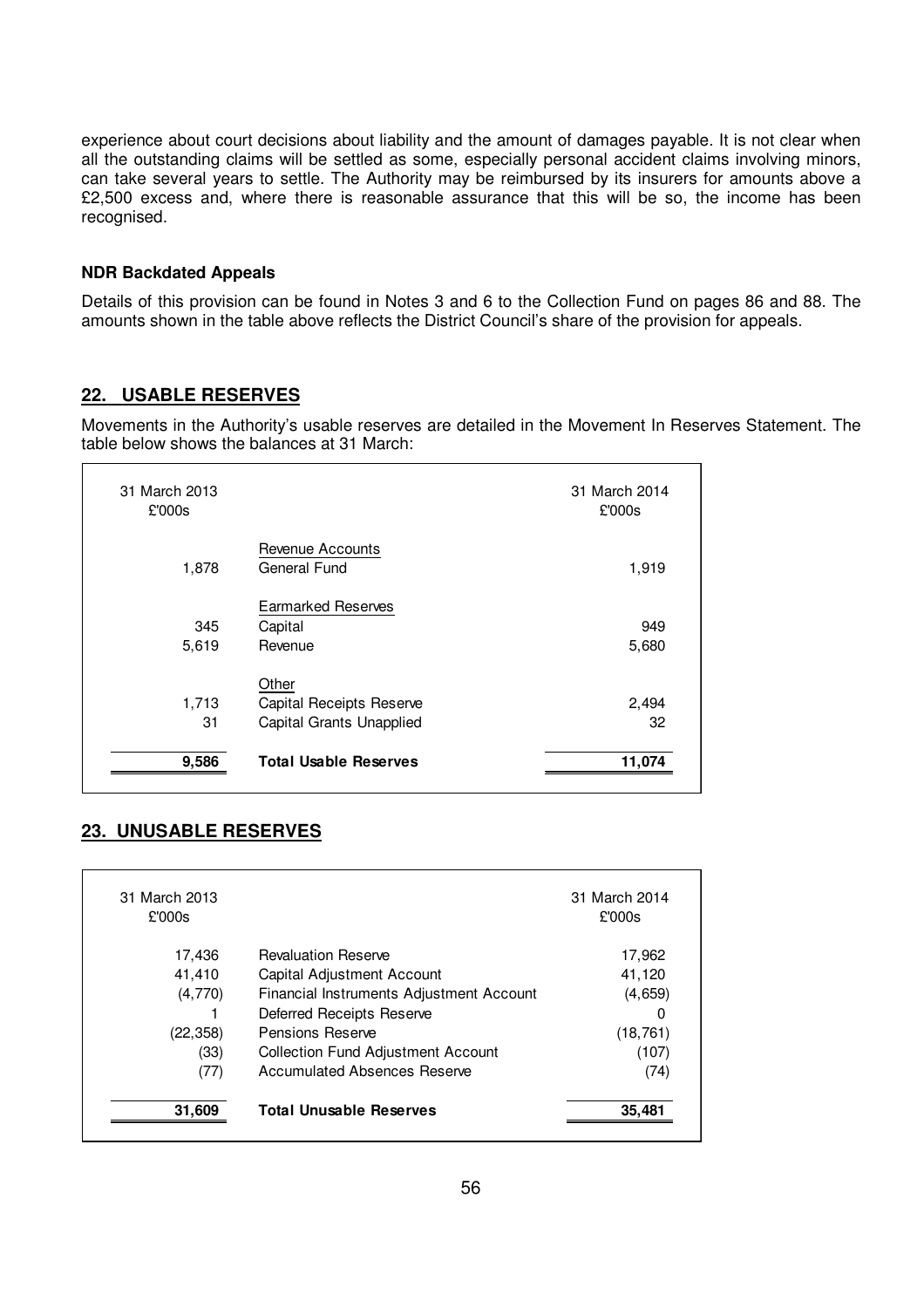experience about court decisions about liability and the amount of damages payable. It is not clear when all the outstanding claims will be settled as some, especially personal accident claims involving minors, can take several years to settle. The Authority may be reimbursed by its insurers for amounts above a £2,500 excess and, where there is reasonable assurance that this will be so, the income has been recognised.

**NDR Backdated Appeals**

Details of this provision can be found in Notes 3 and 6 to the Collection Fund on pages 86 and 88. The amounts shown in the table above reflects the District Council's share of the provision for appeals.

## 22. USABLE RESERVES

Movements in the Authority's usable reserves are detailed in the Movement In Reserves Statement. The table below shows the balances at 31 March:

| 31 March 2013 £'000s | | 31 March 2014 £'000s |
|---|---|---|
| | Revenue Accounts | |
| 1,878 | General Fund | 1,919 |
| | Earmarked Reserves | |
| 345 | Capital | 949 |
| 5,619 | Revenue | 5,680 |
| | Other | |
| 1,713 | Capital Receipts Reserve | 2,494 |
| 31 | Capital Grants Unapplied | 32 |
| **9,586** | **Total Usable Reserves** | **11,074** |

## 23. UNUSABLE RESERVES

| 31 March 2013 £'000s | | 31 March 2014 £'000s |
|---|---|---|
| 17,436 | Revaluation Reserve | 17,962 |
| 41,410 | Capital Adjustment Account | 41,120 |
| (4,770) | Financial Instruments Adjustment Account | (4,659) |
| 1 | Deferred Receipts Reserve | 0 |
| (22,358) | Pensions Reserve | (18,761) |
| (33) | Collection Fund Adjustment Account | (107) |
| (77) | Accumulated Absences Reserve | (74) |
| **31,609** | **Total Unusable Reserves** | **35,481** |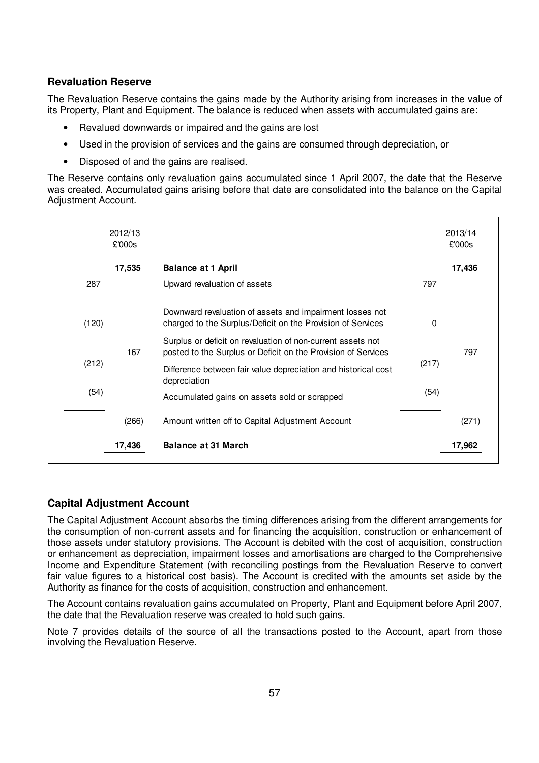## Revaluation Reserve

The Revaluation Reserve contains the gains made by the Authority arising from increases in the value of its Property, Plant and Equipment. The balance is reduced when assets with accumulated gains are:

- Revalued downwards or impaired and the gains are lost
- Used in the provision of services and the gains are consumed through depreciation, or
- Disposed of and the gains are realised.

The Reserve contains only revaluation gains accumulated since 1 April 2007, the date that the Reserve was created. Accumulated gains arising before that date are consolidated into the balance on the Capital Adjustment Account.

| 2012/13 £'000s | 2012/13 £'000s | | 2013/14 £'000s | 2013/14 £'000s |
|---|---|---|---|---|
| | **17,535** | **Balance at 1 April** | | **17,436** |
| 287 | | Upward revaluation of assets | 797 | |
| (120) | | Downward revaluation of assets and impairment losses not charged to the Surplus/Deficit on the Provision of Services | 0 | |
| | 167 | Surplus or deficit on revaluation of non-current assets not posted to the Surplus or Deficit on the Provision of Services | | 797 |
| (212) | | Difference between fair value depreciation and historical cost depreciation | (217) | |
| (54) | | Accumulated gains on assets sold or scrapped | (54) | |
| | (266) | Amount written off to Capital Adjustment Account | | (271) |
| | **17,436** | **Balance at 31 March** | | **17,962** |

## Capital Adjustment Account

The Capital Adjustment Account absorbs the timing differences arising from the different arrangements for the consumption of non-current assets and for financing the acquisition, construction or enhancement of those assets under statutory provisions. The Account is debited with the cost of acquisition, construction or enhancement as depreciation, impairment losses and amortisations are charged to the Comprehensive Income and Expenditure Statement (with reconciling postings from the Revaluation Reserve to convert fair value figures to a historical cost basis). The Account is credited with the amounts set aside by the Authority as finance for the costs of acquisition, construction and enhancement.

The Account contains revaluation gains accumulated on Property, Plant and Equipment before April 2007, the date that the Revaluation reserve was created to hold such gains.

Note 7 provides details of the source of all the transactions posted to the Account, apart from those involving the Revaluation Reserve.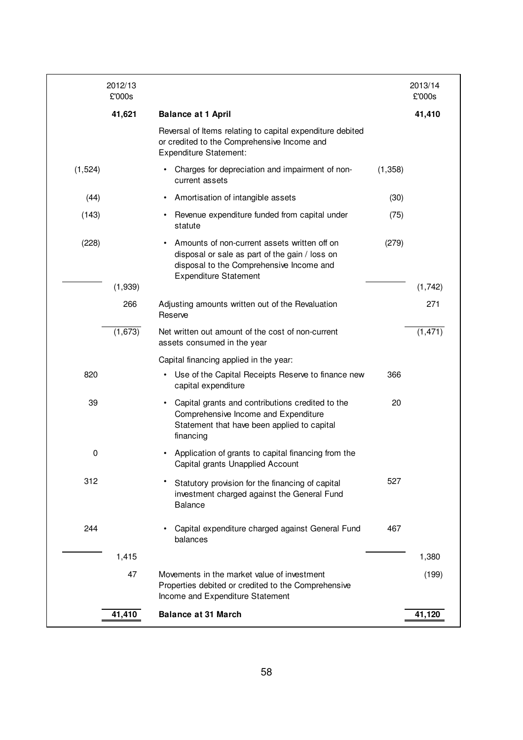| 2012/13 £'000s | 2012/13 £'000s | | 2013/14 £'000s | 2013/14 £'000s |
|---|---|---|---|---|
| | **41,621** | **Balance at 1 April** | | **41,410** |
| | | Reversal of Items relating to capital expenditure debited or credited to the Comprehensive Income and Expenditure Statement: | | |
| (1,524) | | • Charges for depreciation and impairment of non-current assets | (1,358) | |
| (44) | | • Amortisation of intangible assets | (30) | |
| (143) | | • Revenue expenditure funded from capital under statute | (75) | |
| (228) | | • Amounts of non-current assets written off on disposal or sale as part of the gain / loss on disposal to the Comprehensive Income and Expenditure Statement | (279) | |
| | (1,939) | | | (1,742) |
| | 266 | Adjusting amounts written out of the Revaluation Reserve | | 271 |
| | (1,673) | Net written out amount of the cost of non-current assets consumed in the year | | (1,471) |
| | | Capital financing applied in the year: | | |
| 820 | | • Use of the Capital Receipts Reserve to finance new capital expenditure | 366 | |
| 39 | | • Capital grants and contributions credited to the Comprehensive Income and Expenditure Statement that have been applied to capital financing | 20 | |
| 0 | | • Application of grants to capital financing from the Capital grants Unapplied Account | | |
| 312 | | • Statutory provision for the financing of capital investment charged against the General Fund Balance | 527 | |
| 244 | | • Capital expenditure charged against General Fund balances | 467 | |
| | 1,415 | | | 1,380 |
| | 47 | Movements in the market value of investment Properties debited or credited to the Comprehensive Income and Expenditure Statement | | (199) |
| | **41,410** | **Balance at 31 March** | | **41,120** |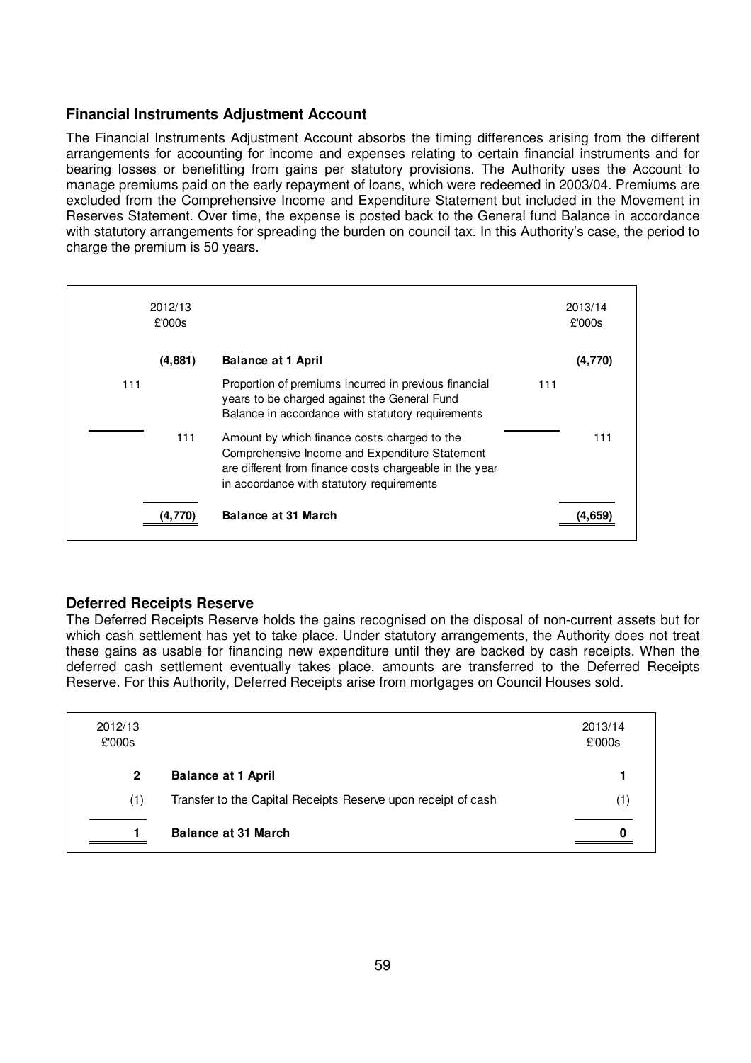### Financial Instruments Adjustment Account

The Financial Instruments Adjustment Account absorbs the timing differences arising from the different arrangements for accounting for income and expenses relating to certain financial instruments and for bearing losses or benefitting from gains per statutory provisions. The Authority uses the Account to manage premiums paid on the early repayment of loans, which were redeemed in 2003/04. Premiums are excluded from the Comprehensive Income and Expenditure Statement but included in the Movement in Reserves Statement. Over time, the expense is posted back to the General fund Balance in accordance with statutory arrangements for spreading the burden on council tax. In this Authority's case, the period to charge the premium is 50 years.

| 2012/13 £'000s | | | 2013/14 £'000s | |
|---|---|---|---|---|
| | (4,881) | **Balance at 1 April** | | (4,770) |
| 111 | | Proportion of premiums incurred in previous financial years to be charged against the General Fund Balance in accordance with statutory requirements | 111 | |
| | 111 | Amount by which finance costs charged to the Comprehensive Income and Expenditure Statement are different from finance costs chargeable in the year in accordance with statutory requirements | | 111 |
| | (4,770) | **Balance at 31 March** | | (4,659) |

### Deferred Receipts Reserve

The Deferred Receipts Reserve holds the gains recognised on the disposal of non-current assets but for which cash settlement has yet to take place. Under statutory arrangements, the Authority does not treat these gains as usable for financing new expenditure until they are backed by cash receipts. When the deferred cash settlement eventually takes place, amounts are transferred to the Deferred Receipts Reserve. For this Authority, Deferred Receipts arise from mortgages on Council Houses sold.

| 2012/13 £'000s | | 2013/14 £'000s |
|---|---|---|
| 2 | **Balance at 1 April** | 1 |
| (1) | Transfer to the Capital Receipts Reserve upon receipt of cash | (1) |
| 1 | **Balance at 31 March** | 0 |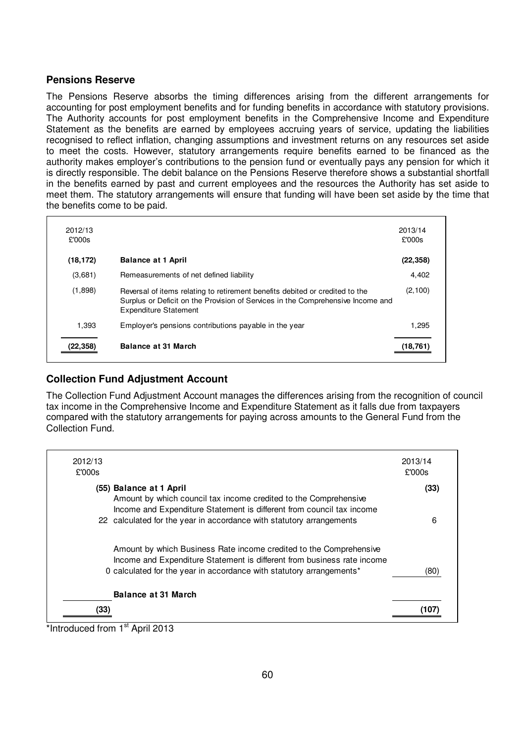## Pensions Reserve

The Pensions Reserve absorbs the timing differences arising from the different arrangements for accounting for post employment benefits and for funding benefits in accordance with statutory provisions. The Authority accounts for post employment benefits in the Comprehensive Income and Expenditure Statement as the benefits are earned by employees accruing years of service, updating the liabilities recognised to reflect inflation, changing assumptions and investment returns on any resources set aside to meet the costs. However, statutory arrangements require benefits earned to be financed as the authority makes employer's contributions to the pension fund or eventually pays any pension for which it is directly responsible. The debit balance on the Pensions Reserve therefore shows a substantial shortfall in the benefits earned by past and current employees and the resources the Authority has set aside to meet them. The statutory arrangements will ensure that funding will have been set aside by the time that the benefits come to be paid.

| 2012/13<br>£'000s | | 2013/14<br>£'000s |
|---|---|---|
| **(18,172)** | **Balance at 1 April** | **(22,358)** |
| (3,681) | Remeasurements of net defined liability | 4,402 |
| (1,898) | Reversal of items relating to retirement benefits debited or credited to the Surplus or Deficit on the Provision of Services in the Comprehensive Income and Expenditure Statement | (2,100) |
| 1,393 | Employer's pensions contributions payable in the year | 1,295 |
| **(22,358)** | **Balance at 31 March** | **(18,761)** |

## Collection Fund Adjustment Account

The Collection Fund Adjustment Account manages the differences arising from the recognition of council tax income in the Comprehensive Income and Expenditure Statement as it falls due from taxpayers compared with the statutory arrangements for paying across amounts to the General Fund from the Collection Fund.

| 2012/13<br>£'000s | | 2013/14<br>£'000s |
|---|---|---|
| (55) | **Balance at 1 April** | **(33)** |
| 22 | Amount by which council tax income credited to the Comprehensive Income and Expenditure Statement is different from council tax income calculated for the year in accordance with statutory arrangements | 6 |
| 0 | Amount by which Business Rate income credited to the Comprehensive Income and Expenditure Statement is different from business rate income calculated for the year in accordance with statutory arrangements* | (80) |
| **(33)** | **Balance at 31 March** | **(107)** |

*Introduced from 1st April 2013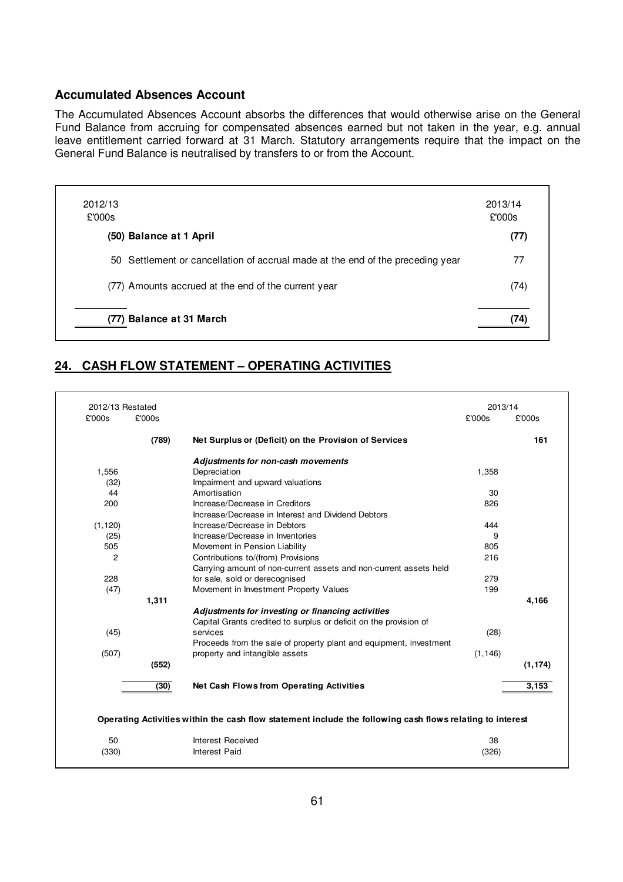### Accumulated Absences Account

The Accumulated Absences Account absorbs the differences that would otherwise arise on the General Fund Balance from accruing for compensated absences earned but not taken in the year, e.g. annual leave entitlement carried forward at 31 March. Statutory arrangements require that the impact on the General Fund Balance is neutralised by transfers to or from the Account.

| 2012/13 £'000s | | 2013/14 £'000s |
|---|---|---|
| (50) | **Balance at 1 April** | **(77)** |
| 50 | Settlement or cancellation of accrual made at the end of the preceding year | 77 |
| (77) | Amounts accrued at the end of the current year | (74) |
| **(77)** | **Balance at 31 March** | **(74)** |

## 24. CASH FLOW STATEMENT – OPERATING ACTIVITIES

| 2012/13 Restated £'000s | 2012/13 Restated £'000s | | 2013/14 £'000s | 2013/14 £'000s |
|---|---|---|---|---|
| | **(789)** | **Net Surplus or (Deficit) on the Provision of Services** | | **161** |
| | | ***Adjustments for non-cash movements*** | | |
| 1,556 | | Depreciation | 1,358 | |
| (32) | | Impairment and upward valuations | | |
| 44 | | Amortisation | 30 | |
| 200 | | Increase/Decrease in Creditors | 826 | |
| | | Increase/Decrease in Interest and Dividend Debtors | | |
| (1,120) | | Increase/Decrease in Debtors | 444 | |
| (25) | | Increase/Decrease in Inventories | 9 | |
| 505 | | Movement in Pension Liability | 805 | |
| 2 | | Contributions to/(from) Provisions | 216 | |
| 228 | | Carrying amount of non-current assets and non-current assets held for sale, sold or derecognised | 279 | |
| (47) | | Movement in Investment Property Values | 199 | |
| | **1,311** | | | **4,166** |
| | | ***Adjustments for investing or financing activities*** | | |
| (45) | | Capital Grants credited to surplus or deficit on the provision of services | (28) | |
| (507) | | Proceeds from the sale of property plant and equipment, investment property and intangible assets | (1,146) | |
| | **(552)** | | | **(1,174)** |
| | **(30)** | **Net Cash Flows from Operating Activities** | | **3,153** |

**Operating Activities within the cash flow statement include the following cash flows relating to interest**

| 2012/13 £'000s | | 2013/14 £'000s |
|---|---|---|
| 50 | Interest Received | 38 |
| (330) | Interest Paid | (326) |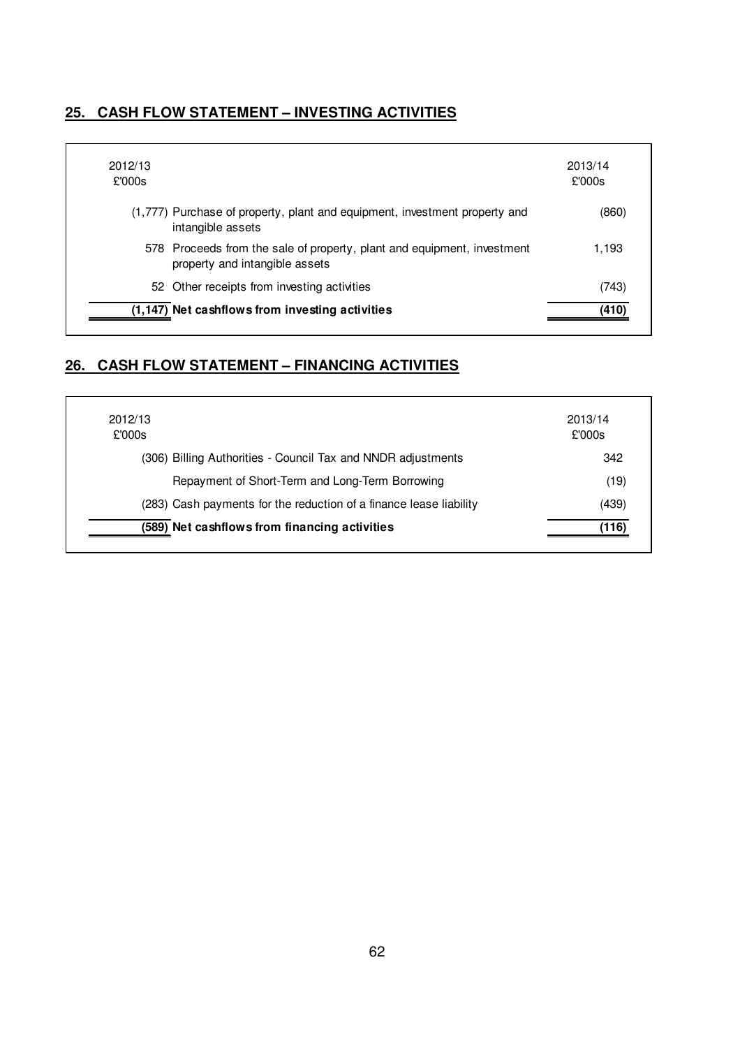## 25. CASH FLOW STATEMENT – INVESTING ACTIVITIES

| 2012/13 £'000s | | 2013/14 £'000s |
|---|---|---|
| (1,777) | Purchase of property, plant and equipment, investment property and intangible assets | (860) |
| 578 | Proceeds from the sale of property, plant and equipment, investment property and intangible assets | 1,193 |
| 52 | Other receipts from investing activities | (743) |
| **(1,147)** | **Net cashflows from investing activities** | **(410)** |

## 26. CASH FLOW STATEMENT – FINANCING ACTIVITIES

| 2012/13 £'000s | | 2013/14 £'000s |
|---|---|---|
| (306) | Billing Authorities - Council Tax and NNDR adjustments | 342 |
| | Repayment of Short-Term and Long-Term Borrowing | (19) |
| (283) | Cash payments for the reduction of a finance lease liability | (439) |
| **(589)** | **Net cashflows from financing activities** | **(116)** |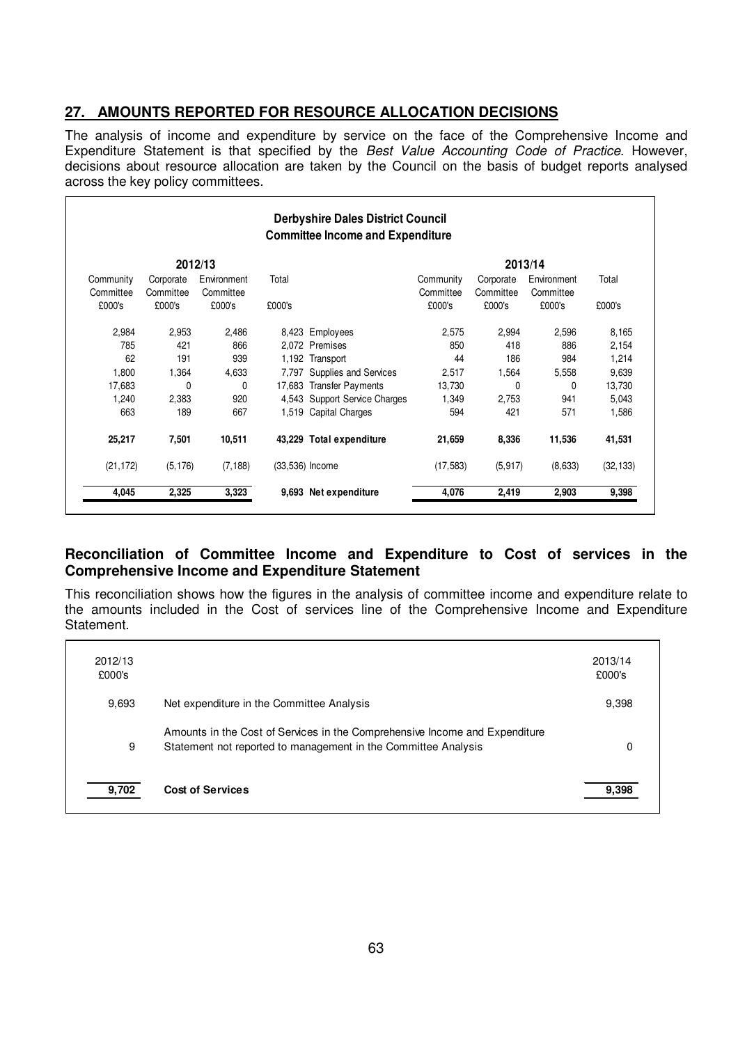## 27. AMOUNTS REPORTED FOR RESOURCE ALLOCATION DECISIONS

The analysis of income and expenditure by service on the face of the Comprehensive Income and Expenditure Statement is that specified by the *Best Value Accounting Code of Practice*. However, decisions about resource allocation are taken by the Council on the basis of budget reports analysed across the key policy committees.

**Derbyshire Dales District Council**
**Committee Income and Expenditure**

| 2012/13 | | | | | 2013/14 | | | |
|---|---|---|---|---|---|---|---|---|
| Community Committee £000's | Corporate Committee £000's | Environment Committee £000's | Total £000's | | Community Committee £000's | Corporate Committee £000's | Environment Committee £000's | Total £000's |
| 2,984 | 2,953 | 2,486 | 8,423 | Employees | 2,575 | 2,994 | 2,596 | 8,165 |
| 785 | 421 | 866 | 2,072 | Premises | 850 | 418 | 886 | 2,154 |
| 62 | 191 | 939 | 1,192 | Transport | 44 | 186 | 984 | 1,214 |
| 1,800 | 1,364 | 4,633 | 7,797 | Supplies and Services | 2,517 | 1,564 | 5,558 | 9,639 |
| 17,683 | 0 | 0 | 17,683 | Transfer Payments | 13,730 | 0 | 0 | 13,730 |
| 1,240 | 2,383 | 920 | 4,543 | Support Service Charges | 1,349 | 2,753 | 941 | 5,043 |
| 663 | 189 | 667 | 1,519 | Capital Charges | 594 | 421 | 571 | 1,586 |
| **25,217** | **7,501** | **10,511** | **43,229** | **Total expenditure** | **21,659** | **8,336** | **11,536** | **41,531** |
| (21,172) | (5,176) | (7,188) | (33,536) | Income | (17,583) | (5,917) | (8,633) | (32,133) |
| **4,045** | **2,325** | **3,323** | **9,693** | **Net expenditure** | **4,076** | **2,419** | **2,903** | **9,398** |

### Reconciliation of Committee Income and Expenditure to Cost of services in the Comprehensive Income and Expenditure Statement

This reconciliation shows how the figures in the analysis of committee income and expenditure relate to the amounts included in the Cost of services line of the Comprehensive Income and Expenditure Statement.

| 2012/13 £000's | | 2013/14 £000's |
|---|---|---|
| 9,693 | Net expenditure in the Committee Analysis | 9,398 |
| 9 | Amounts in the Cost of Services in the Comprehensive Income and Expenditure Statement not reported to management in the Committee Analysis | 0 |
| **9,702** | **Cost of Services** | **9,398** |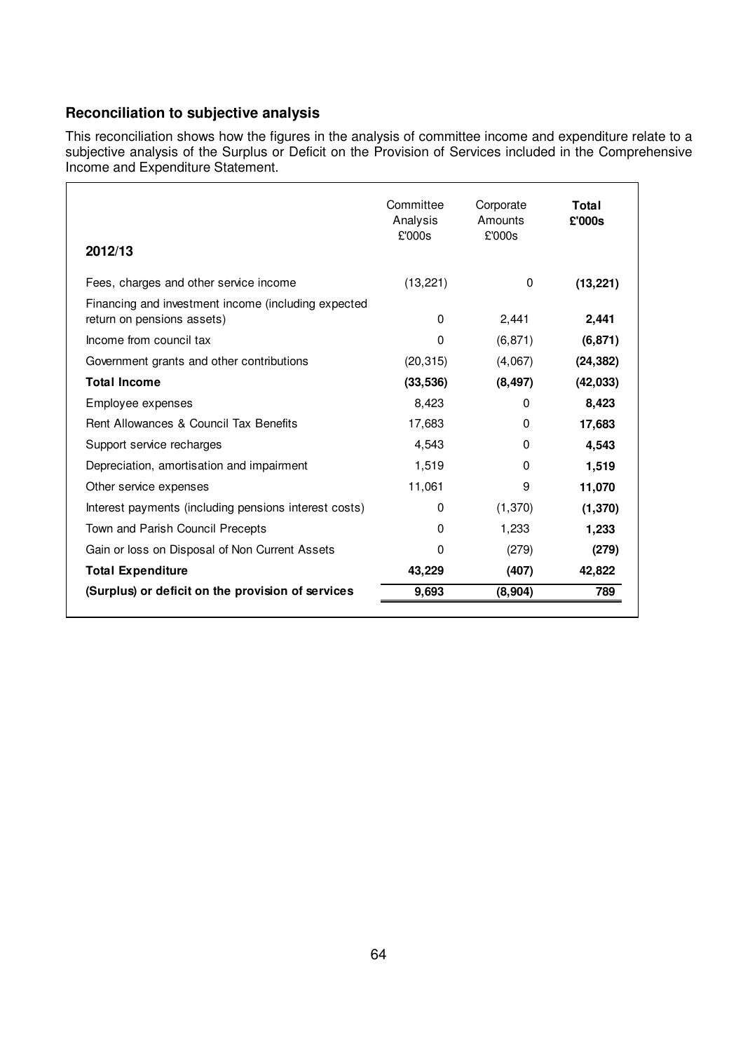## Reconciliation to subjective analysis

This reconciliation shows how the figures in the analysis of committee income and expenditure relate to a subjective analysis of the Surplus or Deficit on the Provision of Services included in the Comprehensive Income and Expenditure Statement.

| 2012/13 | Committee Analysis £'000s | Corporate Amounts £'000s | **Total £'000s** |
|---|---|---|---|
| Fees, charges and other service income | (13,221) | 0 | **(13,221)** |
| Financing and investment income (including expected return on pensions assets) | 0 | 2,441 | **2,441** |
| Income from council tax | 0 | (6,871) | **(6,871)** |
| Government grants and other contributions | (20,315) | (4,067) | **(24,382)** |
| **Total Income** | **(33,536)** | **(8,497)** | **(42,033)** |
| Employee expenses | 8,423 | 0 | **8,423** |
| Rent Allowances & Council Tax Benefits | 17,683 | 0 | **17,683** |
| Support service recharges | 4,543 | 0 | **4,543** |
| Depreciation, amortisation and impairment | 1,519 | 0 | **1,519** |
| Other service expenses | 11,061 | 9 | **11,070** |
| Interest payments (including pensions interest costs) | 0 | (1,370) | **(1,370)** |
| Town and Parish Council Precepts | 0 | 1,233 | **1,233** |
| Gain or loss on Disposal of Non Current Assets | 0 | (279) | **(279)** |
| **Total Expenditure** | **43,229** | **(407)** | **42,822** |
| **(Surplus) or deficit on the provision of services** | **9,693** | **(8,904)** | **789** |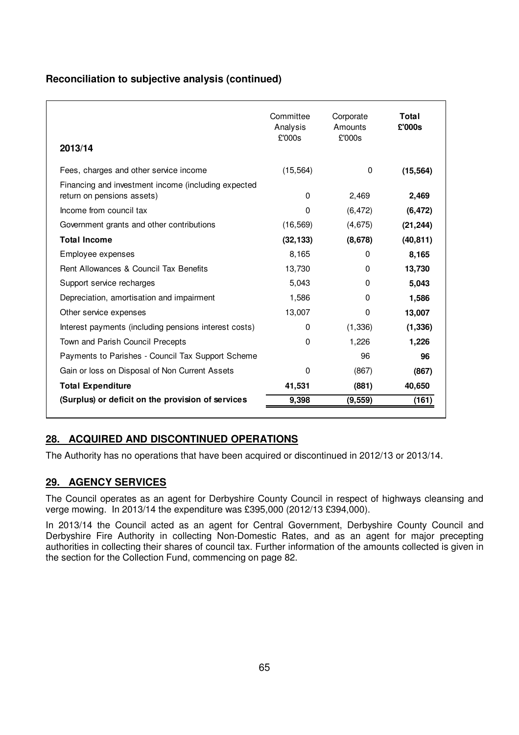### Reconciliation to subjective analysis (continued)

| 2013/14 | Committee Analysis £'000s | Corporate Amounts £'000s | **Total £'000s** |
|---|---|---|---|
| Fees, charges and other service income | (15,564) | 0 | **(15,564)** |
| Financing and investment income (including expected return on pensions assets) | 0 | 2,469 | **2,469** |
| Income from council tax | 0 | (6,472) | **(6,472)** |
| Government grants and other contributions | (16,569) | (4,675) | **(21,244)** |
| **Total Income** | **(32,133)** | **(8,678)** | **(40,811)** |
| Employee expenses | 8,165 | 0 | **8,165** |
| Rent Allowances & Council Tax Benefits | 13,730 | 0 | **13,730** |
| Support service recharges | 5,043 | 0 | **5,043** |
| Depreciation, amortisation and impairment | 1,586 | 0 | **1,586** |
| Other service expenses | 13,007 | 0 | **13,007** |
| Interest payments (including pensions interest costs) | 0 | (1,336) | **(1,336)** |
| Town and Parish Council Precepts | 0 | 1,226 | **1,226** |
| Payments to Parishes - Council Tax Support Scheme | | 96 | **96** |
| Gain or loss on Disposal of Non Current Assets | 0 | (867) | **(867)** |
| **Total Expenditure** | **41,531** | **(881)** | **40,650** |
| **(Surplus) or deficit on the provision of services** | **9,398** | **(9,559)** | **(161)** |

## 28. ACQUIRED AND DISCONTINUED OPERATIONS

The Authority has no operations that have been acquired or discontinued in 2012/13 or 2013/14.

## 29. AGENCY SERVICES

The Council operates as an agent for Derbyshire County Council in respect of highways cleansing and verge mowing. In 2013/14 the expenditure was £395,000 (2012/13 £394,000).

In 2013/14 the Council acted as an agent for Central Government, Derbyshire County Council and Derbyshire Fire Authority in collecting Non-Domestic Rates, and as an agent for major precepting authorities in collecting their shares of council tax. Further information of the amounts collected is given in the section for the Collection Fund, commencing on page 82.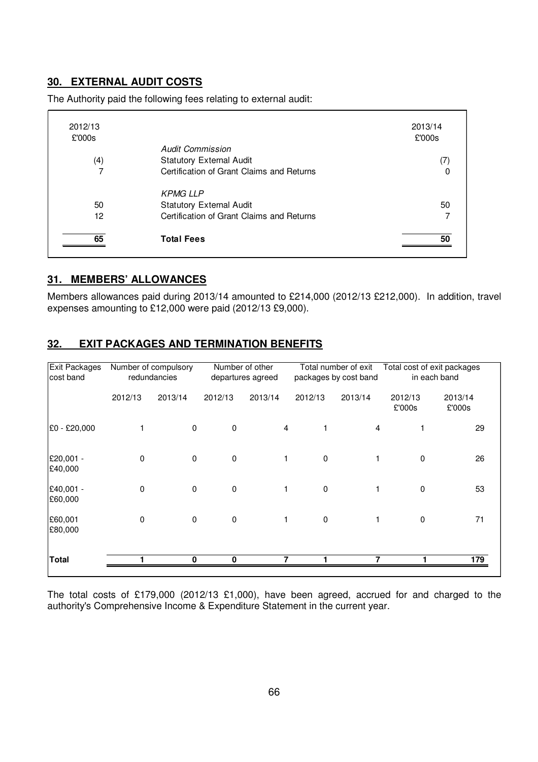## 30. EXTERNAL AUDIT COSTS

The Authority paid the following fees relating to external audit:

| 2012/13 £'000s | | 2013/14 £'000s |
|---|---|---|
| | *Audit Commission* | |
| (4) | Statutory External Audit | (7) |
| 7 | Certification of Grant Claims and Returns | 0 |
| | *KPMG LLP* | |
| 50 | Statutory External Audit | 50 |
| 12 | Certification of Grant Claims and Returns | 7 |
| **65** | **Total Fees** | **50** |

## 31. MEMBERS' ALLOWANCES

Members allowances paid during 2013/14 amounted to £214,000 (2012/13 £212,000). In addition, travel expenses amounting to £12,000 were paid (2012/13 £9,000).

## 32. EXIT PACKAGES AND TERMINATION BENEFITS

| Exit Packages cost band | Number of compulsory redundancies | | Number of other departures agreed | | Total number of exit packages by cost band | | Total cost of exit packages in each band | |
|---|---|---|---|---|---|---|---|---|
| | 2012/13 | 2013/14 | 2012/13 | 2013/14 | 2012/13 | 2013/14 | 2012/13 £'000s | 2013/14 £'000s |
| £0 - £20,000 | 1 | 0 | 0 | 4 | 1 | 4 | 1 | 29 |
| £20,001 - £40,000 | 0 | 0 | 0 | 1 | 0 | 1 | 0 | 26 |
| £40,001 - £60,000 | 0 | 0 | 0 | 1 | 0 | 1 | 0 | 53 |
| £60,001 £80,000 | 0 | 0 | 0 | 1 | 0 | 1 | 0 | 71 |
| **Total** | **1** | **0** | **0** | **7** | **1** | **7** | **1** | **179** |

The total costs of £179,000 (2012/13 £1,000), have been agreed, accrued for and charged to the authority's Comprehensive Income & Expenditure Statement in the current year.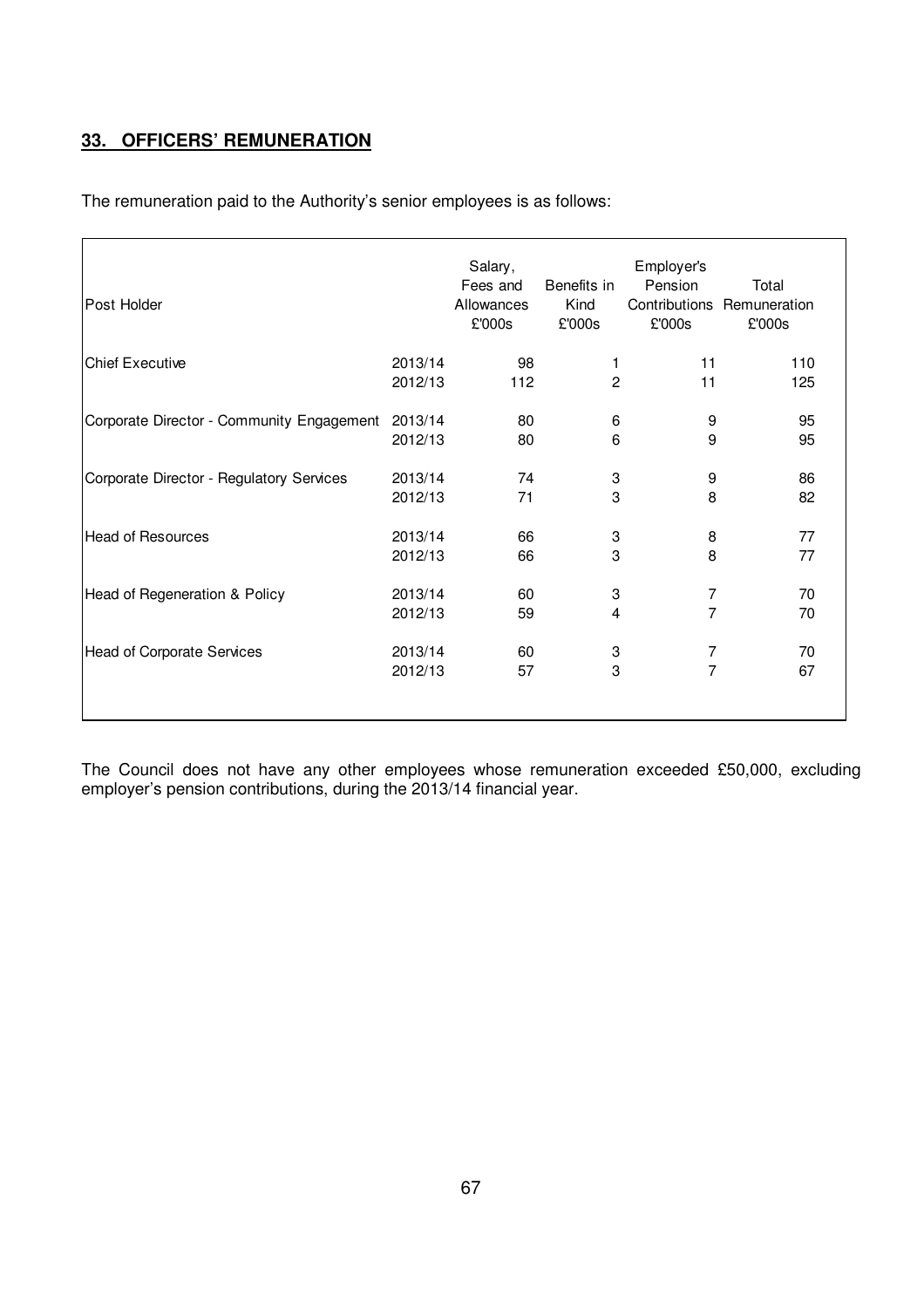## 33. OFFICERS' REMUNERATION

The remuneration paid to the Authority's senior employees is as follows:

| Post Holder | | Salary, Fees and Allowances £'000s | Benefits in Kind £'000s | Employer's Pension Contributions £'000s | Total Remuneration £'000s |
|---|---|---|---|---|---|
| Chief Executive | 2013/14 | 98 | 1 | 11 | 110 |
| | 2012/13 | 112 | 2 | 11 | 125 |
| Corporate Director - Community Engagement | 2013/14 | 80 | 6 | 9 | 95 |
| | 2012/13 | 80 | 6 | 9 | 95 |
| Corporate Director - Regulatory Services | 2013/14 | 74 | 3 | 9 | 86 |
| | 2012/13 | 71 | 3 | 8 | 82 |
| Head of Resources | 2013/14 | 66 | 3 | 8 | 77 |
| | 2012/13 | 66 | 3 | 8 | 77 |
| Head of Regeneration & Policy | 2013/14 | 60 | 3 | 7 | 70 |
| | 2012/13 | 59 | 4 | 7 | 70 |
| Head of Corporate Services | 2013/14 | 60 | 3 | 7 | 70 |
| | 2012/13 | 57 | 3 | 7 | 67 |

The Council does not have any other employees whose remuneration exceeded £50,000, excluding employer's pension contributions, during the 2013/14 financial year.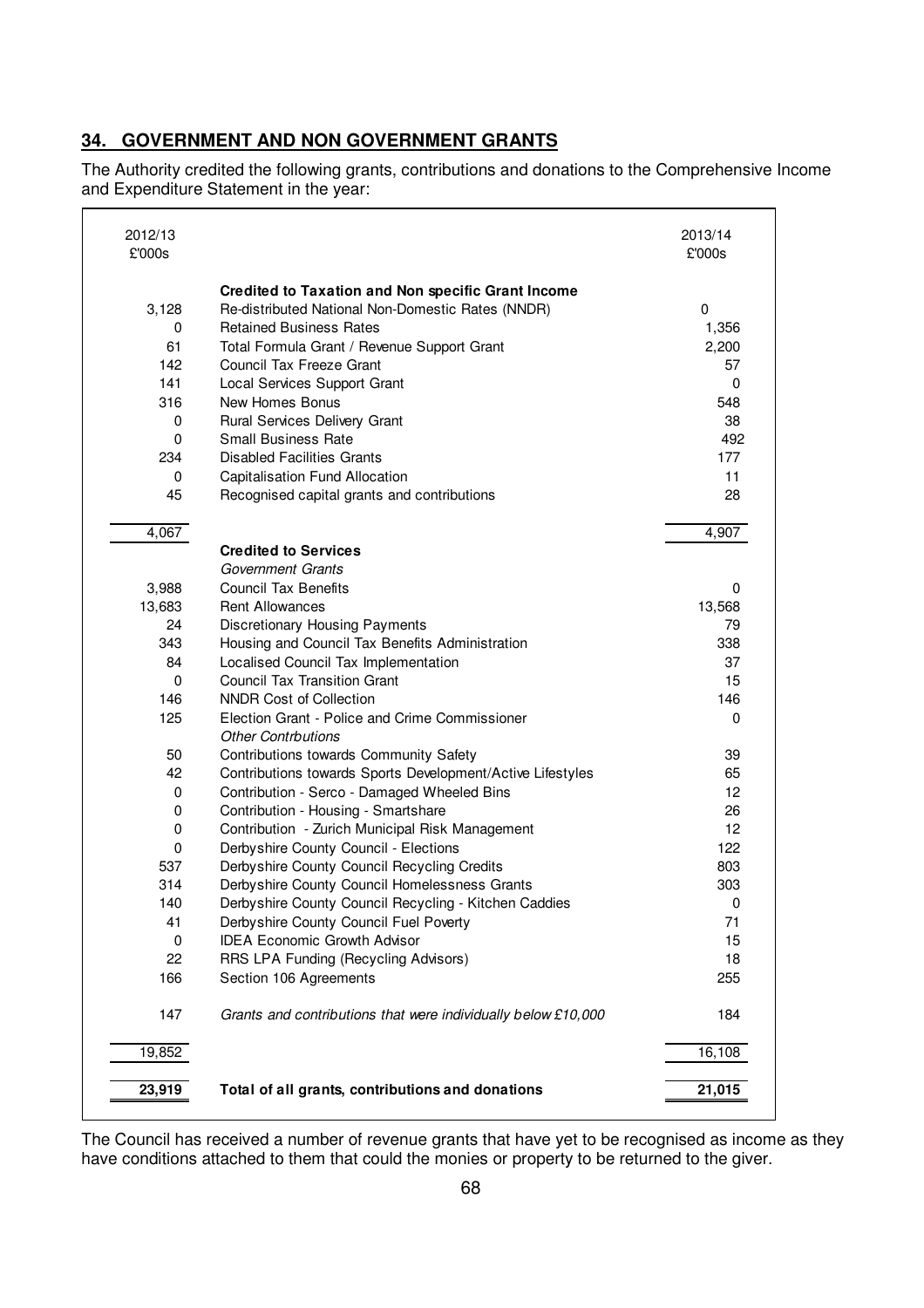## 34. GOVERNMENT AND NON GOVERNMENT GRANTS

The Authority credited the following grants, contributions and donations to the Comprehensive Income and Expenditure Statement in the year:

| 2012/13 £'000s | | 2013/14 £'000s |
|---|---|---|
| | **Credited to Taxation and Non specific Grant Income** | |
| 3,128 | Re-distributed National Non-Domestic Rates (NNDR) | 0 |
| 0 | Retained Business Rates | 1,356 |
| 61 | Total Formula Grant / Revenue Support Grant | 2,200 |
| 142 | Council Tax Freeze Grant | 57 |
| 141 | Local Services Support Grant | 0 |
| 316 | New Homes Bonus | 548 |
| 0 | Rural Services Delivery Grant | 38 |
| 0 | Small Business Rate | 492 |
| 234 | Disabled Facilities Grants | 177 |
| 0 | Capitalisation Fund Allocation | 11 |
| 45 | Recognised capital grants and contributions | 28 |
| 4,067 | | 4,907 |
| | **Credited to Services** | |
| | *Government Grants* | |
| 3,988 | Council Tax Benefits | 0 |
| 13,683 | Rent Allowances | 13,568 |
| 24 | Discretionary Housing Payments | 79 |
| 343 | Housing and Council Tax Benefits Administration | 338 |
| 84 | Localised Council Tax Implementation | 37 |
| 0 | Council Tax Transition Grant | 15 |
| 146 | NNDR Cost of Collection | 146 |
| 125 | Election Grant - Police and Crime Commissioner | 0 |
| | *Other Contrbutions* | |
| 50 | Contributions towards Community Safety | 39 |
| 42 | Contributions towards Sports Development/Active Lifestyles | 65 |
| 0 | Contribution - Serco - Damaged Wheeled Bins | 12 |
| 0 | Contribution - Housing - Smartshare | 26 |
| 0 | Contribution - Zurich Municipal Risk Management | 12 |
| 0 | Derbyshire County Council - Elections | 122 |
| 537 | Derbyshire County Council Recycling Credits | 803 |
| 314 | Derbyshire County Council Homelessness Grants | 303 |
| 140 | Derbyshire County Council Recycling - Kitchen Caddies | 0 |
| 41 | Derbyshire County Council Fuel Poverty | 71 |
| 0 | IDEA Economic Growth Advisor | 15 |
| 22 | RRS LPA Funding (Recycling Advisors) | 18 |
| 166 | Section 106 Agreements | 255 |
| 147 | *Grants and contributions that were individually below £10,000* | 184 |
| 19,852 | | 16,108 |
| **23,919** | **Total of all grants, contributions and donations** | **21,015** |

The Council has received a number of revenue grants that have yet to be recognised as income as they have conditions attached to them that could the monies or property to be returned to the giver.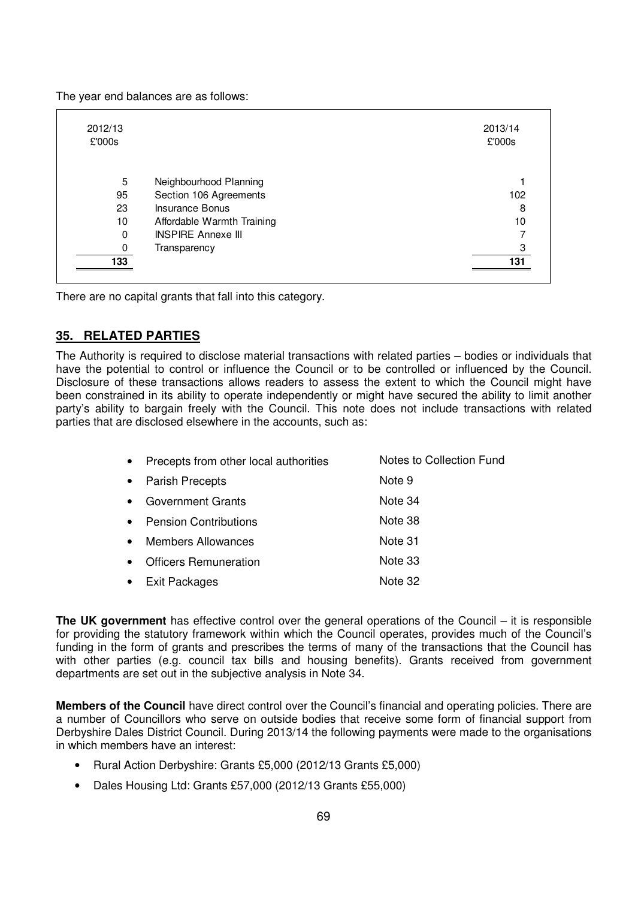The year end balances are as follows:

| 2012/13 £'000s | | 2013/14 £'000s |
|---|---|---|
| 5 | Neighbourhood Planning | 1 |
| 95 | Section 106 Agreements | 102 |
| 23 | Insurance Bonus | 8 |
| 10 | Affordable Warmth Training | 10 |
| 0 | INSPIRE Annexe III | 7 |
| 0 | Transparency | 3 |
| **133** | | **131** |

There are no capital grants that fall into this category.

## 35. RELATED PARTIES

The Authority is required to disclose material transactions with related parties – bodies or individuals that have the potential to control or influence the Council or to be controlled or influenced by the Council. Disclosure of these transactions allows readers to assess the extent to which the Council might have been constrained in its ability to operate independently or might have secured the ability to limit another party's ability to bargain freely with the Council. This note does not include transactions with related parties that are disclosed elsewhere in the accounts, such as:

| | |
|---|---|
| • Precepts from other local authorities | Notes to Collection Fund |
| • Parish Precepts | Note 9 |
| • Government Grants | Note 34 |
| • Pension Contributions | Note 38 |
| • Members Allowances | Note 31 |
| • Officers Remuneration | Note 33 |
| • Exit Packages | Note 32 |

**The UK government** has effective control over the general operations of the Council – it is responsible for providing the statutory framework within which the Council operates, provides much of the Council's funding in the form of grants and prescribes the terms of many of the transactions that the Council has with other parties (e.g. council tax bills and housing benefits). Grants received from government departments are set out in the subjective analysis in Note 34.

**Members of the Council** have direct control over the Council's financial and operating policies. There are a number of Councillors who serve on outside bodies that receive some form of financial support from Derbyshire Dales District Council. During 2013/14 the following payments were made to the organisations in which members have an interest:

- Rural Action Derbyshire: Grants £5,000 (2012/13 Grants £5,000)
- Dales Housing Ltd: Grants £57,000 (2012/13 Grants £55,000)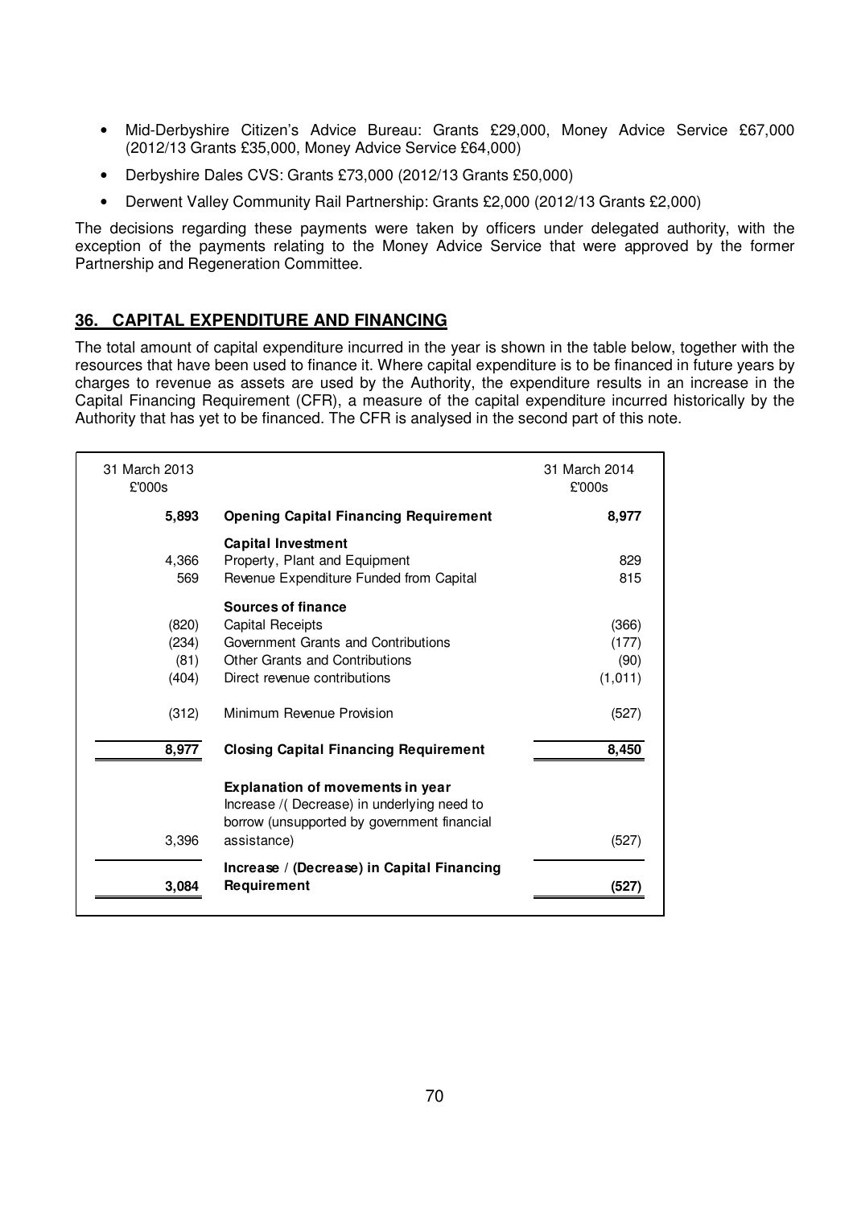- Mid-Derbyshire Citizen's Advice Bureau: Grants £29,000, Money Advice Service £67,000 (2012/13 Grants £35,000, Money Advice Service £64,000)
- Derbyshire Dales CVS: Grants £73,000 (2012/13 Grants £50,000)
- Derwent Valley Community Rail Partnership: Grants £2,000 (2012/13 Grants £2,000)

The decisions regarding these payments were taken by officers under delegated authority, with the exception of the payments relating to the Money Advice Service that were approved by the former Partnership and Regeneration Committee.

## 36. CAPITAL EXPENDITURE AND FINANCING

The total amount of capital expenditure incurred in the year is shown in the table below, together with the resources that have been used to finance it. Where capital expenditure is to be financed in future years by charges to revenue as assets are used by the Authority, the expenditure results in an increase in the Capital Financing Requirement (CFR), a measure of the capital expenditure incurred historically by the Authority that has yet to be financed. The CFR is analysed in the second part of this note.

| 31 March 2013 £'000s | | 31 March 2014 £'000s |
|---|---|---|
| **5,893** | **Opening Capital Financing Requirement** | **8,977** |
| | **Capital Investment** | |
| 4,366 | Property, Plant and Equipment | 829 |
| 569 | Revenue Expenditure Funded from Capital | 815 |
| | **Sources of finance** | |
| (820) | Capital Receipts | (366) |
| (234) | Government Grants and Contributions | (177) |
| (81) | Other Grants and Contributions | (90) |
| (404) | Direct revenue contributions | (1,011) |
| (312) | Minimum Revenue Provision | (527) |
| **8,977** | **Closing Capital Financing Requirement** | **8,450** |
| | **Explanation of movements in year** | |
| 3,396 | Increase /( Decrease) in underlying need to borrow (unsupported by government financial assistance) | (527) |
| **3,084** | **Increase / (Decrease) in Capital Financing Requirement** | **(527)** |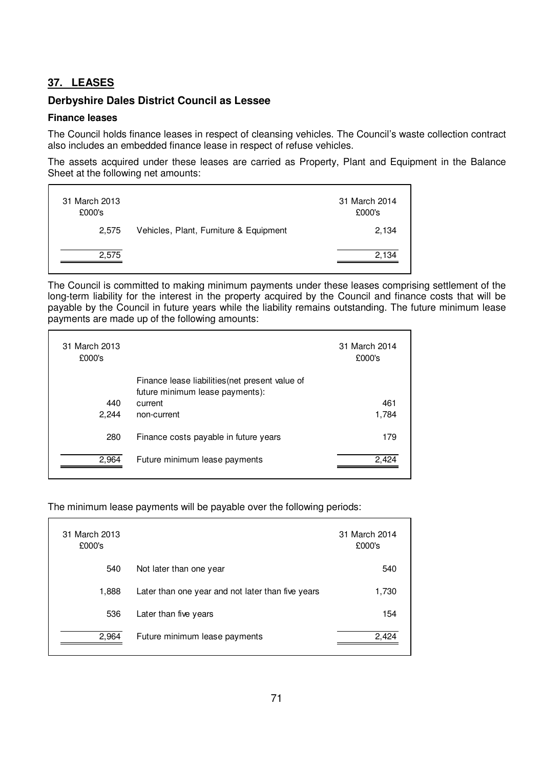## 37. LEASES

### Derbyshire Dales District Council as Lessee

#### Finance leases

The Council holds finance leases in respect of cleansing vehicles. The Council's waste collection contract also includes an embedded finance lease in respect of refuse vehicles.

The assets acquired under these leases are carried as Property, Plant and Equipment in the Balance Sheet at the following net amounts:

| 31 March 2013 £000's | | 31 March 2014 £000's |
|---|---|---|
| 2,575 | Vehicles, Plant, Furniture & Equipment | 2,134 |
| 2,575 | | 2,134 |

The Council is committed to making minimum payments under these leases comprising settlement of the long-term liability for the interest in the property acquired by the Council and finance costs that will be payable by the Council in future years while the liability remains outstanding. The future minimum lease payments are made up of the following amounts:

| 31 March 2013 £000's | | 31 March 2014 £000's |
|---|---|---|
| | Finance lease liabilities(net present value of future minimum lease payments): | |
| 440 | current | 461 |
| 2,244 | non-current | 1,784 |
| 280 | Finance costs payable in future years | 179 |
| 2,964 | Future minimum lease payments | 2,424 |

The minimum lease payments will be payable over the following periods:

| 31 March 2013 £000's | | 31 March 2014 £000's |
|---|---|---|
| 540 | Not later than one year | 540 |
| 1,888 | Later than one year and not later than five years | 1,730 |
| 536 | Later than five years | 154 |
| 2,964 | Future minimum lease payments | 2,424 |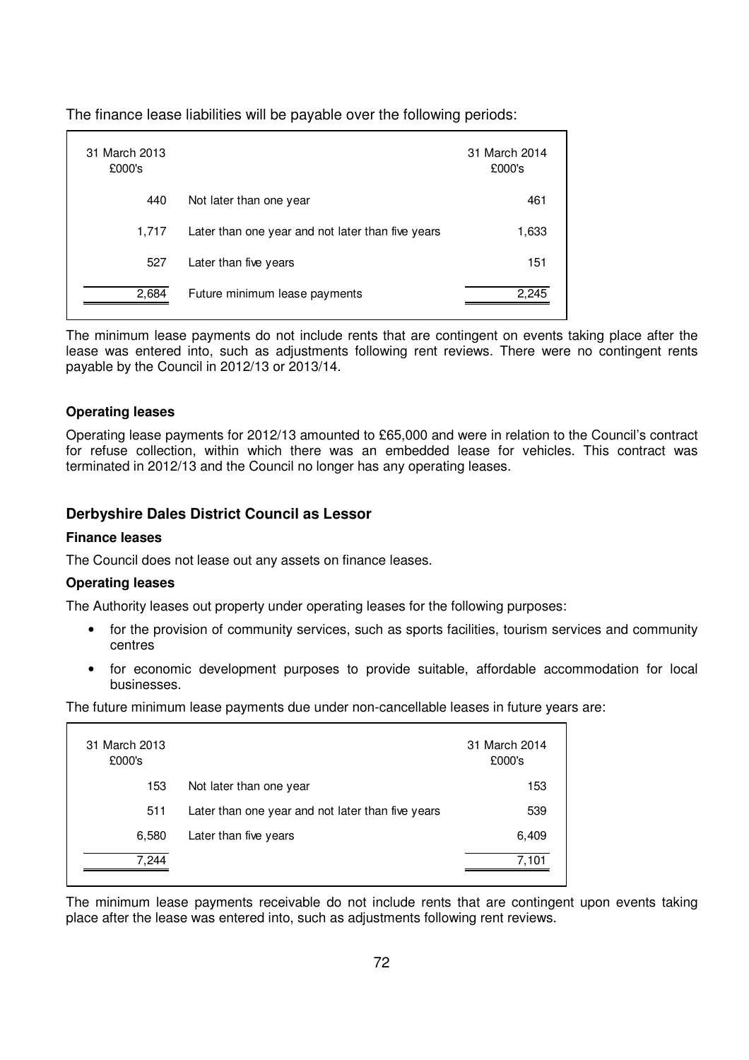The finance lease liabilities will be payable over the following periods:

| 31 March 2013 £000's | | 31 March 2014 £000's |
|---|---|---|
| 440 | Not later than one year | 461 |
| 1,717 | Later than one year and not later than five years | 1,633 |
| 527 | Later than five years | 151 |
| 2,684 | Future minimum lease payments | 2,245 |

The minimum lease payments do not include rents that are contingent on events taking place after the lease was entered into, such as adjustments following rent reviews. There were no contingent rents payable by the Council in 2012/13 or 2013/14.

**Operating leases**

Operating lease payments for 2012/13 amounted to £65,000 and were in relation to the Council's contract for refuse collection, within which there was an embedded lease for vehicles. This contract was terminated in 2012/13 and the Council no longer has any operating leases.

## Derbyshire Dales District Council as Lessor

**Finance leases**

The Council does not lease out any assets on finance leases.

**Operating leases**

The Authority leases out property under operating leases for the following purposes:

- for the provision of community services, such as sports facilities, tourism services and community centres
- for economic development purposes to provide suitable, affordable accommodation for local businesses.

The future minimum lease payments due under non-cancellable leases in future years are:

| 31 March 2013 £000's | | 31 March 2014 £000's |
|---|---|---|
| 153 | Not later than one year | 153 |
| 511 | Later than one year and not later than five years | 539 |
| 6,580 | Later than five years | 6,409 |
| 7,244 | | 7,101 |

The minimum lease payments receivable do not include rents that are contingent upon events taking place after the lease was entered into, such as adjustments following rent reviews.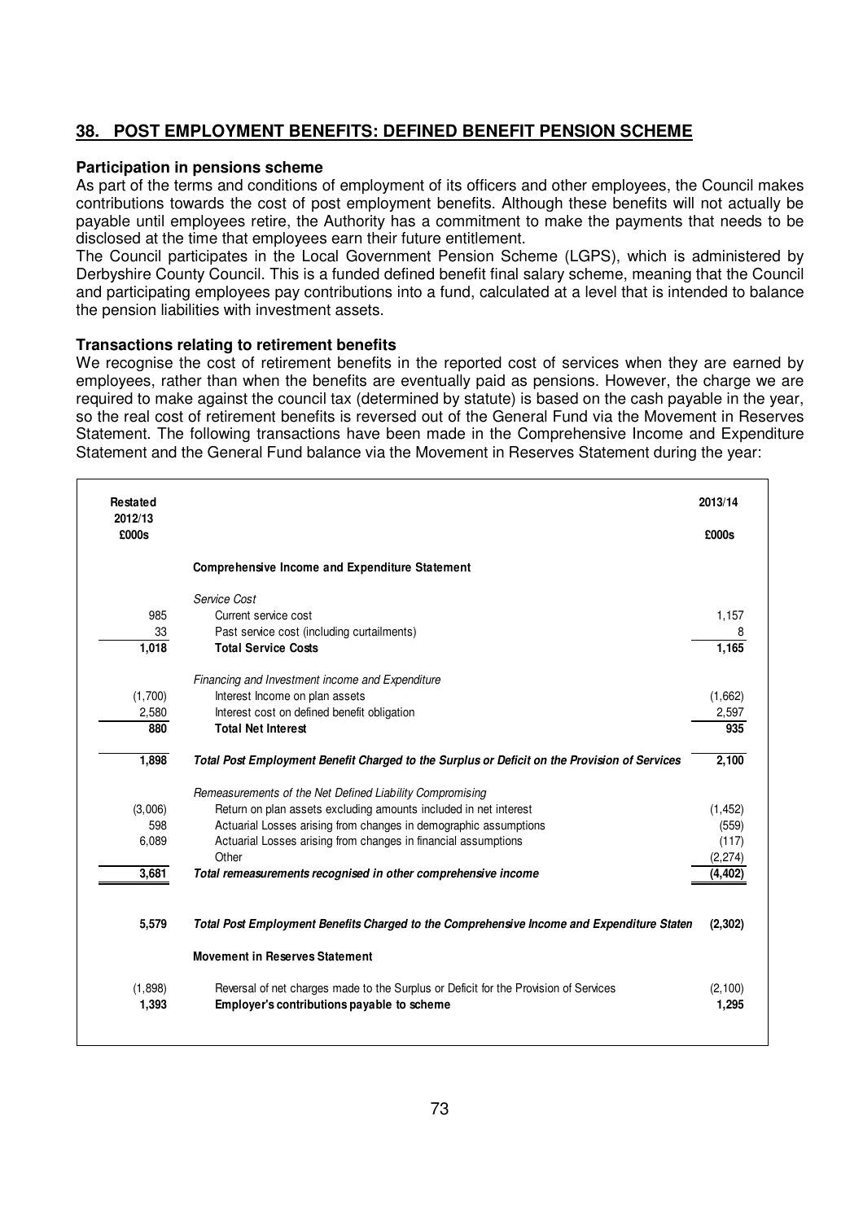## 38. POST EMPLOYMENT BENEFITS: DEFINED BENEFIT PENSION SCHEME

**Participation in pensions scheme**

As part of the terms and conditions of employment of its officers and other employees, the Council makes contributions towards the cost of post employment benefits. Although these benefits will not actually be payable until employees retire, the Authority has a commitment to make the payments that needs to be disclosed at the time that employees earn their future entitlement.

The Council participates in the Local Government Pension Scheme (LGPS), which is administered by Derbyshire County Council. This is a funded defined benefit final salary scheme, meaning that the Council and participating employees pay contributions into a fund, calculated at a level that is intended to balance the pension liabilities with investment assets.

**Transactions relating to retirement benefits**

We recognise the cost of retirement benefits in the reported cost of services when they are earned by employees, rather than when the benefits are eventually paid as pensions. However, the charge we are required to make against the council tax (determined by statute) is based on the cash payable in the year, so the real cost of retirement benefits is reversed out of the General Fund via the Movement in Reserves Statement. The following transactions have been made in the Comprehensive Income and Expenditure Statement and the General Fund balance via the Movement in Reserves Statement during the year:

| Restated 2012/13 £000s | | 2013/14 £000s |
|---|---|---|
| | **Comprehensive Income and Expenditure Statement** | |
| | *Service Cost* | |
| 985 | Current service cost | 1,157 |
| 33 | Past service cost (including curtailments) | 8 |
| **1,018** | **Total Service Costs** | **1,165** |
| | *Financing and Investment income and Expenditure* | |
| (1,700) | Interest Income on plan assets | (1,662) |
| 2,580 | Interest cost on defined benefit obligation | 2,597 |
| **880** | **Total Net Interest** | **935** |
| **1,898** | ***Total Post Employment Benefit Charged to the Surplus or Deficit on the Provision of Services*** | **2,100** |
| | *Remeasurements of the Net Defined Liability Compromising* | |
| (3,006) | Return on plan assets excluding amounts included in net interest | (1,452) |
| 598 | Actuarial Losses arising from changes in demographic assumptions | (559) |
| 6,089 | Actuarial Losses arising from changes in financial assumptions | (117) |
| | Other | (2,274) |
| **3,681** | ***Total remeasurements recognised in other comprehensive income*** | **(4,402)** |
| **5,579** | ***Total Post Employment Benefits Charged to the Comprehensive Income and Expenditure Staten*** | **(2,302)** |
| | **Movement in Reserves Statement** | |
| (1,898) | Reversal of net charges made to the Surplus or Deficit for the Provision of Services | (2,100) |
| **1,393** | **Employer's contributions payable to scheme** | **1,295** |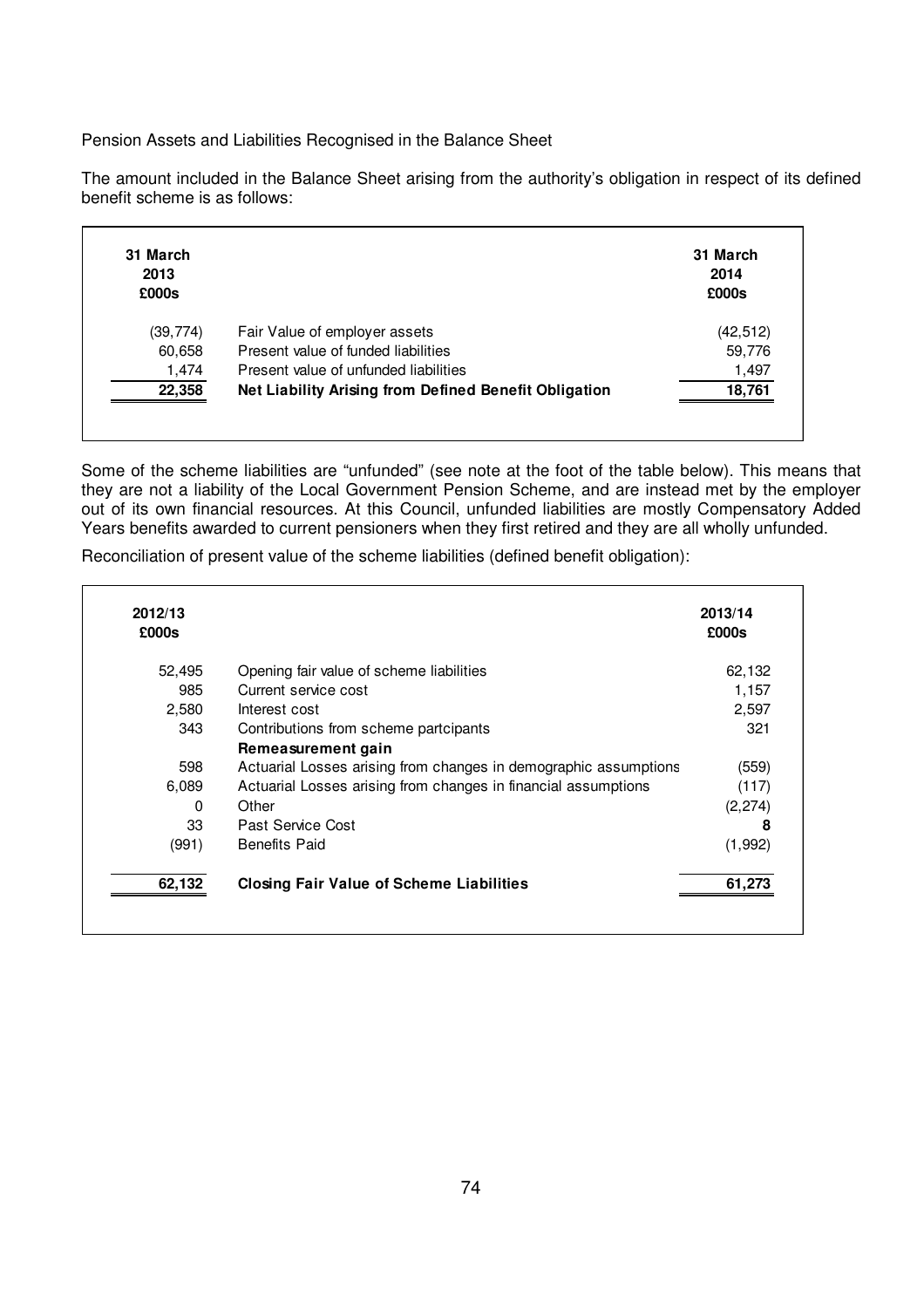Pension Assets and Liabilities Recognised in the Balance Sheet

The amount included in the Balance Sheet arising from the authority's obligation in respect of its defined benefit scheme is as follows:

| 31 March 2013 £000s | | 31 March 2014 £000s |
|---|---|---|
| (39,774) | Fair Value of employer assets | (42,512) |
| 60,658 | Present value of funded liabilities | 59,776 |
| 1,474 | Present value of unfunded liabilities | 1,497 |
| **22,358** | **Net Liability Arising from Defined Benefit Obligation** | **18,761** |

Some of the scheme liabilities are "unfunded" (see note at the foot of the table below). This means that they are not a liability of the Local Government Pension Scheme, and are instead met by the employer out of its own financial resources. At this Council, unfunded liabilities are mostly Compensatory Added Years benefits awarded to current pensioners when they first retired and they are all wholly unfunded.

Reconciliation of present value of the scheme liabilities (defined benefit obligation):

| 2012/13 £000s | | 2013/14 £000s |
|---|---|---|
| 52,495 | Opening fair value of scheme liabilities | 62,132 |
| 985 | Current service cost | 1,157 |
| 2,580 | Interest cost | 2,597 |
| 343 | Contributions from scheme partcipants | 321 |
| | **Remeasurement gain** | |
| 598 | Actuarial Losses arising from changes in demographic assumptions | (559) |
| 6,089 | Actuarial Losses arising from changes in financial assumptions | (117) |
| 0 | Other | (2,274) |
| 33 | Past Service Cost | **8** |
| (991) | Benefits Paid | (1,992) |
| **62,132** | **Closing Fair Value of Scheme Liabilities** | **61,273** |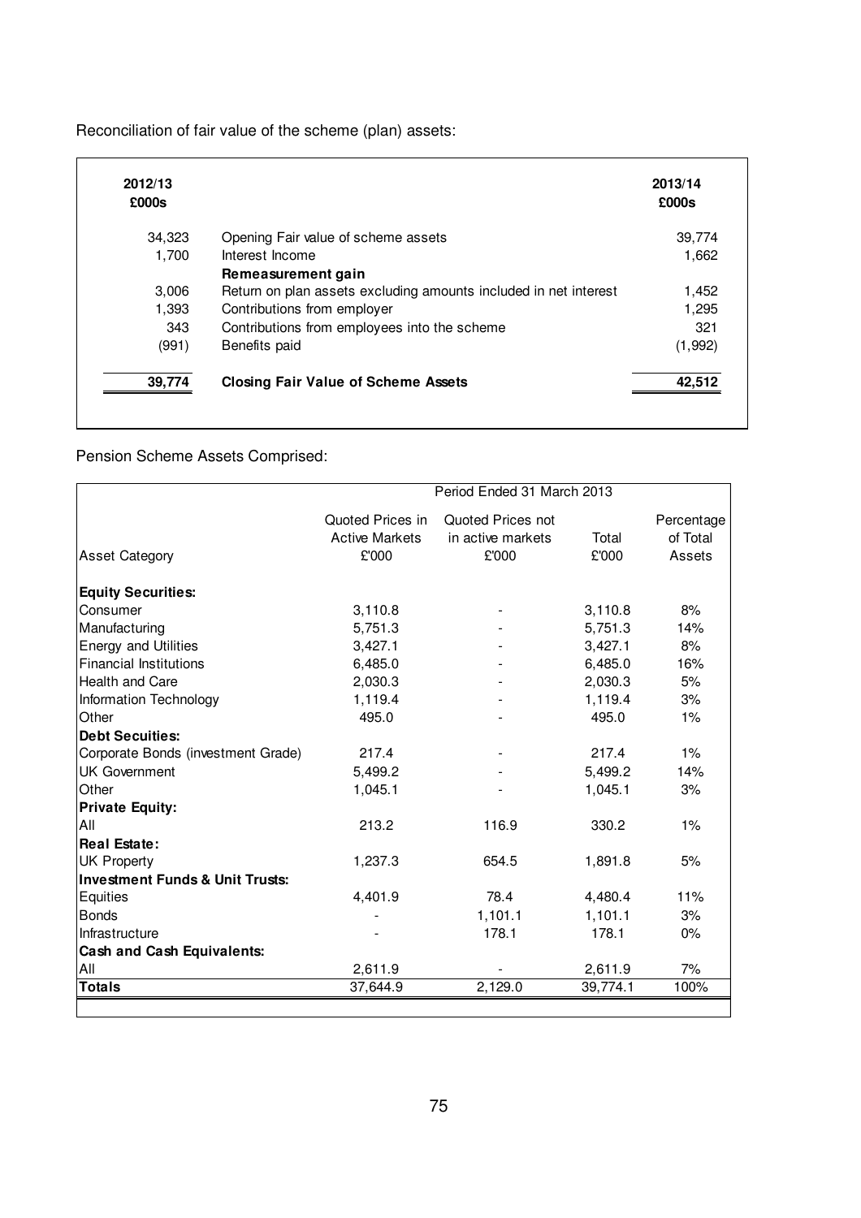Reconciliation of fair value of the scheme (plan) assets:

| 2012/13 £000s | | 2013/14 £000s |
|---|---|---|
| 34,323 | Opening Fair value of scheme assets | 39,774 |
| 1,700 | Interest Income | 1,662 |
| | **Remeasurement gain** | |
| 3,006 | Return on plan assets excluding amounts included in net interest | 1,452 |
| 1,393 | Contributions from employer | 1,295 |
| 343 | Contributions from employees into the scheme | 321 |
| (991) | Benefits paid | (1,992) |
| **39,774** | **Closing Fair Value of Scheme Assets** | **42,512** |

Pension Scheme Assets Comprised:

| | Period Ended 31 March 2013 | | | |
|---|---|---|---|---|
| Asset Category | Quoted Prices in Active Markets £'000 | Quoted Prices not in active markets £'000 | Total £'000 | Percentage of Total Assets |
| **Equity Securities:** | | | | |
| Consumer | 3,110.8 | - | 3,110.8 | 8% |
| Manufacturing | 5,751.3 | - | 5,751.3 | 14% |
| Energy and Utilities | 3,427.1 | - | 3,427.1 | 8% |
| Financial Institutions | 6,485.0 | - | 6,485.0 | 16% |
| Health and Care | 2,030.3 | - | 2,030.3 | 5% |
| Information Technology | 1,119.4 | - | 1,119.4 | 3% |
| Other | 495.0 | - | 495.0 | 1% |
| **Debt Secuities:** | | | | |
| Corporate Bonds (investment Grade) | 217.4 | - | 217.4 | 1% |
| UK Government | 5,499.2 | - | 5,499.2 | 14% |
| Other | 1,045.1 | - | 1,045.1 | 3% |
| **Private Equity:** | | | | |
| All | 213.2 | 116.9 | 330.2 | 1% |
| **Real Estate:** | | | | |
| UK Property | 1,237.3 | 654.5 | 1,891.8 | 5% |
| **Investment Funds & Unit Trusts:** | | | | |
| Equities | 4,401.9 | 78.4 | 4,480.4 | 11% |
| Bonds | - | 1,101.1 | 1,101.1 | 3% |
| Infrastructure | - | 178.1 | 178.1 | 0% |
| **Cash and Cash Equivalents:** | | | | |
| All | 2,611.9 | - | 2,611.9 | 7% |
| **Totals** | 37,644.9 | 2,129.0 | 39,774.1 | 100% |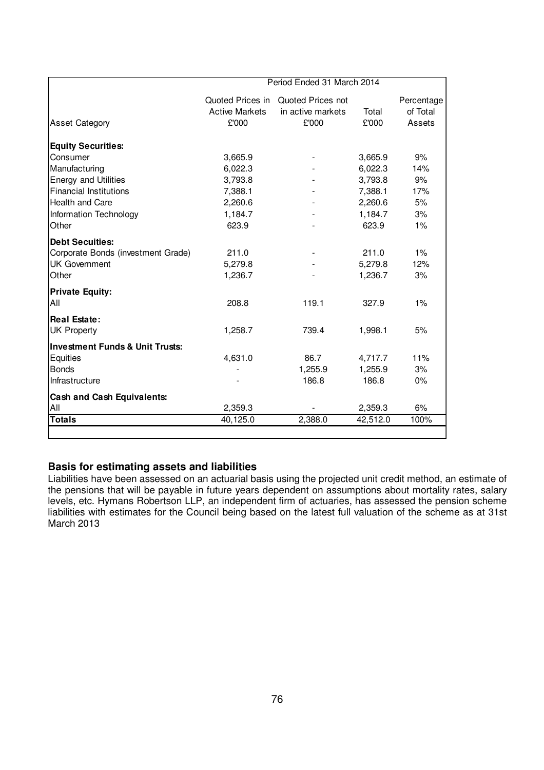| | Period Ended 31 March 2014 | | | |
|---|---|---|---|---|
| Asset Category | Quoted Prices in Active Markets £'000 | Quoted Prices not in active markets £'000 | Total £'000 | Percentage of Total Assets |
| **Equity Securities:** | | | | |
| Consumer | 3,665.9 | - | 3,665.9 | 9% |
| Manufacturing | 6,022.3 | - | 6,022.3 | 14% |
| Energy and Utilities | 3,793.8 | - | 3,793.8 | 9% |
| Financial Institutions | 7,388.1 | - | 7,388.1 | 17% |
| Health and Care | 2,260.6 | - | 2,260.6 | 5% |
| Information Technology | 1,184.7 | - | 1,184.7 | 3% |
| Other | 623.9 | - | 623.9 | 1% |
| **Debt Secuities:** | | | | |
| Corporate Bonds (investment Grade) | 211.0 | - | 211.0 | 1% |
| UK Government | 5,279.8 | - | 5,279.8 | 12% |
| Other | 1,236.7 | - | 1,236.7 | 3% |
| **Private Equity:** | | | | |
| All | 208.8 | 119.1 | 327.9 | 1% |
| **Real Estate:** | | | | |
| UK Property | 1,258.7 | 739.4 | 1,998.1 | 5% |
| **Investment Funds & Unit Trusts:** | | | | |
| Equities | 4,631.0 | 86.7 | 4,717.7 | 11% |
| Bonds | - | 1,255.9 | 1,255.9 | 3% |
| Infrastructure | - | 186.8 | 186.8 | 0% |
| **Cash and Cash Equivalents:** | | | | |
| All | 2,359.3 | - | 2,359.3 | 6% |
| **Totals** | 40,125.0 | 2,388.0 | 42,512.0 | 100% |

## Basis for estimating assets and liabilities

Liabilities have been assessed on an actuarial basis using the projected unit credit method, an estimate of the pensions that will be payable in future years dependent on assumptions about mortality rates, salary levels, etc. Hymans Robertson LLP, an independent firm of actuaries, has assessed the pension scheme liabilities with estimates for the Council being based on the latest full valuation of the scheme as at 31st March 2013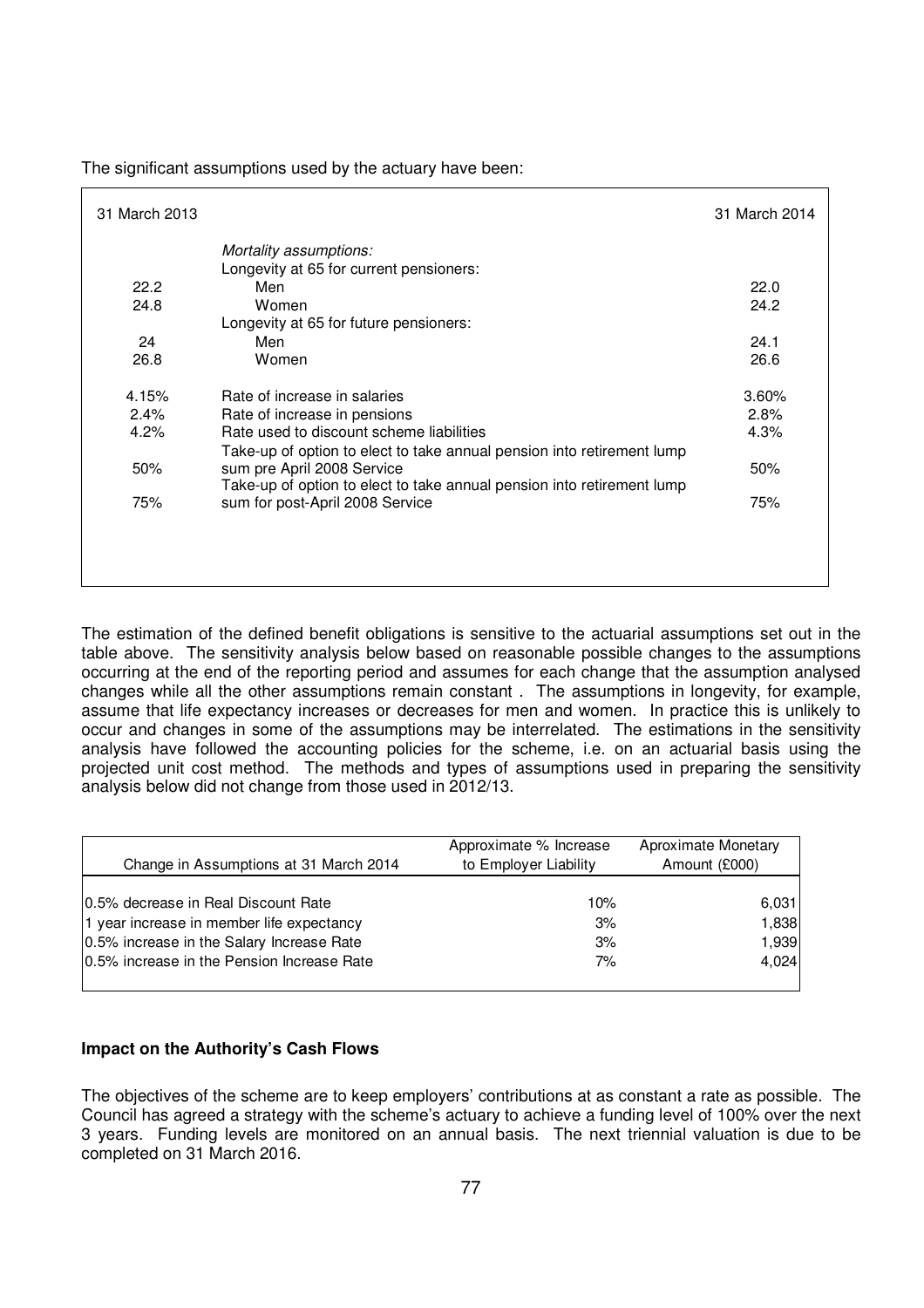The significant assumptions used by the actuary have been:

| 31 March 2013 | | 31 March 2014 |
|---|---|---|
| | *Mortality assumptions:* | |
| | Longevity at 65 for current pensioners: | |
| 22.2 | Men | 22.0 |
| 24.8 | Women | 24.2 |
| | Longevity at 65 for future pensioners: | |
| 24 | Men | 24.1 |
| 26.8 | Women | 26.6 |
| 4.15% | Rate of increase in salaries | 3.60% |
| 2.4% | Rate of increase in pensions | 2.8% |
| 4.2% | Rate used to discount scheme liabilities | 4.3% |
| 50% | Take-up of option to elect to take annual pension into retirement lump sum pre April 2008 Service | 50% |
| 75% | Take-up of option to elect to take annual pension into retirement lump sum for post-April 2008 Service | 75% |

The estimation of the defined benefit obligations is sensitive to the actuarial assumptions set out in the table above. The sensitivity analysis below based on reasonable possible changes to the assumptions occurring at the end of the reporting period and assumes for each change that the assumption analysed changes while all the other assumptions remain constant . The assumptions in longevity, for example, assume that life expectancy increases or decreases for men and women. In practice this is unlikely to occur and changes in some of the assumptions may be interrelated. The estimations in the sensitivity analysis have followed the accounting policies for the scheme, i.e. on an actuarial basis using the projected unit cost method. The methods and types of assumptions used in preparing the sensitivity analysis below did not change from those used in 2012/13.

| Change in Assumptions at 31 March 2014 | Approximate % Increase to Employer Liability | Aproximate Monetary Amount (£000) |
|---|---|---|
| 0.5% decrease in Real Discount Rate | 10% | 6,031 |
| 1 year increase in member life expectancy | 3% | 1,838 |
| 0.5% increase in the Salary Increase Rate | 3% | 1,939 |
| 0.5% increase in the Pension Increase Rate | 7% | 4,024 |

**Impact on the Authority's Cash Flows**

The objectives of the scheme are to keep employers' contributions at as constant a rate as possible. The Council has agreed a strategy with the scheme's actuary to achieve a funding level of 100% over the next 3 years. Funding levels are monitored on an annual basis. The next triennial valuation is due to be completed on 31 March 2016.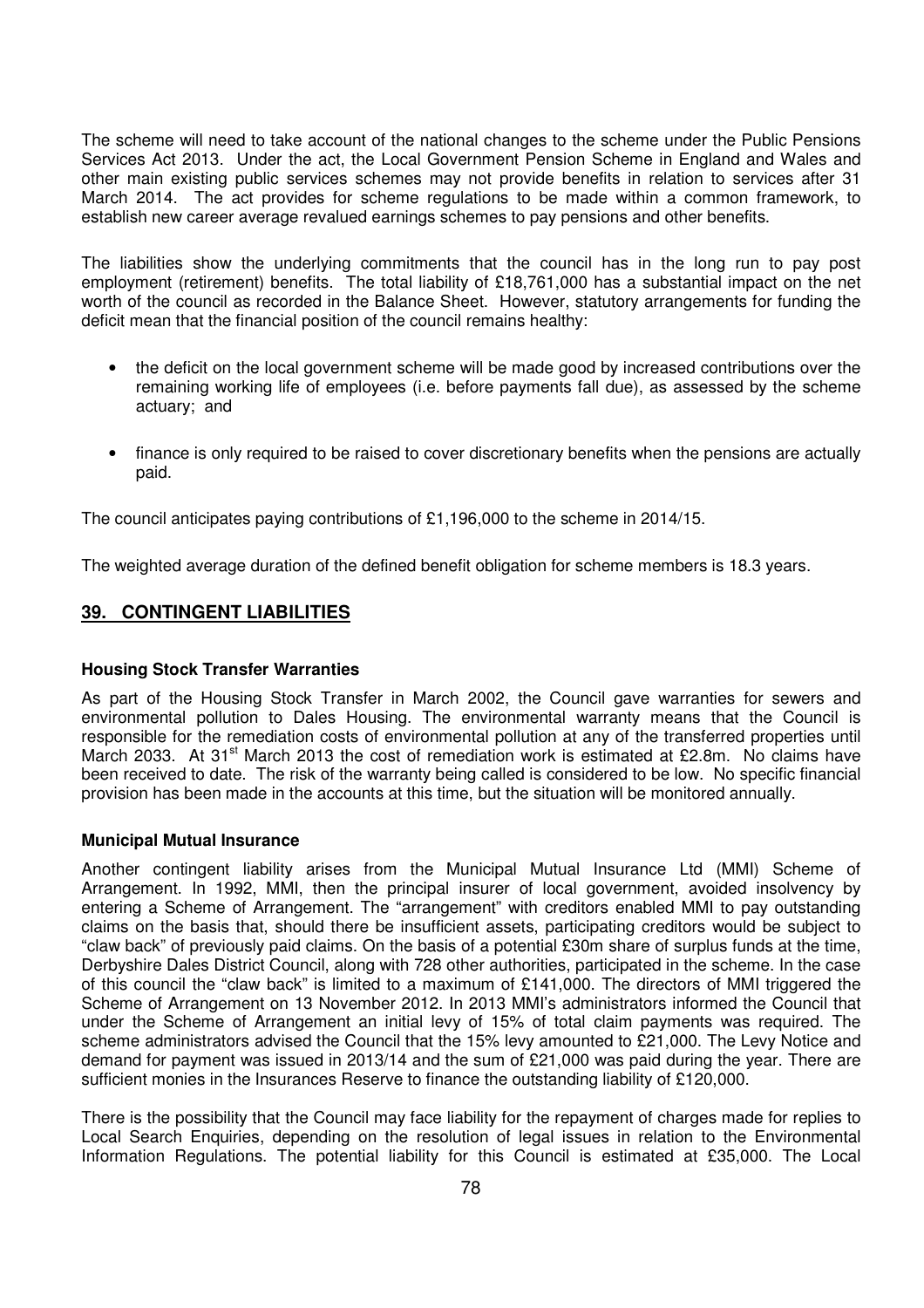The scheme will need to take account of the national changes to the scheme under the Public Pensions Services Act 2013. Under the act, the Local Government Pension Scheme in England and Wales and other main existing public services schemes may not provide benefits in relation to services after 31 March 2014. The act provides for scheme regulations to be made within a common framework, to establish new career average revalued earnings schemes to pay pensions and other benefits.

The liabilities show the underlying commitments that the council has in the long run to pay post employment (retirement) benefits. The total liability of £18,761,000 has a substantial impact on the net worth of the council as recorded in the Balance Sheet. However, statutory arrangements for funding the deficit mean that the financial position of the council remains healthy:

- the deficit on the local government scheme will be made good by increased contributions over the remaining working life of employees (i.e. before payments fall due), as assessed by the scheme actuary; and
- finance is only required to be raised to cover discretionary benefits when the pensions are actually paid.

The council anticipates paying contributions of £1,196,000 to the scheme in 2014/15.

The weighted average duration of the defined benefit obligation for scheme members is 18.3 years.

## 39. CONTINGENT LIABILITIES

**Housing Stock Transfer Warranties**

As part of the Housing Stock Transfer in March 2002, the Council gave warranties for sewers and environmental pollution to Dales Housing. The environmental warranty means that the Council is responsible for the remediation costs of environmental pollution at any of the transferred properties until March 2033. At 31st March 2013 the cost of remediation work is estimated at £2.8m. No claims have been received to date. The risk of the warranty being called is considered to be low. No specific financial provision has been made in the accounts at this time, but the situation will be monitored annually.

**Municipal Mutual Insurance**

Another contingent liability arises from the Municipal Mutual Insurance Ltd (MMI) Scheme of Arrangement. In 1992, MMI, then the principal insurer of local government, avoided insolvency by entering a Scheme of Arrangement. The "arrangement" with creditors enabled MMI to pay outstanding claims on the basis that, should there be insufficient assets, participating creditors would be subject to "claw back" of previously paid claims. On the basis of a potential £30m share of surplus funds at the time, Derbyshire Dales District Council, along with 728 other authorities, participated in the scheme. In the case of this council the "claw back" is limited to a maximum of £141,000. The directors of MMI triggered the Scheme of Arrangement on 13 November 2012. In 2013 MMI's administrators informed the Council that under the Scheme of Arrangement an initial levy of 15% of total claim payments was required. The scheme administrators advised the Council that the 15% levy amounted to £21,000. The Levy Notice and demand for payment was issued in 2013/14 and the sum of £21,000 was paid during the year. There are sufficient monies in the Insurances Reserve to finance the outstanding liability of £120,000.

There is the possibility that the Council may face liability for the repayment of charges made for replies to Local Search Enquiries, depending on the resolution of legal issues in relation to the Environmental Information Regulations. The potential liability for this Council is estimated at £35,000. The Local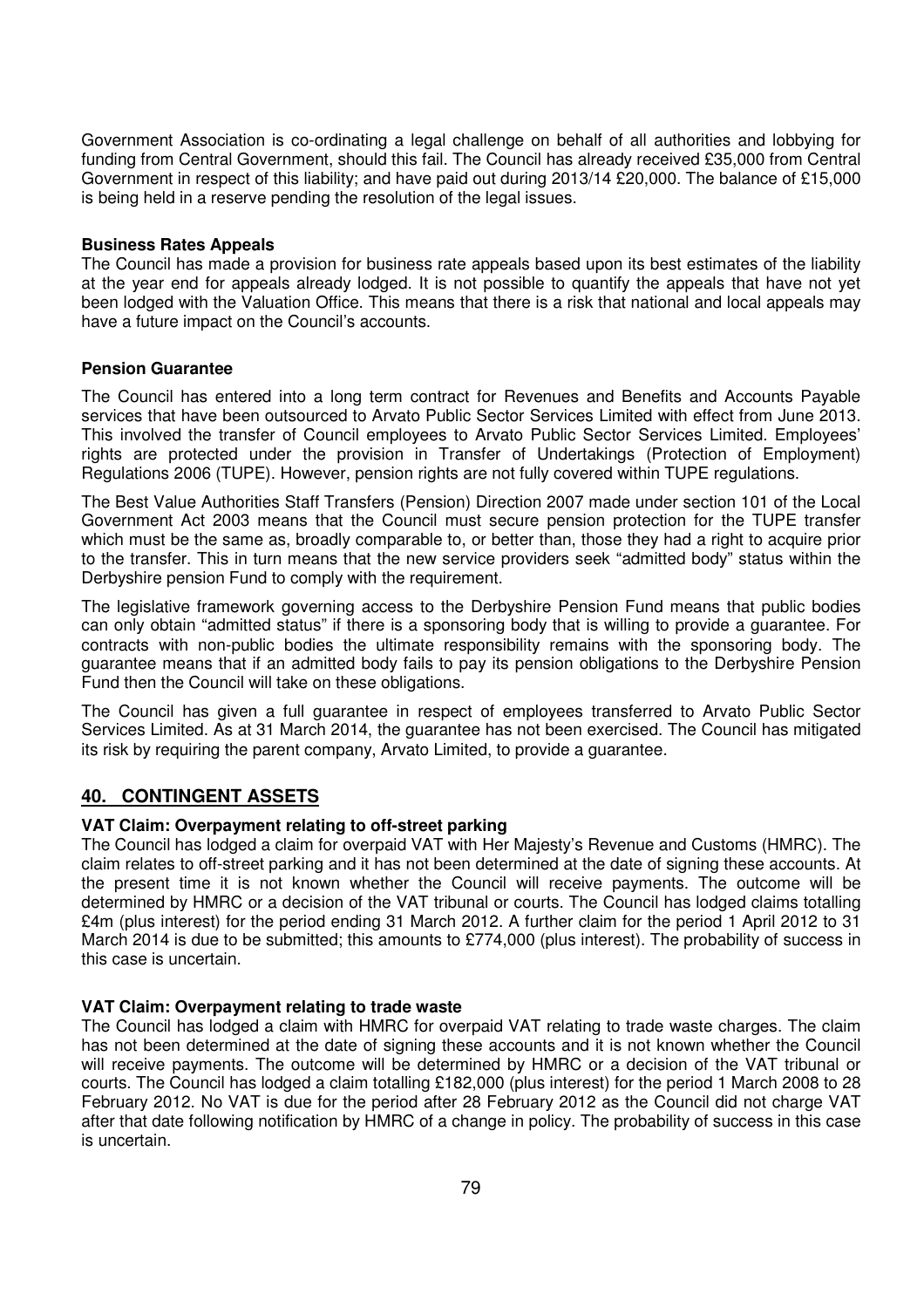Government Association is co-ordinating a legal challenge on behalf of all authorities and lobbying for funding from Central Government, should this fail. The Council has already received £35,000 from Central Government in respect of this liability; and have paid out during 2013/14 £20,000. The balance of £15,000 is being held in a reserve pending the resolution of the legal issues.

**Business Rates Appeals**

The Council has made a provision for business rate appeals based upon its best estimates of the liability at the year end for appeals already lodged. It is not possible to quantify the appeals that have not yet been lodged with the Valuation Office. This means that there is a risk that national and local appeals may have a future impact on the Council's accounts.

**Pension Guarantee**

The Council has entered into a long term contract for Revenues and Benefits and Accounts Payable services that have been outsourced to Arvato Public Sector Services Limited with effect from June 2013. This involved the transfer of Council employees to Arvato Public Sector Services Limited. Employees' rights are protected under the provision in Transfer of Undertakings (Protection of Employment) Regulations 2006 (TUPE). However, pension rights are not fully covered within TUPE regulations.

The Best Value Authorities Staff Transfers (Pension) Direction 2007 made under section 101 of the Local Government Act 2003 means that the Council must secure pension protection for the TUPE transfer which must be the same as, broadly comparable to, or better than, those they had a right to acquire prior to the transfer. This in turn means that the new service providers seek "admitted body" status within the Derbyshire pension Fund to comply with the requirement.

The legislative framework governing access to the Derbyshire Pension Fund means that public bodies can only obtain "admitted status" if there is a sponsoring body that is willing to provide a guarantee. For contracts with non-public bodies the ultimate responsibility remains with the sponsoring body. The guarantee means that if an admitted body fails to pay its pension obligations to the Derbyshire Pension Fund then the Council will take on these obligations.

The Council has given a full guarantee in respect of employees transferred to Arvato Public Sector Services Limited. As at 31 March 2014, the guarantee has not been exercised. The Council has mitigated its risk by requiring the parent company, Arvato Limited, to provide a guarantee.

## 40. CONTINGENT ASSETS

**VAT Claim: Overpayment relating to off-street parking**

The Council has lodged a claim for overpaid VAT with Her Majesty's Revenue and Customs (HMRC). The claim relates to off-street parking and it has not been determined at the date of signing these accounts. At the present time it is not known whether the Council will receive payments. The outcome will be determined by HMRC or a decision of the VAT tribunal or courts. The Council has lodged claims totalling £4m (plus interest) for the period ending 31 March 2012. A further claim for the period 1 April 2012 to 31 March 2014 is due to be submitted; this amounts to £774,000 (plus interest). The probability of success in this case is uncertain.

**VAT Claim: Overpayment relating to trade waste**

The Council has lodged a claim with HMRC for overpaid VAT relating to trade waste charges. The claim has not been determined at the date of signing these accounts and it is not known whether the Council will receive payments. The outcome will be determined by HMRC or a decision of the VAT tribunal or courts. The Council has lodged a claim totalling £182,000 (plus interest) for the period 1 March 2008 to 28 February 2012. No VAT is due for the period after 28 February 2012 as the Council did not charge VAT after that date following notification by HMRC of a change in policy. The probability of success in this case is uncertain.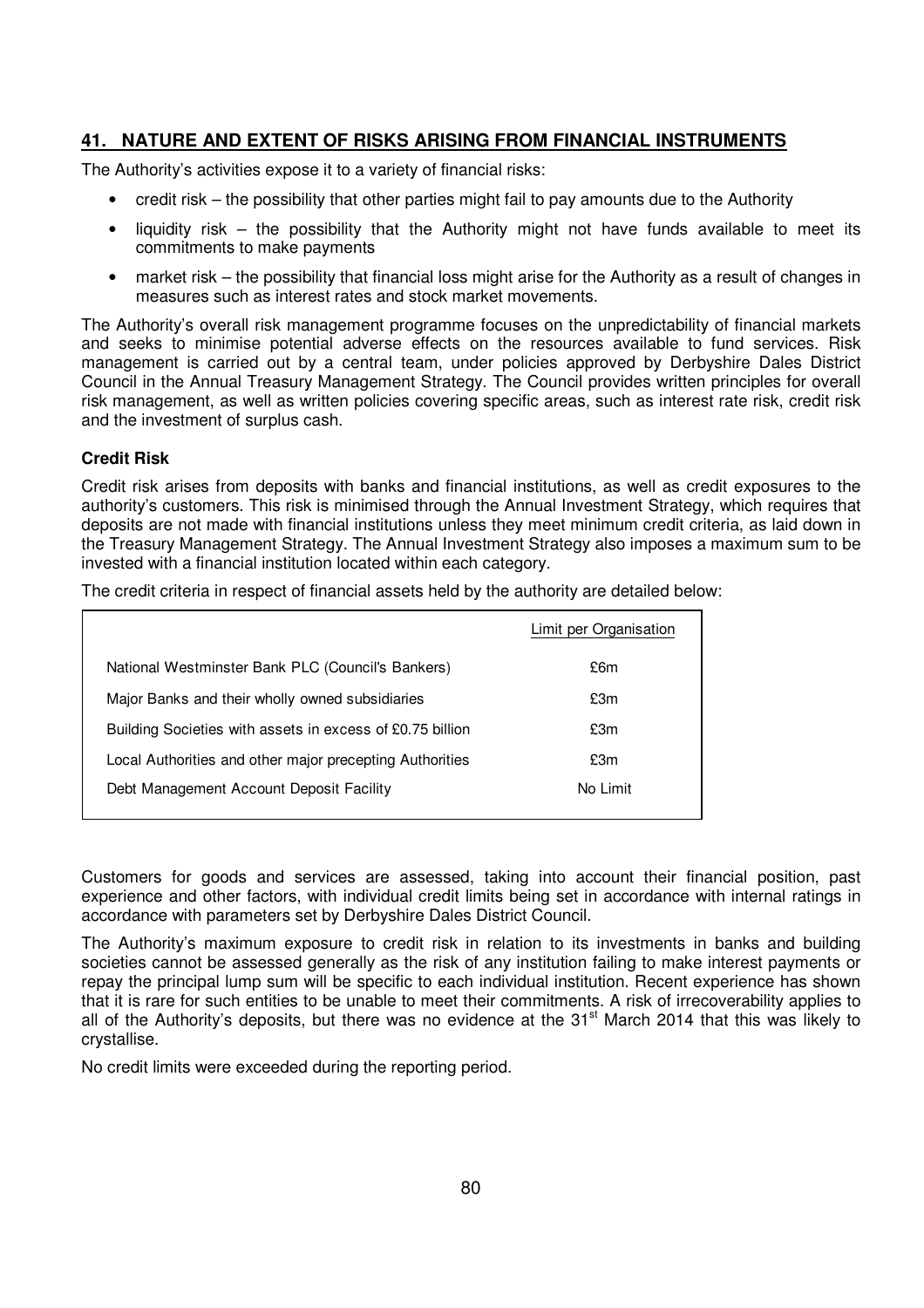## 41. NATURE AND EXTENT OF RISKS ARISING FROM FINANCIAL INSTRUMENTS

The Authority's activities expose it to a variety of financial risks:

- credit risk – the possibility that other parties might fail to pay amounts due to the Authority
- liquidity risk – the possibility that the Authority might not have funds available to meet its commitments to make payments
- market risk – the possibility that financial loss might arise for the Authority as a result of changes in measures such as interest rates and stock market movements.

The Authority's overall risk management programme focuses on the unpredictability of financial markets and seeks to minimise potential adverse effects on the resources available to fund services. Risk management is carried out by a central team, under policies approved by Derbyshire Dales District Council in the Annual Treasury Management Strategy. The Council provides written principles for overall risk management, as well as written policies covering specific areas, such as interest rate risk, credit risk and the investment of surplus cash.

### Credit Risk

Credit risk arises from deposits with banks and financial institutions, as well as credit exposures to the authority's customers. This risk is minimised through the Annual Investment Strategy, which requires that deposits are not made with financial institutions unless they meet minimum credit criteria, as laid down in the Treasury Management Strategy. The Annual Investment Strategy also imposes a maximum sum to be invested with a financial institution located within each category.

The credit criteria in respect of financial assets held by the authority are detailed below:

| | Limit per Organisation |
|---|---|
| National Westminster Bank PLC (Council's Bankers) | £6m |
| Major Banks and their wholly owned subsidiaries | £3m |
| Building Societies with assets in excess of £0.75 billion | £3m |
| Local Authorities and other major precepting Authorities | £3m |
| Debt Management Account Deposit Facility | No Limit |

Customers for goods and services are assessed, taking into account their financial position, past experience and other factors, with individual credit limits being set in accordance with internal ratings in accordance with parameters set by Derbyshire Dales District Council.

The Authority's maximum exposure to credit risk in relation to its investments in banks and building societies cannot be assessed generally as the risk of any institution failing to make interest payments or repay the principal lump sum will be specific to each individual institution. Recent experience has shown that it is rare for such entities to be unable to meet their commitments. A risk of irrecoverability applies to all of the Authority's deposits, but there was no evidence at the 31st March 2014 that this was likely to crystallise.

No credit limits were exceeded during the reporting period.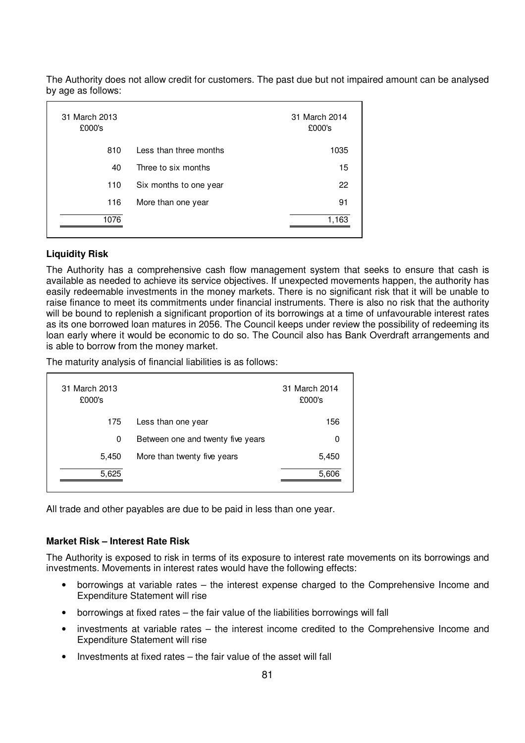The Authority does not allow credit for customers. The past due but not impaired amount can be analysed by age as follows:

| 31 March 2013 £000's | | 31 March 2014 £000's |
|---|---|---|
| 810 | Less than three months | 1035 |
| 40 | Three to six months | 15 |
| 110 | Six months to one year | 22 |
| 116 | More than one year | 91 |
| 1076 | | 1,163 |

**Liquidity Risk**

The Authority has a comprehensive cash flow management system that seeks to ensure that cash is available as needed to achieve its service objectives. If unexpected movements happen, the authority has easily redeemable investments in the money markets. There is no significant risk that it will be unable to raise finance to meet its commitments under financial instruments. There is also no risk that the authority will be bound to replenish a significant proportion of its borrowings at a time of unfavourable interest rates as its one borrowed loan matures in 2056. The Council keeps under review the possibility of redeeming its loan early where it would be economic to do so. The Council also has Bank Overdraft arrangements and is able to borrow from the money market.

The maturity analysis of financial liabilities is as follows:

| 31 March 2013 £000's | | 31 March 2014 £000's |
|---|---|---|
| 175 | Less than one year | 156 |
| 0 | Between one and twenty five years | 0 |
| 5,450 | More than twenty five years | 5,450 |
| 5,625 | | 5,606 |

All trade and other payables are due to be paid in less than one year.

**Market Risk – Interest Rate Risk**

The Authority is exposed to risk in terms of its exposure to interest rate movements on its borrowings and investments. Movements in interest rates would have the following effects:

- borrowings at variable rates – the interest expense charged to the Comprehensive Income and Expenditure Statement will rise
- borrowings at fixed rates – the fair value of the liabilities borrowings will fall
- investments at variable rates – the interest income credited to the Comprehensive Income and Expenditure Statement will rise
- Investments at fixed rates – the fair value of the asset will fall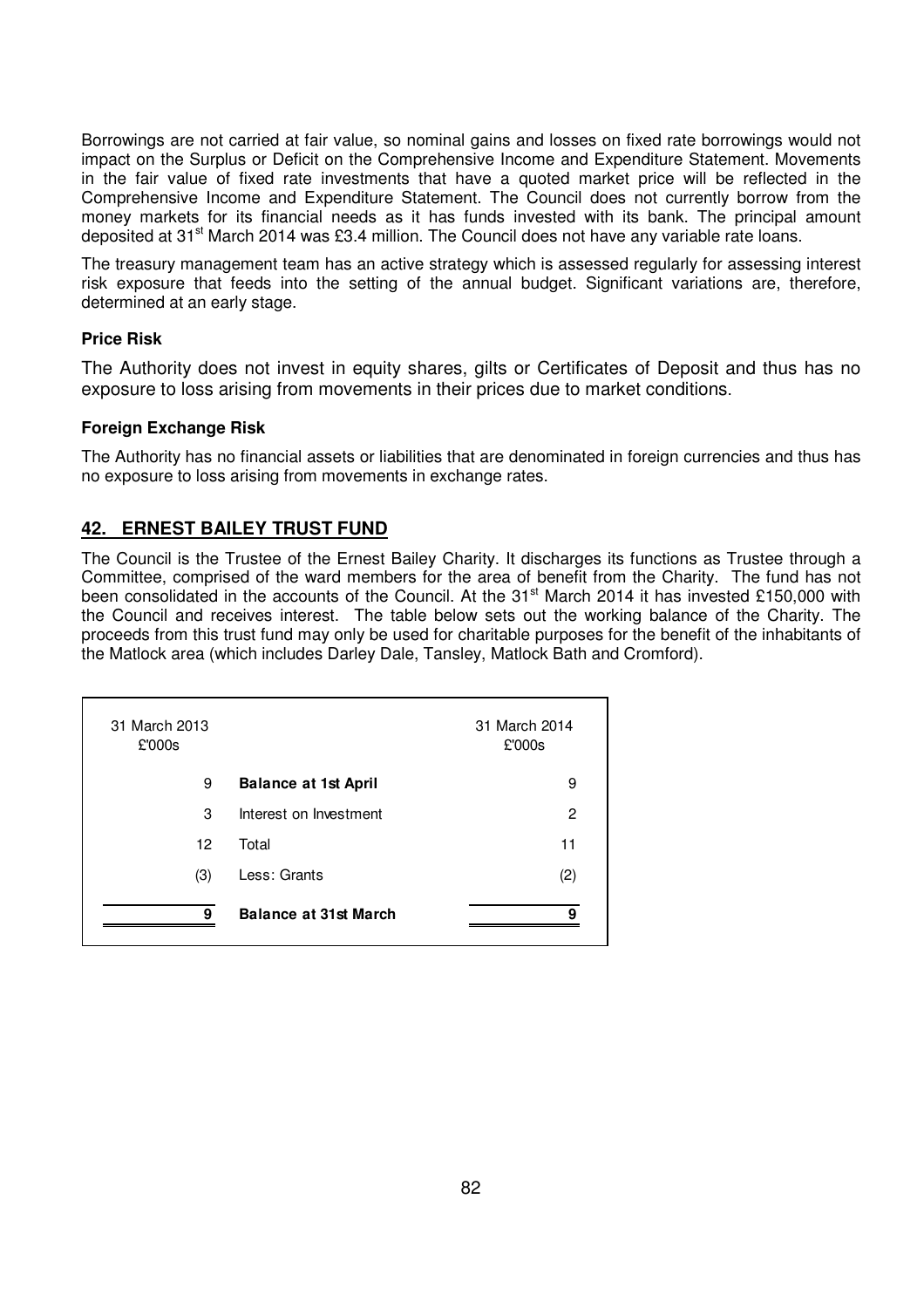Borrowings are not carried at fair value, so nominal gains and losses on fixed rate borrowings would not impact on the Surplus or Deficit on the Comprehensive Income and Expenditure Statement. Movements in the fair value of fixed rate investments that have a quoted market price will be reflected in the Comprehensive Income and Expenditure Statement. The Council does not currently borrow from the money markets for its financial needs as it has funds invested with its bank. The principal amount deposited at 31st March 2014 was £3.4 million. The Council does not have any variable rate loans.

The treasury management team has an active strategy which is assessed regularly for assessing interest risk exposure that feeds into the setting of the annual budget. Significant variations are, therefore, determined at an early stage.

**Price Risk**

The Authority does not invest in equity shares, gilts or Certificates of Deposit and thus has no exposure to loss arising from movements in their prices due to market conditions.

**Foreign Exchange Risk**

The Authority has no financial assets or liabilities that are denominated in foreign currencies and thus has no exposure to loss arising from movements in exchange rates.

## 42. ERNEST BAILEY TRUST FUND

The Council is the Trustee of the Ernest Bailey Charity. It discharges its functions as Trustee through a Committee, comprised of the ward members for the area of benefit from the Charity. The fund has not been consolidated in the accounts of the Council. At the 31st March 2014 it has invested £150,000 with the Council and receives interest. The table below sets out the working balance of the Charity. The proceeds from this trust fund may only be used for charitable purposes for the benefit of the inhabitants of the Matlock area (which includes Darley Dale, Tansley, Matlock Bath and Cromford).

| 31 March 2013 £'000s | | 31 March 2014 £'000s |
|---|---|---|
| 9 | **Balance at 1st April** | 9 |
| 3 | Interest on Investment | 2 |
| 12 | Total | 11 |
| (3) | Less: Grants | (2) |
| **9** | **Balance at 31st March** | **9** |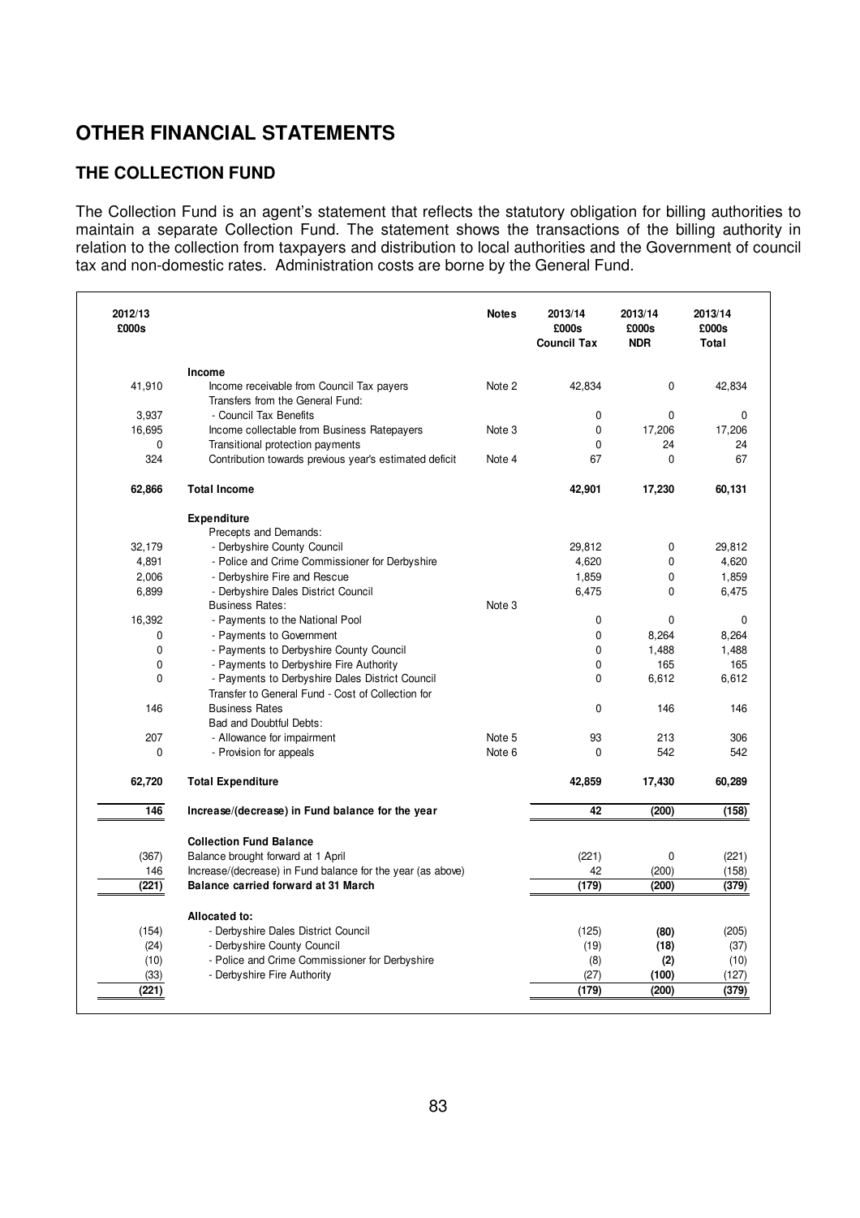# OTHER FINANCIAL STATEMENTS

## THE COLLECTION FUND

The Collection Fund is an agent's statement that reflects the statutory obligation for billing authorities to maintain a separate Collection Fund. The statement shows the transactions of the billing authority in relation to the collection from taxpayers and distribution to local authorities and the Government of council tax and non-domestic rates. Administration costs are borne by the General Fund.

| 2012/13 £000s | | Notes | 2013/14 £000s Council Tax | 2013/14 £000s NDR | 2013/14 £000s Total |
|---|---|---|---|---|---|
| | **Income** | | | | |
| 41,910 | Income receivable from Council Tax payers | Note 2 | 42,834 | 0 | 42,834 |
| | Transfers from the General Fund: | | | | |
| 3,937 | - Council Tax Benefits | | 0 | 0 | 0 |
| 16,695 | Income collectable from Business Ratepayers | Note 3 | 0 | 17,206 | 17,206 |
| 0 | Transitional protection payments | | 0 | 24 | 24 |
| 324 | Contribution towards previous year's estimated deficit | Note 4 | 67 | 0 | 67 |
| **62,866** | **Total Income** | | **42,901** | **17,230** | **60,131** |
| | **Expenditure** | | | | |
| | Precepts and Demands: | | | | |
| 32,179 | - Derbyshire County Council | | 29,812 | 0 | 29,812 |
| 4,891 | - Police and Crime Commissioner for Derbyshire | | 4,620 | 0 | 4,620 |
| 2,006 | - Derbyshire Fire and Rescue | | 1,859 | 0 | 1,859 |
| 6,899 | - Derbyshire Dales District Council | | 6,475 | 0 | 6,475 |
| | Business Rates: | Note 3 | | | |
| 16,392 | - Payments to the National Pool | | 0 | 0 | 0 |
| 0 | - Payments to Government | | 0 | 8,264 | 8,264 |
| 0 | - Payments to Derbyshire County Council | | 0 | 1,488 | 1,488 |
| 0 | - Payments to Derbyshire Fire Authority | | 0 | 165 | 165 |
| 0 | - Payments to Derbyshire Dales District Council | | 0 | 6,612 | 6,612 |
| 146 | Transfer to General Fund - Cost of Collection for Business Rates | | 0 | 146 | 146 |
| | Bad and Doubtful Debts: | | | | |
| 207 | - Allowance for impairment | Note 5 | 93 | 213 | 306 |
| 0 | - Provision for appeals | Note 6 | 0 | 542 | 542 |
| **62,720** | **Total Expenditure** | | **42,859** | **17,430** | **60,289** |
| **146** | **Increase/(decrease) in Fund balance for the year** | | **42** | **(200)** | **(158)** |
| | **Collection Fund Balance** | | | | |
| (367) | Balance brought forward at 1 April | | (221) | 0 | (221) |
| 146 | Increase/(decrease) in Fund balance for the year (as above) | | 42 | (200) | (158) |
| **(221)** | **Balance carried forward at 31 March** | | **(179)** | **(200)** | **(379)** |
| | **Allocated to:** | | | | |
| (154) | - Derbyshire Dales District Council | | (125) | **(80)** | (205) |
| (24) | - Derbyshire County Council | | (19) | **(18)** | (37) |
| (10) | - Police and Crime Commissioner for Derbyshire | | (8) | **(2)** | (10) |
| (33) | - Derbyshire Fire Authority | | (27) | **(100)** | (127) |
| **(221)** | | | **(179)** | **(200)** | **(379)** |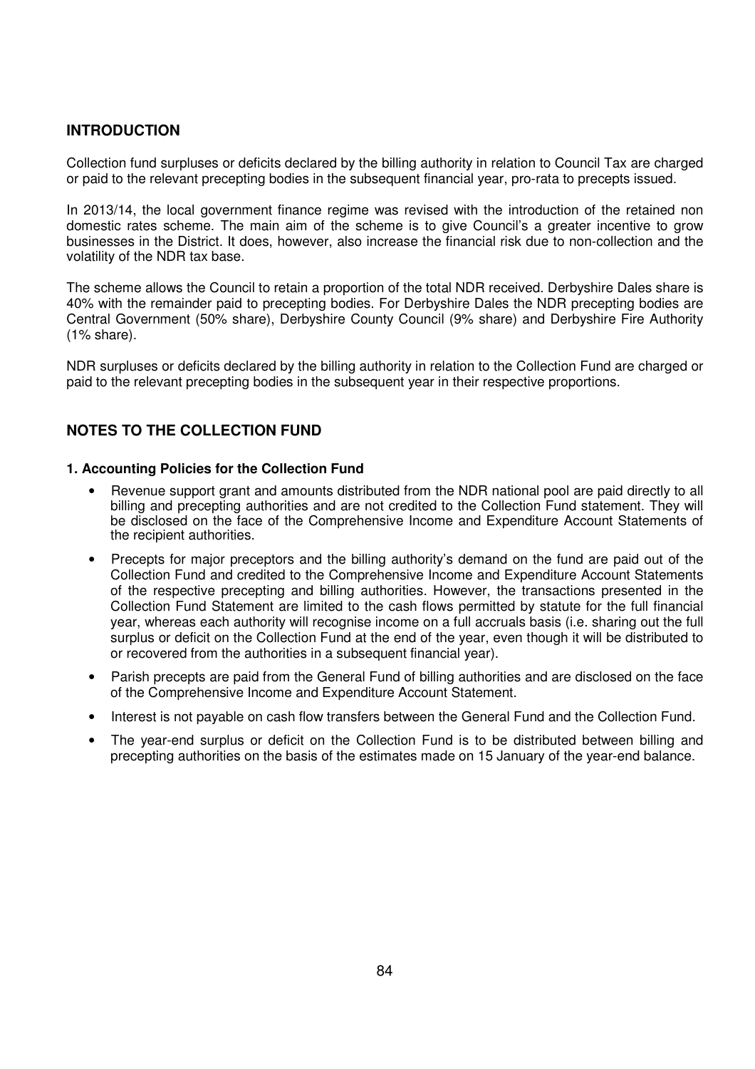## INTRODUCTION

Collection fund surpluses or deficits declared by the billing authority in relation to Council Tax are charged or paid to the relevant precepting bodies in the subsequent financial year, pro-rata to precepts issued.

In 2013/14, the local government finance regime was revised with the introduction of the retained non domestic rates scheme. The main aim of the scheme is to give Council's a greater incentive to grow businesses in the District. It does, however, also increase the financial risk due to non-collection and the volatility of the NDR tax base.

The scheme allows the Council to retain a proportion of the total NDR received. Derbyshire Dales share is 40% with the remainder paid to precepting bodies. For Derbyshire Dales the NDR precepting bodies are Central Government (50% share), Derbyshire County Council (9% share) and Derbyshire Fire Authority (1% share).

NDR surpluses or deficits declared by the billing authority in relation to the Collection Fund are charged or paid to the relevant precepting bodies in the subsequent year in their respective proportions.

## NOTES TO THE COLLECTION FUND

### 1. Accounting Policies for the Collection Fund

- Revenue support grant and amounts distributed from the NDR national pool are paid directly to all billing and precepting authorities and are not credited to the Collection Fund statement. They will be disclosed on the face of the Comprehensive Income and Expenditure Account Statements of the recipient authorities.
- Precepts for major preceptors and the billing authority's demand on the fund are paid out of the Collection Fund and credited to the Comprehensive Income and Expenditure Account Statements of the respective precepting and billing authorities. However, the transactions presented in the Collection Fund Statement are limited to the cash flows permitted by statute for the full financial year, whereas each authority will recognise income on a full accruals basis (i.e. sharing out the full surplus or deficit on the Collection Fund at the end of the year, even though it will be distributed to or recovered from the authorities in a subsequent financial year).
- Parish precepts are paid from the General Fund of billing authorities and are disclosed on the face of the Comprehensive Income and Expenditure Account Statement.
- Interest is not payable on cash flow transfers between the General Fund and the Collection Fund.
- The year-end surplus or deficit on the Collection Fund is to be distributed between billing and precepting authorities on the basis of the estimates made on 15 January of the year-end balance.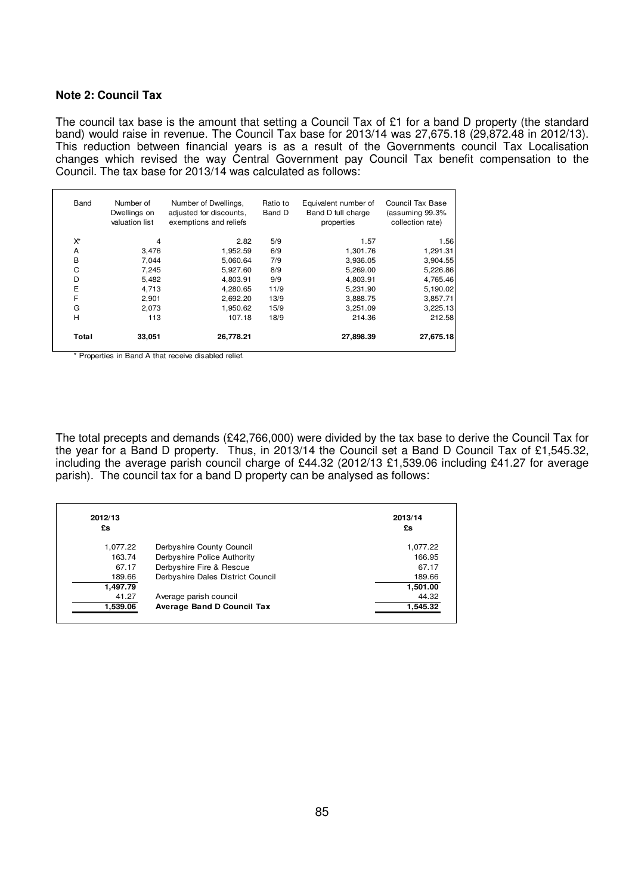**Note 2: Council Tax**

The council tax base is the amount that setting a Council Tax of £1 for a band D property (the standard band) would raise in revenue. The Council Tax base for 2013/14 was 27,675.18 (29,872.48 in 2012/13). This reduction between financial years is as a result of the Governments council Tax Localisation changes which revised the way Central Government pay Council Tax benefit compensation to the Council. The tax base for 2013/14 was calculated as follows:

| Band | Number of Dwellings on valuation list | Number of Dwellings, adjusted for discounts, exemptions and reliefs | Ratio to Band D | Equivalent number of Band D full charge properties | Council Tax Base (assuming 99.3% collection rate) |
|---|---|---|---|---|---|
| X* | 4 | 2.82 | 5/9 | 1.57 | 1.56 |
| A | 3,476 | 1,952.59 | 6/9 | 1,301.76 | 1,291.31 |
| B | 7,044 | 5,060.64 | 7/9 | 3,936.05 | 3,904.55 |
| C | 7,245 | 5,927.60 | 8/9 | 5,269.00 | 5,226.86 |
| D | 5,482 | 4,803.91 | 9/9 | 4,803.91 | 4,765.46 |
| E | 4,713 | 4,280.65 | 11/9 | 5,231.90 | 5,190.02 |
| F | 2,901 | 2,692.20 | 13/9 | 3,888.75 | 3,857.71 |
| G | 2,073 | 1,950.62 | 15/9 | 3,251.09 | 3,225.13 |
| H | 113 | 107.18 | 18/9 | 214.36 | 212.58 |
| **Total** | **33,051** | **26,778.21** | | **27,898.39** | **27,675.18** |

* Properties in Band A that receive disabled relief.

The total precepts and demands (£42,766,000) were divided by the tax base to derive the Council Tax for the year for a Band D property. Thus, in 2013/14 the Council set a Band D Council Tax of £1,545.32, including the average parish council charge of £44.32 (2012/13 £1,539.06 including £41.27 for average parish). The council tax for a band D property can be analysed as follows:

| 2012/13 £s | | 2013/14 £s |
|---|---|---|
| 1,077.22 | Derbyshire County Council | 1,077.22 |
| 163.74 | Derbyshire Police Authority | 166.95 |
| 67.17 | Derbyshire Fire & Rescue | 67.17 |
| 189.66 | Derbyshire Dales District Council | 189.66 |
| **1,497.79** | | **1,501.00** |
| 41.27 | Average parish council | 44.32 |
| **1,539.06** | **Average Band D Council Tax** | **1,545.32** |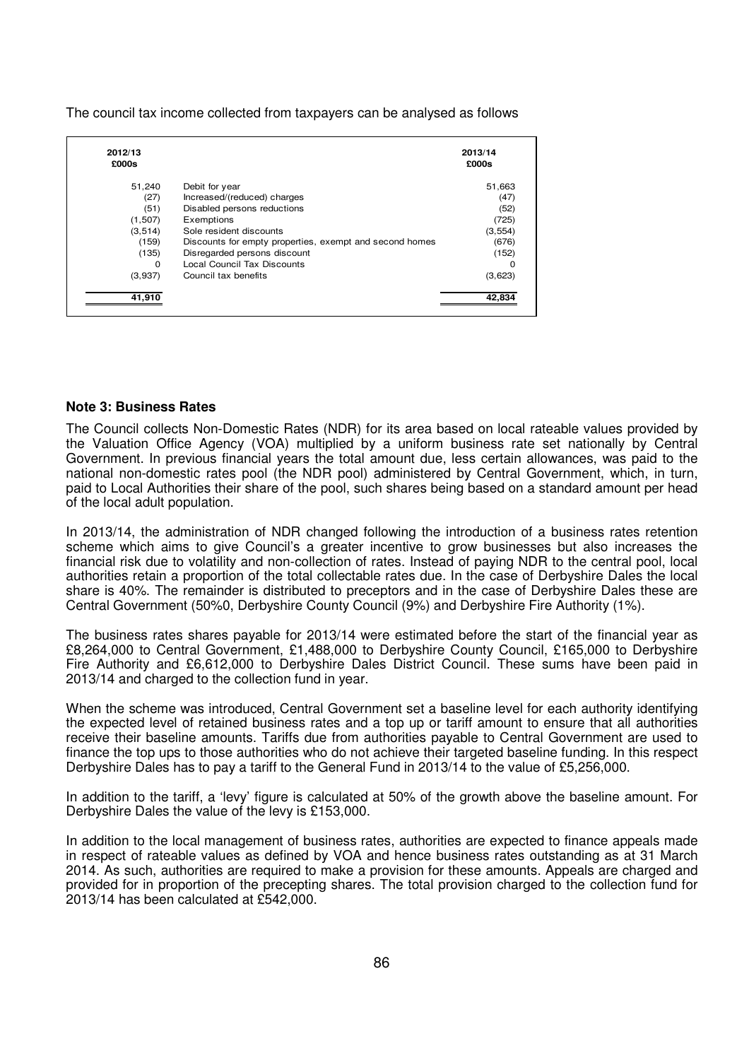The council tax income collected from taxpayers can be analysed as follows

| 2012/13 £000s | | 2013/14 £000s |
|---|---|---|
| 51,240 | Debit for year | 51,663 |
| (27) | Increased/(reduced) charges | (47) |
| (51) | Disabled persons reductions | (52) |
| (1,507) | Exemptions | (725) |
| (3,514) | Sole resident discounts | (3,554) |
| (159) | Discounts for empty properties, exempt and second homes | (676) |
| (135) | Disregarded persons discount | (152) |
| 0 | Local Council Tax Discounts | 0 |
| (3,937) | Council tax benefits | (3,623) |
| **41,910** | | **42,834** |

**Note 3: Business Rates**

The Council collects Non-Domestic Rates (NDR) for its area based on local rateable values provided by the Valuation Office Agency (VOA) multiplied by a uniform business rate set nationally by Central Government. In previous financial years the total amount due, less certain allowances, was paid to the national non-domestic rates pool (the NDR pool) administered by Central Government, which, in turn, paid to Local Authorities their share of the pool, such shares being based on a standard amount per head of the local adult population.

In 2013/14, the administration of NDR changed following the introduction of a business rates retention scheme which aims to give Council's a greater incentive to grow businesses but also increases the financial risk due to volatility and non-collection of rates. Instead of paying NDR to the central pool, local authorities retain a proportion of the total collectable rates due. In the case of Derbyshire Dales the local share is 40%. The remainder is distributed to preceptors and in the case of Derbyshire Dales these are Central Government (50%0, Derbyshire County Council (9%) and Derbyshire Fire Authority (1%).

The business rates shares payable for 2013/14 were estimated before the start of the financial year as £8,264,000 to Central Government, £1,488,000 to Derbyshire County Council, £165,000 to Derbyshire Fire Authority and £6,612,000 to Derbyshire Dales District Council. These sums have been paid in 2013/14 and charged to the collection fund in year.

When the scheme was introduced, Central Government set a baseline level for each authority identifying the expected level of retained business rates and a top up or tariff amount to ensure that all authorities receive their baseline amounts. Tariffs due from authorities payable to Central Government are used to finance the top ups to those authorities who do not achieve their targeted baseline funding. In this respect Derbyshire Dales has to pay a tariff to the General Fund in 2013/14 to the value of £5,256,000.

In addition to the tariff, a 'levy' figure is calculated at 50% of the growth above the baseline amount. For Derbyshire Dales the value of the levy is £153,000.

In addition to the local management of business rates, authorities are expected to finance appeals made in respect of rateable values as defined by VOA and hence business rates outstanding as at 31 March 2014. As such, authorities are required to make a provision for these amounts. Appeals are charged and provided for in proportion of the precepting shares. The total provision charged to the collection fund for 2013/14 has been calculated at £542,000.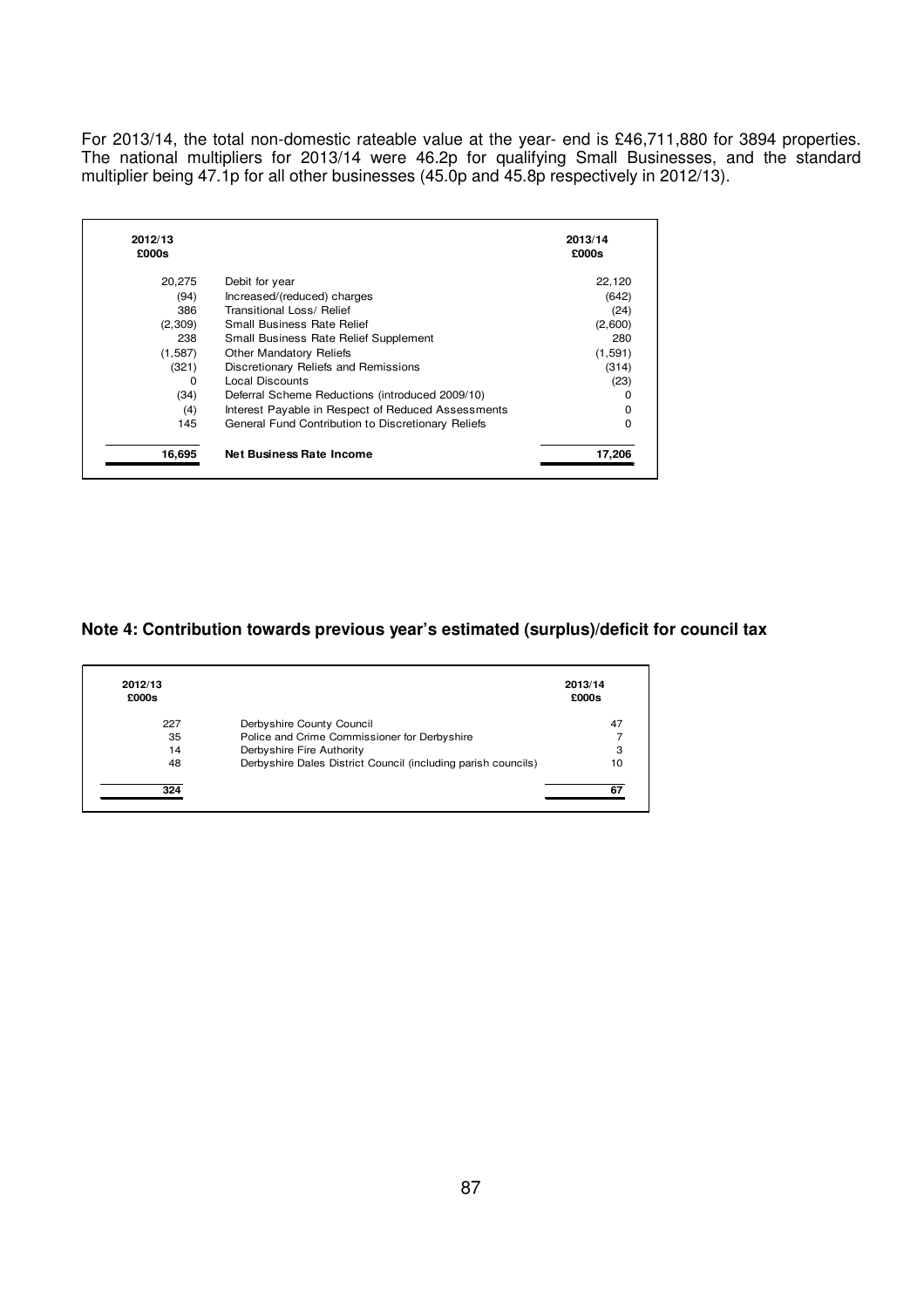For 2013/14, the total non-domestic rateable value at the year- end is £46,711,880 for 3894 properties. The national multipliers for 2013/14 were 46.2p for qualifying Small Businesses, and the standard multiplier being 47.1p for all other businesses (45.0p and 45.8p respectively in 2012/13).

| 2012/13 £000s | | 2013/14 £000s |
|---|---|---|
| 20,275 | Debit for year | 22,120 |
| (94) | Increased/(reduced) charges | (642) |
| 386 | Transitional Loss/ Relief | (24) |
| (2,309) | Small Business Rate Relief | (2,600) |
| 238 | Small Business Rate Relief Supplement | 280 |
| (1,587) | Other Mandatory Reliefs | (1,591) |
| (321) | Discretionary Reliefs and Remissions | (314) |
| 0 | Local Discounts | (23) |
| (34) | Deferral Scheme Reductions (introduced 2009/10) | 0 |
| (4) | Interest Payable in Respect of Reduced Assessments | 0 |
| 145 | General Fund Contribution to Discretionary Reliefs | 0 |
| **16,695** | **Net Business Rate Income** | **17,206** |

## Note 4: Contribution towards previous year's estimated (surplus)/deficit for council tax

| 2012/13 £000s | | 2013/14 £000s |
|---|---|---|
| 227 | Derbyshire County Council | 47 |
| 35 | Police and Crime Commissioner for Derbyshire | 7 |
| 14 | Derbyshire Fire Authority | 3 |
| 48 | Derbyshire Dales District Council (including parish councils) | 10 |
| **324** | | **67** |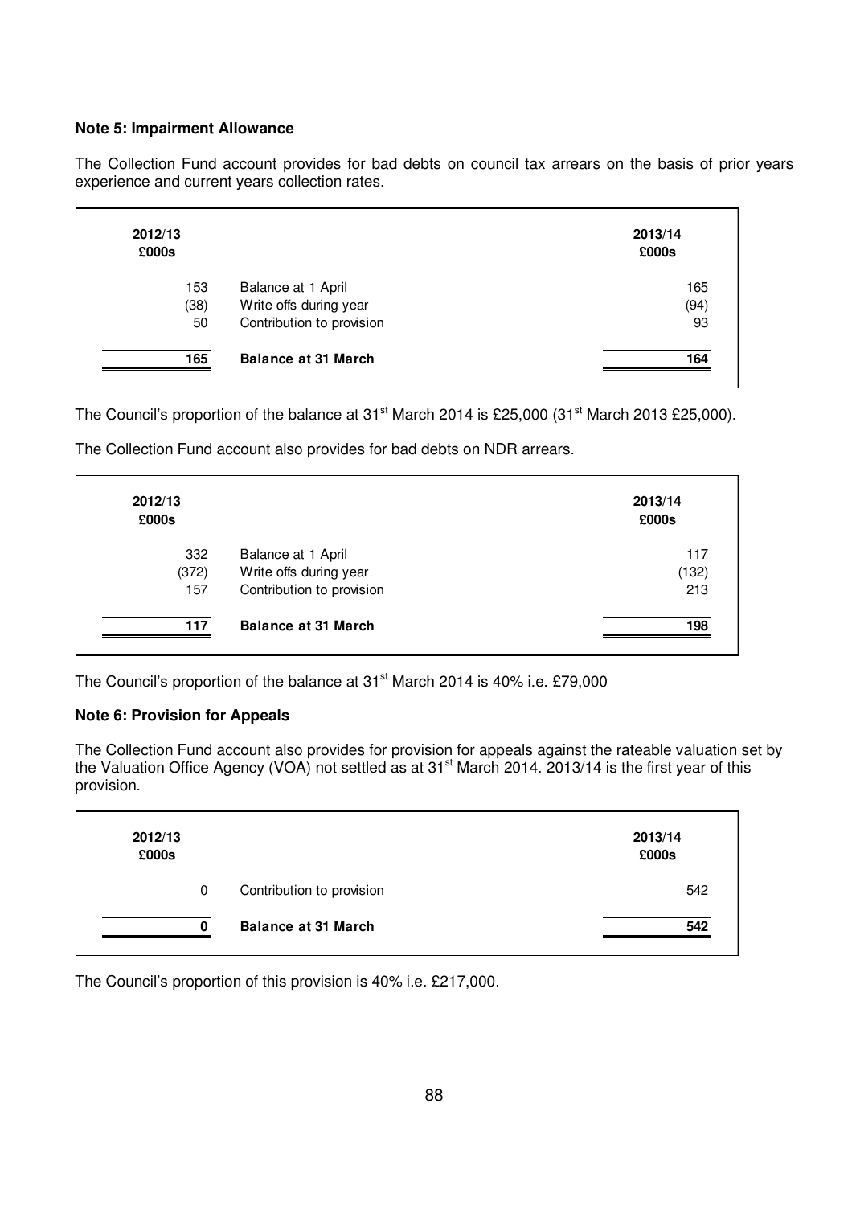**Note 5: Impairment Allowance**

The Collection Fund account provides for bad debts on council tax arrears on the basis of prior years experience and current years collection rates.

| 2012/13 £000s | | 2013/14 £000s |
|---|---|---|
| 153 | Balance at 1 April | 165 |
| (38) | Write offs during year | (94) |
| 50 | Contribution to provision | 93 |
| **165** | **Balance at 31 March** | **164** |

The Council's proportion of the balance at 31st March 2014 is £25,000 (31st March 2013 £25,000).

The Collection Fund account also provides for bad debts on NDR arrears.

| 2012/13 £000s | | 2013/14 £000s |
|---|---|---|
| 332 | Balance at 1 April | 117 |
| (372) | Write offs during year | (132) |
| 157 | Contribution to provision | 213 |
| **117** | **Balance at 31 March** | **198** |

The Council's proportion of the balance at 31st March 2014 is 40% i.e. £79,000

**Note 6: Provision for Appeals**

The Collection Fund account also provides for provision for appeals against the rateable valuation set by the Valuation Office Agency (VOA) not settled as at 31st March 2014. 2013/14 is the first year of this provision.

| 2012/13 £000s | | 2013/14 £000s |
|---|---|---|
| 0 | Contribution to provision | 542 |
| **0** | **Balance at 31 March** | **542** |

The Council's proportion of this provision is 40% i.e. £217,000.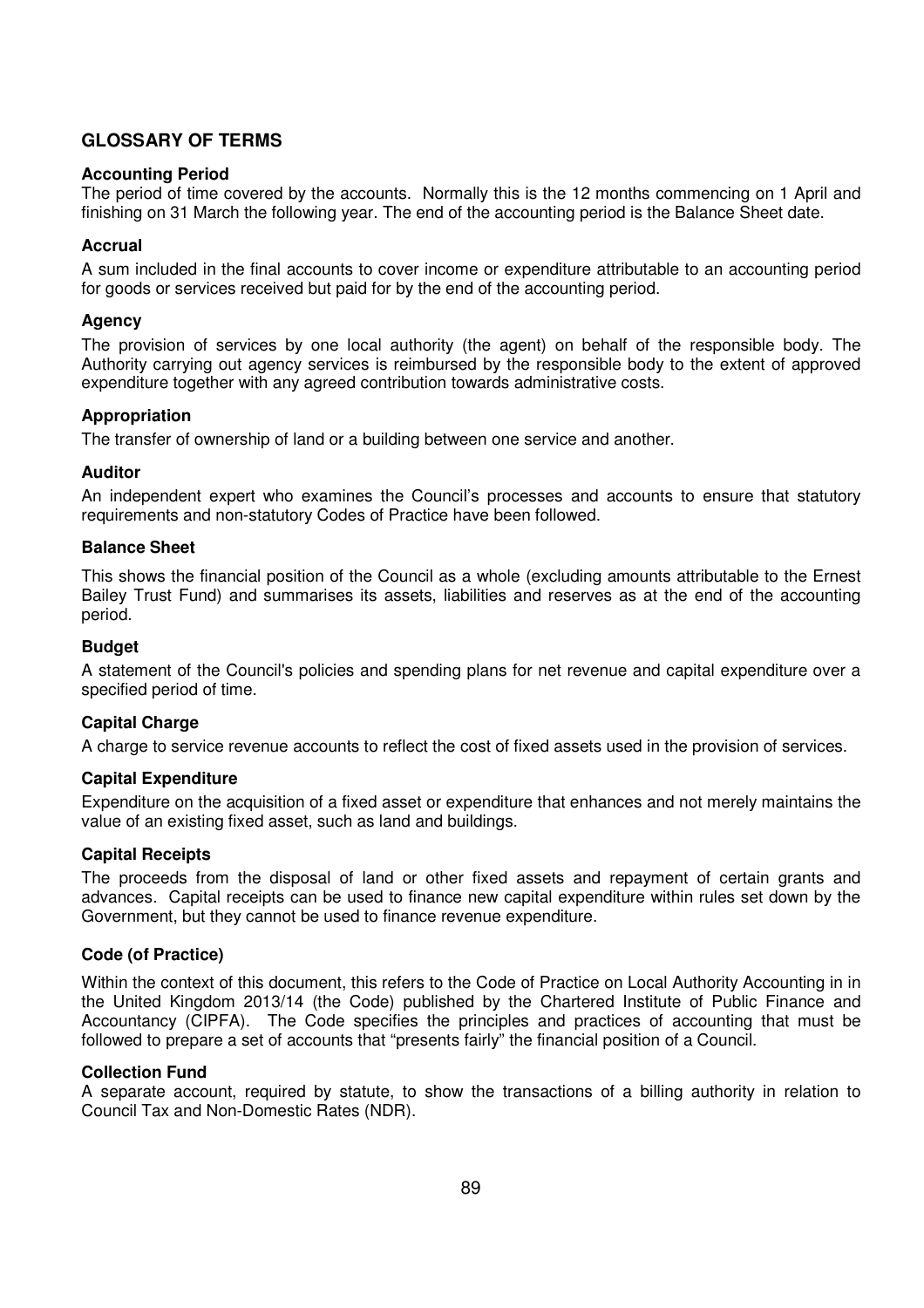## GLOSSARY OF TERMS

### Accounting Period

The period of time covered by the accounts. Normally this is the 12 months commencing on 1 April and finishing on 31 March the following year. The end of the accounting period is the Balance Sheet date.

### Accrual

A sum included in the final accounts to cover income or expenditure attributable to an accounting period for goods or services received but paid for by the end of the accounting period.

### Agency

The provision of services by one local authority (the agent) on behalf of the responsible body. The Authority carrying out agency services is reimbursed by the responsible body to the extent of approved expenditure together with any agreed contribution towards administrative costs.

### Appropriation

The transfer of ownership of land or a building between one service and another.

### Auditor

An independent expert who examines the Council's processes and accounts to ensure that statutory requirements and non-statutory Codes of Practice have been followed.

### Balance Sheet

This shows the financial position of the Council as a whole (excluding amounts attributable to the Ernest Bailey Trust Fund) and summarises its assets, liabilities and reserves as at the end of the accounting period.

### Budget

A statement of the Council's policies and spending plans for net revenue and capital expenditure over a specified period of time.

### Capital Charge

A charge to service revenue accounts to reflect the cost of fixed assets used in the provision of services.

### Capital Expenditure

Expenditure on the acquisition of a fixed asset or expenditure that enhances and not merely maintains the value of an existing fixed asset, such as land and buildings.

### Capital Receipts

The proceeds from the disposal of land or other fixed assets and repayment of certain grants and advances. Capital receipts can be used to finance new capital expenditure within rules set down by the Government, but they cannot be used to finance revenue expenditure.

### Code (of Practice)

Within the context of this document, this refers to the Code of Practice on Local Authority Accounting in in the United Kingdom 2013/14 (the Code) published by the Chartered Institute of Public Finance and Accountancy (CIPFA). The Code specifies the principles and practices of accounting that must be followed to prepare a set of accounts that "presents fairly" the financial position of a Council.

### Collection Fund

A separate account, required by statute, to show the transactions of a billing authority in relation to Council Tax and Non-Domestic Rates (NDR).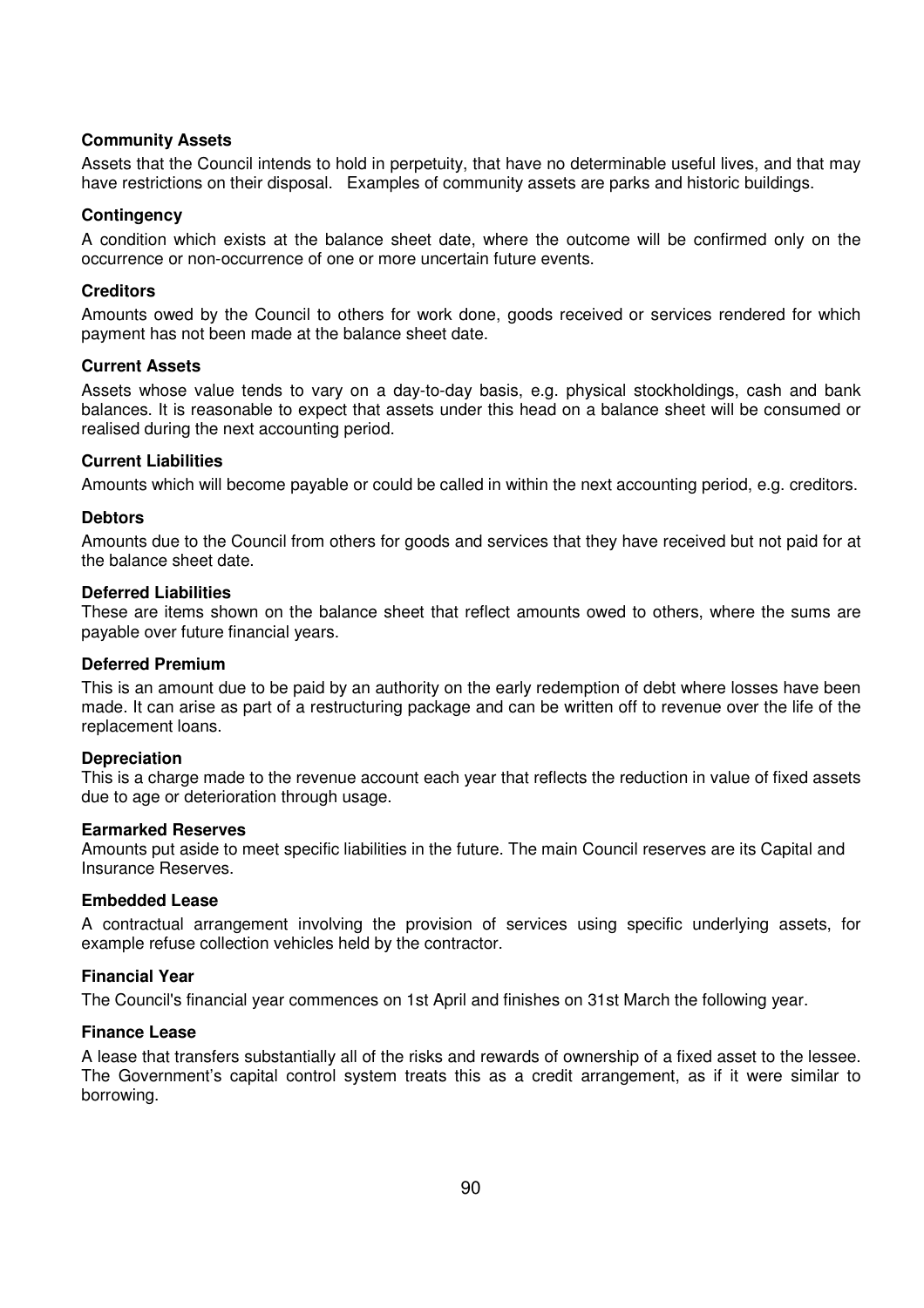**Community Assets**

Assets that the Council intends to hold in perpetuity, that have no determinable useful lives, and that may have restrictions on their disposal. Examples of community assets are parks and historic buildings.

**Contingency**

A condition which exists at the balance sheet date, where the outcome will be confirmed only on the occurrence or non-occurrence of one or more uncertain future events.

**Creditors**

Amounts owed by the Council to others for work done, goods received or services rendered for which payment has not been made at the balance sheet date.

**Current Assets**

Assets whose value tends to vary on a day-to-day basis, e.g. physical stockholdings, cash and bank balances. It is reasonable to expect that assets under this head on a balance sheet will be consumed or realised during the next accounting period.

**Current Liabilities**

Amounts which will become payable or could be called in within the next accounting period, e.g. creditors.

**Debtors**

Amounts due to the Council from others for goods and services that they have received but not paid for at the balance sheet date.

**Deferred Liabilities**

These are items shown on the balance sheet that reflect amounts owed to others, where the sums are payable over future financial years.

**Deferred Premium**

This is an amount due to be paid by an authority on the early redemption of debt where losses have been made. It can arise as part of a restructuring package and can be written off to revenue over the life of the replacement loans.

**Depreciation**

This is a charge made to the revenue account each year that reflects the reduction in value of fixed assets due to age or deterioration through usage.

**Earmarked Reserves**

Amounts put aside to meet specific liabilities in the future. The main Council reserves are its Capital and Insurance Reserves.

**Embedded Lease**

A contractual arrangement involving the provision of services using specific underlying assets, for example refuse collection vehicles held by the contractor.

**Financial Year**

The Council's financial year commences on 1st April and finishes on 31st March the following year.

**Finance Lease**

A lease that transfers substantially all of the risks and rewards of ownership of a fixed asset to the lessee. The Government's capital control system treats this as a credit arrangement, as if it were similar to borrowing.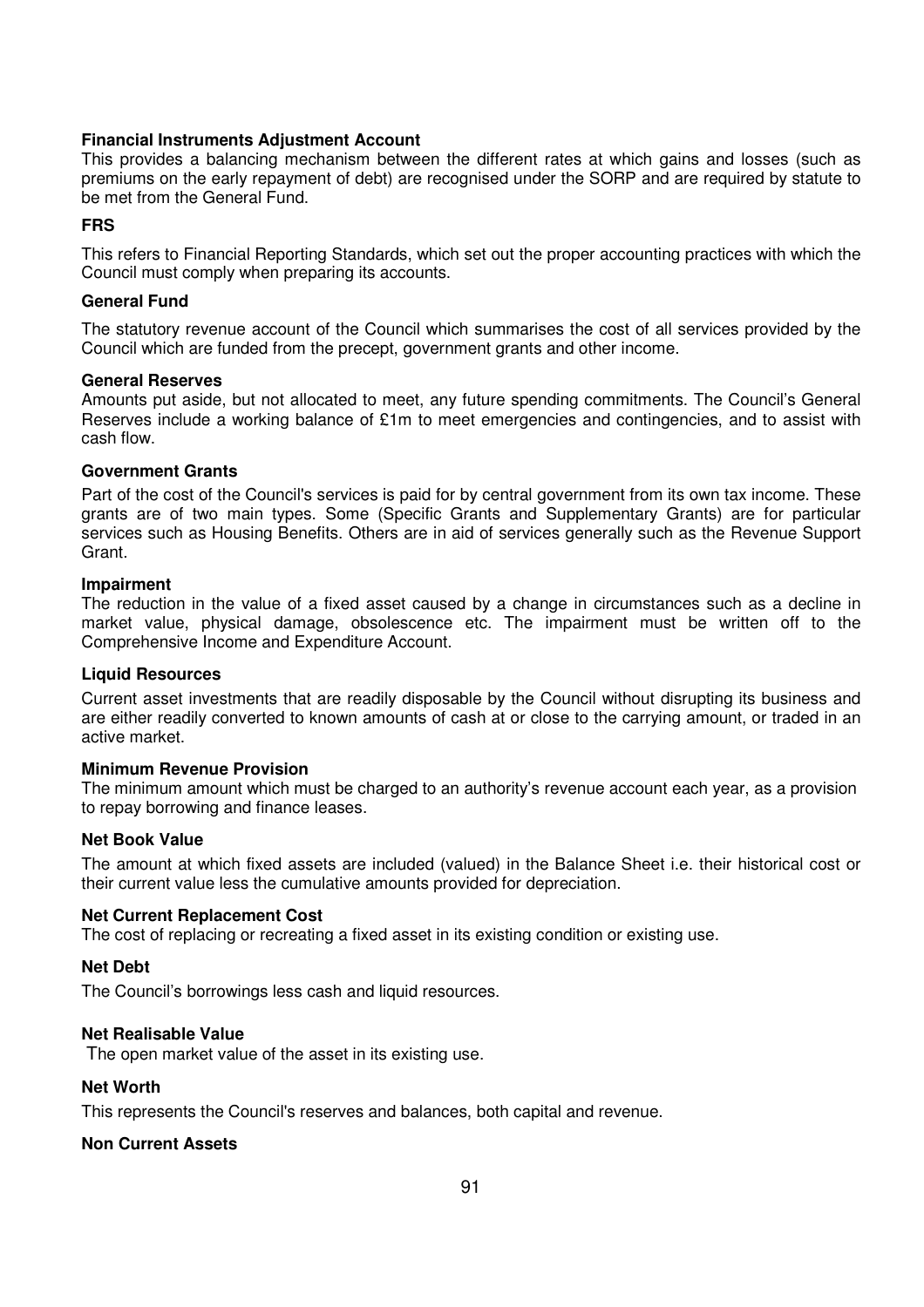**Financial Instruments Adjustment Account**

This provides a balancing mechanism between the different rates at which gains and losses (such as premiums on the early repayment of debt) are recognised under the SORP and are required by statute to be met from the General Fund.

**FRS**

This refers to Financial Reporting Standards, which set out the proper accounting practices with which the Council must comply when preparing its accounts.

**General Fund**

The statutory revenue account of the Council which summarises the cost of all services provided by the Council which are funded from the precept, government grants and other income.

**General Reserves**

Amounts put aside, but not allocated to meet, any future spending commitments. The Council's General Reserves include a working balance of £1m to meet emergencies and contingencies, and to assist with cash flow.

**Government Grants**

Part of the cost of the Council's services is paid for by central government from its own tax income. These grants are of two main types. Some (Specific Grants and Supplementary Grants) are for particular services such as Housing Benefits. Others are in aid of services generally such as the Revenue Support Grant.

**Impairment**

The reduction in the value of a fixed asset caused by a change in circumstances such as a decline in market value, physical damage, obsolescence etc. The impairment must be written off to the Comprehensive Income and Expenditure Account.

**Liquid Resources**

Current asset investments that are readily disposable by the Council without disrupting its business and are either readily converted to known amounts of cash at or close to the carrying amount, or traded in an active market.

**Minimum Revenue Provision**

The minimum amount which must be charged to an authority's revenue account each year, as a provision to repay borrowing and finance leases.

**Net Book Value**

The amount at which fixed assets are included (valued) in the Balance Sheet i.e. their historical cost or their current value less the cumulative amounts provided for depreciation.

**Net Current Replacement Cost**

The cost of replacing or recreating a fixed asset in its existing condition or existing use.

**Net Debt**

The Council's borrowings less cash and liquid resources.

**Net Realisable Value**

The open market value of the asset in its existing use.

**Net Worth**

This represents the Council's reserves and balances, both capital and revenue.

**Non Current Assets**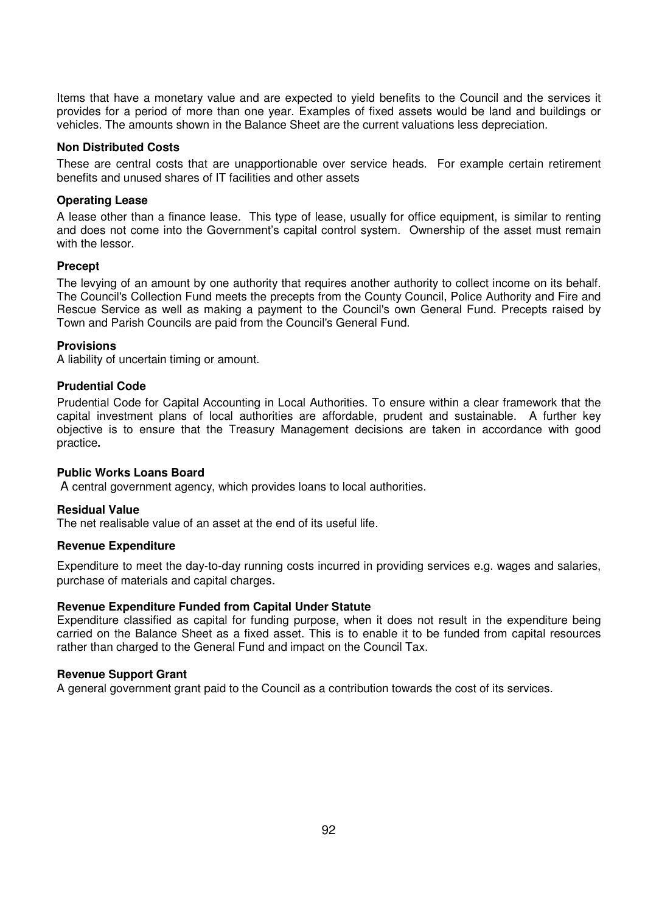Items that have a monetary value and are expected to yield benefits to the Council and the services it provides for a period of more than one year. Examples of fixed assets would be land and buildings or vehicles. The amounts shown in the Balance Sheet are the current valuations less depreciation.

**Non Distributed Costs**

These are central costs that are unapportionable over service heads. For example certain retirement benefits and unused shares of IT facilities and other assets

**Operating Lease**

A lease other than a finance lease. This type of lease, usually for office equipment, is similar to renting and does not come into the Government's capital control system. Ownership of the asset must remain with the lessor.

**Precept**

The levying of an amount by one authority that requires another authority to collect income on its behalf. The Council's Collection Fund meets the precepts from the County Council, Police Authority and Fire and Rescue Service as well as making a payment to the Council's own General Fund. Precepts raised by Town and Parish Councils are paid from the Council's General Fund.

**Provisions**

A liability of uncertain timing or amount.

**Prudential Code**

Prudential Code for Capital Accounting in Local Authorities. To ensure within a clear framework that the capital investment plans of local authorities are affordable, prudent and sustainable. A further key objective is to ensure that the Treasury Management decisions are taken in accordance with good practice**.**

**Public Works Loans Board**

A central government agency, which provides loans to local authorities.

**Residual Value**

The net realisable value of an asset at the end of its useful life.

**Revenue Expenditure**

Expenditure to meet the day-to-day running costs incurred in providing services e.g. wages and salaries, purchase of materials and capital charges.

**Revenue Expenditure Funded from Capital Under Statute**

Expenditure classified as capital for funding purpose, when it does not result in the expenditure being carried on the Balance Sheet as a fixed asset. This is to enable it to be funded from capital resources rather than charged to the General Fund and impact on the Council Tax.

**Revenue Support Grant**

A general government grant paid to the Council as a contribution towards the cost of its services.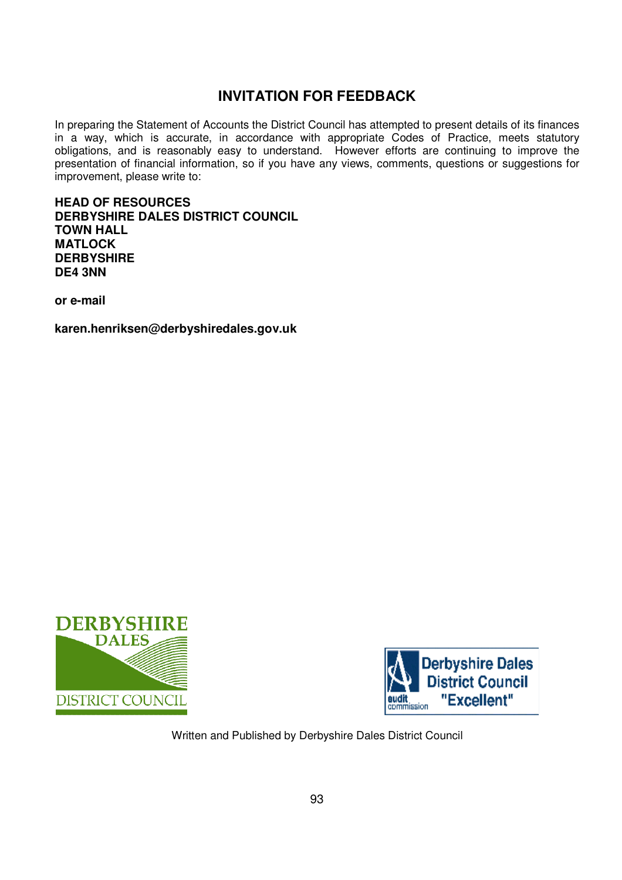# INVITATION FOR FEEDBACK

In preparing the Statement of Accounts the District Council has attempted to present details of its finances in a way, which is accurate, in accordance with appropriate Codes of Practice, meets statutory obligations, and is reasonably easy to understand. However efforts are continuing to improve the presentation of financial information, so if you have any views, comments, questions or suggestions for improvement, please write to:

**HEAD OF RESOURCES**
**DERBYSHIRE DALES DISTRICT COUNCIL**
**TOWN HALL**
**MATLOCK**
**DERBYSHIRE**
**DE4 3NN**

**or e-mail**

**karen.henriksen@derbyshiredales.gov.uk**

DERBYSHIRE DALES DISTRICT COUNCIL

audit commission Derbyshire Dales District Council "Excellent"

Written and Published by Derbyshire Dales District Council